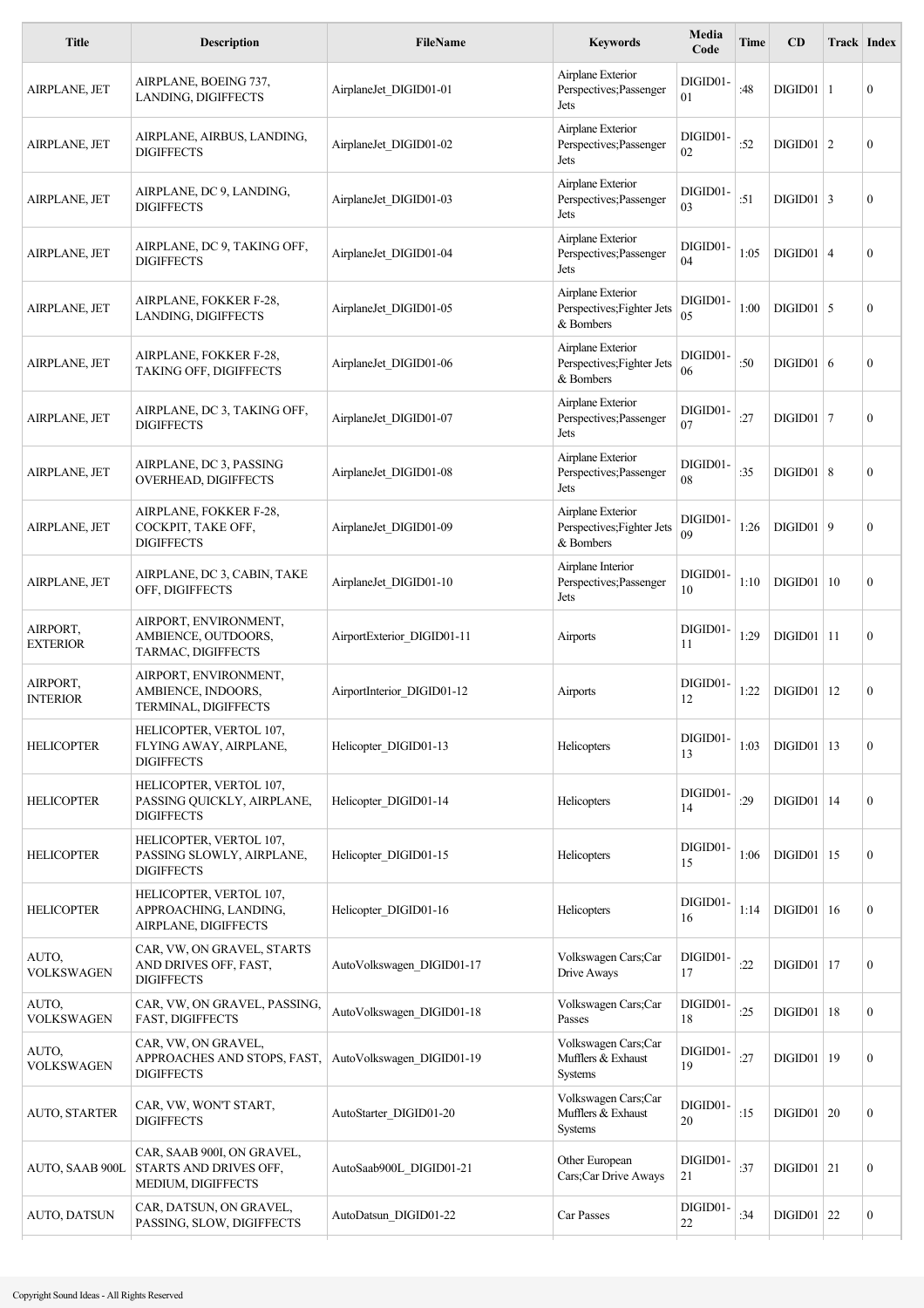| Title | Description | FileName | Keywords | Media Code | Time | CD | Track | Index |
|---|---|---|---|---|---|---|---|---|
| AIRPLANE, JET | AIRPLANE, BOEING 737, LANDING, DIGIFFECTS | AirplaneJet_DIGID01-01 | Airplane Exterior Perspectives;Passenger Jets | DIGID01-01 | :48 | DIGID01 | 1 | 0 |
| AIRPLANE, JET | AIRPLANE, AIRBUS, LANDING, DIGIFFECTS | AirplaneJet_DIGID01-02 | Airplane Exterior Perspectives;Passenger Jets | DIGID01-02 | :52 | DIGID01 | 2 | 0 |
| AIRPLANE, JET | AIRPLANE, DC 9, LANDING, DIGIFFECTS | AirplaneJet_DIGID01-03 | Airplane Exterior Perspectives;Passenger Jets | DIGID01-03 | :51 | DIGID01 | 3 | 0 |
| AIRPLANE, JET | AIRPLANE, DC 9, TAKING OFF, DIGIFFECTS | AirplaneJet_DIGID01-04 | Airplane Exterior Perspectives;Passenger Jets | DIGID01-04 | 1:05 | DIGID01 | 4 | 0 |
| AIRPLANE, JET | AIRPLANE, FOKKER F-28, LANDING, DIGIFFECTS | AirplaneJet_DIGID01-05 | Airplane Exterior Perspectives;Fighter Jets & Bombers | DIGID01-05 | 1:00 | DIGID01 | 5 | 0 |
| AIRPLANE, JET | AIRPLANE, FOKKER F-28, TAKING OFF, DIGIFFECTS | AirplaneJet_DIGID01-06 | Airplane Exterior Perspectives;Fighter Jets & Bombers | DIGID01-06 | :50 | DIGID01 | 6 | 0 |
| AIRPLANE, JET | AIRPLANE, DC 3, TAKING OFF, DIGIFFECTS | AirplaneJet_DIGID01-07 | Airplane Exterior Perspectives;Passenger Jets | DIGID01-07 | :27 | DIGID01 | 7 | 0 |
| AIRPLANE, JET | AIRPLANE, DC 3, PASSING OVERHEAD, DIGIFFECTS | AirplaneJet_DIGID01-08 | Airplane Exterior Perspectives;Passenger Jets | DIGID01-08 | :35 | DIGID01 | 8 | 0 |
| AIRPLANE, JET | AIRPLANE, FOKKER F-28, COCKPIT, TAKE OFF, DIGIFFECTS | AirplaneJet_DIGID01-09 | Airplane Exterior Perspectives;Fighter Jets & Bombers | DIGID01-09 | 1:26 | DIGID01 | 9 | 0 |
| AIRPLANE, JET | AIRPLANE, DC 3, CABIN, TAKE OFF, DIGIFFECTS | AirplaneJet_DIGID01-10 | Airplane Interior Perspectives;Passenger Jets | DIGID01-10 | 1:10 | DIGID01 | 10 | 0 |
| AIRPORT, EXTERIOR | AIRPORT, ENVIRONMENT, AMBIENCE, OUTDOORS, TARMAC, DIGIFFECTS | AirportExterior_DIGID01-11 | Airports | DIGID01-11 | 1:29 | DIGID01 | 11 | 0 |
| AIRPORT, INTERIOR | AIRPORT, ENVIRONMENT, AMBIENCE, INDOORS, TERMINAL, DIGIFFECTS | AirportInterior_DIGID01-12 | Airports | DIGID01-12 | 1:22 | DIGID01 | 12 | 0 |
| HELICOPTER | HELICOPTER, VERTOL 107, FLYING AWAY, AIRPLANE, DIGIFFECTS | Helicopter_DIGID01-13 | Helicopters | DIGID01-13 | 1:03 | DIGID01 | 13 | 0 |
| HELICOPTER | HELICOPTER, VERTOL 107, PASSING QUICKLY, AIRPLANE, DIGIFFECTS | Helicopter_DIGID01-14 | Helicopters | DIGID01-14 | :29 | DIGID01 | 14 | 0 |
| HELICOPTER | HELICOPTER, VERTOL 107, PASSING SLOWLY, AIRPLANE, DIGIFFECTS | Helicopter_DIGID01-15 | Helicopters | DIGID01-15 | 1:06 | DIGID01 | 15 | 0 |
| HELICOPTER | HELICOPTER, VERTOL 107, APPROACHING, LANDING, AIRPLANE, DIGIFFECTS | Helicopter_DIGID01-16 | Helicopters | DIGID01-16 | 1:14 | DIGID01 | 16 | 0 |
| AUTO, VOLKSWAGEN | CAR, VW, ON GRAVEL, STARTS AND DRIVES OFF, FAST, DIGIFFECTS | AutoVolkswagen_DIGID01-17 | Volkswagen Cars;Car Drive Aways | DIGID01-17 | :22 | DIGID01 | 17 | 0 |
| AUTO, VOLKSWAGEN | CAR, VW, ON GRAVEL, PASSING, FAST, DIGIFFECTS | AutoVolkswagen_DIGID01-18 | Volkswagen Cars;Car Passes | DIGID01-18 | :25 | DIGID01 | 18 | 0 |
| AUTO, VOLKSWAGEN | CAR, VW, ON GRAVEL, APPROACHES AND STOPS, FAST, DIGIFFECTS | AutoVolkswagen_DIGID01-19 | Volkswagen Cars;Car Mufflers & Exhaust Systems | DIGID01-19 | :27 | DIGID01 | 19 | 0 |
| AUTO, STARTER | CAR, VW, WON'T START, DIGIFFECTS | AutoStarter_DIGID01-20 | Volkswagen Cars;Car Mufflers & Exhaust Systems | DIGID01-20 | :15 | DIGID01 | 20 | 0 |
| AUTO, SAAB 900L | CAR, SAAB 900I, ON GRAVEL, STARTS AND DRIVES OFF, MEDIUM, DIGIFFECTS | AutoSaab900L_DIGID01-21 | Other European Cars;Car Drive Aways | DIGID01-21 | :37 | DIGID01 | 21 | 0 |
| AUTO, DATSUN | CAR, DATSUN, ON GRAVEL, PASSING, SLOW, DIGIFFECTS | AutoDatsun_DIGID01-22 | Car Passes | DIGID01-22 | :34 | DIGID01 | 22 | 0 |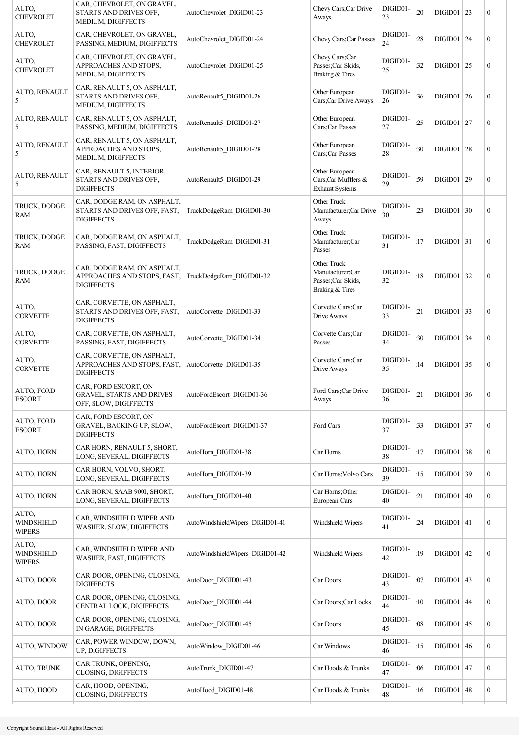| | | | | | | | | |
|---|---|---|---|---|---|---|---|---|
| AUTO, CHEVROLET | CAR, CHEVROLET, ON GRAVEL, STARTS AND DRIVES OFF, MEDIUM, DIGIFFECTS | AutoChevrolet_DIGID01-23 | Chevy Cars;Car Drive Aways | DIGID01-23 | :20 | DIGID01 | 23 | 0 |
| AUTO, CHEVROLET | CAR, CHEVROLET, ON GRAVEL, PASSING, MEDIUM, DIGIFFECTS | AutoChevrolet_DIGID01-24 | Chevy Cars;Car Passes | DIGID01-24 | :28 | DIGID01 | 24 | 0 |
| AUTO, CHEVROLET | CAR, CHEVROLET, ON GRAVEL, APPROACHES AND STOPS, MEDIUM, DIGIFFECTS | AutoChevrolet_DIGID01-25 | Chevy Cars;Car Passes;Car Skids, Braking & Tires | DIGID01-25 | :32 | DIGID01 | 25 | 0 |
| AUTO, RENAULT 5 | CAR, RENAULT 5, ON ASPHALT, STARTS AND DRIVES OFF, MEDIUM, DIGIFFECTS | AutoRenault5_DIGID01-26 | Other European Cars;Car Drive Aways | DIGID01-26 | :36 | DIGID01 | 26 | 0 |
| AUTO, RENAULT 5 | CAR, RENAULT 5, ON ASPHALT, PASSING, MEDIUM, DIGIFFECTS | AutoRenault5_DIGID01-27 | Other European Cars;Car Passes | DIGID01-27 | :25 | DIGID01 | 27 | 0 |
| AUTO, RENAULT 5 | CAR, RENAULT 5, ON ASPHALT, APPROACHES AND STOPS, MEDIUM, DIGIFFECTS | AutoRenault5_DIGID01-28 | Other European Cars;Car Passes | DIGID01-28 | :30 | DIGID01 | 28 | 0 |
| AUTO, RENAULT 5 | CAR, RENAULT 5, INTERIOR, STARTS AND DRIVES OFF, DIGIFFECTS | AutoRenault5_DIGID01-29 | Other European Cars;Car Mufflers & Exhaust Systems | DIGID01-29 | :59 | DIGID01 | 29 | 0 |
| TRUCK, DODGE RAM | CAR, DODGE RAM, ON ASPHALT, STARTS AND DRIVES OFF, FAST, DIGIFFECTS | TruckDodgeRam_DIGID01-30 | Other Truck Manufacturer;Car Drive Aways | DIGID01-30 | :23 | DIGID01 | 30 | 0 |
| TRUCK, DODGE RAM | CAR, DODGE RAM, ON ASPHALT, PASSING, FAST, DIGIFFECTS | TruckDodgeRam_DIGID01-31 | Other Truck Manufacturer;Car Passes | DIGID01-31 | :17 | DIGID01 | 31 | 0 |
| TRUCK, DODGE RAM | CAR, DODGE RAM, ON ASPHALT, APPROACHES AND STOPS, FAST, DIGIFFECTS | TruckDodgeRam_DIGID01-32 | Other Truck Manufacturer;Car Passes;Car Skids, Braking & Tires | DIGID01-32 | :18 | DIGID01 | 32 | 0 |
| AUTO, CORVETTE | CAR, CORVETTE, ON ASPHALT, STARTS AND DRIVES OFF, FAST, DIGIFFECTS | AutoCorvette_DIGID01-33 | Corvette Cars;Car Drive Aways | DIGID01-33 | :21 | DIGID01 | 33 | 0 |
| AUTO, CORVETTE | CAR, CORVETTE, ON ASPHALT, PASSING, FAST, DIGIFFECTS | AutoCorvette_DIGID01-34 | Corvette Cars;Car Passes | DIGID01-34 | :30 | DIGID01 | 34 | 0 |
| AUTO, CORVETTE | CAR, CORVETTE, ON ASPHALT, APPROACHES AND STOPS, FAST, DIGIFFECTS | AutoCorvette_DIGID01-35 | Corvette Cars;Car Drive Aways | DIGID01-35 | :14 | DIGID01 | 35 | 0 |
| AUTO, FORD ESCORT | CAR, FORD ESCORT, ON GRAVEL, STARTS AND DRIVES OFF, SLOW, DIGIFFECTS | AutoFordEscort_DIGID01-36 | Ford Cars;Car Drive Aways | DIGID01-36 | :21 | DIGID01 | 36 | 0 |
| AUTO, FORD ESCORT | CAR, FORD ESCORT, ON GRAVEL, BACKING UP, SLOW, DIGIFFECTS | AutoFordEscort_DIGID01-37 | Ford Cars | DIGID01-37 | :33 | DIGID01 | 37 | 0 |
| AUTO, HORN | CAR HORN, RENAULT 5, SHORT, LONG, SEVERAL, DIGIFFECTS | AutoHorn_DIGID01-38 | Car Horns | DIGID01-38 | :17 | DIGID01 | 38 | 0 |
| AUTO, HORN | CAR HORN, VOLVO, SHORT, LONG, SEVERAL, DIGIFFECTS | AutoHorn_DIGID01-39 | Car Horns;Volvo Cars | DIGID01-39 | :15 | DIGID01 | 39 | 0 |
| AUTO, HORN | CAR HORN, SAAB 900I, SHORT, LONG, SEVERAL, DIGIFFECTS | AutoHorn_DIGID01-40 | Car Horns;Other European Cars | DIGID01-40 | :21 | DIGID01 | 40 | 0 |
| AUTO, WINDSHIELD WIPERS | CAR, WINDSHIELD WIPER AND WASHER, SLOW, DIGIFFECTS | AutoWindshieldWipers_DIGID01-41 | Windshield Wipers | DIGID01-41 | :24 | DIGID01 | 41 | 0 |
| AUTO, WINDSHIELD WIPERS | CAR, WINDSHIELD WIPER AND WASHER, FAST, DIGIFFECTS | AutoWindshieldWipers_DIGID01-42 | Windshield Wipers | DIGID01-42 | :19 | DIGID01 | 42 | 0 |
| AUTO, DOOR | CAR DOOR, OPENING, CLOSING, DIGIFFECTS | AutoDoor_DIGID01-43 | Car Doors | DIGID01-43 | :07 | DIGID01 | 43 | 0 |
| AUTO, DOOR | CAR DOOR, OPENING, CLOSING, CENTRAL LOCK, DIGIFFECTS | AutoDoor_DIGID01-44 | Car Doors;Car Locks | DIGID01-44 | :10 | DIGID01 | 44 | 0 |
| AUTO, DOOR | CAR DOOR, OPENING, CLOSING, IN GARAGE, DIGIFFECTS | AutoDoor_DIGID01-45 | Car Doors | DIGID01-45 | :08 | DIGID01 | 45 | 0 |
| AUTO, WINDOW | CAR, POWER WINDOW, DOWN, UP, DIGIFFECTS | AutoWindow_DIGID01-46 | Car Windows | DIGID01-46 | :15 | DIGID01 | 46 | 0 |
| AUTO, TRUNK | CAR TRUNK, OPENING, CLOSING, DIGIFFECTS | AutoTrunk_DIGID01-47 | Car Hoods & Trunks | DIGID01-47 | :06 | DIGID01 | 47 | 0 |
| AUTO, HOOD | CAR, HOOD, OPENING, CLOSING, DIGIFFECTS | AutoHood_DIGID01-48 | Car Hoods & Trunks | DIGID01-48 | :16 | DIGID01 | 48 | 0 |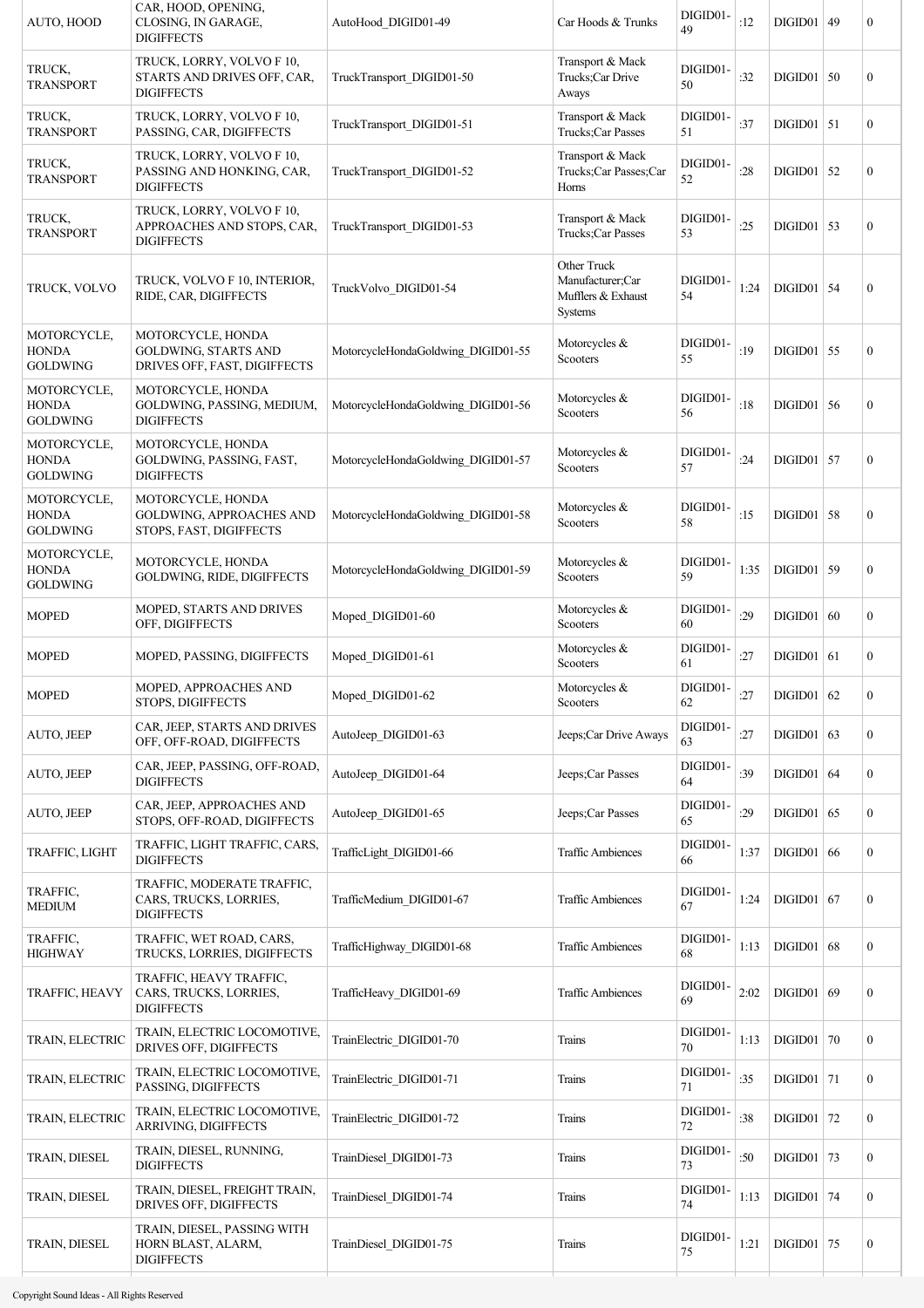| | | | | | | | | |
|---|---|---|---|---|---|---|---|---|
| AUTO, HOOD | CAR, HOOD, OPENING, CLOSING, IN GARAGE, DIGIFFECTS | AutoHood_DIGID01-49 | Car Hoods & Trunks | DIGID01-49 | :12 | DIGID01 | 49 | 0 |
| TRUCK, TRANSPORT | TRUCK, LORRY, VOLVO F 10, STARTS AND DRIVES OFF, CAR, DIGIFFECTS | TruckTransport_DIGID01-50 | Transport & Mack Trucks;Car Drive Aways | DIGID01-50 | :32 | DIGID01 | 50 | 0 |
| TRUCK, TRANSPORT | TRUCK, LORRY, VOLVO F 10, PASSING, CAR, DIGIFFECTS | TruckTransport_DIGID01-51 | Transport & Mack Trucks;Car Passes | DIGID01-51 | :37 | DIGID01 | 51 | 0 |
| TRUCK, TRANSPORT | TRUCK, LORRY, VOLVO F 10, PASSING AND HONKING, CAR, DIGIFFECTS | TruckTransport_DIGID01-52 | Transport & Mack Trucks;Car Passes;Car Horns | DIGID01-52 | :28 | DIGID01 | 52 | 0 |
| TRUCK, TRANSPORT | TRUCK, LORRY, VOLVO F 10, APPROACHES AND STOPS, CAR, DIGIFFECTS | TruckTransport_DIGID01-53 | Transport & Mack Trucks;Car Passes | DIGID01-53 | :25 | DIGID01 | 53 | 0 |
| TRUCK, VOLVO | TRUCK, VOLVO F 10, INTERIOR, RIDE, CAR, DIGIFFECTS | TruckVolvo_DIGID01-54 | Other Truck Manufacturer;Car Mufflers & Exhaust Systems | DIGID01-54 | 1:24 | DIGID01 | 54 | 0 |
| MOTORCYCLE, HONDA GOLDWING | MOTORCYCLE, HONDA GOLDWING, STARTS AND DRIVES OFF, FAST, DIGIFFECTS | MotorcycleHondaGoldwing_DIGID01-55 | Motorcycles & Scooters | DIGID01-55 | :19 | DIGID01 | 55 | 0 |
| MOTORCYCLE, HONDA GOLDWING | MOTORCYCLE, HONDA GOLDWING, PASSING, MEDIUM, DIGIFFECTS | MotorcycleHondaGoldwing_DIGID01-56 | Motorcycles & Scooters | DIGID01-56 | :18 | DIGID01 | 56 | 0 |
| MOTORCYCLE, HONDA GOLDWING | MOTORCYCLE, HONDA GOLDWING, PASSING, FAST, DIGIFFECTS | MotorcycleHondaGoldwing_DIGID01-57 | Motorcycles & Scooters | DIGID01-57 | :24 | DIGID01 | 57 | 0 |
| MOTORCYCLE, HONDA GOLDWING | MOTORCYCLE, HONDA GOLDWING, APPROACHES AND STOPS, FAST, DIGIFFECTS | MotorcycleHondaGoldwing_DIGID01-58 | Motorcycles & Scooters | DIGID01-58 | :15 | DIGID01 | 58 | 0 |
| MOTORCYCLE, HONDA GOLDWING | MOTORCYCLE, HONDA GOLDWING, RIDE, DIGIFFECTS | MotorcycleHondaGoldwing_DIGID01-59 | Motorcycles & Scooters | DIGID01-59 | 1:35 | DIGID01 | 59 | 0 |
| MOPED | MOPED, STARTS AND DRIVES OFF, DIGIFFECTS | Moped_DIGID01-60 | Motorcycles & Scooters | DIGID01-60 | :29 | DIGID01 | 60 | 0 |
| MOPED | MOPED, PASSING, DIGIFFECTS | Moped_DIGID01-61 | Motorcycles & Scooters | DIGID01-61 | :27 | DIGID01 | 61 | 0 |
| MOPED | MOPED, APPROACHES AND STOPS, DIGIFFECTS | Moped_DIGID01-62 | Motorcycles & Scooters | DIGID01-62 | :27 | DIGID01 | 62 | 0 |
| AUTO, JEEP | CAR, JEEP, STARTS AND DRIVES OFF, OFF-ROAD, DIGIFFECTS | AutoJeep_DIGID01-63 | Jeeps;Car Drive Aways | DIGID01-63 | :27 | DIGID01 | 63 | 0 |
| AUTO, JEEP | CAR, JEEP, PASSING, OFF-ROAD, DIGIFFECTS | AutoJeep_DIGID01-64 | Jeeps;Car Passes | DIGID01-64 | :39 | DIGID01 | 64 | 0 |
| AUTO, JEEP | CAR, JEEP, APPROACHES AND STOPS, OFF-ROAD, DIGIFFECTS | AutoJeep_DIGID01-65 | Jeeps;Car Passes | DIGID01-65 | :29 | DIGID01 | 65 | 0 |
| TRAFFIC, LIGHT | TRAFFIC, LIGHT TRAFFIC, CARS, DIGIFFECTS | TrafficLight_DIGID01-66 | Traffic Ambiences | DIGID01-66 | 1:37 | DIGID01 | 66 | 0 |
| TRAFFIC, MEDIUM | TRAFFIC, MODERATE TRAFFIC, CARS, TRUCKS, LORRIES, DIGIFFECTS | TrafficMedium_DIGID01-67 | Traffic Ambiences | DIGID01-67 | 1:24 | DIGID01 | 67 | 0 |
| TRAFFIC, HIGHWAY | TRAFFIC, WET ROAD, CARS, TRUCKS, LORRIES, DIGIFFECTS | TrafficHighway_DIGID01-68 | Traffic Ambiences | DIGID01-68 | 1:13 | DIGID01 | 68 | 0 |
| TRAFFIC, HEAVY | TRAFFIC, HEAVY TRAFFIC, CARS, TRUCKS, LORRIES, DIGIFFECTS | TrafficHeavy_DIGID01-69 | Traffic Ambiences | DIGID01-69 | 2:02 | DIGID01 | 69 | 0 |
| TRAIN, ELECTRIC | TRAIN, ELECTRIC LOCOMOTIVE, DRIVES OFF, DIGIFFECTS | TrainElectric_DIGID01-70 | Trains | DIGID01-70 | 1:13 | DIGID01 | 70 | 0 |
| TRAIN, ELECTRIC | TRAIN, ELECTRIC LOCOMOTIVE, PASSING, DIGIFFECTS | TrainElectric_DIGID01-71 | Trains | DIGID01-71 | :35 | DIGID01 | 71 | 0 |
| TRAIN, ELECTRIC | TRAIN, ELECTRIC LOCOMOTIVE, ARRIVING, DIGIFFECTS | TrainElectric_DIGID01-72 | Trains | DIGID01-72 | :38 | DIGID01 | 72 | 0 |
| TRAIN, DIESEL | TRAIN, DIESEL, RUNNING, DIGIFFECTS | TrainDiesel_DIGID01-73 | Trains | DIGID01-73 | :50 | DIGID01 | 73 | 0 |
| TRAIN, DIESEL | TRAIN, DIESEL, FREIGHT TRAIN, DRIVES OFF, DIGIFFECTS | TrainDiesel_DIGID01-74 | Trains | DIGID01-74 | 1:13 | DIGID01 | 74 | 0 |
| TRAIN, DIESEL | TRAIN, DIESEL, PASSING WITH HORN BLAST, ALARM, DIGIFFECTS | TrainDiesel_DIGID01-75 | Trains | DIGID01-75 | 1:21 | DIGID01 | 75 | 0 |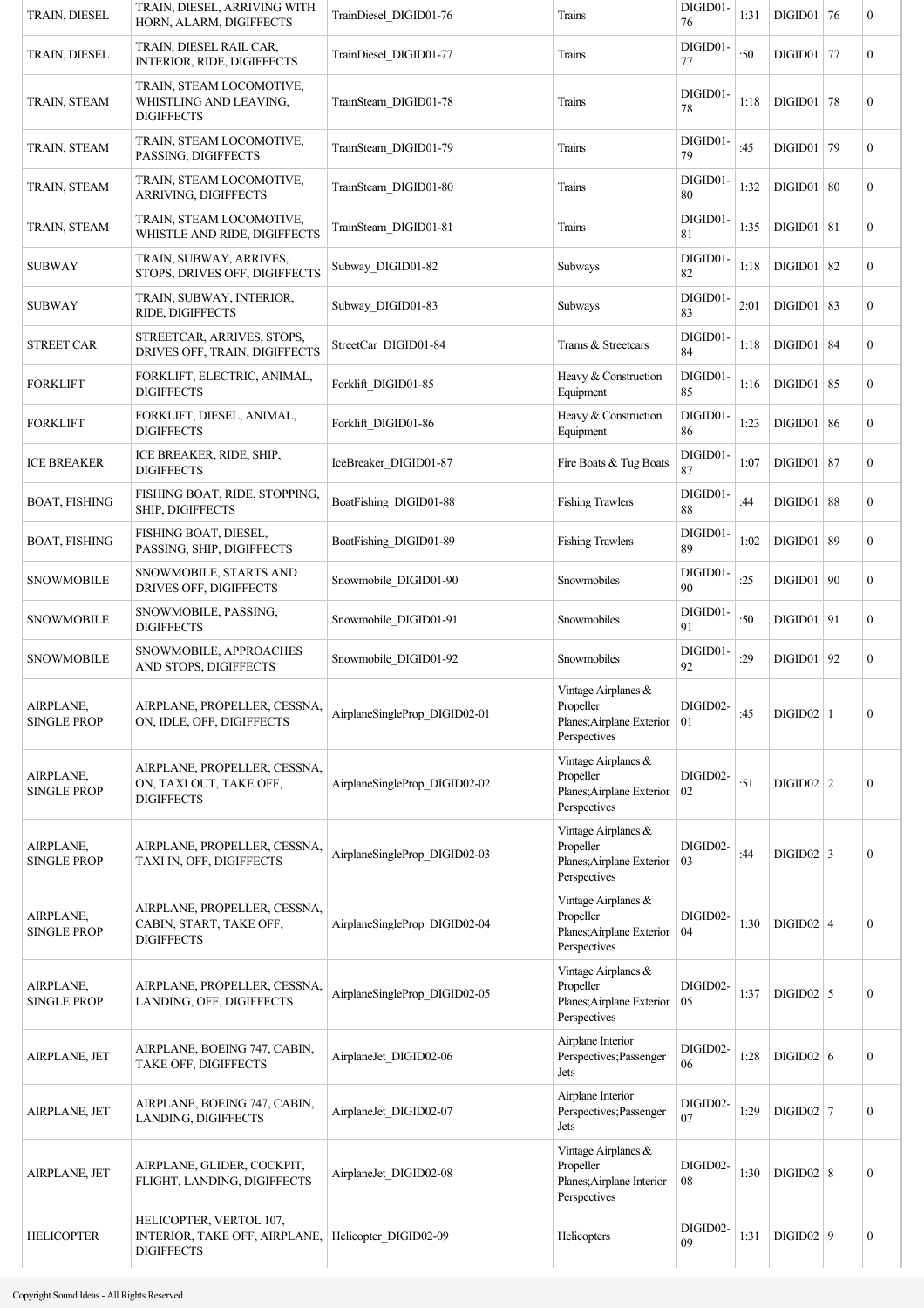| TRAIN, DIESEL | TRAIN, DIESEL, ARRIVING WITH HORN, ALARM, DIGIFFECTS | TrainDiesel_DIGID01-76 | Trains | DIGID01-76 | 1:31 | DIGID01 | 76 | 0 |
|---|---|---|---|---|---|---|---|---|
| TRAIN, DIESEL | TRAIN, DIESEL RAIL CAR, INTERIOR, RIDE, DIGIFFECTS | TrainDiesel_DIGID01-77 | Trains | DIGID01-77 | :50 | DIGID01 | 77 | 0 |
| TRAIN, STEAM | TRAIN, STEAM LOCOMOTIVE, WHISTLING AND LEAVING, DIGIFFECTS | TrainSteam_DIGID01-78 | Trains | DIGID01-78 | 1:18 | DIGID01 | 78 | 0 |
| TRAIN, STEAM | TRAIN, STEAM LOCOMOTIVE, PASSING, DIGIFFECTS | TrainSteam_DIGID01-79 | Trains | DIGID01-79 | :45 | DIGID01 | 79 | 0 |
| TRAIN, STEAM | TRAIN, STEAM LOCOMOTIVE, ARRIVING, DIGIFFECTS | TrainSteam_DIGID01-80 | Trains | DIGID01-80 | 1:32 | DIGID01 | 80 | 0 |
| TRAIN, STEAM | TRAIN, STEAM LOCOMOTIVE, WHISTLE AND RIDE, DIGIFFECTS | TrainSteam_DIGID01-81 | Trains | DIGID01-81 | 1:35 | DIGID01 | 81 | 0 |
| SUBWAY | TRAIN, SUBWAY, ARRIVES, STOPS, DRIVES OFF, DIGIFFECTS | Subway_DIGID01-82 | Subways | DIGID01-82 | 1:18 | DIGID01 | 82 | 0 |
| SUBWAY | TRAIN, SUBWAY, INTERIOR, RIDE, DIGIFFECTS | Subway_DIGID01-83 | Subways | DIGID01-83 | 2:01 | DIGID01 | 83 | 0 |
| STREET CAR | STREETCAR, ARRIVES, STOPS, DRIVES OFF, TRAIN, DIGIFFECTS | StreetCar_DIGID01-84 | Trams & Streetcars | DIGID01-84 | 1:18 | DIGID01 | 84 | 0 |
| FORKLIFT | FORKLIFT, ELECTRIC, ANIMAL, DIGIFFECTS | Forklift_DIGID01-85 | Heavy & Construction Equipment | DIGID01-85 | 1:16 | DIGID01 | 85 | 0 |
| FORKLIFT | FORKLIFT, DIESEL, ANIMAL, DIGIFFECTS | Forklift_DIGID01-86 | Heavy & Construction Equipment | DIGID01-86 | 1:23 | DIGID01 | 86 | 0 |
| ICE BREAKER | ICE BREAKER, RIDE, SHIP, DIGIFFECTS | IceBreaker_DIGID01-87 | Fire Boats & Tug Boats | DIGID01-87 | 1:07 | DIGID01 | 87 | 0 |
| BOAT, FISHING | FISHING BOAT, RIDE, STOPPING, SHIP, DIGIFFECTS | BoatFishing_DIGID01-88 | Fishing Trawlers | DIGID01-88 | :44 | DIGID01 | 88 | 0 |
| BOAT, FISHING | FISHING BOAT, DIESEL, PASSING, SHIP, DIGIFFECTS | BoatFishing_DIGID01-89 | Fishing Trawlers | DIGID01-89 | 1:02 | DIGID01 | 89 | 0 |
| SNOWMOBILE | SNOWMOBILE, STARTS AND DRIVES OFF, DIGIFFECTS | Snowmobile_DIGID01-90 | Snowmobiles | DIGID01-90 | :25 | DIGID01 | 90 | 0 |
| SNOWMOBILE | SNOWMOBILE, PASSING, DIGIFFECTS | Snowmobile_DIGID01-91 | Snowmobiles | DIGID01-91 | :50 | DIGID01 | 91 | 0 |
| SNOWMOBILE | SNOWMOBILE, APPROACHES AND STOPS, DIGIFFECTS | Snowmobile_DIGID01-92 | Snowmobiles | DIGID01-92 | :29 | DIGID01 | 92 | 0 |
| AIRPLANE, SINGLE PROP | AIRPLANE, PROPELLER, CESSNA, ON, IDLE, OFF, DIGIFFECTS | AirplaneSingleProp_DIGID02-01 | Vintage Airplanes & Propeller Planes;Airplane Exterior Perspectives | DIGID02-01 | :45 | DIGID02 | 1 | 0 |
| AIRPLANE, SINGLE PROP | AIRPLANE, PROPELLER, CESSNA, ON, TAXI OUT, TAKE OFF, DIGIFFECTS | AirplaneSingleProp_DIGID02-02 | Vintage Airplanes & Propeller Planes;Airplane Exterior Perspectives | DIGID02-02 | :51 | DIGID02 | 2 | 0 |
| AIRPLANE, SINGLE PROP | AIRPLANE, PROPELLER, CESSNA, TAXI IN, OFF, DIGIFFECTS | AirplaneSingleProp_DIGID02-03 | Vintage Airplanes & Propeller Planes;Airplane Exterior Perspectives | DIGID02-03 | :44 | DIGID02 | 3 | 0 |
| AIRPLANE, SINGLE PROP | AIRPLANE, PROPELLER, CESSNA, CABIN, START, TAKE OFF, DIGIFFECTS | AirplaneSingleProp_DIGID02-04 | Vintage Airplanes & Propeller Planes;Airplane Exterior Perspectives | DIGID02-04 | 1:30 | DIGID02 | 4 | 0 |
| AIRPLANE, SINGLE PROP | AIRPLANE, PROPELLER, CESSNA, LANDING, OFF, DIGIFFECTS | AirplaneSingleProp_DIGID02-05 | Vintage Airplanes & Propeller Planes;Airplane Exterior Perspectives | DIGID02-05 | 1:37 | DIGID02 | 5 | 0 |
| AIRPLANE, JET | AIRPLANE, BOEING 747, CABIN, TAKE OFF, DIGIFFECTS | AirplaneJet_DIGID02-06 | Airplane Interior Perspectives;Passenger Jets | DIGID02-06 | 1:28 | DIGID02 | 6 | 0 |
| AIRPLANE, JET | AIRPLANE, BOEING 747, CABIN, LANDING, DIGIFFECTS | AirplaneJet_DIGID02-07 | Airplane Interior Perspectives;Passenger Jets | DIGID02-07 | 1:29 | DIGID02 | 7 | 0 |
| AIRPLANE, JET | AIRPLANE, GLIDER, COCKPIT, FLIGHT, LANDING, DIGIFFECTS | AirplaneJet_DIGID02-08 | Vintage Airplanes & Propeller Planes;Airplane Interior Perspectives | DIGID02-08 | 1:30 | DIGID02 | 8 | 0 |
| HELICOPTER | HELICOPTER, VERTOL 107, INTERIOR, TAKE OFF, AIRPLANE, DIGIFFECTS | Helicopter_DIGID02-09 | Helicopters | DIGID02-09 | 1:31 | DIGID02 | 9 | 0 |

Copyright Sound Ideas - All Rights Reserved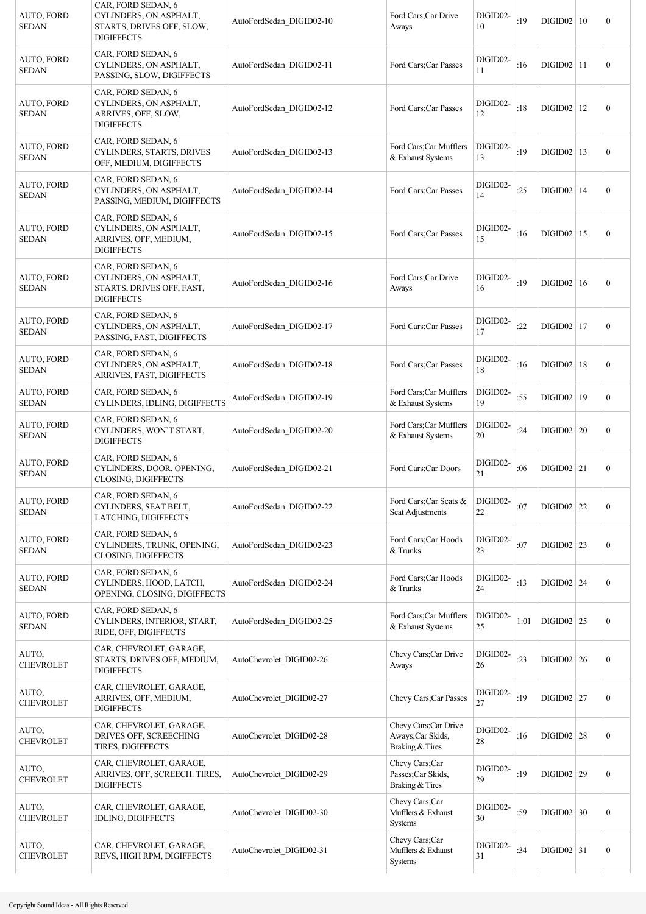| | | | | | | | | |
|---|---|---|---|---|---|---|---|---|
| AUTO, FORD SEDAN | CAR, FORD SEDAN, 6 CYLINDERS, ON ASPHALT, STARTS, DRIVES OFF, SLOW, DIGIFFECTS | AutoFordSedan_DIGID02-10 | Ford Cars;Car Drive Aways | DIGID02-10 | :19 | DIGID02 | 10 | 0 |
| AUTO, FORD SEDAN | CAR, FORD SEDAN, 6 CYLINDERS, ON ASPHALT, PASSING, SLOW, DIGIFFECTS | AutoFordSedan_DIGID02-11 | Ford Cars;Car Passes | DIGID02-11 | :16 | DIGID02 | 11 | 0 |
| AUTO, FORD SEDAN | CAR, FORD SEDAN, 6 CYLINDERS, ON ASPHALT, ARRIVES, OFF, SLOW, DIGIFFECTS | AutoFordSedan_DIGID02-12 | Ford Cars;Car Passes | DIGID02-12 | :18 | DIGID02 | 12 | 0 |
| AUTO, FORD SEDAN | CAR, FORD SEDAN, 6 CYLINDERS, STARTS, DRIVES OFF, MEDIUM, DIGIFFECTS | AutoFordSedan_DIGID02-13 | Ford Cars;Car Mufflers & Exhaust Systems | DIGID02-13 | :19 | DIGID02 | 13 | 0 |
| AUTO, FORD SEDAN | CAR, FORD SEDAN, 6 CYLINDERS, ON ASPHALT, PASSING, MEDIUM, DIGIFFECTS | AutoFordSedan_DIGID02-14 | Ford Cars;Car Passes | DIGID02-14 | :25 | DIGID02 | 14 | 0 |
| AUTO, FORD SEDAN | CAR, FORD SEDAN, 6 CYLINDERS, ON ASPHALT, ARRIVES, OFF, MEDIUM, DIGIFFECTS | AutoFordSedan_DIGID02-15 | Ford Cars;Car Passes | DIGID02-15 | :16 | DIGID02 | 15 | 0 |
| AUTO, FORD SEDAN | CAR, FORD SEDAN, 6 CYLINDERS, ON ASPHALT, STARTS, DRIVES OFF, FAST, DIGIFFECTS | AutoFordSedan_DIGID02-16 | Ford Cars;Car Drive Aways | DIGID02-16 | :19 | DIGID02 | 16 | 0 |
| AUTO, FORD SEDAN | CAR, FORD SEDAN, 6 CYLINDERS, ON ASPHALT, PASSING, FAST, DIGIFFECTS | AutoFordSedan_DIGID02-17 | Ford Cars;Car Passes | DIGID02-17 | :22 | DIGID02 | 17 | 0 |
| AUTO, FORD SEDAN | CAR, FORD SEDAN, 6 CYLINDERS, ON ASPHALT, ARRIVES, FAST, DIGIFFECTS | AutoFordSedan_DIGID02-18 | Ford Cars;Car Passes | DIGID02-18 | :16 | DIGID02 | 18 | 0 |
| AUTO, FORD SEDAN | CAR, FORD SEDAN, 6 CYLINDERS, IDLING, DIGIFFECTS | AutoFordSedan_DIGID02-19 | Ford Cars;Car Mufflers & Exhaust Systems | DIGID02-19 | :55 | DIGID02 | 19 | 0 |
| AUTO, FORD SEDAN | CAR, FORD SEDAN, 6 CYLINDERS, WON`T START, DIGIFFECTS | AutoFordSedan_DIGID02-20 | Ford Cars;Car Mufflers & Exhaust Systems | DIGID02-20 | :24 | DIGID02 | 20 | 0 |
| AUTO, FORD SEDAN | CAR, FORD SEDAN, 6 CYLINDERS, DOOR, OPENING, CLOSING, DIGIFFECTS | AutoFordSedan_DIGID02-21 | Ford Cars;Car Doors | DIGID02-21 | :06 | DIGID02 | 21 | 0 |
| AUTO, FORD SEDAN | CAR, FORD SEDAN, 6 CYLINDERS, SEAT BELT, LATCHING, DIGIFFECTS | AutoFordSedan_DIGID02-22 | Ford Cars;Car Seats & Seat Adjustments | DIGID02-22 | :07 | DIGID02 | 22 | 0 |
| AUTO, FORD SEDAN | CAR, FORD SEDAN, 6 CYLINDERS, TRUNK, OPENING, CLOSING, DIGIFFECTS | AutoFordSedan_DIGID02-23 | Ford Cars;Car Hoods & Trunks | DIGID02-23 | :07 | DIGID02 | 23 | 0 |
| AUTO, FORD SEDAN | CAR, FORD SEDAN, 6 CYLINDERS, HOOD, LATCH, OPENING, CLOSING, DIGIFFECTS | AutoFordSedan_DIGID02-24 | Ford Cars;Car Hoods & Trunks | DIGID02-24 | :13 | DIGID02 | 24 | 0 |
| AUTO, FORD SEDAN | CAR, FORD SEDAN, 6 CYLINDERS, INTERIOR, START, RIDE, OFF, DIGIFFECTS | AutoFordSedan_DIGID02-25 | Ford Cars;Car Mufflers & Exhaust Systems | DIGID02-25 | 1:01 | DIGID02 | 25 | 0 |
| AUTO, CHEVROLET | CAR, CHEVROLET, GARAGE, STARTS, DRIVES OFF, MEDIUM, DIGIFFECTS | AutoChevrolet_DIGID02-26 | Chevy Cars;Car Drive Aways | DIGID02-26 | :23 | DIGID02 | 26 | 0 |
| AUTO, CHEVROLET | CAR, CHEVROLET, GARAGE, ARRIVES, OFF, MEDIUM, DIGIFFECTS | AutoChevrolet_DIGID02-27 | Chevy Cars;Car Passes | DIGID02-27 | :19 | DIGID02 | 27 | 0 |
| AUTO, CHEVROLET | CAR, CHEVROLET, GARAGE, DRIVES OFF, SCREECHING TIRES, DIGIFFECTS | AutoChevrolet_DIGID02-28 | Chevy Cars;Car Drive Aways;Car Skids, Braking & Tires | DIGID02-28 | :16 | DIGID02 | 28 | 0 |
| AUTO, CHEVROLET | CAR, CHEVROLET, GARAGE, ARRIVES, OFF, SCREECH. TIRES, DIGIFFECTS | AutoChevrolet_DIGID02-29 | Chevy Cars;Car Passes;Car Skids, Braking & Tires | DIGID02-29 | :19 | DIGID02 | 29 | 0 |
| AUTO, CHEVROLET | CAR, CHEVROLET, GARAGE, IDLING, DIGIFFECTS | AutoChevrolet_DIGID02-30 | Chevy Cars;Car Mufflers & Exhaust Systems | DIGID02-30 | :59 | DIGID02 | 30 | 0 |
| AUTO, CHEVROLET | CAR, CHEVROLET, GARAGE, REVS, HIGH RPM, DIGIFFECTS | AutoChevrolet_DIGID02-31 | Chevy Cars;Car Mufflers & Exhaust Systems | DIGID02-31 | :34 | DIGID02 | 31 | 0 |

Copyright Sound Ideas - All Rights Reserved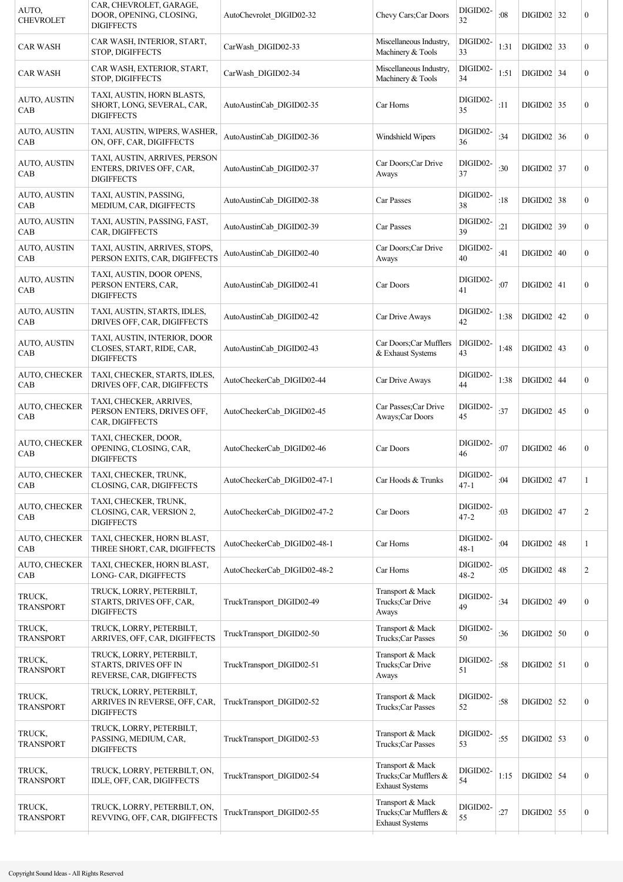| | | | | | | | | |
|---|---|---|---|---|---|---|---|---|
| AUTO, CHEVROLET | CAR, CHEVROLET, GARAGE, DOOR, OPENING, CLOSING, DIGIFFECTS | AutoChevrolet_DIGID02-32 | Chevy Cars;Car Doors | DIGID02-32 | :08 | DIGID02 | 32 | 0 |
| CAR WASH | CAR WASH, INTERIOR, START, STOP, DIGIFFECTS | CarWash_DIGID02-33 | Miscellaneous Industry, Machinery & Tools | DIGID02-33 | 1:31 | DIGID02 | 33 | 0 |
| CAR WASH | CAR WASH, EXTERIOR, START, STOP, DIGIFFECTS | CarWash_DIGID02-34 | Miscellaneous Industry, Machinery & Tools | DIGID02-34 | 1:51 | DIGID02 | 34 | 0 |
| AUTO, AUSTIN CAB | TAXI, AUSTIN, HORN BLASTS, SHORT, LONG, SEVERAL, CAR, DIGIFFECTS | AutoAustinCab_DIGID02-35 | Car Horns | DIGID02-35 | :11 | DIGID02 | 35 | 0 |
| AUTO, AUSTIN CAB | TAXI, AUSTIN, WIPERS, WASHER, ON, OFF, CAR, DIGIFFECTS | AutoAustinCab_DIGID02-36 | Windshield Wipers | DIGID02-36 | :34 | DIGID02 | 36 | 0 |
| AUTO, AUSTIN CAB | TAXI, AUSTIN, ARRIVES, PERSON ENTERS, DRIVES OFF, CAR, DIGIFFECTS | AutoAustinCab_DIGID02-37 | Car Doors;Car Drive Aways | DIGID02-37 | :30 | DIGID02 | 37 | 0 |
| AUTO, AUSTIN CAB | TAXI, AUSTIN, PASSING, MEDIUM, CAR, DIGIFFECTS | AutoAustinCab_DIGID02-38 | Car Passes | DIGID02-38 | :18 | DIGID02 | 38 | 0 |
| AUTO, AUSTIN CAB | TAXI, AUSTIN, PASSING, FAST, CAR, DIGIFFECTS | AutoAustinCab_DIGID02-39 | Car Passes | DIGID02-39 | :21 | DIGID02 | 39 | 0 |
| AUTO, AUSTIN CAB | TAXI, AUSTIN, ARRIVES, STOPS, PERSON EXITS, CAR, DIGIFFECTS | AutoAustinCab_DIGID02-40 | Car Doors;Car Drive Aways | DIGID02-40 | :41 | DIGID02 | 40 | 0 |
| AUTO, AUSTIN CAB | TAXI, AUSTIN, DOOR OPENS, PERSON ENTERS, CAR, DIGIFFECTS | AutoAustinCab_DIGID02-41 | Car Doors | DIGID02-41 | :07 | DIGID02 | 41 | 0 |
| AUTO, AUSTIN CAB | TAXI, AUSTIN, STARTS, IDLES, DRIVES OFF, CAR, DIGIFFECTS | AutoAustinCab_DIGID02-42 | Car Drive Aways | DIGID02-42 | 1:38 | DIGID02 | 42 | 0 |
| AUTO, AUSTIN CAB | TAXI, AUSTIN, INTERIOR, DOOR CLOSES, START, RIDE, CAR, DIGIFFECTS | AutoAustinCab_DIGID02-43 | Car Doors;Car Mufflers & Exhaust Systems | DIGID02-43 | 1:48 | DIGID02 | 43 | 0 |
| AUTO, CHECKER CAB | TAXI, CHECKER, STARTS, IDLES, DRIVES OFF, CAR, DIGIFFECTS | AutoCheckerCab_DIGID02-44 | Car Drive Aways | DIGID02-44 | 1:38 | DIGID02 | 44 | 0 |
| AUTO, CHECKER CAB | TAXI, CHECKER, ARRIVES, PERSON ENTERS, DRIVES OFF, CAR, DIGIFFECTS | AutoCheckerCab_DIGID02-45 | Car Passes;Car Drive Aways;Car Doors | DIGID02-45 | :37 | DIGID02 | 45 | 0 |
| AUTO, CHECKER CAB | TAXI, CHECKER, DOOR, OPENING, CLOSING, CAR, DIGIFFECTS | AutoCheckerCab_DIGID02-46 | Car Doors | DIGID02-46 | :07 | DIGID02 | 46 | 0 |
| AUTO, CHECKER CAB | TAXI, CHECKER, TRUNK, CLOSING, CAR, DIGIFFECTS | AutoCheckerCab_DIGID02-47-1 | Car Hoods & Trunks | DIGID02-47-1 | :04 | DIGID02 | 47 | 1 |
| AUTO, CHECKER CAB | TAXI, CHECKER, TRUNK, CLOSING, CAR, VERSION 2, DIGIFFECTS | AutoCheckerCab_DIGID02-47-2 | Car Doors | DIGID02-47-2 | :03 | DIGID02 | 47 | 2 |
| AUTO, CHECKER CAB | TAXI, CHECKER, HORN BLAST, THREE SHORT, CAR, DIGIFFECTS | AutoCheckerCab_DIGID02-48-1 | Car Horns | DIGID02-48-1 | :04 | DIGID02 | 48 | 1 |
| AUTO, CHECKER CAB | TAXI, CHECKER, HORN BLAST, LONG- CAR, DIGIFFECTS | AutoCheckerCab_DIGID02-48-2 | Car Horns | DIGID02-48-2 | :05 | DIGID02 | 48 | 2 |
| TRUCK, TRANSPORT | TRUCK, LORRY, PETERBILT, STARTS, DRIVES OFF, CAR, DIGIFFECTS | TruckTransport_DIGID02-49 | Transport & Mack Trucks;Car Drive Aways | DIGID02-49 | :34 | DIGID02 | 49 | 0 |
| TRUCK, TRANSPORT | TRUCK, LORRY, PETERBILT, ARRIVES, OFF, CAR, DIGIFFECTS | TruckTransport_DIGID02-50 | Transport & Mack Trucks;Car Passes | DIGID02-50 | :36 | DIGID02 | 50 | 0 |
| TRUCK, TRANSPORT | TRUCK, LORRY, PETERBILT, STARTS, DRIVES OFF IN REVERSE, CAR, DIGIFFECTS | TruckTransport_DIGID02-51 | Transport & Mack Trucks;Car Drive Aways | DIGID02-51 | :58 | DIGID02 | 51 | 0 |
| TRUCK, TRANSPORT | TRUCK, LORRY, PETERBILT, ARRIVES IN REVERSE, OFF, CAR, DIGIFFECTS | TruckTransport_DIGID02-52 | Transport & Mack Trucks;Car Passes | DIGID02-52 | :58 | DIGID02 | 52 | 0 |
| TRUCK, TRANSPORT | TRUCK, LORRY, PETERBILT, PASSING, MEDIUM, CAR, DIGIFFECTS | TruckTransport_DIGID02-53 | Transport & Mack Trucks;Car Passes | DIGID02-53 | :55 | DIGID02 | 53 | 0 |
| TRUCK, TRANSPORT | TRUCK, LORRY, PETERBILT, ON, IDLE, OFF, CAR, DIGIFFECTS | TruckTransport_DIGID02-54 | Transport & Mack Trucks;Car Mufflers & Exhaust Systems | DIGID02-54 | 1:15 | DIGID02 | 54 | 0 |
| TRUCK, TRANSPORT | TRUCK, LORRY, PETERBILT, ON, REVVING, OFF, CAR, DIGIFFECTS | TruckTransport_DIGID02-55 | Transport & Mack Trucks;Car Mufflers & Exhaust Systems | DIGID02-55 | :27 | DIGID02 | 55 | 0 |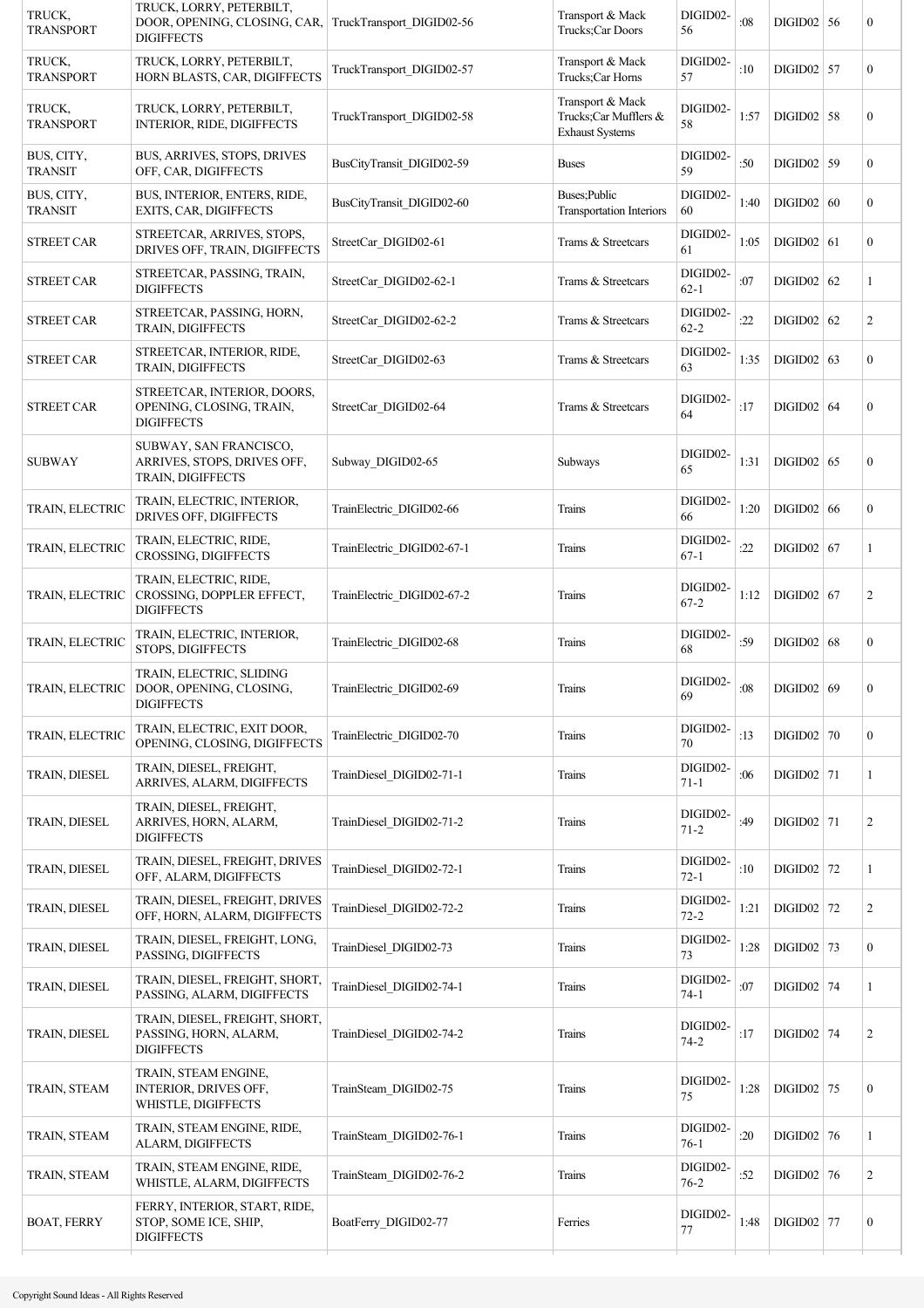| | | | | | | | | |
|---|---|---|---|---|---|---|---|---|
| TRUCK, TRANSPORT | TRUCK, LORRY, PETERBILT, DOOR, OPENING, CLOSING, CAR, DIGIFFECTS | TruckTransport_DIGID02-56 | Transport & Mack Trucks;Car Doors | DIGID02-56 | :08 | DIGID02 | 56 | 0 |
| TRUCK, TRANSPORT | TRUCK, LORRY, PETERBILT, HORN BLASTS, CAR, DIGIFFECTS | TruckTransport_DIGID02-57 | Transport & Mack Trucks;Car Horns | DIGID02-57 | :10 | DIGID02 | 57 | 0 |
| TRUCK, TRANSPORT | TRUCK, LORRY, PETERBILT, INTERIOR, RIDE, DIGIFFECTS | TruckTransport_DIGID02-58 | Transport & Mack Trucks;Car Mufflers & Exhaust Systems | DIGID02-58 | 1:57 | DIGID02 | 58 | 0 |
| BUS, CITY, TRANSIT | BUS, ARRIVES, STOPS, DRIVES OFF, CAR, DIGIFFECTS | BusCityTransit_DIGID02-59 | Buses | DIGID02-59 | :50 | DIGID02 | 59 | 0 |
| BUS, CITY, TRANSIT | BUS, INTERIOR, ENTERS, RIDE, EXITS, CAR, DIGIFFECTS | BusCityTransit_DIGID02-60 | Buses;Public Transportation Interiors | DIGID02-60 | 1:40 | DIGID02 | 60 | 0 |
| STREET CAR | STREETCAR, ARRIVES, STOPS, DRIVES OFF, TRAIN, DIGIFFECTS | StreetCar_DIGID02-61 | Trams & Streetcars | DIGID02-61 | 1:05 | DIGID02 | 61 | 0 |
| STREET CAR | STREETCAR, PASSING, TRAIN, DIGIFFECTS | StreetCar_DIGID02-62-1 | Trams & Streetcars | DIGID02-62-1 | :07 | DIGID02 | 62 | 1 |
| STREET CAR | STREETCAR, PASSING, HORN, TRAIN, DIGIFFECTS | StreetCar_DIGID02-62-2 | Trams & Streetcars | DIGID02-62-2 | :22 | DIGID02 | 62 | 2 |
| STREET CAR | STREETCAR, INTERIOR, RIDE, TRAIN, DIGIFFECTS | StreetCar_DIGID02-63 | Trams & Streetcars | DIGID02-63 | 1:35 | DIGID02 | 63 | 0 |
| STREET CAR | STREETCAR, INTERIOR, DOORS, OPENING, CLOSING, TRAIN, DIGIFFECTS | StreetCar_DIGID02-64 | Trams & Streetcars | DIGID02-64 | :17 | DIGID02 | 64 | 0 |
| SUBWAY | SUBWAY, SAN FRANCISCO, ARRIVES, STOPS, DRIVES OFF, TRAIN, DIGIFFECTS | Subway_DIGID02-65 | Subways | DIGID02-65 | 1:31 | DIGID02 | 65 | 0 |
| TRAIN, ELECTRIC | TRAIN, ELECTRIC, INTERIOR, DRIVES OFF, DIGIFFECTS | TrainElectric_DIGID02-66 | Trains | DIGID02-66 | 1:20 | DIGID02 | 66 | 0 |
| TRAIN, ELECTRIC | TRAIN, ELECTRIC, RIDE, CROSSING, DIGIFFECTS | TrainElectric_DIGID02-67-1 | Trains | DIGID02-67-1 | :22 | DIGID02 | 67 | 1 |
| TRAIN, ELECTRIC | TRAIN, ELECTRIC, RIDE, CROSSING, DOPPLER EFFECT, DIGIFFECTS | TrainElectric_DIGID02-67-2 | Trains | DIGID02-67-2 | 1:12 | DIGID02 | 67 | 2 |
| TRAIN, ELECTRIC | TRAIN, ELECTRIC, INTERIOR, STOPS, DIGIFFECTS | TrainElectric_DIGID02-68 | Trains | DIGID02-68 | :59 | DIGID02 | 68 | 0 |
| TRAIN, ELECTRIC | TRAIN, ELECTRIC, SLIDING DOOR, OPENING, CLOSING, DIGIFFECTS | TrainElectric_DIGID02-69 | Trains | DIGID02-69 | :08 | DIGID02 | 69 | 0 |
| TRAIN, ELECTRIC | TRAIN, ELECTRIC, EXIT DOOR, OPENING, CLOSING, DIGIFFECTS | TrainElectric_DIGID02-70 | Trains | DIGID02-70 | :13 | DIGID02 | 70 | 0 |
| TRAIN, DIESEL | TRAIN, DIESEL, FREIGHT, ARRIVES, ALARM, DIGIFFECTS | TrainDiesel_DIGID02-71-1 | Trains | DIGID02-71-1 | :06 | DIGID02 | 71 | 1 |
| TRAIN, DIESEL | TRAIN, DIESEL, FREIGHT, ARRIVES, HORN, ALARM, DIGIFFECTS | TrainDiesel_DIGID02-71-2 | Trains | DIGID02-71-2 | :49 | DIGID02 | 71 | 2 |
| TRAIN, DIESEL | TRAIN, DIESEL, FREIGHT, DRIVES OFF, ALARM, DIGIFFECTS | TrainDiesel_DIGID02-72-1 | Trains | DIGID02-72-1 | :10 | DIGID02 | 72 | 1 |
| TRAIN, DIESEL | TRAIN, DIESEL, FREIGHT, DRIVES OFF, HORN, ALARM, DIGIFFECTS | TrainDiesel_DIGID02-72-2 | Trains | DIGID02-72-2 | 1:21 | DIGID02 | 72 | 2 |
| TRAIN, DIESEL | TRAIN, DIESEL, FREIGHT, LONG, PASSING, DIGIFFECTS | TrainDiesel_DIGID02-73 | Trains | DIGID02-73 | 1:28 | DIGID02 | 73 | 0 |
| TRAIN, DIESEL | TRAIN, DIESEL, FREIGHT, SHORT, PASSING, ALARM, DIGIFFECTS | TrainDiesel_DIGID02-74-1 | Trains | DIGID02-74-1 | :07 | DIGID02 | 74 | 1 |
| TRAIN, DIESEL | TRAIN, DIESEL, FREIGHT, SHORT, PASSING, HORN, ALARM, DIGIFFECTS | TrainDiesel_DIGID02-74-2 | Trains | DIGID02-74-2 | :17 | DIGID02 | 74 | 2 |
| TRAIN, STEAM | TRAIN, STEAM ENGINE, INTERIOR, DRIVES OFF, WHISTLE, DIGIFFECTS | TrainSteam_DIGID02-75 | Trains | DIGID02-75 | 1:28 | DIGID02 | 75 | 0 |
| TRAIN, STEAM | TRAIN, STEAM ENGINE, RIDE, ALARM, DIGIFFECTS | TrainSteam_DIGID02-76-1 | Trains | DIGID02-76-1 | :20 | DIGID02 | 76 | 1 |
| TRAIN, STEAM | TRAIN, STEAM ENGINE, RIDE, WHISTLE, ALARM, DIGIFFECTS | TrainSteam_DIGID02-76-2 | Trains | DIGID02-76-2 | :52 | DIGID02 | 76 | 2 |
| BOAT, FERRY | FERRY, INTERIOR, START, RIDE, STOP, SOME ICE, SHIP, DIGIFFECTS | BoatFerry_DIGID02-77 | Ferries | DIGID02-77 | 1:48 | DIGID02 | 77 | 0 |

Copyright Sound Ideas - All Rights Reserved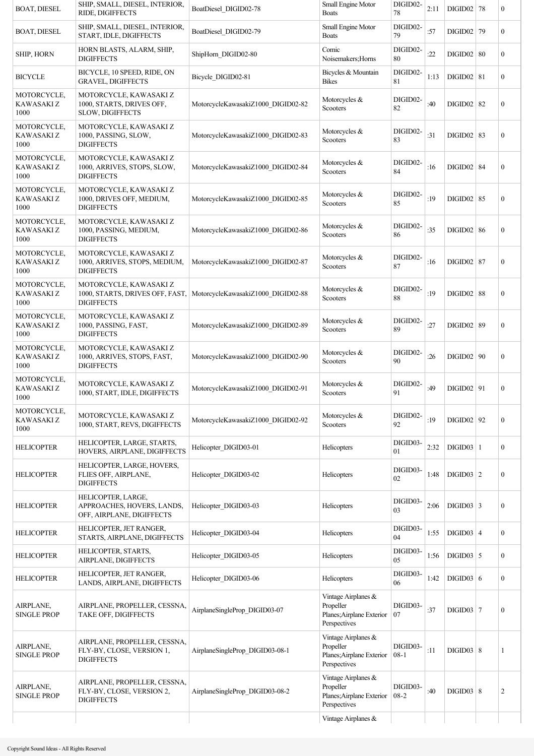| BOAT, DIESEL | SHIP, SMALL, DIESEL, INTERIOR, RIDE, DIGIFFECTS | BoatDiesel_DIGID02-78 | Small Engine Motor Boats | DIGID02-78 | 2:11 | DIGID02 | 78 | 0 |
|---|---|---|---|---|---|---|---|---|
| BOAT, DIESEL | SHIP, SMALL, DIESEL, INTERIOR, START, IDLE, DIGIFFECTS | BoatDiesel_DIGID02-79 | Small Engine Motor Boats | DIGID02-79 | :57 | DIGID02 | 79 | 0 |
| SHIP, HORN | HORN BLASTS, ALARM, SHIP, DIGIFFECTS | ShipHorn_DIGID02-80 | Comic Noisemakers;Horns | DIGID02-80 | :22 | DIGID02 | 80 | 0 |
| BICYCLE | BICYCLE, 10 SPEED, RIDE, ON GRAVEL, DIGIFFECTS | Bicycle_DIGID02-81 | Bicycles & Mountain Bikes | DIGID02-81 | 1:13 | DIGID02 | 81 | 0 |
| MOTORCYCLE, KAWASAKI Z 1000 | MOTORCYCLE, KAWASAKI Z 1000, STARTS, DRIVES OFF, SLOW, DIGIFFECTS | MotorcycleKawasakiZ1000_DIGID02-82 | Motorcycles & Scooters | DIGID02-82 | :40 | DIGID02 | 82 | 0 |
| MOTORCYCLE, KAWASAKI Z 1000 | MOTORCYCLE, KAWASAKI Z 1000, PASSING, SLOW, DIGIFFECTS | MotorcycleKawasakiZ1000_DIGID02-83 | Motorcycles & Scooters | DIGID02-83 | :31 | DIGID02 | 83 | 0 |
| MOTORCYCLE, KAWASAKI Z 1000 | MOTORCYCLE, KAWASAKI Z 1000, ARRIVES, STOPS, SLOW, DIGIFFECTS | MotorcycleKawasakiZ1000_DIGID02-84 | Motorcycles & Scooters | DIGID02-84 | :16 | DIGID02 | 84 | 0 |
| MOTORCYCLE, KAWASAKI Z 1000 | MOTORCYCLE, KAWASAKI Z 1000, DRIVES OFF, MEDIUM, DIGIFFECTS | MotorcycleKawasakiZ1000_DIGID02-85 | Motorcycles & Scooters | DIGID02-85 | :19 | DIGID02 | 85 | 0 |
| MOTORCYCLE, KAWASAKI Z 1000 | MOTORCYCLE, KAWASAKI Z 1000, PASSING, MEDIUM, DIGIFFECTS | MotorcycleKawasakiZ1000_DIGID02-86 | Motorcycles & Scooters | DIGID02-86 | :35 | DIGID02 | 86 | 0 |
| MOTORCYCLE, KAWASAKI Z 1000 | MOTORCYCLE, KAWASAKI Z 1000, ARRIVES, STOPS, MEDIUM, DIGIFFECTS | MotorcycleKawasakiZ1000_DIGID02-87 | Motorcycles & Scooters | DIGID02-87 | :16 | DIGID02 | 87 | 0 |
| MOTORCYCLE, KAWASAKI Z 1000 | MOTORCYCLE, KAWASAKI Z 1000, STARTS, DRIVES OFF, FAST, DIGIFFECTS | MotorcycleKawasakiZ1000_DIGID02-88 | Motorcycles & Scooters | DIGID02-88 | :19 | DIGID02 | 88 | 0 |
| MOTORCYCLE, KAWASAKI Z 1000 | MOTORCYCLE, KAWASAKI Z 1000, PASSING, FAST, DIGIFFECTS | MotorcycleKawasakiZ1000_DIGID02-89 | Motorcycles & Scooters | DIGID02-89 | :27 | DIGID02 | 89 | 0 |
| MOTORCYCLE, KAWASAKI Z 1000 | MOTORCYCLE, KAWASAKI Z 1000, ARRIVES, STOPS, FAST, DIGIFFECTS | MotorcycleKawasakiZ1000_DIGID02-90 | Motorcycles & Scooters | DIGID02-90 | :26 | DIGID02 | 90 | 0 |
| MOTORCYCLE, KAWASAKI Z 1000 | MOTORCYCLE, KAWASAKI Z 1000, START, IDLE, DIGIFFECTS | MotorcycleKawasakiZ1000_DIGID02-91 | Motorcycles & Scooters | DIGID02-91 | :49 | DIGID02 | 91 | 0 |
| MOTORCYCLE, KAWASAKI Z 1000 | MOTORCYCLE, KAWASAKI Z 1000, START, REVS, DIGIFFECTS | MotorcycleKawasakiZ1000_DIGID02-92 | Motorcycles & Scooters | DIGID02-92 | :19 | DIGID02 | 92 | 0 |
| HELICOPTER | HELICOPTER, LARGE, STARTS, HOVERS, AIRPLANE, DIGIFFECTS | Helicopter_DIGID03-01 | Helicopters | DIGID03-01 | 2:32 | DIGID03 | 1 | 0 |
| HELICOPTER | HELICOPTER, LARGE, HOVERS, FLIES OFF, AIRPLANE, DIGIFFECTS | Helicopter_DIGID03-02 | Helicopters | DIGID03-02 | 1:48 | DIGID03 | 2 | 0 |
| HELICOPTER | HELICOPTER, LARGE, APPROACHES, HOVERS, LANDS, OFF, AIRPLANE, DIGIFFECTS | Helicopter_DIGID03-03 | Helicopters | DIGID03-03 | 2:06 | DIGID03 | 3 | 0 |
| HELICOPTER | HELICOPTER, JET RANGER, STARTS, AIRPLANE, DIGIFFECTS | Helicopter_DIGID03-04 | Helicopters | DIGID03-04 | 1:55 | DIGID03 | 4 | 0 |
| HELICOPTER | HELICOPTER, STARTS, AIRPLANE, DIGIFFECTS | Helicopter_DIGID03-05 | Helicopters | DIGID03-05 | 1:56 | DIGID03 | 5 | 0 |
| HELICOPTER | HELICOPTER, JET RANGER, LANDS, AIRPLANE, DIGIFFECTS | Helicopter_DIGID03-06 | Helicopters | DIGID03-06 | 1:42 | DIGID03 | 6 | 0 |
| AIRPLANE, SINGLE PROP | AIRPLANE, PROPELLER, CESSNA, TAKE OFF, DIGIFFECTS | AirplaneSingleProp_DIGID03-07 | Vintage Airplanes & Propeller Planes;Airplane Exterior Perspectives | DIGID03-07 | :37 | DIGID03 | 7 | 0 |
| AIRPLANE, SINGLE PROP | AIRPLANE, PROPELLER, CESSNA, FLY-BY, CLOSE, VERSION 1, DIGIFFECTS | AirplaneSingleProp_DIGID03-08-1 | Vintage Airplanes & Propeller Planes;Airplane Exterior Perspectives | DIGID03-08-1 | :11 | DIGID03 | 8 | 1 |
| AIRPLANE, SINGLE PROP | AIRPLANE, PROPELLER, CESSNA, FLY-BY, CLOSE, VERSION 2, DIGIFFECTS | AirplaneSingleProp_DIGID03-08-2 | Vintage Airplanes & Propeller Planes;Airplane Exterior Perspectives | DIGID03-08-2 | :40 | DIGID03 | 8 | 2 |
| | | | Vintage Airplanes & | | | | | |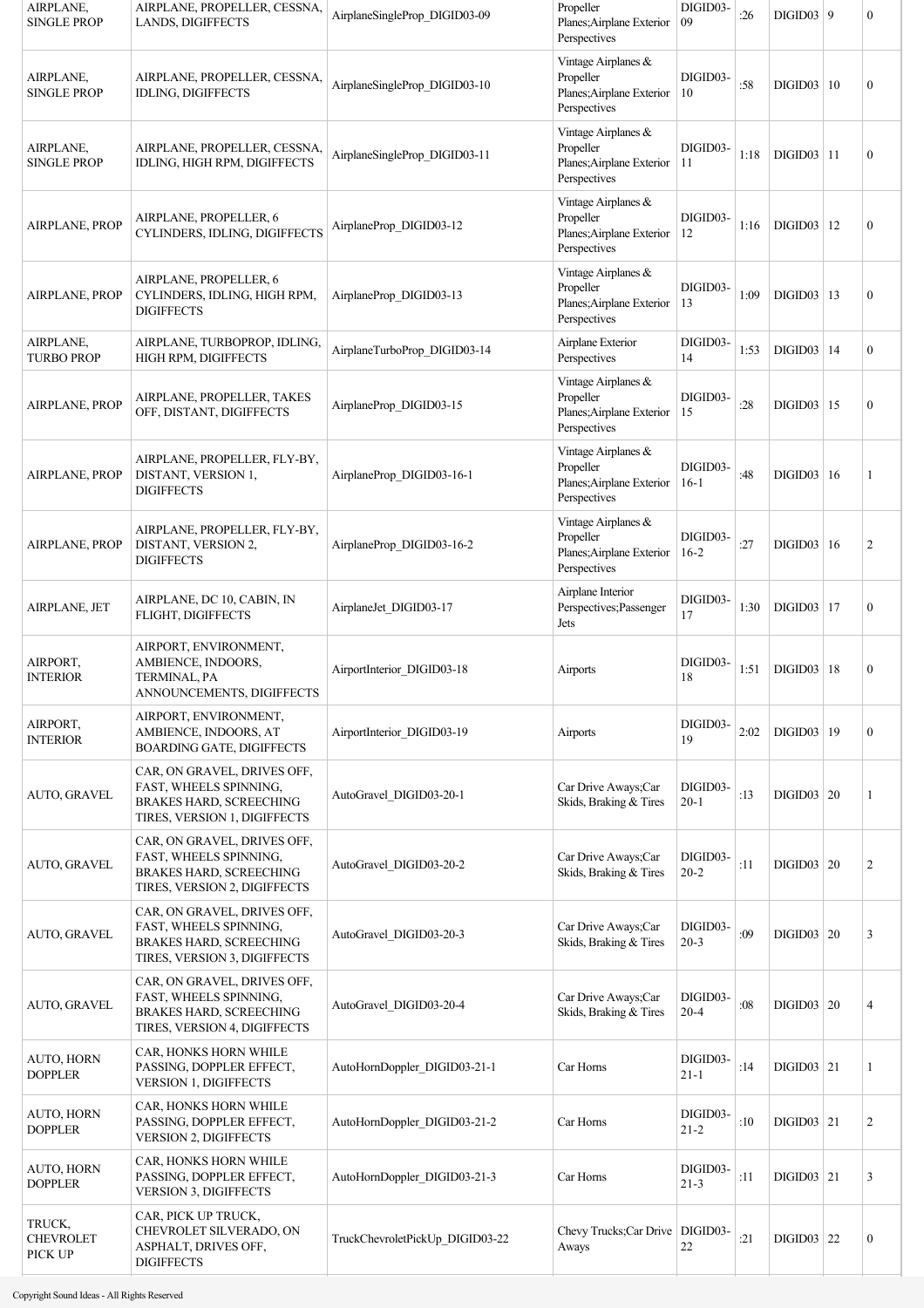| | | | | | | | | |
|---|---|---|---|---|---|---|---|---|
| AIRPLANE, SINGLE PROP | AIRPLANE, PROPELLER, CESSNA, LANDS, DIGIFFECTS | AirplaneSingleProp_DIGID03-09 | Propeller Planes;Airplane Exterior Perspectives | DIGID03-09 | :26 | DIGID03 | 9 | 0 |
| AIRPLANE, SINGLE PROP | AIRPLANE, PROPELLER, CESSNA, IDLING, DIGIFFECTS | AirplaneSingleProp_DIGID03-10 | Vintage Airplanes & Propeller Planes;Airplane Exterior Perspectives | DIGID03-10 | :58 | DIGID03 | 10 | 0 |
| AIRPLANE, SINGLE PROP | AIRPLANE, PROPELLER, CESSNA, IDLING, HIGH RPM, DIGIFFECTS | AirplaneSingleProp_DIGID03-11 | Vintage Airplanes & Propeller Planes;Airplane Exterior Perspectives | DIGID03-11 | 1:18 | DIGID03 | 11 | 0 |
| AIRPLANE, PROP | AIRPLANE, PROPELLER, 6 CYLINDERS, IDLING, DIGIFFECTS | AirplaneProp_DIGID03-12 | Vintage Airplanes & Propeller Planes;Airplane Exterior Perspectives | DIGID03-12 | 1:16 | DIGID03 | 12 | 0 |
| AIRPLANE, PROP | AIRPLANE, PROPELLER, 6 CYLINDERS, IDLING, HIGH RPM, DIGIFFECTS | AirplaneProp_DIGID03-13 | Vintage Airplanes & Propeller Planes;Airplane Exterior Perspectives | DIGID03-13 | 1:09 | DIGID03 | 13 | 0 |
| AIRPLANE, TURBO PROP | AIRPLANE, TURBOPROP, IDLING, HIGH RPM, DIGIFFECTS | AirplaneTurboProp_DIGID03-14 | Airplane Exterior Perspectives | DIGID03-14 | 1:53 | DIGID03 | 14 | 0 |
| AIRPLANE, PROP | AIRPLANE, PROPELLER, TAKES OFF, DISTANT, DIGIFFECTS | AirplaneProp_DIGID03-15 | Vintage Airplanes & Propeller Planes;Airplane Exterior Perspectives | DIGID03-15 | :28 | DIGID03 | 15 | 0 |
| AIRPLANE, PROP | AIRPLANE, PROPELLER, FLY-BY, DISTANT, VERSION 1, DIGIFFECTS | AirplaneProp_DIGID03-16-1 | Vintage Airplanes & Propeller Planes;Airplane Exterior Perspectives | DIGID03-16-1 | :48 | DIGID03 | 16 | 1 |
| AIRPLANE, PROP | AIRPLANE, PROPELLER, FLY-BY, DISTANT, VERSION 2, DIGIFFECTS | AirplaneProp_DIGID03-16-2 | Vintage Airplanes & Propeller Planes;Airplane Exterior Perspectives | DIGID03-16-2 | :27 | DIGID03 | 16 | 2 |
| AIRPLANE, JET | AIRPLANE, DC 10, CABIN, IN FLIGHT, DIGIFFECTS | AirplaneJet_DIGID03-17 | Airplane Interior Perspectives;Passenger Jets | DIGID03-17 | 1:30 | DIGID03 | 17 | 0 |
| AIRPORT, INTERIOR | AIRPORT, ENVIRONMENT, AMBIENCE, INDOORS, TERMINAL, PA ANNOUNCEMENTS, DIGIFFECTS | AirportInterior_DIGID03-18 | Airports | DIGID03-18 | 1:51 | DIGID03 | 18 | 0 |
| AIRPORT, INTERIOR | AIRPORT, ENVIRONMENT, AMBIENCE, INDOORS, AT BOARDING GATE, DIGIFFECTS | AirportInterior_DIGID03-19 | Airports | DIGID03-19 | 2:02 | DIGID03 | 19 | 0 |
| AUTO, GRAVEL | CAR, ON GRAVEL, DRIVES OFF, FAST, WHEELS SPINNING, BRAKES HARD, SCREECHING TIRES, VERSION 1, DIGIFFECTS | AutoGravel_DIGID03-20-1 | Car Drive Aways;Car Skids, Braking & Tires | DIGID03-20-1 | :13 | DIGID03 | 20 | 1 |
| AUTO, GRAVEL | CAR, ON GRAVEL, DRIVES OFF, FAST, WHEELS SPINNING, BRAKES HARD, SCREECHING TIRES, VERSION 2, DIGIFFECTS | AutoGravel_DIGID03-20-2 | Car Drive Aways;Car Skids, Braking & Tires | DIGID03-20-2 | :11 | DIGID03 | 20 | 2 |
| AUTO, GRAVEL | CAR, ON GRAVEL, DRIVES OFF, FAST, WHEELS SPINNING, BRAKES HARD, SCREECHING TIRES, VERSION 3, DIGIFFECTS | AutoGravel_DIGID03-20-3 | Car Drive Aways;Car Skids, Braking & Tires | DIGID03-20-3 | :09 | DIGID03 | 20 | 3 |
| AUTO, GRAVEL | CAR, ON GRAVEL, DRIVES OFF, FAST, WHEELS SPINNING, BRAKES HARD, SCREECHING TIRES, VERSION 4, DIGIFFECTS | AutoGravel_DIGID03-20-4 | Car Drive Aways;Car Skids, Braking & Tires | DIGID03-20-4 | :08 | DIGID03 | 20 | 4 |
| AUTO, HORN DOPPLER | CAR, HONKS HORN WHILE PASSING, DOPPLER EFFECT, VERSION 1, DIGIFFECTS | AutoHornDoppler_DIGID03-21-1 | Car Horns | DIGID03-21-1 | :14 | DIGID03 | 21 | 1 |
| AUTO, HORN DOPPLER | CAR, HONKS HORN WHILE PASSING, DOPPLER EFFECT, VERSION 2, DIGIFFECTS | AutoHornDoppler_DIGID03-21-2 | Car Horns | DIGID03-21-2 | :10 | DIGID03 | 21 | 2 |
| AUTO, HORN DOPPLER | CAR, HONKS HORN WHILE PASSING, DOPPLER EFFECT, VERSION 3, DIGIFFECTS | AutoHornDoppler_DIGID03-21-3 | Car Horns | DIGID03-21-3 | :11 | DIGID03 | 21 | 3 |
| TRUCK, CHEVROLET PICK UP | CAR, PICK UP TRUCK, CHEVROLET SILVERADO, ON ASPHALT, DRIVES OFF, DIGIFFECTS | TruckChevroletPickUp_DIGID03-22 | Chevy Trucks;Car Drive Aways | DIGID03-22 | :21 | DIGID03 | 22 | 0 |

Copyright Sound Ideas - All Rights Reserved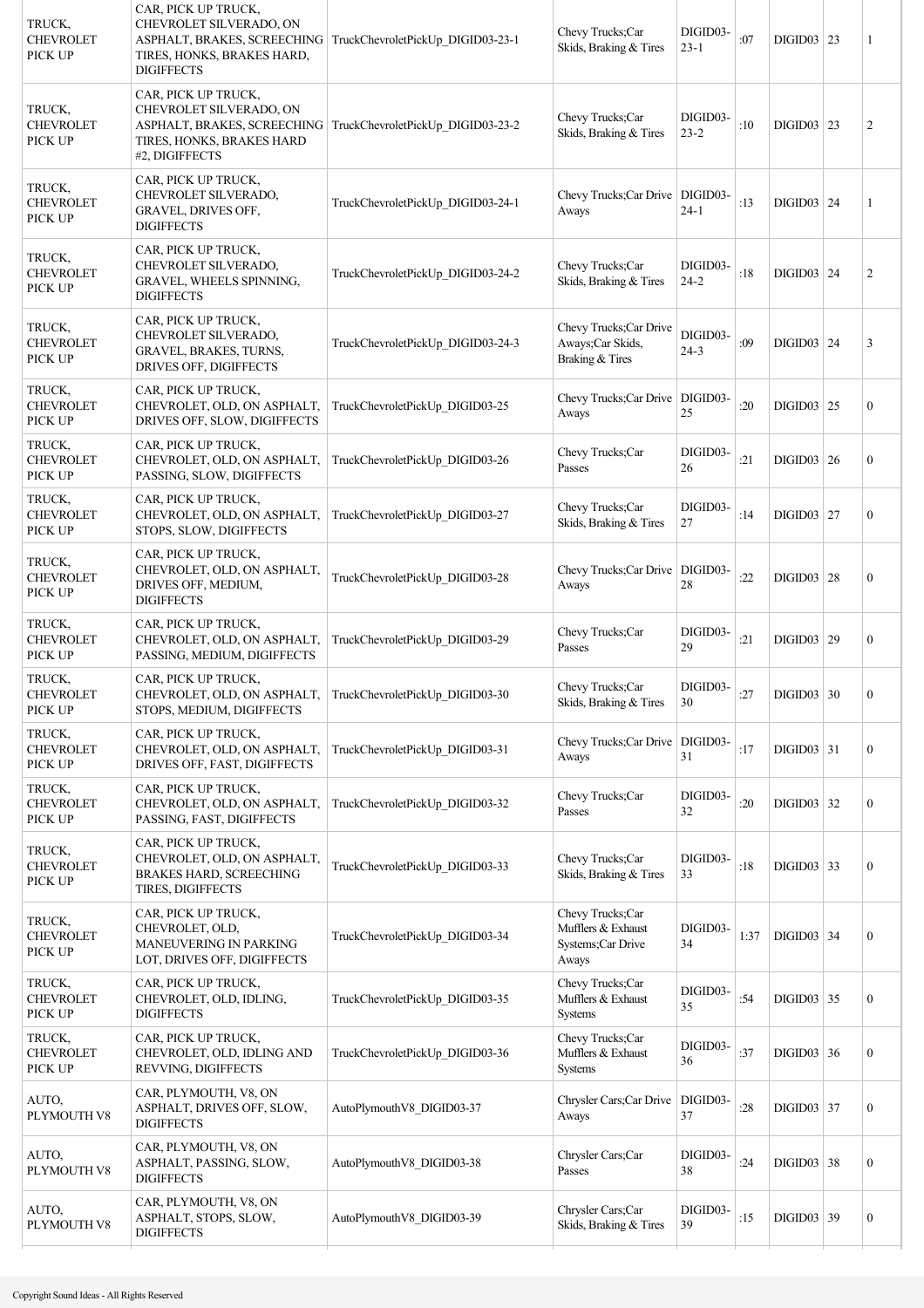| | | | | | | | | |
|---|---|---|---|---|---|---|---|---|
| TRUCK, CHEVROLET PICK UP | CAR, PICK UP TRUCK, CHEVROLET SILVERADO, ON ASPHALT, BRAKES, SCREECHING TIRES, HONKS, BRAKES HARD, DIGIFFECTS | TruckChevroletPickUp_DIGID03-23-1 | Chevy Trucks;Car Skids, Braking & Tires | DIGID03-23-1 | :07 | DIGID03 | 23 | 1 |
| TRUCK, CHEVROLET PICK UP | CAR, PICK UP TRUCK, CHEVROLET SILVERADO, ON ASPHALT, BRAKES, SCREECHING TIRES, HONKS, BRAKES HARD #2, DIGIFFECTS | TruckChevroletPickUp_DIGID03-23-2 | Chevy Trucks;Car Skids, Braking & Tires | DIGID03-23-2 | :10 | DIGID03 | 23 | 2 |
| TRUCK, CHEVROLET PICK UP | CAR, PICK UP TRUCK, CHEVROLET SILVERADO, GRAVEL, DRIVES OFF, DIGIFFECTS | TruckChevroletPickUp_DIGID03-24-1 | Chevy Trucks;Car Drive Aways | DIGID03-24-1 | :13 | DIGID03 | 24 | 1 |
| TRUCK, CHEVROLET PICK UP | CAR, PICK UP TRUCK, CHEVROLET SILVERADO, GRAVEL, WHEELS SPINNING, DIGIFFECTS | TruckChevroletPickUp_DIGID03-24-2 | Chevy Trucks;Car Skids, Braking & Tires | DIGID03-24-2 | :18 | DIGID03 | 24 | 2 |
| TRUCK, CHEVROLET PICK UP | CAR, PICK UP TRUCK, CHEVROLET SILVERADO, GRAVEL, BRAKES, TURNS, DRIVES OFF, DIGIFFECTS | TruckChevroletPickUp_DIGID03-24-3 | Chevy Trucks;Car Drive Aways;Car Skids, Braking & Tires | DIGID03-24-3 | :09 | DIGID03 | 24 | 3 |
| TRUCK, CHEVROLET PICK UP | CAR, PICK UP TRUCK, CHEVROLET, OLD, ON ASPHALT, DRIVES OFF, SLOW, DIGIFFECTS | TruckChevroletPickUp_DIGID03-25 | Chevy Trucks;Car Drive Aways | DIGID03-25 | :20 | DIGID03 | 25 | 0 |
| TRUCK, CHEVROLET PICK UP | CAR, PICK UP TRUCK, CHEVROLET, OLD, ON ASPHALT, PASSING, SLOW, DIGIFFECTS | TruckChevroletPickUp_DIGID03-26 | Chevy Trucks;Car Passes | DIGID03-26 | :21 | DIGID03 | 26 | 0 |
| TRUCK, CHEVROLET PICK UP | CAR, PICK UP TRUCK, CHEVROLET, OLD, ON ASPHALT, STOPS, SLOW, DIGIFFECTS | TruckChevroletPickUp_DIGID03-27 | Chevy Trucks;Car Skids, Braking & Tires | DIGID03-27 | :14 | DIGID03 | 27 | 0 |
| TRUCK, CHEVROLET PICK UP | CAR, PICK UP TRUCK, CHEVROLET, OLD, ON ASPHALT, DRIVES OFF, MEDIUM, DIGIFFECTS | TruckChevroletPickUp_DIGID03-28 | Chevy Trucks;Car Drive Aways | DIGID03-28 | :22 | DIGID03 | 28 | 0 |
| TRUCK, CHEVROLET PICK UP | CAR, PICK UP TRUCK, CHEVROLET, OLD, ON ASPHALT, PASSING, MEDIUM, DIGIFFECTS | TruckChevroletPickUp_DIGID03-29 | Chevy Trucks;Car Passes | DIGID03-29 | :21 | DIGID03 | 29 | 0 |
| TRUCK, CHEVROLET PICK UP | CAR, PICK UP TRUCK, CHEVROLET, OLD, ON ASPHALT, STOPS, MEDIUM, DIGIFFECTS | TruckChevroletPickUp_DIGID03-30 | Chevy Trucks;Car Skids, Braking & Tires | DIGID03-30 | :27 | DIGID03 | 30 | 0 |
| TRUCK, CHEVROLET PICK UP | CAR, PICK UP TRUCK, CHEVROLET, OLD, ON ASPHALT, DRIVES OFF, FAST, DIGIFFECTS | TruckChevroletPickUp_DIGID03-31 | Chevy Trucks;Car Drive Aways | DIGID03-31 | :17 | DIGID03 | 31 | 0 |
| TRUCK, CHEVROLET PICK UP | CAR, PICK UP TRUCK, CHEVROLET, OLD, ON ASPHALT, PASSING, FAST, DIGIFFECTS | TruckChevroletPickUp_DIGID03-32 | Chevy Trucks;Car Passes | DIGID03-32 | :20 | DIGID03 | 32 | 0 |
| TRUCK, CHEVROLET PICK UP | CAR, PICK UP TRUCK, CHEVROLET, OLD, ON ASPHALT, BRAKES HARD, SCREECHING TIRES, DIGIFFECTS | TruckChevroletPickUp_DIGID03-33 | Chevy Trucks;Car Skids, Braking & Tires | DIGID03-33 | :18 | DIGID03 | 33 | 0 |
| TRUCK, CHEVROLET PICK UP | CAR, PICK UP TRUCK, CHEVROLET, OLD, MANEUVERING IN PARKING LOT, DRIVES OFF, DIGIFFECTS | TruckChevroletPickUp_DIGID03-34 | Chevy Trucks;Car Mufflers & Exhaust Systems;Car Drive Aways | DIGID03-34 | 1:37 | DIGID03 | 34 | 0 |
| TRUCK, CHEVROLET PICK UP | CAR, PICK UP TRUCK, CHEVROLET, OLD, IDLING, DIGIFFECTS | TruckChevroletPickUp_DIGID03-35 | Chevy Trucks;Car Mufflers & Exhaust Systems | DIGID03-35 | :54 | DIGID03 | 35 | 0 |
| TRUCK, CHEVROLET PICK UP | CAR, PICK UP TRUCK, CHEVROLET, OLD, IDLING AND REVVING, DIGIFFECTS | TruckChevroletPickUp_DIGID03-36 | Chevy Trucks;Car Mufflers & Exhaust Systems | DIGID03-36 | :37 | DIGID03 | 36 | 0 |
| AUTO, PLYMOUTH V8 | CAR, PLYMOUTH, V8, ON ASPHALT, DRIVES OFF, SLOW, DIGIFFECTS | AutoPlymouthV8_DIGID03-37 | Chrysler Cars;Car Drive Aways | DIGID03-37 | :28 | DIGID03 | 37 | 0 |
| AUTO, PLYMOUTH V8 | CAR, PLYMOUTH, V8, ON ASPHALT, PASSING, SLOW, DIGIFFECTS | AutoPlymouthV8_DIGID03-38 | Chrysler Cars;Car Passes | DIGID03-38 | :24 | DIGID03 | 38 | 0 |
| AUTO, PLYMOUTH V8 | CAR, PLYMOUTH, V8, ON ASPHALT, STOPS, SLOW, DIGIFFECTS | AutoPlymouthV8_DIGID03-39 | Chrysler Cars;Car Skids, Braking & Tires | DIGID03-39 | :15 | DIGID03 | 39 | 0 |

Copyright Sound Ideas - All Rights Reserved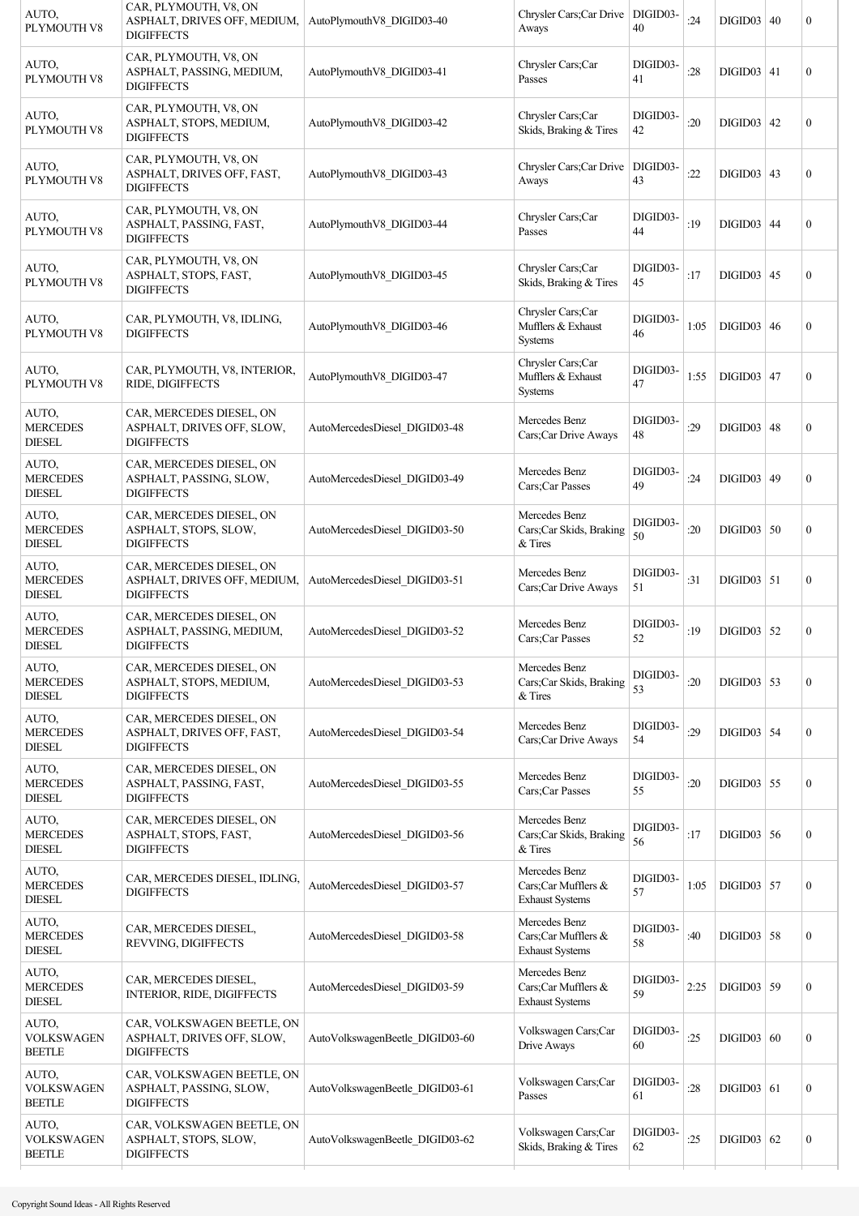| | | | | | | | | |
|---|---|---|---|---|---|---|---|---|
| AUTO, PLYMOUTH V8 | CAR, PLYMOUTH, V8, ON ASPHALT, DRIVES OFF, MEDIUM, DIGIFFECTS | AutoPlymouthV8_DIGID03-40 | Chrysler Cars;Car Drive Aways | DIGID03-40 | :24 | DIGID03 | 40 | 0 |
| AUTO, PLYMOUTH V8 | CAR, PLYMOUTH, V8, ON ASPHALT, PASSING, MEDIUM, DIGIFFECTS | AutoPlymouthV8_DIGID03-41 | Chrysler Cars;Car Passes | DIGID03-41 | :28 | DIGID03 | 41 | 0 |
| AUTO, PLYMOUTH V8 | CAR, PLYMOUTH, V8, ON ASPHALT, STOPS, MEDIUM, DIGIFFECTS | AutoPlymouthV8_DIGID03-42 | Chrysler Cars;Car Skids, Braking & Tires | DIGID03-42 | :20 | DIGID03 | 42 | 0 |
| AUTO, PLYMOUTH V8 | CAR, PLYMOUTH, V8, ON ASPHALT, DRIVES OFF, FAST, DIGIFFECTS | AutoPlymouthV8_DIGID03-43 | Chrysler Cars;Car Drive Aways | DIGID03-43 | :22 | DIGID03 | 43 | 0 |
| AUTO, PLYMOUTH V8 | CAR, PLYMOUTH, V8, ON ASPHALT, PASSING, FAST, DIGIFFECTS | AutoPlymouthV8_DIGID03-44 | Chrysler Cars;Car Passes | DIGID03-44 | :19 | DIGID03 | 44 | 0 |
| AUTO, PLYMOUTH V8 | CAR, PLYMOUTH, V8, ON ASPHALT, STOPS, FAST, DIGIFFECTS | AutoPlymouthV8_DIGID03-45 | Chrysler Cars;Car Skids, Braking & Tires | DIGID03-45 | :17 | DIGID03 | 45 | 0 |
| AUTO, PLYMOUTH V8 | CAR, PLYMOUTH, V8, IDLING, DIGIFFECTS | AutoPlymouthV8_DIGID03-46 | Chrysler Cars;Car Mufflers & Exhaust Systems | DIGID03-46 | 1:05 | DIGID03 | 46 | 0 |
| AUTO, PLYMOUTH V8 | CAR, PLYMOUTH, V8, INTERIOR, RIDE, DIGIFFECTS | AutoPlymouthV8_DIGID03-47 | Chrysler Cars;Car Mufflers & Exhaust Systems | DIGID03-47 | 1:55 | DIGID03 | 47 | 0 |
| AUTO, MERCEDES DIESEL | CAR, MERCEDES DIESEL, ON ASPHALT, DRIVES OFF, SLOW, DIGIFFECTS | AutoMercedesDiesel_DIGID03-48 | Mercedes Benz Cars;Car Drive Aways | DIGID03-48 | :29 | DIGID03 | 48 | 0 |
| AUTO, MERCEDES DIESEL | CAR, MERCEDES DIESEL, ON ASPHALT, PASSING, SLOW, DIGIFFECTS | AutoMercedesDiesel_DIGID03-49 | Mercedes Benz Cars;Car Passes | DIGID03-49 | :24 | DIGID03 | 49 | 0 |
| AUTO, MERCEDES DIESEL | CAR, MERCEDES DIESEL, ON ASPHALT, STOPS, SLOW, DIGIFFECTS | AutoMercedesDiesel_DIGID03-50 | Mercedes Benz Cars;Car Skids, Braking & Tires | DIGID03-50 | :20 | DIGID03 | 50 | 0 |
| AUTO, MERCEDES DIESEL | CAR, MERCEDES DIESEL, ON ASPHALT, DRIVES OFF, MEDIUM, DIGIFFECTS | AutoMercedesDiesel_DIGID03-51 | Mercedes Benz Cars;Car Drive Aways | DIGID03-51 | :31 | DIGID03 | 51 | 0 |
| AUTO, MERCEDES DIESEL | CAR, MERCEDES DIESEL, ON ASPHALT, PASSING, MEDIUM, DIGIFFECTS | AutoMercedesDiesel_DIGID03-52 | Mercedes Benz Cars;Car Passes | DIGID03-52 | :19 | DIGID03 | 52 | 0 |
| AUTO, MERCEDES DIESEL | CAR, MERCEDES DIESEL, ON ASPHALT, STOPS, MEDIUM, DIGIFFECTS | AutoMercedesDiesel_DIGID03-53 | Mercedes Benz Cars;Car Skids, Braking & Tires | DIGID03-53 | :20 | DIGID03 | 53 | 0 |
| AUTO, MERCEDES DIESEL | CAR, MERCEDES DIESEL, ON ASPHALT, DRIVES OFF, FAST, DIGIFFECTS | AutoMercedesDiesel_DIGID03-54 | Mercedes Benz Cars;Car Drive Aways | DIGID03-54 | :29 | DIGID03 | 54 | 0 |
| AUTO, MERCEDES DIESEL | CAR, MERCEDES DIESEL, ON ASPHALT, PASSING, FAST, DIGIFFECTS | AutoMercedesDiesel_DIGID03-55 | Mercedes Benz Cars;Car Passes | DIGID03-55 | :20 | DIGID03 | 55 | 0 |
| AUTO, MERCEDES DIESEL | CAR, MERCEDES DIESEL, ON ASPHALT, STOPS, FAST, DIGIFFECTS | AutoMercedesDiesel_DIGID03-56 | Mercedes Benz Cars;Car Skids, Braking & Tires | DIGID03-56 | :17 | DIGID03 | 56 | 0 |
| AUTO, MERCEDES DIESEL | CAR, MERCEDES DIESEL, IDLING, DIGIFFECTS | AutoMercedesDiesel_DIGID03-57 | Mercedes Benz Cars;Car Mufflers & Exhaust Systems | DIGID03-57 | 1:05 | DIGID03 | 57 | 0 |
| AUTO, MERCEDES DIESEL | CAR, MERCEDES DIESEL, REVVING, DIGIFFECTS | AutoMercedesDiesel_DIGID03-58 | Mercedes Benz Cars;Car Mufflers & Exhaust Systems | DIGID03-58 | :40 | DIGID03 | 58 | 0 |
| AUTO, MERCEDES DIESEL | CAR, MERCEDES DIESEL, INTERIOR, RIDE, DIGIFFECTS | AutoMercedesDiesel_DIGID03-59 | Mercedes Benz Cars;Car Mufflers & Exhaust Systems | DIGID03-59 | 2:25 | DIGID03 | 59 | 0 |
| AUTO, VOLKSWAGEN BEETLE | CAR, VOLKSWAGEN BEETLE, ON ASPHALT, DRIVES OFF, SLOW, DIGIFFECTS | AutoVolkswagenBeetle_DIGID03-60 | Volkswagen Cars;Car Drive Aways | DIGID03-60 | :25 | DIGID03 | 60 | 0 |
| AUTO, VOLKSWAGEN BEETLE | CAR, VOLKSWAGEN BEETLE, ON ASPHALT, PASSING, SLOW, DIGIFFECTS | AutoVolkswagenBeetle_DIGID03-61 | Volkswagen Cars;Car Passes | DIGID03-61 | :28 | DIGID03 | 61 | 0 |
| AUTO, VOLKSWAGEN BEETLE | CAR, VOLKSWAGEN BEETLE, ON ASPHALT, STOPS, SLOW, DIGIFFECTS | AutoVolkswagenBeetle_DIGID03-62 | Volkswagen Cars;Car Skids, Braking & Tires | DIGID03-62 | :25 | DIGID03 | 62 | 0 |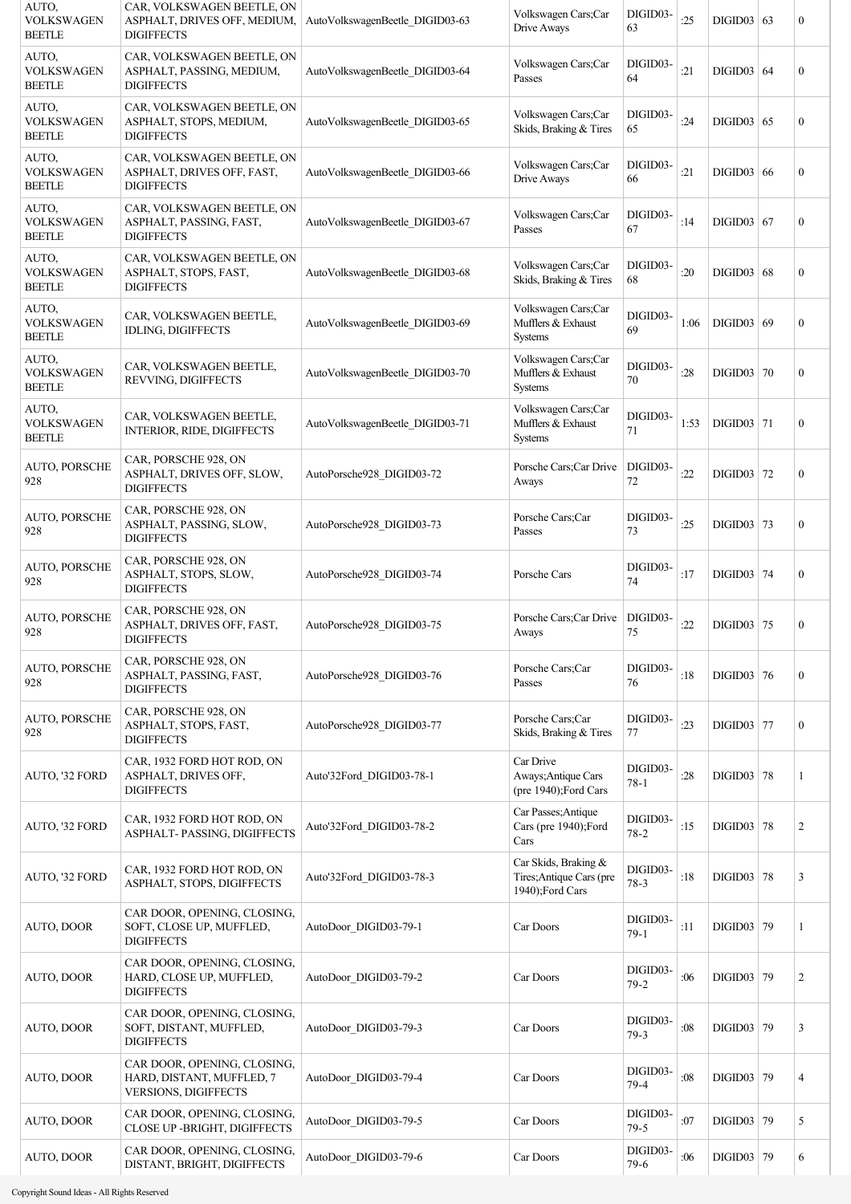| | | | | | | | | |
|---|---|---|---|---|---|---|---|---|
| AUTO, VOLKSWAGEN BEETLE | CAR, VOLKSWAGEN BEETLE, ON ASPHALT, DRIVES OFF, MEDIUM, DIGIFFECTS | AutoVolkswagenBeetle_DIGID03-63 | Volkswagen Cars;Car Drive Aways | DIGID03-63 | :25 | DIGID03 | 63 | 0 |
| AUTO, VOLKSWAGEN BEETLE | CAR, VOLKSWAGEN BEETLE, ON ASPHALT, PASSING, MEDIUM, DIGIFFECTS | AutoVolkswagenBeetle_DIGID03-64 | Volkswagen Cars;Car Passes | DIGID03-64 | :21 | DIGID03 | 64 | 0 |
| AUTO, VOLKSWAGEN BEETLE | CAR, VOLKSWAGEN BEETLE, ON ASPHALT, STOPS, MEDIUM, DIGIFFECTS | AutoVolkswagenBeetle_DIGID03-65 | Volkswagen Cars;Car Skids, Braking & Tires | DIGID03-65 | :24 | DIGID03 | 65 | 0 |
| AUTO, VOLKSWAGEN BEETLE | CAR, VOLKSWAGEN BEETLE, ON ASPHALT, DRIVES OFF, FAST, DIGIFFECTS | AutoVolkswagenBeetle_DIGID03-66 | Volkswagen Cars;Car Drive Aways | DIGID03-66 | :21 | DIGID03 | 66 | 0 |
| AUTO, VOLKSWAGEN BEETLE | CAR, VOLKSWAGEN BEETLE, ON ASPHALT, PASSING, FAST, DIGIFFECTS | AutoVolkswagenBeetle_DIGID03-67 | Volkswagen Cars;Car Passes | DIGID03-67 | :14 | DIGID03 | 67 | 0 |
| AUTO, VOLKSWAGEN BEETLE | CAR, VOLKSWAGEN BEETLE, ON ASPHALT, STOPS, FAST, DIGIFFECTS | AutoVolkswagenBeetle_DIGID03-68 | Volkswagen Cars;Car Skids, Braking & Tires | DIGID03-68 | :20 | DIGID03 | 68 | 0 |
| AUTO, VOLKSWAGEN BEETLE | CAR, VOLKSWAGEN BEETLE, IDLING, DIGIFFECTS | AutoVolkswagenBeetle_DIGID03-69 | Volkswagen Cars;Car Mufflers & Exhaust Systems | DIGID03-69 | 1:06 | DIGID03 | 69 | 0 |
| AUTO, VOLKSWAGEN BEETLE | CAR, VOLKSWAGEN BEETLE, REVVING, DIGIFFECTS | AutoVolkswagenBeetle_DIGID03-70 | Volkswagen Cars;Car Mufflers & Exhaust Systems | DIGID03-70 | :28 | DIGID03 | 70 | 0 |
| AUTO, VOLKSWAGEN BEETLE | CAR, VOLKSWAGEN BEETLE, INTERIOR, RIDE, DIGIFFECTS | AutoVolkswagenBeetle_DIGID03-71 | Volkswagen Cars;Car Mufflers & Exhaust Systems | DIGID03-71 | 1:53 | DIGID03 | 71 | 0 |
| AUTO, PORSCHE 928 | CAR, PORSCHE 928, ON ASPHALT, DRIVES OFF, SLOW, DIGIFFECTS | AutoPorsche928_DIGID03-72 | Porsche Cars;Car Drive Aways | DIGID03-72 | :22 | DIGID03 | 72 | 0 |
| AUTO, PORSCHE 928 | CAR, PORSCHE 928, ON ASPHALT, PASSING, SLOW, DIGIFFECTS | AutoPorsche928_DIGID03-73 | Porsche Cars;Car Passes | DIGID03-73 | :25 | DIGID03 | 73 | 0 |
| AUTO, PORSCHE 928 | CAR, PORSCHE 928, ON ASPHALT, STOPS, SLOW, DIGIFFECTS | AutoPorsche928_DIGID03-74 | Porsche Cars | DIGID03-74 | :17 | DIGID03 | 74 | 0 |
| AUTO, PORSCHE 928 | CAR, PORSCHE 928, ON ASPHALT, DRIVES OFF, FAST, DIGIFFECTS | AutoPorsche928_DIGID03-75 | Porsche Cars;Car Drive Aways | DIGID03-75 | :22 | DIGID03 | 75 | 0 |
| AUTO, PORSCHE 928 | CAR, PORSCHE 928, ON ASPHALT, PASSING, FAST, DIGIFFECTS | AutoPorsche928_DIGID03-76 | Porsche Cars;Car Passes | DIGID03-76 | :18 | DIGID03 | 76 | 0 |
| AUTO, PORSCHE 928 | CAR, PORSCHE 928, ON ASPHALT, STOPS, FAST, DIGIFFECTS | AutoPorsche928_DIGID03-77 | Porsche Cars;Car Skids, Braking & Tires | DIGID03-77 | :23 | DIGID03 | 77 | 0 |
| AUTO, '32 FORD | CAR, 1932 FORD HOT ROD, ON ASPHALT, DRIVES OFF, DIGIFFECTS | Auto'32Ford_DIGID03-78-1 | Car Drive Aways;Antique Cars (pre 1940);Ford Cars | DIGID03-78-1 | :28 | DIGID03 | 78 | 1 |
| AUTO, '32 FORD | CAR, 1932 FORD HOT ROD, ON ASPHALT- PASSING, DIGIFFECTS | Auto'32Ford_DIGID03-78-2 | Car Passes;Antique Cars (pre 1940);Ford Cars | DIGID03-78-2 | :15 | DIGID03 | 78 | 2 |
| AUTO, '32 FORD | CAR, 1932 FORD HOT ROD, ON ASPHALT, STOPS, DIGIFFECTS | Auto'32Ford_DIGID03-78-3 | Car Skids, Braking & Tires;Antique Cars (pre 1940);Ford Cars | DIGID03-78-3 | :18 | DIGID03 | 78 | 3 |
| AUTO, DOOR | CAR DOOR, OPENING, CLOSING, SOFT, CLOSE UP, MUFFLED, DIGIFFECTS | AutoDoor_DIGID03-79-1 | Car Doors | DIGID03-79-1 | :11 | DIGID03 | 79 | 1 |
| AUTO, DOOR | CAR DOOR, OPENING, CLOSING, HARD, CLOSE UP, MUFFLED, DIGIFFECTS | AutoDoor_DIGID03-79-2 | Car Doors | DIGID03-79-2 | :06 | DIGID03 | 79 | 2 |
| AUTO, DOOR | CAR DOOR, OPENING, CLOSING, SOFT, DISTANT, MUFFLED, DIGIFFECTS | AutoDoor_DIGID03-79-3 | Car Doors | DIGID03-79-3 | :08 | DIGID03 | 79 | 3 |
| AUTO, DOOR | CAR DOOR, OPENING, CLOSING, HARD, DISTANT, MUFFLED, 7 VERSIONS, DIGIFFECTS | AutoDoor_DIGID03-79-4 | Car Doors | DIGID03-79-4 | :08 | DIGID03 | 79 | 4 |
| AUTO, DOOR | CAR DOOR, OPENING, CLOSING, CLOSE UP -BRIGHT, DIGIFFECTS | AutoDoor_DIGID03-79-5 | Car Doors | DIGID03-79-5 | :07 | DIGID03 | 79 | 5 |
| AUTO, DOOR | CAR DOOR, OPENING, CLOSING, DISTANT, BRIGHT, DIGIFFECTS | AutoDoor_DIGID03-79-6 | Car Doors | DIGID03-79-6 | :06 | DIGID03 | 79 | 6 |

Copyright Sound Ideas - All Rights Reserved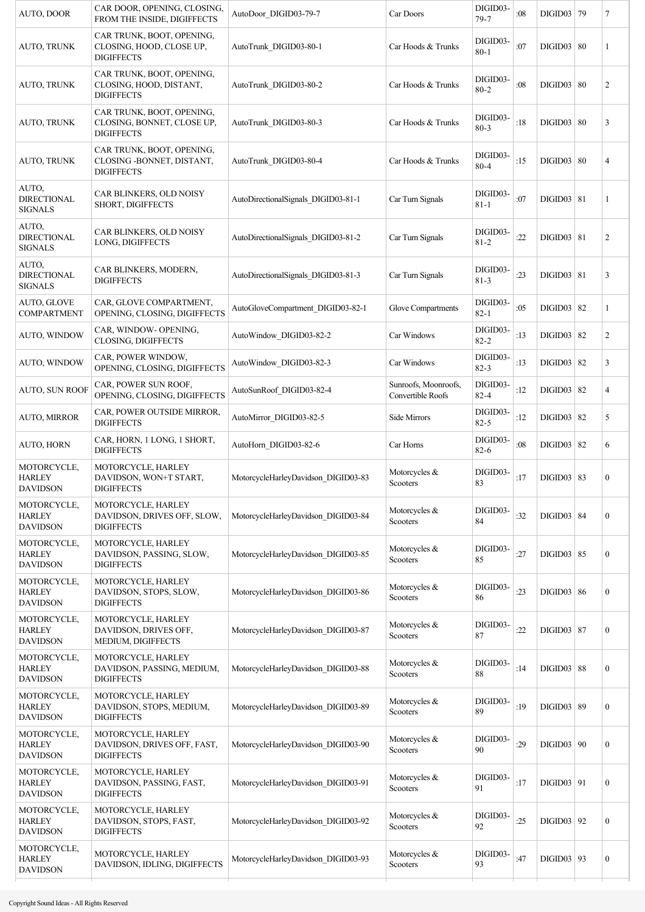| AUTO, DOOR | CAR DOOR, OPENING, CLOSING, FROM THE INSIDE, DIGIFFECTS | AutoDoor_DIGID03-79-7 | Car Doors | DIGID03-79-7 | :08 | DIGID03 | 79 | 7 |
|---|---|---|---|---|---|---|---|---|
| AUTO, TRUNK | CAR TRUNK, BOOT, OPENING, CLOSING, HOOD, CLOSE UP, DIGIFFECTS | AutoTrunk_DIGID03-80-1 | Car Hoods & Trunks | DIGID03-80-1 | :07 | DIGID03 | 80 | 1 |
| AUTO, TRUNK | CAR TRUNK, BOOT, OPENING, CLOSING, HOOD, DISTANT, DIGIFFECTS | AutoTrunk_DIGID03-80-2 | Car Hoods & Trunks | DIGID03-80-2 | :08 | DIGID03 | 80 | 2 |
| AUTO, TRUNK | CAR TRUNK, BOOT, OPENING, CLOSING, BONNET, CLOSE UP, DIGIFFECTS | AutoTrunk_DIGID03-80-3 | Car Hoods & Trunks | DIGID03-80-3 | :18 | DIGID03 | 80 | 3 |
| AUTO, TRUNK | CAR TRUNK, BOOT, OPENING, CLOSING -BONNET, DISTANT, DIGIFFECTS | AutoTrunk_DIGID03-80-4 | Car Hoods & Trunks | DIGID03-80-4 | :15 | DIGID03 | 80 | 4 |
| AUTO, DIRECTIONAL SIGNALS | CAR BLINKERS, OLD NOISY SHORT, DIGIFFECTS | AutoDirectionalSignals_DIGID03-81-1 | Car Turn Signals | DIGID03-81-1 | :07 | DIGID03 | 81 | 1 |
| AUTO, DIRECTIONAL SIGNALS | CAR BLINKERS, OLD NOISY LONG, DIGIFFECTS | AutoDirectionalSignals_DIGID03-81-2 | Car Turn Signals | DIGID03-81-2 | :22 | DIGID03 | 81 | 2 |
| AUTO, DIRECTIONAL SIGNALS | CAR BLINKERS, MODERN, DIGIFFECTS | AutoDirectionalSignals_DIGID03-81-3 | Car Turn Signals | DIGID03-81-3 | :23 | DIGID03 | 81 | 3 |
| AUTO, GLOVE COMPARTMENT | CAR, GLOVE COMPARTMENT, OPENING, CLOSING, DIGIFFECTS | AutoGloveCompartment_DIGID03-82-1 | Glove Compartments | DIGID03-82-1 | :05 | DIGID03 | 82 | 1 |
| AUTO, WINDOW | CAR, WINDOW- OPENING, CLOSING, DIGIFFECTS | AutoWindow_DIGID03-82-2 | Car Windows | DIGID03-82-2 | :13 | DIGID03 | 82 | 2 |
| AUTO, WINDOW | CAR, POWER WINDOW, OPENING, CLOSING, DIGIFFECTS | AutoWindow_DIGID03-82-3 | Car Windows | DIGID03-82-3 | :13 | DIGID03 | 82 | 3 |
| AUTO, SUN ROOF | CAR, POWER SUN ROOF, OPENING, CLOSING, DIGIFFECTS | AutoSunRoof_DIGID03-82-4 | Sunroofs, Moonroofs, Convertible Roofs | DIGID03-82-4 | :12 | DIGID03 | 82 | 4 |
| AUTO, MIRROR | CAR, POWER OUTSIDE MIRROR, DIGIFFECTS | AutoMirror_DIGID03-82-5 | Side Mirrors | DIGID03-82-5 | :12 | DIGID03 | 82 | 5 |
| AUTO, HORN | CAR, HORN, 1 LONG, 1 SHORT, DIGIFFECTS | AutoHorn_DIGID03-82-6 | Car Horns | DIGID03-82-6 | :08 | DIGID03 | 82 | 6 |
| MOTORCYCLE, HARLEY DAVIDSON | MOTORCYCLE, HARLEY DAVIDSON, WON+T START, DIGIFFECTS | MotorcycleHarleyDavidson_DIGID03-83 | Motorcycles & Scooters | DIGID03-83 | :17 | DIGID03 | 83 | 0 |
| MOTORCYCLE, HARLEY DAVIDSON | MOTORCYCLE, HARLEY DAVIDSON, DRIVES OFF, SLOW, DIGIFFECTS | MotorcycleHarleyDavidson_DIGID03-84 | Motorcycles & Scooters | DIGID03-84 | :32 | DIGID03 | 84 | 0 |
| MOTORCYCLE, HARLEY DAVIDSON | MOTORCYCLE, HARLEY DAVIDSON, PASSING, SLOW, DIGIFFECTS | MotorcycleHarleyDavidson_DIGID03-85 | Motorcycles & Scooters | DIGID03-85 | :27 | DIGID03 | 85 | 0 |
| MOTORCYCLE, HARLEY DAVIDSON | MOTORCYCLE, HARLEY DAVIDSON, STOPS, SLOW, DIGIFFECTS | MotorcycleHarleyDavidson_DIGID03-86 | Motorcycles & Scooters | DIGID03-86 | :23 | DIGID03 | 86 | 0 |
| MOTORCYCLE, HARLEY DAVIDSON | MOTORCYCLE, HARLEY DAVIDSON, DRIVES OFF, MEDIUM, DIGIFFECTS | MotorcycleHarleyDavidson_DIGID03-87 | Motorcycles & Scooters | DIGID03-87 | :22 | DIGID03 | 87 | 0 |
| MOTORCYCLE, HARLEY DAVIDSON | MOTORCYCLE, HARLEY DAVIDSON, PASSING, MEDIUM, DIGIFFECTS | MotorcycleHarleyDavidson_DIGID03-88 | Motorcycles & Scooters | DIGID03-88 | :14 | DIGID03 | 88 | 0 |
| MOTORCYCLE, HARLEY DAVIDSON | MOTORCYCLE, HARLEY DAVIDSON, STOPS, MEDIUM, DIGIFFECTS | MotorcycleHarleyDavidson_DIGID03-89 | Motorcycles & Scooters | DIGID03-89 | :19 | DIGID03 | 89 | 0 |
| MOTORCYCLE, HARLEY DAVIDSON | MOTORCYCLE, HARLEY DAVIDSON, DRIVES OFF, FAST, DIGIFFECTS | MotorcycleHarleyDavidson_DIGID03-90 | Motorcycles & Scooters | DIGID03-90 | :29 | DIGID03 | 90 | 0 |
| MOTORCYCLE, HARLEY DAVIDSON | MOTORCYCLE, HARLEY DAVIDSON, PASSING, FAST, DIGIFFECTS | MotorcycleHarleyDavidson_DIGID03-91 | Motorcycles & Scooters | DIGID03-91 | :17 | DIGID03 | 91 | 0 |
| MOTORCYCLE, HARLEY DAVIDSON | MOTORCYCLE, HARLEY DAVIDSON, STOPS, FAST, DIGIFFECTS | MotorcycleHarleyDavidson_DIGID03-92 | Motorcycles & Scooters | DIGID03-92 | :25 | DIGID03 | 92 | 0 |
| MOTORCYCLE, HARLEY DAVIDSON | MOTORCYCLE, HARLEY DAVIDSON, IDLING, DIGIFFECTS | MotorcycleHarleyDavidson_DIGID03-93 | Motorcycles & Scooters | DIGID03-93 | :47 | DIGID03 | 93 | 0 |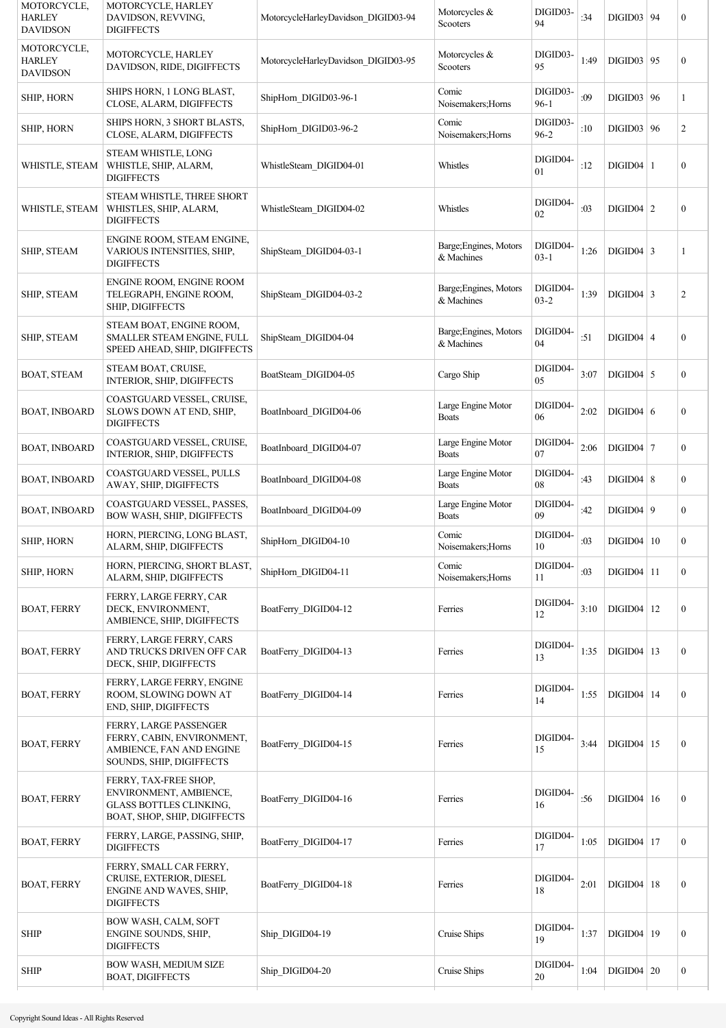| | | | | | | | | |
|---|---|---|---|---|---|---|---|---|
| MOTORCYCLE, HARLEY DAVIDSON | MOTORCYCLE, HARLEY DAVIDSON, REVVING, DIGIFFECTS | MotorcycleHarleyDavidson_DIGID03-94 | Motorcycles & Scooters | DIGID03-94 | :34 | DIGID03 | 94 | 0 |
| MOTORCYCLE, HARLEY DAVIDSON | MOTORCYCLE, HARLEY DAVIDSON, RIDE, DIGIFFECTS | MotorcycleHarleyDavidson_DIGID03-95 | Motorcycles & Scooters | DIGID03-95 | 1:49 | DIGID03 | 95 | 0 |
| SHIP, HORN | SHIPS HORN, 1 LONG BLAST, CLOSE, ALARM, DIGIFFECTS | ShipHorn_DIGID03-96-1 | Comic Noisemakers;Horns | DIGID03-96-1 | :09 | DIGID03 | 96 | 1 |
| SHIP, HORN | SHIPS HORN, 3 SHORT BLASTS, CLOSE, ALARM, DIGIFFECTS | ShipHorn_DIGID03-96-2 | Comic Noisemakers;Horns | DIGID03-96-2 | :10 | DIGID03 | 96 | 2 |
| WHISTLE, STEAM | STEAM WHISTLE, LONG WHISTLE, SHIP, ALARM, DIGIFFECTS | WhistleSteam_DIGID04-01 | Whistles | DIGID04-01 | :12 | DIGID04 | 1 | 0 |
| WHISTLE, STEAM | STEAM WHISTLE, THREE SHORT WHISTLES, SHIP, ALARM, DIGIFFECTS | WhistleSteam_DIGID04-02 | Whistles | DIGID04-02 | :03 | DIGID04 | 2 | 0 |
| SHIP, STEAM | ENGINE ROOM, STEAM ENGINE, VARIOUS INTENSITIES, SHIP, DIGIFFECTS | ShipSteam_DIGID04-03-1 | Barge;Engines, Motors & Machines | DIGID04-03-1 | 1:26 | DIGID04 | 3 | 1 |
| SHIP, STEAM | ENGINE ROOM, ENGINE ROOM TELEGRAPH, ENGINE ROOM, SHIP, DIGIFFECTS | ShipSteam_DIGID04-03-2 | Barge;Engines, Motors & Machines | DIGID04-03-2 | 1:39 | DIGID04 | 3 | 2 |
| SHIP, STEAM | STEAM BOAT, ENGINE ROOM, SMALLER STEAM ENGINE, FULL SPEED AHEAD, SHIP, DIGIFFECTS | ShipSteam_DIGID04-04 | Barge;Engines, Motors & Machines | DIGID04-04 | :51 | DIGID04 | 4 | 0 |
| BOAT, STEAM | STEAM BOAT, CRUISE, INTERIOR, SHIP, DIGIFFECTS | BoatSteam_DIGID04-05 | Cargo Ship | DIGID04-05 | 3:07 | DIGID04 | 5 | 0 |
| BOAT, INBOARD | COASTGUARD VESSEL, CRUISE, SLOWS DOWN AT END, SHIP, DIGIFFECTS | BoatInboard_DIGID04-06 | Large Engine Motor Boats | DIGID04-06 | 2:02 | DIGID04 | 6 | 0 |
| BOAT, INBOARD | COASTGUARD VESSEL, CRUISE, INTERIOR, SHIP, DIGIFFECTS | BoatInboard_DIGID04-07 | Large Engine Motor Boats | DIGID04-07 | 2:06 | DIGID04 | 7 | 0 |
| BOAT, INBOARD | COASTGUARD VESSEL, PULLS AWAY, SHIP, DIGIFFECTS | BoatInboard_DIGID04-08 | Large Engine Motor Boats | DIGID04-08 | :43 | DIGID04 | 8 | 0 |
| BOAT, INBOARD | COASTGUARD VESSEL, PASSES, BOW WASH, SHIP, DIGIFFECTS | BoatInboard_DIGID04-09 | Large Engine Motor Boats | DIGID04-09 | :42 | DIGID04 | 9 | 0 |
| SHIP, HORN | HORN, PIERCING, LONG BLAST, ALARM, SHIP, DIGIFFECTS | ShipHorn_DIGID04-10 | Comic Noisemakers;Horns | DIGID04-10 | :03 | DIGID04 | 10 | 0 |
| SHIP, HORN | HORN, PIERCING, SHORT BLAST, ALARM, SHIP, DIGIFFECTS | ShipHorn_DIGID04-11 | Comic Noisemakers;Horns | DIGID04-11 | :03 | DIGID04 | 11 | 0 |
| BOAT, FERRY | FERRY, LARGE FERRY, CAR DECK, ENVIRONMENT, AMBIENCE, SHIP, DIGIFFECTS | BoatFerry_DIGID04-12 | Ferries | DIGID04-12 | 3:10 | DIGID04 | 12 | 0 |
| BOAT, FERRY | FERRY, LARGE FERRY, CARS AND TRUCKS DRIVEN OFF CAR DECK, SHIP, DIGIFFECTS | BoatFerry_DIGID04-13 | Ferries | DIGID04-13 | 1:35 | DIGID04 | 13 | 0 |
| BOAT, FERRY | FERRY, LARGE FERRY, ENGINE ROOM, SLOWING DOWN AT END, SHIP, DIGIFFECTS | BoatFerry_DIGID04-14 | Ferries | DIGID04-14 | 1:55 | DIGID04 | 14 | 0 |
| BOAT, FERRY | FERRY, LARGE PASSENGER FERRY, CABIN, ENVIRONMENT, AMBIENCE, FAN AND ENGINE SOUNDS, SHIP, DIGIFFECTS | BoatFerry_DIGID04-15 | Ferries | DIGID04-15 | 3:44 | DIGID04 | 15 | 0 |
| BOAT, FERRY | FERRY, TAX-FREE SHOP, ENVIRONMENT, AMBIENCE, GLASS BOTTLES CLINKING, BOAT, SHOP, SHIP, DIGIFFECTS | BoatFerry_DIGID04-16 | Ferries | DIGID04-16 | :56 | DIGID04 | 16 | 0 |
| BOAT, FERRY | FERRY, LARGE, PASSING, SHIP, DIGIFFECTS | BoatFerry_DIGID04-17 | Ferries | DIGID04-17 | 1:05 | DIGID04 | 17 | 0 |
| BOAT, FERRY | FERRY, SMALL CAR FERRY, CRUISE, EXTERIOR, DIESEL ENGINE AND WAVES, SHIP, DIGIFFECTS | BoatFerry_DIGID04-18 | Ferries | DIGID04-18 | 2:01 | DIGID04 | 18 | 0 |
| SHIP | BOW WASH, CALM, SOFT ENGINE SOUNDS, SHIP, DIGIFFECTS | Ship_DIGID04-19 | Cruise Ships | DIGID04-19 | 1:37 | DIGID04 | 19 | 0 |
| SHIP | BOW WASH, MEDIUM SIZE BOAT, DIGIFFECTS | Ship_DIGID04-20 | Cruise Ships | DIGID04-20 | 1:04 | DIGID04 | 20 | 0 |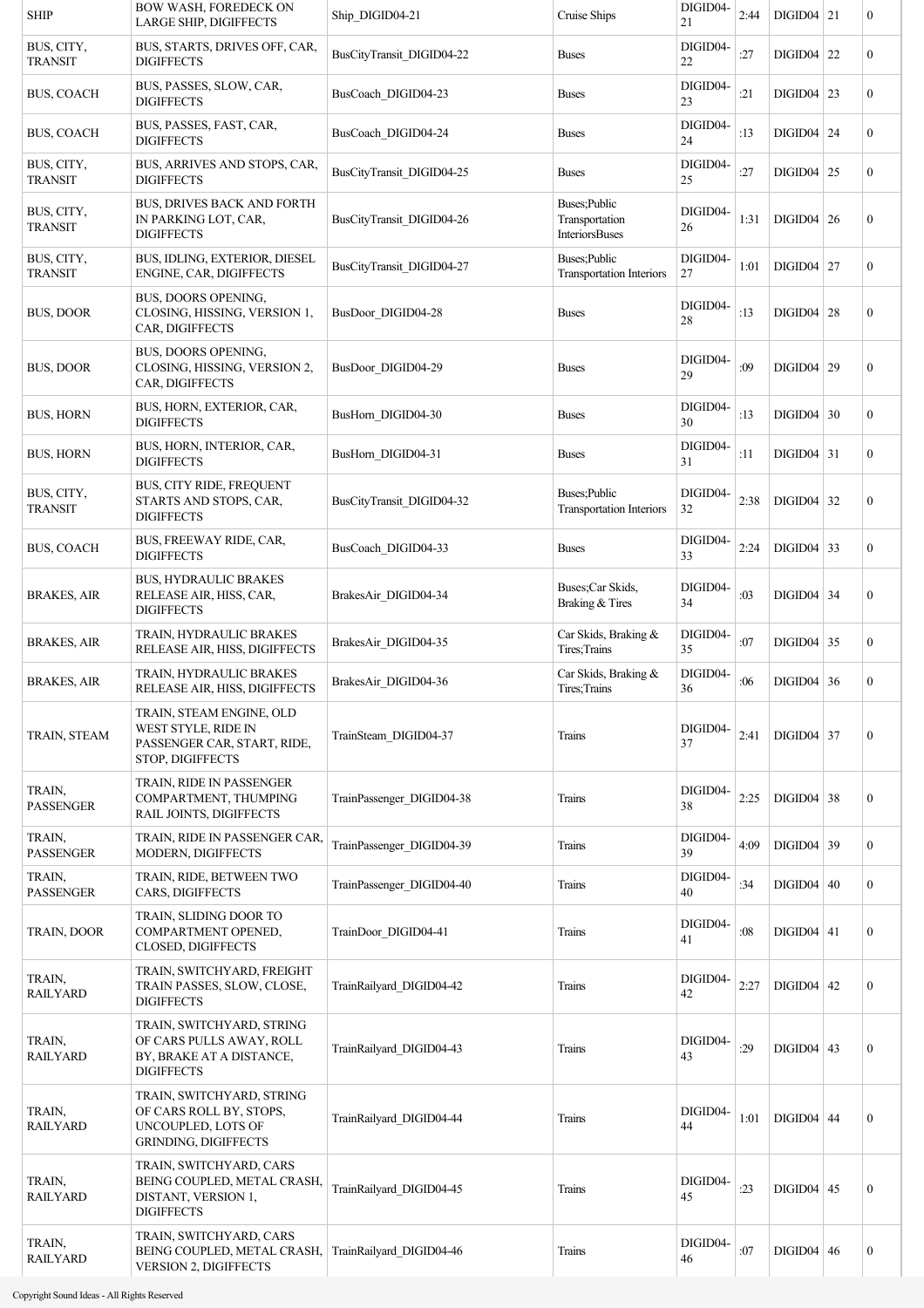| SHIP | BOW WASH, FOREDECK ON LARGE SHIP, DIGIFFECTS | Ship_DIGID04-21 | Cruise Ships | DIGID04-21 | 2:44 | DIGID04 | 21 | 0 |
|---|---|---|---|---|---|---|---|---|
| BUS, CITY, TRANSIT | BUS, STARTS, DRIVES OFF, CAR, DIGIFFECTS | BusCityTransit_DIGID04-22 | Buses | DIGID04-22 | :27 | DIGID04 | 22 | 0 |
| BUS, COACH | BUS, PASSES, SLOW, CAR, DIGIFFECTS | BusCoach_DIGID04-23 | Buses | DIGID04-23 | :21 | DIGID04 | 23 | 0 |
| BUS, COACH | BUS, PASSES, FAST, CAR, DIGIFFECTS | BusCoach_DIGID04-24 | Buses | DIGID04-24 | :13 | DIGID04 | 24 | 0 |
| BUS, CITY, TRANSIT | BUS, ARRIVES AND STOPS, CAR, DIGIFFECTS | BusCityTransit_DIGID04-25 | Buses | DIGID04-25 | :27 | DIGID04 | 25 | 0 |
| BUS, CITY, TRANSIT | BUS, DRIVES BACK AND FORTH IN PARKING LOT, CAR, DIGIFFECTS | BusCityTransit_DIGID04-26 | Buses;Public Transportation InteriorsBuses | DIGID04-26 | 1:31 | DIGID04 | 26 | 0 |
| BUS, CITY, TRANSIT | BUS, IDLING, EXTERIOR, DIESEL ENGINE, CAR, DIGIFFECTS | BusCityTransit_DIGID04-27 | Buses;Public Transportation Interiors | DIGID04-27 | 1:01 | DIGID04 | 27 | 0 |
| BUS, DOOR | BUS, DOORS OPENING, CLOSING, HISSING, VERSION 1, CAR, DIGIFFECTS | BusDoor_DIGID04-28 | Buses | DIGID04-28 | :13 | DIGID04 | 28 | 0 |
| BUS, DOOR | BUS, DOORS OPENING, CLOSING, HISSING, VERSION 2, CAR, DIGIFFECTS | BusDoor_DIGID04-29 | Buses | DIGID04-29 | :09 | DIGID04 | 29 | 0 |
| BUS, HORN | BUS, HORN, EXTERIOR, CAR, DIGIFFECTS | BusHorn_DIGID04-30 | Buses | DIGID04-30 | :13 | DIGID04 | 30 | 0 |
| BUS, HORN | BUS, HORN, INTERIOR, CAR, DIGIFFECTS | BusHorn_DIGID04-31 | Buses | DIGID04-31 | :11 | DIGID04 | 31 | 0 |
| BUS, CITY, TRANSIT | BUS, CITY RIDE, FREQUENT STARTS AND STOPS, CAR, DIGIFFECTS | BusCityTransit_DIGID04-32 | Buses;Public Transportation Interiors | DIGID04-32 | 2:38 | DIGID04 | 32 | 0 |
| BUS, COACH | BUS, FREEWAY RIDE, CAR, DIGIFFECTS | BusCoach_DIGID04-33 | Buses | DIGID04-33 | 2:24 | DIGID04 | 33 | 0 |
| BRAKES, AIR | BUS, HYDRAULIC BRAKES RELEASE AIR, HISS, CAR, DIGIFFECTS | BrakesAir_DIGID04-34 | Buses;Car Skids, Braking & Tires | DIGID04-34 | :03 | DIGID04 | 34 | 0 |
| BRAKES, AIR | TRAIN, HYDRAULIC BRAKES RELEASE AIR, HISS, DIGIFFECTS | BrakesAir_DIGID04-35 | Car Skids, Braking & Tires;Trains | DIGID04-35 | :07 | DIGID04 | 35 | 0 |
| BRAKES, AIR | TRAIN, HYDRAULIC BRAKES RELEASE AIR, HISS, DIGIFFECTS | BrakesAir_DIGID04-36 | Car Skids, Braking & Tires;Trains | DIGID04-36 | :06 | DIGID04 | 36 | 0 |
| TRAIN, STEAM | TRAIN, STEAM ENGINE, OLD WEST STYLE, RIDE IN PASSENGER CAR, START, RIDE, STOP, DIGIFFECTS | TrainSteam_DIGID04-37 | Trains | DIGID04-37 | 2:41 | DIGID04 | 37 | 0 |
| TRAIN, PASSENGER | TRAIN, RIDE IN PASSENGER COMPARTMENT, THUMPING RAIL JOINTS, DIGIFFECTS | TrainPassenger_DIGID04-38 | Trains | DIGID04-38 | 2:25 | DIGID04 | 38 | 0 |
| TRAIN, PASSENGER | TRAIN, RIDE IN PASSENGER CAR, MODERN, DIGIFFECTS | TrainPassenger_DIGID04-39 | Trains | DIGID04-39 | 4:09 | DIGID04 | 39 | 0 |
| TRAIN, PASSENGER | TRAIN, RIDE, BETWEEN TWO CARS, DIGIFFECTS | TrainPassenger_DIGID04-40 | Trains | DIGID04-40 | :34 | DIGID04 | 40 | 0 |
| TRAIN, DOOR | TRAIN, SLIDING DOOR TO COMPARTMENT OPENED, CLOSED, DIGIFFECTS | TrainDoor_DIGID04-41 | Trains | DIGID04-41 | :08 | DIGID04 | 41 | 0 |
| TRAIN, RAILYARD | TRAIN, SWITCHYARD, FREIGHT TRAIN PASSES, SLOW, CLOSE, DIGIFFECTS | TrainRailyard_DIGID04-42 | Trains | DIGID04-42 | 2:27 | DIGID04 | 42 | 0 |
| TRAIN, RAILYARD | TRAIN, SWITCHYARD, STRING OF CARS PULLS AWAY, ROLL BY, BRAKE AT A DISTANCE, DIGIFFECTS | TrainRailyard_DIGID04-43 | Trains | DIGID04-43 | :29 | DIGID04 | 43 | 0 |
| TRAIN, RAILYARD | TRAIN, SWITCHYARD, STRING OF CARS ROLL BY, STOPS, UNCOUPLED, LOTS OF GRINDING, DIGIFFECTS | TrainRailyard_DIGID04-44 | Trains | DIGID04-44 | 1:01 | DIGID04 | 44 | 0 |
| TRAIN, RAILYARD | TRAIN, SWITCHYARD, CARS BEING COUPLED, METAL CRASH, DISTANT, VERSION 1, DIGIFFECTS | TrainRailyard_DIGID04-45 | Trains | DIGID04-45 | :23 | DIGID04 | 45 | 0 |
| TRAIN, RAILYARD | TRAIN, SWITCHYARD, CARS BEING COUPLED, METAL CRASH, VERSION 2, DIGIFFECTS | TrainRailyard_DIGID04-46 | Trains | DIGID04-46 | :07 | DIGID04 | 46 | 0 |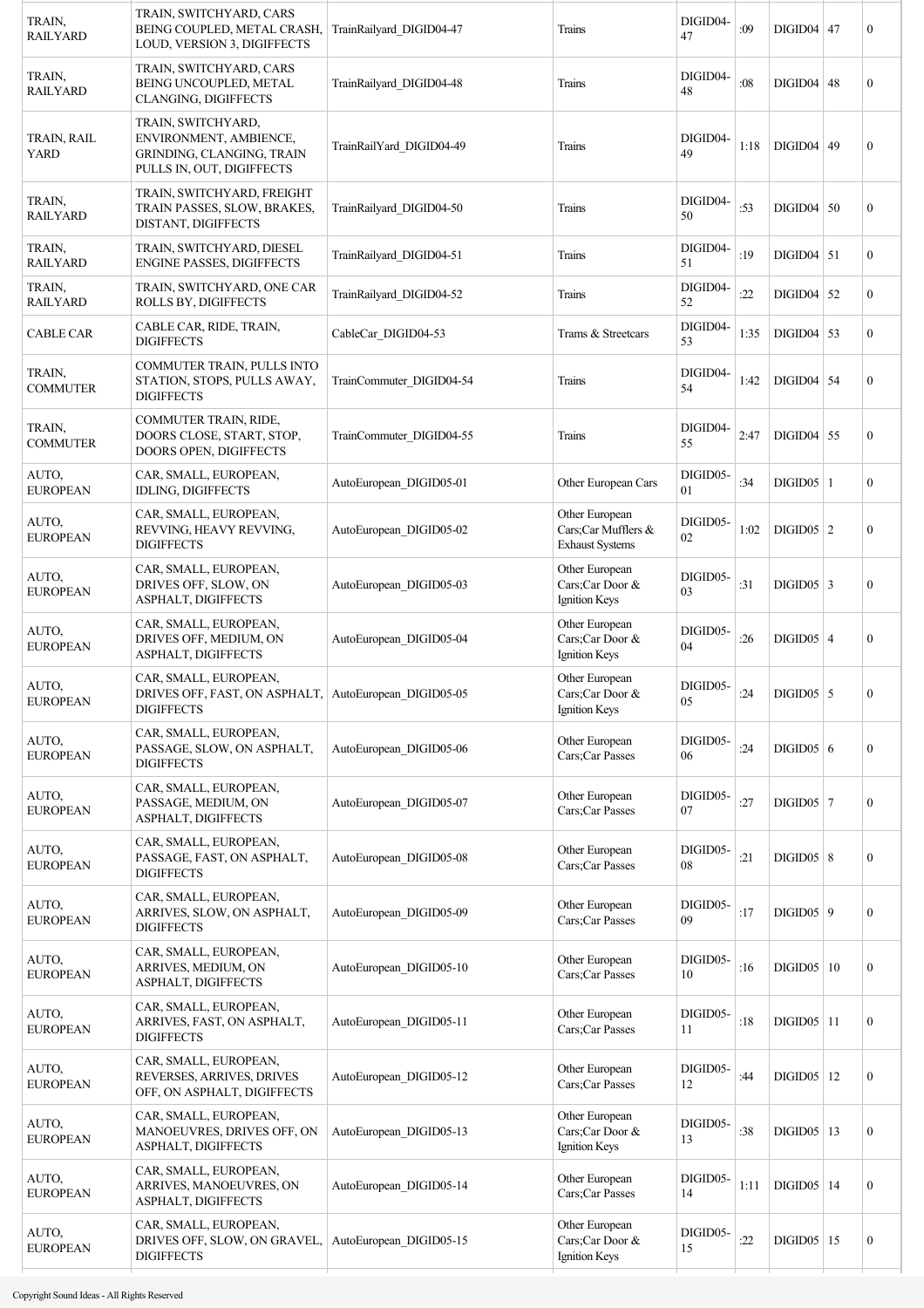| TRAIN, RAILYARD | TRAIN, SWITCHYARD, CARS BEING COUPLED, METAL CRASH, LOUD, VERSION 3, DIGIFFECTS | TrainRailyard_DIGID04-47 | Trains | DIGID04-47 | :09 | DIGID04 | 47 | 0 |
|---|---|---|---|---|---|---|---|---|
| TRAIN, RAILYARD | TRAIN, SWITCHYARD, CARS BEING UNCOUPLED, METAL CLANGING, DIGIFFECTS | TrainRailyard_DIGID04-48 | Trains | DIGID04-48 | :08 | DIGID04 | 48 | 0 |
| TRAIN, RAIL YARD | TRAIN, SWITCHYARD, ENVIRONMENT, AMBIENCE, GRINDING, CLANGING, TRAIN PULLS IN, OUT, DIGIFFECTS | TrainRailYard_DIGID04-49 | Trains | DIGID04-49 | 1:18 | DIGID04 | 49 | 0 |
| TRAIN, RAILYARD | TRAIN, SWITCHYARD, FREIGHT TRAIN PASSES, SLOW, BRAKES, DISTANT, DIGIFFECTS | TrainRailyard_DIGID04-50 | Trains | DIGID04-50 | :53 | DIGID04 | 50 | 0 |
| TRAIN, RAILYARD | TRAIN, SWITCHYARD, DIESEL ENGINE PASSES, DIGIFFECTS | TrainRailyard_DIGID04-51 | Trains | DIGID04-51 | :19 | DIGID04 | 51 | 0 |
| TRAIN, RAILYARD | TRAIN, SWITCHYARD, ONE CAR ROLLS BY, DIGIFFECTS | TrainRailyard_DIGID04-52 | Trains | DIGID04-52 | :22 | DIGID04 | 52 | 0 |
| CABLE CAR | CABLE CAR, RIDE, TRAIN, DIGIFFECTS | CableCar_DIGID04-53 | Trams & Streetcars | DIGID04-53 | 1:35 | DIGID04 | 53 | 0 |
| TRAIN, COMMUTER | COMMUTER TRAIN, PULLS INTO STATION, STOPS, PULLS AWAY, DIGIFFECTS | TrainCommuter_DIGID04-54 | Trains | DIGID04-54 | 1:42 | DIGID04 | 54 | 0 |
| TRAIN, COMMUTER | COMMUTER TRAIN, RIDE, DOORS CLOSE, START, STOP, DOORS OPEN, DIGIFFECTS | TrainCommuter_DIGID04-55 | Trains | DIGID04-55 | 2:47 | DIGID04 | 55 | 0 |
| AUTO, EUROPEAN | CAR, SMALL, EUROPEAN, IDLING, DIGIFFECTS | AutoEuropean_DIGID05-01 | Other European Cars | DIGID05-01 | :34 | DIGID05 | 1 | 0 |
| AUTO, EUROPEAN | CAR, SMALL, EUROPEAN, REVVING, HEAVY REVVING, DIGIFFECTS | AutoEuropean_DIGID05-02 | Other European Cars;Car Mufflers & Exhaust Systems | DIGID05-02 | 1:02 | DIGID05 | 2 | 0 |
| AUTO, EUROPEAN | CAR, SMALL, EUROPEAN, DRIVES OFF, SLOW, ON ASPHALT, DIGIFFECTS | AutoEuropean_DIGID05-03 | Other European Cars;Car Door & Ignition Keys | DIGID05-03 | :31 | DIGID05 | 3 | 0 |
| AUTO, EUROPEAN | CAR, SMALL, EUROPEAN, DRIVES OFF, MEDIUM, ON ASPHALT, DIGIFFECTS | AutoEuropean_DIGID05-04 | Other European Cars;Car Door & Ignition Keys | DIGID05-04 | :26 | DIGID05 | 4 | 0 |
| AUTO, EUROPEAN | CAR, SMALL, EUROPEAN, DRIVES OFF, FAST, ON ASPHALT, DIGIFFECTS | AutoEuropean_DIGID05-05 | Other European Cars;Car Door & Ignition Keys | DIGID05-05 | :24 | DIGID05 | 5 | 0 |
| AUTO, EUROPEAN | CAR, SMALL, EUROPEAN, PASSAGE, SLOW, ON ASPHALT, DIGIFFECTS | AutoEuropean_DIGID05-06 | Other European Cars;Car Passes | DIGID05-06 | :24 | DIGID05 | 6 | 0 |
| AUTO, EUROPEAN | CAR, SMALL, EUROPEAN, PASSAGE, MEDIUM, ON ASPHALT, DIGIFFECTS | AutoEuropean_DIGID05-07 | Other European Cars;Car Passes | DIGID05-07 | :27 | DIGID05 | 7 | 0 |
| AUTO, EUROPEAN | CAR, SMALL, EUROPEAN, PASSAGE, FAST, ON ASPHALT, DIGIFFECTS | AutoEuropean_DIGID05-08 | Other European Cars;Car Passes | DIGID05-08 | :21 | DIGID05 | 8 | 0 |
| AUTO, EUROPEAN | CAR, SMALL, EUROPEAN, ARRIVES, SLOW, ON ASPHALT, DIGIFFECTS | AutoEuropean_DIGID05-09 | Other European Cars;Car Passes | DIGID05-09 | :17 | DIGID05 | 9 | 0 |
| AUTO, EUROPEAN | CAR, SMALL, EUROPEAN, ARRIVES, MEDIUM, ON ASPHALT, DIGIFFECTS | AutoEuropean_DIGID05-10 | Other European Cars;Car Passes | DIGID05-10 | :16 | DIGID05 | 10 | 0 |
| AUTO, EUROPEAN | CAR, SMALL, EUROPEAN, ARRIVES, FAST, ON ASPHALT, DIGIFFECTS | AutoEuropean_DIGID05-11 | Other European Cars;Car Passes | DIGID05-11 | :18 | DIGID05 | 11 | 0 |
| AUTO, EUROPEAN | CAR, SMALL, EUROPEAN, REVERSES, ARRIVES, DRIVES OFF, ON ASPHALT, DIGIFFECTS | AutoEuropean_DIGID05-12 | Other European Cars;Car Passes | DIGID05-12 | :44 | DIGID05 | 12 | 0 |
| AUTO, EUROPEAN | CAR, SMALL, EUROPEAN, MANOEUVRES, DRIVES OFF, ON ASPHALT, DIGIFFECTS | AutoEuropean_DIGID05-13 | Other European Cars;Car Door & Ignition Keys | DIGID05-13 | :38 | DIGID05 | 13 | 0 |
| AUTO, EUROPEAN | CAR, SMALL, EUROPEAN, ARRIVES, MANOEUVRES, ON ASPHALT, DIGIFFECTS | AutoEuropean_DIGID05-14 | Other European Cars;Car Passes | DIGID05-14 | 1:11 | DIGID05 | 14 | 0 |
| AUTO, EUROPEAN | CAR, SMALL, EUROPEAN, DRIVES OFF, SLOW, ON GRAVEL, DIGIFFECTS | AutoEuropean_DIGID05-15 | Other European Cars;Car Door & Ignition Keys | DIGID05-15 | :22 | DIGID05 | 15 | 0 |

Copyright Sound Ideas - All Rights Reserved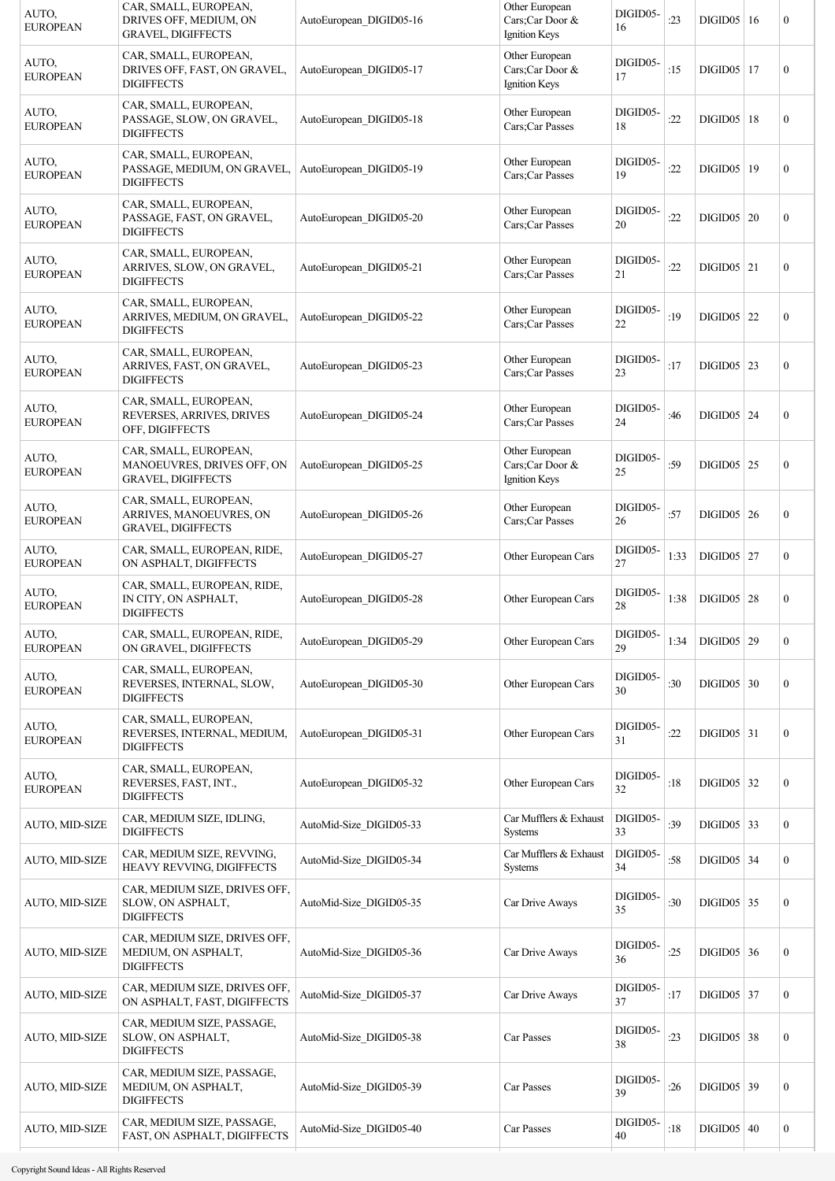| | | | | | | | | |
|---|---|---|---|---|---|---|---|---|
| AUTO, EUROPEAN | CAR, SMALL, EUROPEAN, DRIVES OFF, MEDIUM, ON GRAVEL, DIGIFFECTS | AutoEuropean_DIGID05-16 | Other European Cars;Car Door & Ignition Keys | DIGID05-16 | :23 | DIGID05 | 16 | 0 |
| AUTO, EUROPEAN | CAR, SMALL, EUROPEAN, DRIVES OFF, FAST, ON GRAVEL, DIGIFFECTS | AutoEuropean_DIGID05-17 | Other European Cars;Car Door & Ignition Keys | DIGID05-17 | :15 | DIGID05 | 17 | 0 |
| AUTO, EUROPEAN | CAR, SMALL, EUROPEAN, PASSAGE, SLOW, ON GRAVEL, DIGIFFECTS | AutoEuropean_DIGID05-18 | Other European Cars;Car Passes | DIGID05-18 | :22 | DIGID05 | 18 | 0 |
| AUTO, EUROPEAN | CAR, SMALL, EUROPEAN, PASSAGE, MEDIUM, ON GRAVEL, DIGIFFECTS | AutoEuropean_DIGID05-19 | Other European Cars;Car Passes | DIGID05-19 | :22 | DIGID05 | 19 | 0 |
| AUTO, EUROPEAN | CAR, SMALL, EUROPEAN, PASSAGE, FAST, ON GRAVEL, DIGIFFECTS | AutoEuropean_DIGID05-20 | Other European Cars;Car Passes | DIGID05-20 | :22 | DIGID05 | 20 | 0 |
| AUTO, EUROPEAN | CAR, SMALL, EUROPEAN, ARRIVES, SLOW, ON GRAVEL, DIGIFFECTS | AutoEuropean_DIGID05-21 | Other European Cars;Car Passes | DIGID05-21 | :22 | DIGID05 | 21 | 0 |
| AUTO, EUROPEAN | CAR, SMALL, EUROPEAN, ARRIVES, MEDIUM, ON GRAVEL, DIGIFFECTS | AutoEuropean_DIGID05-22 | Other European Cars;Car Passes | DIGID05-22 | :19 | DIGID05 | 22 | 0 |
| AUTO, EUROPEAN | CAR, SMALL, EUROPEAN, ARRIVES, FAST, ON GRAVEL, DIGIFFECTS | AutoEuropean_DIGID05-23 | Other European Cars;Car Passes | DIGID05-23 | :17 | DIGID05 | 23 | 0 |
| AUTO, EUROPEAN | CAR, SMALL, EUROPEAN, REVERSES, ARRIVES, DRIVES OFF, DIGIFFECTS | AutoEuropean_DIGID05-24 | Other European Cars;Car Passes | DIGID05-24 | :46 | DIGID05 | 24 | 0 |
| AUTO, EUROPEAN | CAR, SMALL, EUROPEAN, MANOEUVRES, DRIVES OFF, ON GRAVEL, DIGIFFECTS | AutoEuropean_DIGID05-25 | Other European Cars;Car Door & Ignition Keys | DIGID05-25 | :59 | DIGID05 | 25 | 0 |
| AUTO, EUROPEAN | CAR, SMALL, EUROPEAN, ARRIVES, MANOEUVRES, ON GRAVEL, DIGIFFECTS | AutoEuropean_DIGID05-26 | Other European Cars;Car Passes | DIGID05-26 | :57 | DIGID05 | 26 | 0 |
| AUTO, EUROPEAN | CAR, SMALL, EUROPEAN, RIDE, ON ASPHALT, DIGIFFECTS | AutoEuropean_DIGID05-27 | Other European Cars | DIGID05-27 | 1:33 | DIGID05 | 27 | 0 |
| AUTO, EUROPEAN | CAR, SMALL, EUROPEAN, RIDE, IN CITY, ON ASPHALT, DIGIFFECTS | AutoEuropean_DIGID05-28 | Other European Cars | DIGID05-28 | 1:38 | DIGID05 | 28 | 0 |
| AUTO, EUROPEAN | CAR, SMALL, EUROPEAN, RIDE, ON GRAVEL, DIGIFFECTS | AutoEuropean_DIGID05-29 | Other European Cars | DIGID05-29 | 1:34 | DIGID05 | 29 | 0 |
| AUTO, EUROPEAN | CAR, SMALL, EUROPEAN, REVERSES, INTERNAL, SLOW, DIGIFFECTS | AutoEuropean_DIGID05-30 | Other European Cars | DIGID05-30 | :30 | DIGID05 | 30 | 0 |
| AUTO, EUROPEAN | CAR, SMALL, EUROPEAN, REVERSES, INTERNAL, MEDIUM, DIGIFFECTS | AutoEuropean_DIGID05-31 | Other European Cars | DIGID05-31 | :22 | DIGID05 | 31 | 0 |
| AUTO, EUROPEAN | CAR, SMALL, EUROPEAN, REVERSES, FAST, INT., DIGIFFECTS | AutoEuropean_DIGID05-32 | Other European Cars | DIGID05-32 | :18 | DIGID05 | 32 | 0 |
| AUTO, MID-SIZE | CAR, MEDIUM SIZE, IDLING, DIGIFFECTS | AutoMid-Size_DIGID05-33 | Car Mufflers & Exhaust Systems | DIGID05-33 | :39 | DIGID05 | 33 | 0 |
| AUTO, MID-SIZE | CAR, MEDIUM SIZE, REVVING, HEAVY REVVING, DIGIFFECTS | AutoMid-Size_DIGID05-34 | Car Mufflers & Exhaust Systems | DIGID05-34 | :58 | DIGID05 | 34 | 0 |
| AUTO, MID-SIZE | CAR, MEDIUM SIZE, DRIVES OFF, SLOW, ON ASPHALT, DIGIFFECTS | AutoMid-Size_DIGID05-35 | Car Drive Aways | DIGID05-35 | :30 | DIGID05 | 35 | 0 |
| AUTO, MID-SIZE | CAR, MEDIUM SIZE, DRIVES OFF, MEDIUM, ON ASPHALT, DIGIFFECTS | AutoMid-Size_DIGID05-36 | Car Drive Aways | DIGID05-36 | :25 | DIGID05 | 36 | 0 |
| AUTO, MID-SIZE | CAR, MEDIUM SIZE, DRIVES OFF, ON ASPHALT, FAST, DIGIFFECTS | AutoMid-Size_DIGID05-37 | Car Drive Aways | DIGID05-37 | :17 | DIGID05 | 37 | 0 |
| AUTO, MID-SIZE | CAR, MEDIUM SIZE, PASSAGE, SLOW, ON ASPHALT, DIGIFFECTS | AutoMid-Size_DIGID05-38 | Car Passes | DIGID05-38 | :23 | DIGID05 | 38 | 0 |
| AUTO, MID-SIZE | CAR, MEDIUM SIZE, PASSAGE, MEDIUM, ON ASPHALT, DIGIFFECTS | AutoMid-Size_DIGID05-39 | Car Passes | DIGID05-39 | :26 | DIGID05 | 39 | 0 |
| AUTO, MID-SIZE | CAR, MEDIUM SIZE, PASSAGE, FAST, ON ASPHALT, DIGIFFECTS | AutoMid-Size_DIGID05-40 | Car Passes | DIGID05-40 | :18 | DIGID05 | 40 | 0 |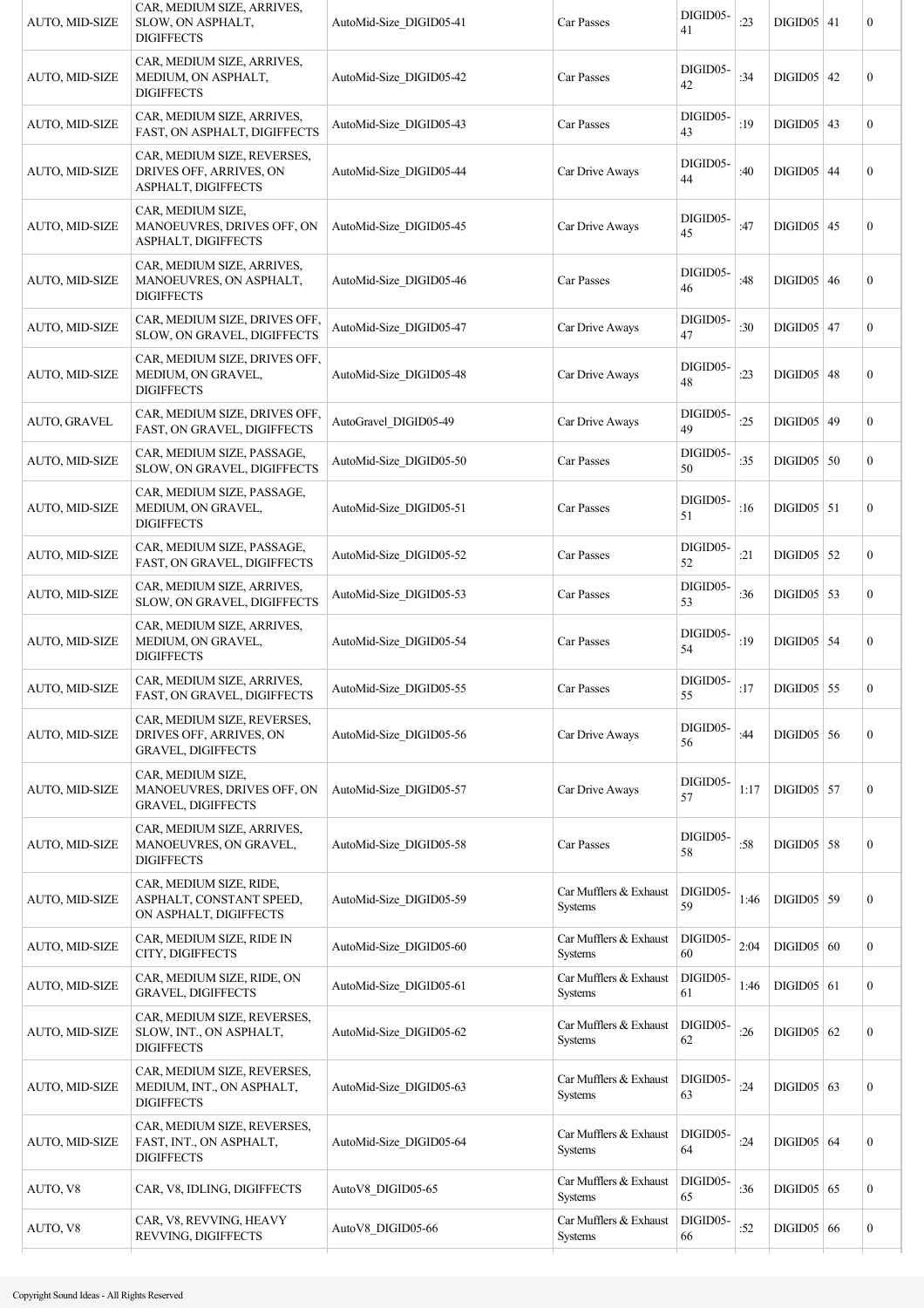| AUTO, MID-SIZE | CAR, MEDIUM SIZE, ARRIVES, SLOW, ON ASPHALT, DIGIFFECTS | AutoMid-Size_DIGID05-41 | Car Passes | DIGID05-41 | :23 | DIGID05 | 41 | 0 |
|---|---|---|---|---|---|---|---|---|
| AUTO, MID-SIZE | CAR, MEDIUM SIZE, ARRIVES, MEDIUM, ON ASPHALT, DIGIFFECTS | AutoMid-Size_DIGID05-42 | Car Passes | DIGID05-42 | :34 | DIGID05 | 42 | 0 |
| AUTO, MID-SIZE | CAR, MEDIUM SIZE, ARRIVES, FAST, ON ASPHALT, DIGIFFECTS | AutoMid-Size_DIGID05-43 | Car Passes | DIGID05-43 | :19 | DIGID05 | 43 | 0 |
| AUTO, MID-SIZE | CAR, MEDIUM SIZE, REVERSES, DRIVES OFF, ARRIVES, ON ASPHALT, DIGIFFECTS | AutoMid-Size_DIGID05-44 | Car Drive Aways | DIGID05-44 | :40 | DIGID05 | 44 | 0 |
| AUTO, MID-SIZE | CAR, MEDIUM SIZE, MANOEUVRES, DRIVES OFF, ON ASPHALT, DIGIFFECTS | AutoMid-Size_DIGID05-45 | Car Drive Aways | DIGID05-45 | :47 | DIGID05 | 45 | 0 |
| AUTO, MID-SIZE | CAR, MEDIUM SIZE, ARRIVES, MANOEUVRES, ON ASPHALT, DIGIFFECTS | AutoMid-Size_DIGID05-46 | Car Passes | DIGID05-46 | :48 | DIGID05 | 46 | 0 |
| AUTO, MID-SIZE | CAR, MEDIUM SIZE, DRIVES OFF, SLOW, ON GRAVEL, DIGIFFECTS | AutoMid-Size_DIGID05-47 | Car Drive Aways | DIGID05-47 | :30 | DIGID05 | 47 | 0 |
| AUTO, MID-SIZE | CAR, MEDIUM SIZE, DRIVES OFF, MEDIUM, ON GRAVEL, DIGIFFECTS | AutoMid-Size_DIGID05-48 | Car Drive Aways | DIGID05-48 | :23 | DIGID05 | 48 | 0 |
| AUTO, GRAVEL | CAR, MEDIUM SIZE, DRIVES OFF, FAST, ON GRAVEL, DIGIFFECTS | AutoGravel_DIGID05-49 | Car Drive Aways | DIGID05-49 | :25 | DIGID05 | 49 | 0 |
| AUTO, MID-SIZE | CAR, MEDIUM SIZE, PASSAGE, SLOW, ON GRAVEL, DIGIFFECTS | AutoMid-Size_DIGID05-50 | Car Passes | DIGID05-50 | :35 | DIGID05 | 50 | 0 |
| AUTO, MID-SIZE | CAR, MEDIUM SIZE, PASSAGE, MEDIUM, ON GRAVEL, DIGIFFECTS | AutoMid-Size_DIGID05-51 | Car Passes | DIGID05-51 | :16 | DIGID05 | 51 | 0 |
| AUTO, MID-SIZE | CAR, MEDIUM SIZE, PASSAGE, FAST, ON GRAVEL, DIGIFFECTS | AutoMid-Size_DIGID05-52 | Car Passes | DIGID05-52 | :21 | DIGID05 | 52 | 0 |
| AUTO, MID-SIZE | CAR, MEDIUM SIZE, ARRIVES, SLOW, ON GRAVEL, DIGIFFECTS | AutoMid-Size_DIGID05-53 | Car Passes | DIGID05-53 | :36 | DIGID05 | 53 | 0 |
| AUTO, MID-SIZE | CAR, MEDIUM SIZE, ARRIVES, MEDIUM, ON GRAVEL, DIGIFFECTS | AutoMid-Size_DIGID05-54 | Car Passes | DIGID05-54 | :19 | DIGID05 | 54 | 0 |
| AUTO, MID-SIZE | CAR, MEDIUM SIZE, ARRIVES, FAST, ON GRAVEL, DIGIFFECTS | AutoMid-Size_DIGID05-55 | Car Passes | DIGID05-55 | :17 | DIGID05 | 55 | 0 |
| AUTO, MID-SIZE | CAR, MEDIUM SIZE, REVERSES, DRIVES OFF, ARRIVES, ON GRAVEL, DIGIFFECTS | AutoMid-Size_DIGID05-56 | Car Drive Aways | DIGID05-56 | :44 | DIGID05 | 56 | 0 |
| AUTO, MID-SIZE | CAR, MEDIUM SIZE, MANOEUVRES, DRIVES OFF, ON GRAVEL, DIGIFFECTS | AutoMid-Size_DIGID05-57 | Car Drive Aways | DIGID05-57 | 1:17 | DIGID05 | 57 | 0 |
| AUTO, MID-SIZE | CAR, MEDIUM SIZE, ARRIVES, MANOEUVRES, ON GRAVEL, DIGIFFECTS | AutoMid-Size_DIGID05-58 | Car Passes | DIGID05-58 | :58 | DIGID05 | 58 | 0 |
| AUTO, MID-SIZE | CAR, MEDIUM SIZE, RIDE, ASPHALT, CONSTANT SPEED, ON ASPHALT, DIGIFFECTS | AutoMid-Size_DIGID05-59 | Car Mufflers & Exhaust Systems | DIGID05-59 | 1:46 | DIGID05 | 59 | 0 |
| AUTO, MID-SIZE | CAR, MEDIUM SIZE, RIDE IN CITY, DIGIFFECTS | AutoMid-Size_DIGID05-60 | Car Mufflers & Exhaust Systems | DIGID05-60 | 2:04 | DIGID05 | 60 | 0 |
| AUTO, MID-SIZE | CAR, MEDIUM SIZE, RIDE, ON GRAVEL, DIGIFFECTS | AutoMid-Size_DIGID05-61 | Car Mufflers & Exhaust Systems | DIGID05-61 | 1:46 | DIGID05 | 61 | 0 |
| AUTO, MID-SIZE | CAR, MEDIUM SIZE, REVERSES, SLOW, INT., ON ASPHALT, DIGIFFECTS | AutoMid-Size_DIGID05-62 | Car Mufflers & Exhaust Systems | DIGID05-62 | :26 | DIGID05 | 62 | 0 |
| AUTO, MID-SIZE | CAR, MEDIUM SIZE, REVERSES, MEDIUM, INT., ON ASPHALT, DIGIFFECTS | AutoMid-Size_DIGID05-63 | Car Mufflers & Exhaust Systems | DIGID05-63 | :24 | DIGID05 | 63 | 0 |
| AUTO, MID-SIZE | CAR, MEDIUM SIZE, REVERSES, FAST, INT., ON ASPHALT, DIGIFFECTS | AutoMid-Size_DIGID05-64 | Car Mufflers & Exhaust Systems | DIGID05-64 | :24 | DIGID05 | 64 | 0 |
| AUTO, V8 | CAR, V8, IDLING, DIGIFFECTS | AutoV8_DIGID05-65 | Car Mufflers & Exhaust Systems | DIGID05-65 | :36 | DIGID05 | 65 | 0 |
| AUTO, V8 | CAR, V8, REVVING, HEAVY REVVING, DIGIFFECTS | AutoV8_DIGID05-66 | Car Mufflers & Exhaust Systems | DIGID05-66 | :52 | DIGID05 | 66 | 0 |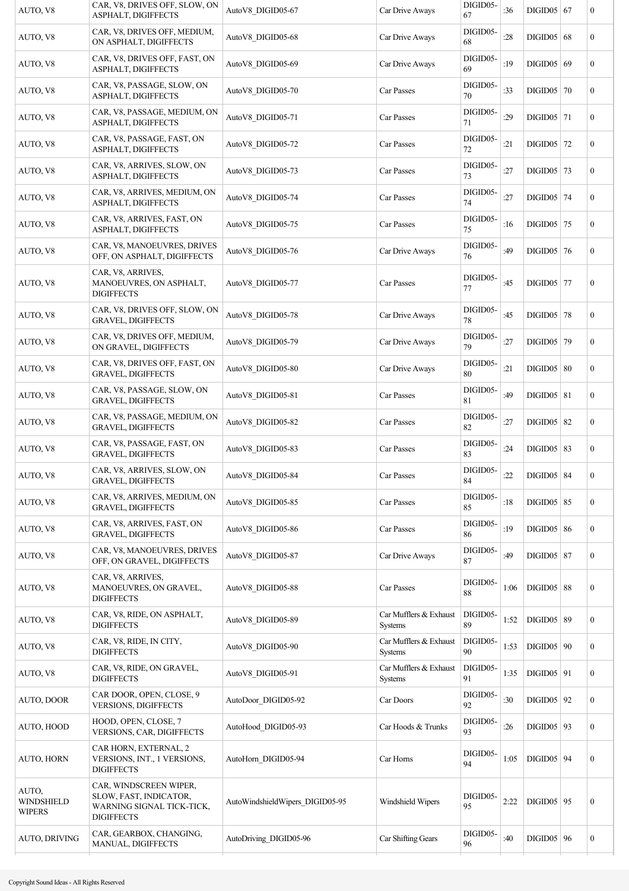| AUTO, V8 | CAR, V8, DRIVES OFF, SLOW, ON ASPHALT, DIGIFFECTS | AutoV8_DIGID05-67 | Car Drive Aways | DIGID05-67 | :36 | DIGID05 | 67 | 0 |
|---|---|---|---|---|---|---|---|---|
| AUTO, V8 | CAR, V8, DRIVES OFF, MEDIUM, ON ASPHALT, DIGIFFECTS | AutoV8_DIGID05-68 | Car Drive Aways | DIGID05-68 | :28 | DIGID05 | 68 | 0 |
| AUTO, V8 | CAR, V8, DRIVES OFF, FAST, ON ASPHALT, DIGIFFECTS | AutoV8_DIGID05-69 | Car Drive Aways | DIGID05-69 | :19 | DIGID05 | 69 | 0 |
| AUTO, V8 | CAR, V8, PASSAGE, SLOW, ON ASPHALT, DIGIFFECTS | AutoV8_DIGID05-70 | Car Passes | DIGID05-70 | :33 | DIGID05 | 70 | 0 |
| AUTO, V8 | CAR, V8, PASSAGE, MEDIUM, ON ASPHALT, DIGIFFECTS | AutoV8_DIGID05-71 | Car Passes | DIGID05-71 | :29 | DIGID05 | 71 | 0 |
| AUTO, V8 | CAR, V8, PASSAGE, FAST, ON ASPHALT, DIGIFFECTS | AutoV8_DIGID05-72 | Car Passes | DIGID05-72 | :21 | DIGID05 | 72 | 0 |
| AUTO, V8 | CAR, V8, ARRIVES, SLOW, ON ASPHALT, DIGIFFECTS | AutoV8_DIGID05-73 | Car Passes | DIGID05-73 | :27 | DIGID05 | 73 | 0 |
| AUTO, V8 | CAR, V8, ARRIVES, MEDIUM, ON ASPHALT, DIGIFFECTS | AutoV8_DIGID05-74 | Car Passes | DIGID05-74 | :27 | DIGID05 | 74 | 0 |
| AUTO, V8 | CAR, V8, ARRIVES, FAST, ON ASPHALT, DIGIFFECTS | AutoV8_DIGID05-75 | Car Passes | DIGID05-75 | :16 | DIGID05 | 75 | 0 |
| AUTO, V8 | CAR, V8, MANOEUVRES, DRIVES OFF, ON ASPHALT, DIGIFFECTS | AutoV8_DIGID05-76 | Car Drive Aways | DIGID05-76 | :49 | DIGID05 | 76 | 0 |
| AUTO, V8 | CAR, V8, ARRIVES, MANOEUVRES, ON ASPHALT, DIGIFFECTS | AutoV8_DIGID05-77 | Car Passes | DIGID05-77 | :45 | DIGID05 | 77 | 0 |
| AUTO, V8 | CAR, V8, DRIVES OFF, SLOW, ON GRAVEL, DIGIFFECTS | AutoV8_DIGID05-78 | Car Drive Aways | DIGID05-78 | :45 | DIGID05 | 78 | 0 |
| AUTO, V8 | CAR, V8, DRIVES OFF, MEDIUM, ON GRAVEL, DIGIFFECTS | AutoV8_DIGID05-79 | Car Drive Aways | DIGID05-79 | :27 | DIGID05 | 79 | 0 |
| AUTO, V8 | CAR, V8, DRIVES OFF, FAST, ON GRAVEL, DIGIFFECTS | AutoV8_DIGID05-80 | Car Drive Aways | DIGID05-80 | :21 | DIGID05 | 80 | 0 |
| AUTO, V8 | CAR, V8, PASSAGE, SLOW, ON GRAVEL, DIGIFFECTS | AutoV8_DIGID05-81 | Car Passes | DIGID05-81 | :49 | DIGID05 | 81 | 0 |
| AUTO, V8 | CAR, V8, PASSAGE, MEDIUM, ON GRAVEL, DIGIFFECTS | AutoV8_DIGID05-82 | Car Passes | DIGID05-82 | :27 | DIGID05 | 82 | 0 |
| AUTO, V8 | CAR, V8, PASSAGE, FAST, ON GRAVEL, DIGIFFECTS | AutoV8_DIGID05-83 | Car Passes | DIGID05-83 | :24 | DIGID05 | 83 | 0 |
| AUTO, V8 | CAR, V8, ARRIVES, SLOW, ON GRAVEL, DIGIFFECTS | AutoV8_DIGID05-84 | Car Passes | DIGID05-84 | :22 | DIGID05 | 84 | 0 |
| AUTO, V8 | CAR, V8, ARRIVES, MEDIUM, ON GRAVEL, DIGIFFECTS | AutoV8_DIGID05-85 | Car Passes | DIGID05-85 | :18 | DIGID05 | 85 | 0 |
| AUTO, V8 | CAR, V8, ARRIVES, FAST, ON GRAVEL, DIGIFFECTS | AutoV8_DIGID05-86 | Car Passes | DIGID05-86 | :19 | DIGID05 | 86 | 0 |
| AUTO, V8 | CAR, V8, MANOEUVRES, DRIVES OFF, ON GRAVEL, DIGIFFECTS | AutoV8_DIGID05-87 | Car Drive Aways | DIGID05-87 | :49 | DIGID05 | 87 | 0 |
| AUTO, V8 | CAR, V8, ARRIVES, MANOEUVRES, ON GRAVEL, DIGIFFECTS | AutoV8_DIGID05-88 | Car Passes | DIGID05-88 | 1:06 | DIGID05 | 88 | 0 |
| AUTO, V8 | CAR, V8, RIDE, ON ASPHALT, DIGIFFECTS | AutoV8_DIGID05-89 | Car Mufflers & Exhaust Systems | DIGID05-89 | 1:52 | DIGID05 | 89 | 0 |
| AUTO, V8 | CAR, V8, RIDE, IN CITY, DIGIFFECTS | AutoV8_DIGID05-90 | Car Mufflers & Exhaust Systems | DIGID05-90 | 1:53 | DIGID05 | 90 | 0 |
| AUTO, V8 | CAR, V8, RIDE, ON GRAVEL, DIGIFFECTS | AutoV8_DIGID05-91 | Car Mufflers & Exhaust Systems | DIGID05-91 | 1:35 | DIGID05 | 91 | 0 |
| AUTO, DOOR | CAR DOOR, OPEN, CLOSE, 9 VERSIONS, DIGIFFECTS | AutoDoor_DIGID05-92 | Car Doors | DIGID05-92 | :30 | DIGID05 | 92 | 0 |
| AUTO, HOOD | HOOD, OPEN, CLOSE, 7 VERSIONS, CAR, DIGIFFECTS | AutoHood_DIGID05-93 | Car Hoods & Trunks | DIGID05-93 | :26 | DIGID05 | 93 | 0 |
| AUTO, HORN | CAR HORN, EXTERNAL, 2 VERSIONS, INT., 1 VERSIONS, DIGIFFECTS | AutoHorn_DIGID05-94 | Car Horns | DIGID05-94 | 1:05 | DIGID05 | 94 | 0 |
| AUTO, WINDSHIELD WIPERS | CAR, WINDSCREEN WIPER, SLOW, FAST, INDICATOR, WARNING SIGNAL TICK-TICK, DIGIFFECTS | AutoWindshieldWipers_DIGID05-95 | Windshield Wipers | DIGID05-95 | 2:22 | DIGID05 | 95 | 0 |
| AUTO, DRIVING | CAR, GEARBOX, CHANGING, MANUAL, DIGIFFECTS | AutoDriving_DIGID05-96 | Car Shifting Gears | DIGID05-96 | :40 | DIGID05 | 96 | 0 |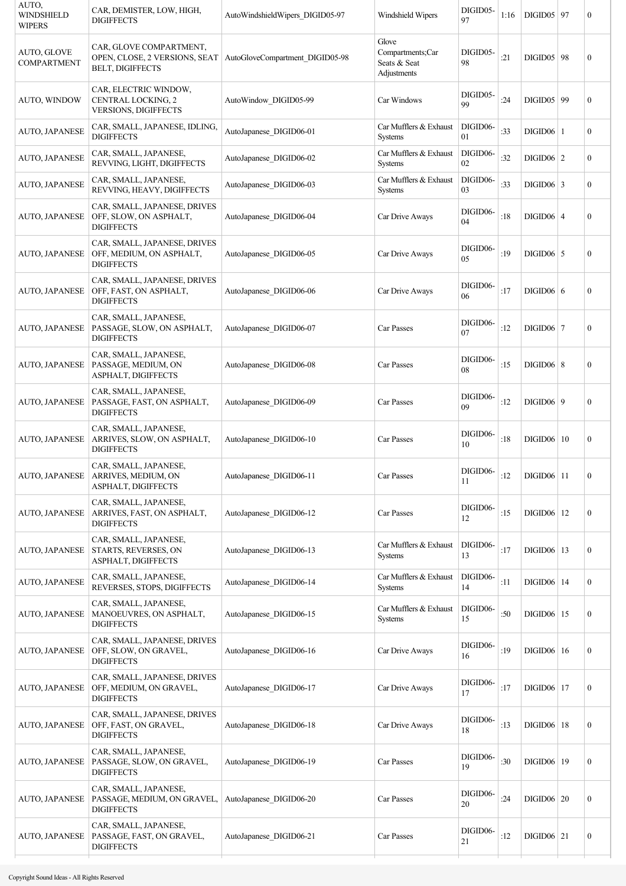| AUTO, WINDSHIELD WIPERS | CAR, DEMISTER, LOW, HIGH, DIGIFFECTS | AutoWindshieldWipers_DIGID05-97 | Windshield Wipers | DIGID05-97 | 1:16 | DIGID05 | 97 | 0 |
|---|---|---|---|---|---|---|---|---|
| AUTO, GLOVE COMPARTMENT | CAR, GLOVE COMPARTMENT, OPEN, CLOSE, 2 VERSIONS, SEAT BELT, DIGIFFECTS | AutoGloveCompartment_DIGID05-98 | Glove Compartments;Car Seats & Seat Adjustments | DIGID05-98 | :21 | DIGID05 | 98 | 0 |
| AUTO, WINDOW | CAR, ELECTRIC WINDOW, CENTRAL LOCKING, 2 VERSIONS, DIGIFFECTS | AutoWindow_DIGID05-99 | Car Windows | DIGID05-99 | :24 | DIGID05 | 99 | 0 |
| AUTO, JAPANESE | CAR, SMALL, JAPANESE, IDLING, DIGIFFECTS | AutoJapanese_DIGID06-01 | Car Mufflers & Exhaust Systems | DIGID06-01 | :33 | DIGID06 | 1 | 0 |
| AUTO, JAPANESE | CAR, SMALL, JAPANESE, REVVING, LIGHT, DIGIFFECTS | AutoJapanese_DIGID06-02 | Car Mufflers & Exhaust Systems | DIGID06-02 | :32 | DIGID06 | 2 | 0 |
| AUTO, JAPANESE | CAR, SMALL, JAPANESE, REVVING, HEAVY, DIGIFFECTS | AutoJapanese_DIGID06-03 | Car Mufflers & Exhaust Systems | DIGID06-03 | :33 | DIGID06 | 3 | 0 |
| AUTO, JAPANESE | CAR, SMALL, JAPANESE, DRIVES OFF, SLOW, ON ASPHALT, DIGIFFECTS | AutoJapanese_DIGID06-04 | Car Drive Aways | DIGID06-04 | :18 | DIGID06 | 4 | 0 |
| AUTO, JAPANESE | CAR, SMALL, JAPANESE, DRIVES OFF, MEDIUM, ON ASPHALT, DIGIFFECTS | AutoJapanese_DIGID06-05 | Car Drive Aways | DIGID06-05 | :19 | DIGID06 | 5 | 0 |
| AUTO, JAPANESE | CAR, SMALL, JAPANESE, DRIVES OFF, FAST, ON ASPHALT, DIGIFFECTS | AutoJapanese_DIGID06-06 | Car Drive Aways | DIGID06-06 | :17 | DIGID06 | 6 | 0 |
| AUTO, JAPANESE | CAR, SMALL, JAPANESE, PASSAGE, SLOW, ON ASPHALT, DIGIFFECTS | AutoJapanese_DIGID06-07 | Car Passes | DIGID06-07 | :12 | DIGID06 | 7 | 0 |
| AUTO, JAPANESE | CAR, SMALL, JAPANESE, PASSAGE, MEDIUM, ON ASPHALT, DIGIFFECTS | AutoJapanese_DIGID06-08 | Car Passes | DIGID06-08 | :15 | DIGID06 | 8 | 0 |
| AUTO, JAPANESE | CAR, SMALL, JAPANESE, PASSAGE, FAST, ON ASPHALT, DIGIFFECTS | AutoJapanese_DIGID06-09 | Car Passes | DIGID06-09 | :12 | DIGID06 | 9 | 0 |
| AUTO, JAPANESE | CAR, SMALL, JAPANESE, ARRIVES, SLOW, ON ASPHALT, DIGIFFECTS | AutoJapanese_DIGID06-10 | Car Passes | DIGID06-10 | :18 | DIGID06 | 10 | 0 |
| AUTO, JAPANESE | CAR, SMALL, JAPANESE, ARRIVES, MEDIUM, ON ASPHALT, DIGIFFECTS | AutoJapanese_DIGID06-11 | Car Passes | DIGID06-11 | :12 | DIGID06 | 11 | 0 |
| AUTO, JAPANESE | CAR, SMALL, JAPANESE, ARRIVES, FAST, ON ASPHALT, DIGIFFECTS | AutoJapanese_DIGID06-12 | Car Passes | DIGID06-12 | :15 | DIGID06 | 12 | 0 |
| AUTO, JAPANESE | CAR, SMALL, JAPANESE, STARTS, REVERSES, ON ASPHALT, DIGIFFECTS | AutoJapanese_DIGID06-13 | Car Mufflers & Exhaust Systems | DIGID06-13 | :17 | DIGID06 | 13 | 0 |
| AUTO, JAPANESE | CAR, SMALL, JAPANESE, REVERSES, STOPS, DIGIFFECTS | AutoJapanese_DIGID06-14 | Car Mufflers & Exhaust Systems | DIGID06-14 | :11 | DIGID06 | 14 | 0 |
| AUTO, JAPANESE | CAR, SMALL, JAPANESE, MANOEUVRES, ON ASPHALT, DIGIFFECTS | AutoJapanese_DIGID06-15 | Car Mufflers & Exhaust Systems | DIGID06-15 | :50 | DIGID06 | 15 | 0 |
| AUTO, JAPANESE | CAR, SMALL, JAPANESE, DRIVES OFF, SLOW, ON GRAVEL, DIGIFFECTS | AutoJapanese_DIGID06-16 | Car Drive Aways | DIGID06-16 | :19 | DIGID06 | 16 | 0 |
| AUTO, JAPANESE | CAR, SMALL, JAPANESE, DRIVES OFF, MEDIUM, ON GRAVEL, DIGIFFECTS | AutoJapanese_DIGID06-17 | Car Drive Aways | DIGID06-17 | :17 | DIGID06 | 17 | 0 |
| AUTO, JAPANESE | CAR, SMALL, JAPANESE, DRIVES OFF, FAST, ON GRAVEL, DIGIFFECTS | AutoJapanese_DIGID06-18 | Car Drive Aways | DIGID06-18 | :13 | DIGID06 | 18 | 0 |
| AUTO, JAPANESE | CAR, SMALL, JAPANESE, PASSAGE, SLOW, ON GRAVEL, DIGIFFECTS | AutoJapanese_DIGID06-19 | Car Passes | DIGID06-19 | :30 | DIGID06 | 19 | 0 |
| AUTO, JAPANESE | CAR, SMALL, JAPANESE, PASSAGE, MEDIUM, ON GRAVEL, DIGIFFECTS | AutoJapanese_DIGID06-20 | Car Passes | DIGID06-20 | :24 | DIGID06 | 20 | 0 |
| AUTO, JAPANESE | CAR, SMALL, JAPANESE, PASSAGE, FAST, ON GRAVEL, DIGIFFECTS | AutoJapanese_DIGID06-21 | Car Passes | DIGID06-21 | :12 | DIGID06 | 21 | 0 |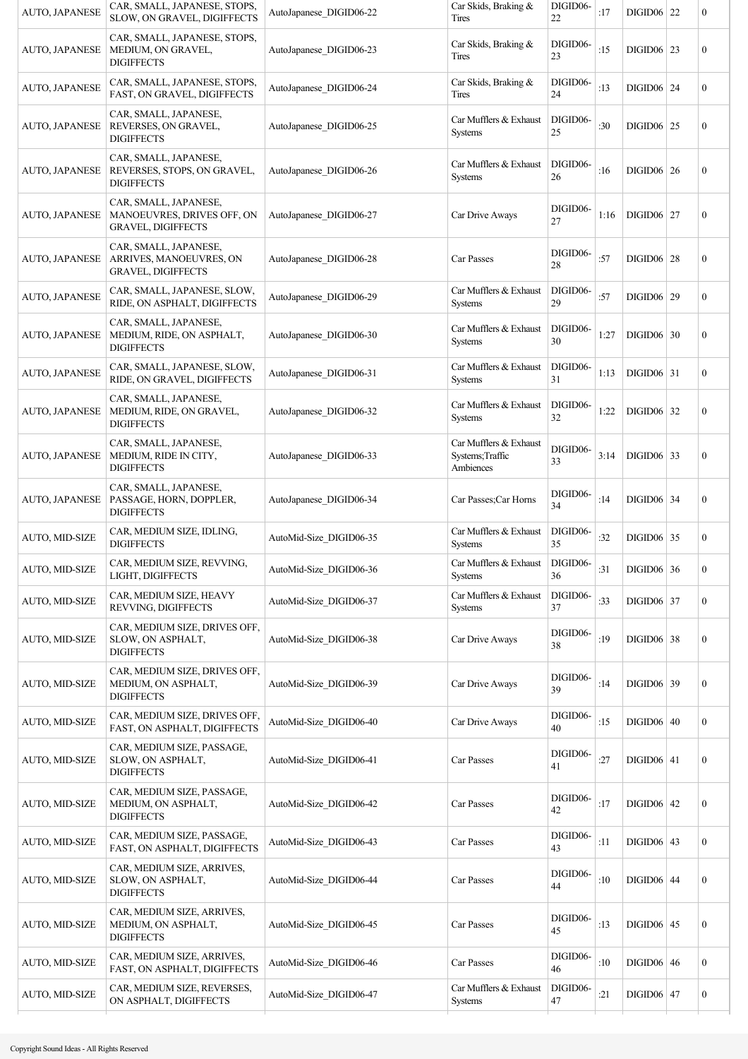| | | | | | | | | |
|---|---|---|---|---|---|---|---|---|
| AUTO, JAPANESE | CAR, SMALL, JAPANESE, STOPS, SLOW, ON GRAVEL, DIGIFFECTS | AutoJapanese_DIGID06-22 | Car Skids, Braking & Tires | DIGID06-22 | :17 | DIGID06 | 22 | 0 |
| AUTO, JAPANESE | CAR, SMALL, JAPANESE, STOPS, MEDIUM, ON GRAVEL, DIGIFFECTS | AutoJapanese_DIGID06-23 | Car Skids, Braking & Tires | DIGID06-23 | :15 | DIGID06 | 23 | 0 |
| AUTO, JAPANESE | CAR, SMALL, JAPANESE, STOPS, FAST, ON GRAVEL, DIGIFFECTS | AutoJapanese_DIGID06-24 | Car Skids, Braking & Tires | DIGID06-24 | :13 | DIGID06 | 24 | 0 |
| AUTO, JAPANESE | CAR, SMALL, JAPANESE, REVERSES, ON GRAVEL, DIGIFFECTS | AutoJapanese_DIGID06-25 | Car Mufflers & Exhaust Systems | DIGID06-25 | :30 | DIGID06 | 25 | 0 |
| AUTO, JAPANESE | CAR, SMALL, JAPANESE, REVERSES, STOPS, ON GRAVEL, DIGIFFECTS | AutoJapanese_DIGID06-26 | Car Mufflers & Exhaust Systems | DIGID06-26 | :16 | DIGID06 | 26 | 0 |
| AUTO, JAPANESE | CAR, SMALL, JAPANESE, MANOEUVRES, DRIVES OFF, ON GRAVEL, DIGIFFECTS | AutoJapanese_DIGID06-27 | Car Drive Aways | DIGID06-27 | 1:16 | DIGID06 | 27 | 0 |
| AUTO, JAPANESE | CAR, SMALL, JAPANESE, ARRIVES, MANOEUVRES, ON GRAVEL, DIGIFFECTS | AutoJapanese_DIGID06-28 | Car Passes | DIGID06-28 | :57 | DIGID06 | 28 | 0 |
| AUTO, JAPANESE | CAR, SMALL, JAPANESE, SLOW, RIDE, ON ASPHALT, DIGIFFECTS | AutoJapanese_DIGID06-29 | Car Mufflers & Exhaust Systems | DIGID06-29 | :57 | DIGID06 | 29 | 0 |
| AUTO, JAPANESE | CAR, SMALL, JAPANESE, MEDIUM, RIDE, ON ASPHALT, DIGIFFECTS | AutoJapanese_DIGID06-30 | Car Mufflers & Exhaust Systems | DIGID06-30 | 1:27 | DIGID06 | 30 | 0 |
| AUTO, JAPANESE | CAR, SMALL, JAPANESE, SLOW, RIDE, ON GRAVEL, DIGIFFECTS | AutoJapanese_DIGID06-31 | Car Mufflers & Exhaust Systems | DIGID06-31 | 1:13 | DIGID06 | 31 | 0 |
| AUTO, JAPANESE | CAR, SMALL, JAPANESE, MEDIUM, RIDE, ON GRAVEL, DIGIFFECTS | AutoJapanese_DIGID06-32 | Car Mufflers & Exhaust Systems | DIGID06-32 | 1:22 | DIGID06 | 32 | 0 |
| AUTO, JAPANESE | CAR, SMALL, JAPANESE, MEDIUM, RIDE IN CITY, DIGIFFECTS | AutoJapanese_DIGID06-33 | Car Mufflers & Exhaust Systems;Traffic Ambiences | DIGID06-33 | 3:14 | DIGID06 | 33 | 0 |
| AUTO, JAPANESE | CAR, SMALL, JAPANESE, PASSAGE, HORN, DOPPLER, DIGIFFECTS | AutoJapanese_DIGID06-34 | Car Passes;Car Horns | DIGID06-34 | :14 | DIGID06 | 34 | 0 |
| AUTO, MID-SIZE | CAR, MEDIUM SIZE, IDLING, DIGIFFECTS | AutoMid-Size_DIGID06-35 | Car Mufflers & Exhaust Systems | DIGID06-35 | :32 | DIGID06 | 35 | 0 |
| AUTO, MID-SIZE | CAR, MEDIUM SIZE, REVVING, LIGHT, DIGIFFECTS | AutoMid-Size_DIGID06-36 | Car Mufflers & Exhaust Systems | DIGID06-36 | :31 | DIGID06 | 36 | 0 |
| AUTO, MID-SIZE | CAR, MEDIUM SIZE, HEAVY REVVING, DIGIFFECTS | AutoMid-Size_DIGID06-37 | Car Mufflers & Exhaust Systems | DIGID06-37 | :33 | DIGID06 | 37 | 0 |
| AUTO, MID-SIZE | CAR, MEDIUM SIZE, DRIVES OFF, SLOW, ON ASPHALT, DIGIFFECTS | AutoMid-Size_DIGID06-38 | Car Drive Aways | DIGID06-38 | :19 | DIGID06 | 38 | 0 |
| AUTO, MID-SIZE | CAR, MEDIUM SIZE, DRIVES OFF, MEDIUM, ON ASPHALT, DIGIFFECTS | AutoMid-Size_DIGID06-39 | Car Drive Aways | DIGID06-39 | :14 | DIGID06 | 39 | 0 |
| AUTO, MID-SIZE | CAR, MEDIUM SIZE, DRIVES OFF, FAST, ON ASPHALT, DIGIFFECTS | AutoMid-Size_DIGID06-40 | Car Drive Aways | DIGID06-40 | :15 | DIGID06 | 40 | 0 |
| AUTO, MID-SIZE | CAR, MEDIUM SIZE, PASSAGE, SLOW, ON ASPHALT, DIGIFFECTS | AutoMid-Size_DIGID06-41 | Car Passes | DIGID06-41 | :27 | DIGID06 | 41 | 0 |
| AUTO, MID-SIZE | CAR, MEDIUM SIZE, PASSAGE, MEDIUM, ON ASPHALT, DIGIFFECTS | AutoMid-Size_DIGID06-42 | Car Passes | DIGID06-42 | :17 | DIGID06 | 42 | 0 |
| AUTO, MID-SIZE | CAR, MEDIUM SIZE, PASSAGE, FAST, ON ASPHALT, DIGIFFECTS | AutoMid-Size_DIGID06-43 | Car Passes | DIGID06-43 | :11 | DIGID06 | 43 | 0 |
| AUTO, MID-SIZE | CAR, MEDIUM SIZE, ARRIVES, SLOW, ON ASPHALT, DIGIFFECTS | AutoMid-Size_DIGID06-44 | Car Passes | DIGID06-44 | :10 | DIGID06 | 44 | 0 |
| AUTO, MID-SIZE | CAR, MEDIUM SIZE, ARRIVES, MEDIUM, ON ASPHALT, DIGIFFECTS | AutoMid-Size_DIGID06-45 | Car Passes | DIGID06-45 | :13 | DIGID06 | 45 | 0 |
| AUTO, MID-SIZE | CAR, MEDIUM SIZE, ARRIVES, FAST, ON ASPHALT, DIGIFFECTS | AutoMid-Size_DIGID06-46 | Car Passes | DIGID06-46 | :10 | DIGID06 | 46 | 0 |
| AUTO, MID-SIZE | CAR, MEDIUM SIZE, REVERSES, ON ASPHALT, DIGIFFECTS | AutoMid-Size_DIGID06-47 | Car Mufflers & Exhaust Systems | DIGID06-47 | :21 | DIGID06 | 47 | 0 |

Copyright Sound Ideas - All Rights Reserved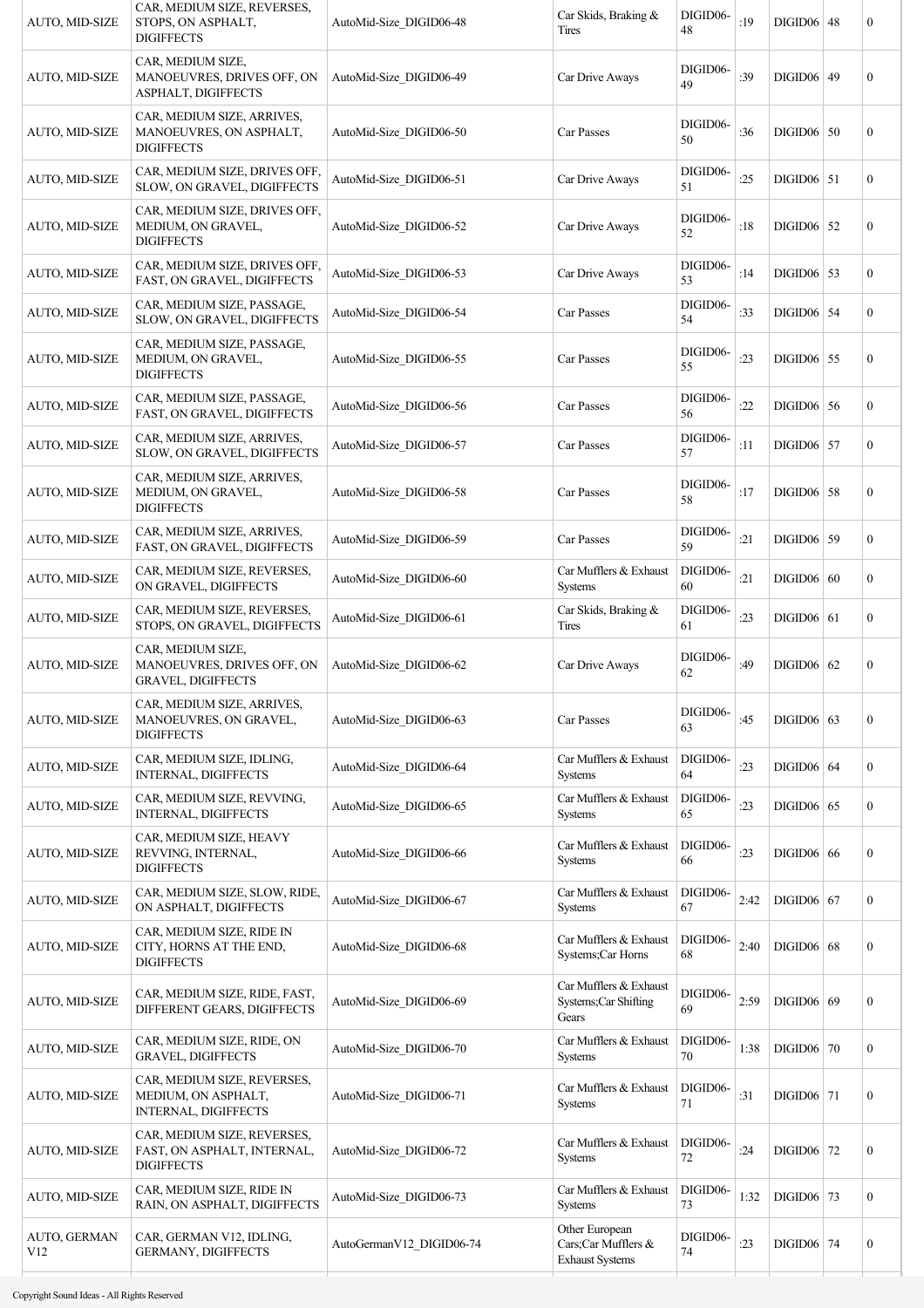| AUTO, MID-SIZE | CAR, MEDIUM SIZE, REVERSES, STOPS, ON ASPHALT, DIGIFFECTS | AutoMid-Size_DIGID06-48 | Car Skids, Braking & Tires | DIGID06-48 | :19 | DIGID06 | 48 | 0 |
|---|---|---|---|---|---|---|---|---|
| AUTO, MID-SIZE | CAR, MEDIUM SIZE, MANOEUVRES, DRIVES OFF, ON ASPHALT, DIGIFFECTS | AutoMid-Size_DIGID06-49 | Car Drive Aways | DIGID06-49 | :39 | DIGID06 | 49 | 0 |
| AUTO, MID-SIZE | CAR, MEDIUM SIZE, ARRIVES, MANOEUVRES, ON ASPHALT, DIGIFFECTS | AutoMid-Size_DIGID06-50 | Car Passes | DIGID06-50 | :36 | DIGID06 | 50 | 0 |
| AUTO, MID-SIZE | CAR, MEDIUM SIZE, DRIVES OFF, SLOW, ON GRAVEL, DIGIFFECTS | AutoMid-Size_DIGID06-51 | Car Drive Aways | DIGID06-51 | :25 | DIGID06 | 51 | 0 |
| AUTO, MID-SIZE | CAR, MEDIUM SIZE, DRIVES OFF, MEDIUM, ON GRAVEL, DIGIFFECTS | AutoMid-Size_DIGID06-52 | Car Drive Aways | DIGID06-52 | :18 | DIGID06 | 52 | 0 |
| AUTO, MID-SIZE | CAR, MEDIUM SIZE, DRIVES OFF, FAST, ON GRAVEL, DIGIFFECTS | AutoMid-Size_DIGID06-53 | Car Drive Aways | DIGID06-53 | :14 | DIGID06 | 53 | 0 |
| AUTO, MID-SIZE | CAR, MEDIUM SIZE, PASSAGE, SLOW, ON GRAVEL, DIGIFFECTS | AutoMid-Size_DIGID06-54 | Car Passes | DIGID06-54 | :33 | DIGID06 | 54 | 0 |
| AUTO, MID-SIZE | CAR, MEDIUM SIZE, PASSAGE, MEDIUM, ON GRAVEL, DIGIFFECTS | AutoMid-Size_DIGID06-55 | Car Passes | DIGID06-55 | :23 | DIGID06 | 55 | 0 |
| AUTO, MID-SIZE | CAR, MEDIUM SIZE, PASSAGE, FAST, ON GRAVEL, DIGIFFECTS | AutoMid-Size_DIGID06-56 | Car Passes | DIGID06-56 | :22 | DIGID06 | 56 | 0 |
| AUTO, MID-SIZE | CAR, MEDIUM SIZE, ARRIVES, SLOW, ON GRAVEL, DIGIFFECTS | AutoMid-Size_DIGID06-57 | Car Passes | DIGID06-57 | :11 | DIGID06 | 57 | 0 |
| AUTO, MID-SIZE | CAR, MEDIUM SIZE, ARRIVES, MEDIUM, ON GRAVEL, DIGIFFECTS | AutoMid-Size_DIGID06-58 | Car Passes | DIGID06-58 | :17 | DIGID06 | 58 | 0 |
| AUTO, MID-SIZE | CAR, MEDIUM SIZE, ARRIVES, FAST, ON GRAVEL, DIGIFFECTS | AutoMid-Size_DIGID06-59 | Car Passes | DIGID06-59 | :21 | DIGID06 | 59 | 0 |
| AUTO, MID-SIZE | CAR, MEDIUM SIZE, REVERSES, ON GRAVEL, DIGIFFECTS | AutoMid-Size_DIGID06-60 | Car Mufflers & Exhaust Systems | DIGID06-60 | :21 | DIGID06 | 60 | 0 |
| AUTO, MID-SIZE | CAR, MEDIUM SIZE, REVERSES, STOPS, ON GRAVEL, DIGIFFECTS | AutoMid-Size_DIGID06-61 | Car Skids, Braking & Tires | DIGID06-61 | :23 | DIGID06 | 61 | 0 |
| AUTO, MID-SIZE | CAR, MEDIUM SIZE, MANOEUVRES, DRIVES OFF, ON GRAVEL, DIGIFFECTS | AutoMid-Size_DIGID06-62 | Car Drive Aways | DIGID06-62 | :49 | DIGID06 | 62 | 0 |
| AUTO, MID-SIZE | CAR, MEDIUM SIZE, ARRIVES, MANOEUVRES, ON GRAVEL, DIGIFFECTS | AutoMid-Size_DIGID06-63 | Car Passes | DIGID06-63 | :45 | DIGID06 | 63 | 0 |
| AUTO, MID-SIZE | CAR, MEDIUM SIZE, IDLING, INTERNAL, DIGIFFECTS | AutoMid-Size_DIGID06-64 | Car Mufflers & Exhaust Systems | DIGID06-64 | :23 | DIGID06 | 64 | 0 |
| AUTO, MID-SIZE | CAR, MEDIUM SIZE, REVVING, INTERNAL, DIGIFFECTS | AutoMid-Size_DIGID06-65 | Car Mufflers & Exhaust Systems | DIGID06-65 | :23 | DIGID06 | 65 | 0 |
| AUTO, MID-SIZE | CAR, MEDIUM SIZE, HEAVY REVVING, INTERNAL, DIGIFFECTS | AutoMid-Size_DIGID06-66 | Car Mufflers & Exhaust Systems | DIGID06-66 | :23 | DIGID06 | 66 | 0 |
| AUTO, MID-SIZE | CAR, MEDIUM SIZE, SLOW, RIDE, ON ASPHALT, DIGIFFECTS | AutoMid-Size_DIGID06-67 | Car Mufflers & Exhaust Systems | DIGID06-67 | 2:42 | DIGID06 | 67 | 0 |
| AUTO, MID-SIZE | CAR, MEDIUM SIZE, RIDE IN CITY, HORNS AT THE END, DIGIFFECTS | AutoMid-Size_DIGID06-68 | Car Mufflers & Exhaust Systems;Car Horns | DIGID06-68 | 2:40 | DIGID06 | 68 | 0 |
| AUTO, MID-SIZE | CAR, MEDIUM SIZE, RIDE, FAST, DIFFERENT GEARS, DIGIFFECTS | AutoMid-Size_DIGID06-69 | Car Mufflers & Exhaust Systems;Car Shifting Gears | DIGID06-69 | 2:59 | DIGID06 | 69 | 0 |
| AUTO, MID-SIZE | CAR, MEDIUM SIZE, RIDE, ON GRAVEL, DIGIFFECTS | AutoMid-Size_DIGID06-70 | Car Mufflers & Exhaust Systems | DIGID06-70 | 1:38 | DIGID06 | 70 | 0 |
| AUTO, MID-SIZE | CAR, MEDIUM SIZE, REVERSES, MEDIUM, ON ASPHALT, INTERNAL, DIGIFFECTS | AutoMid-Size_DIGID06-71 | Car Mufflers & Exhaust Systems | DIGID06-71 | :31 | DIGID06 | 71 | 0 |
| AUTO, MID-SIZE | CAR, MEDIUM SIZE, REVERSES, FAST, ON ASPHALT, INTERNAL, DIGIFFECTS | AutoMid-Size_DIGID06-72 | Car Mufflers & Exhaust Systems | DIGID06-72 | :24 | DIGID06 | 72 | 0 |
| AUTO, MID-SIZE | CAR, MEDIUM SIZE, RIDE IN RAIN, ON ASPHALT, DIGIFFECTS | AutoMid-Size_DIGID06-73 | Car Mufflers & Exhaust Systems | DIGID06-73 | 1:32 | DIGID06 | 73 | 0 |
| AUTO, GERMAN V12 | CAR, GERMAN V12, IDLING, GERMANY, DIGIFFECTS | AutoGermanV12_DIGID06-74 | Other European Cars;Car Mufflers & Exhaust Systems | DIGID06-74 | :23 | DIGID06 | 74 | 0 |

Copyright Sound Ideas - All Rights Reserved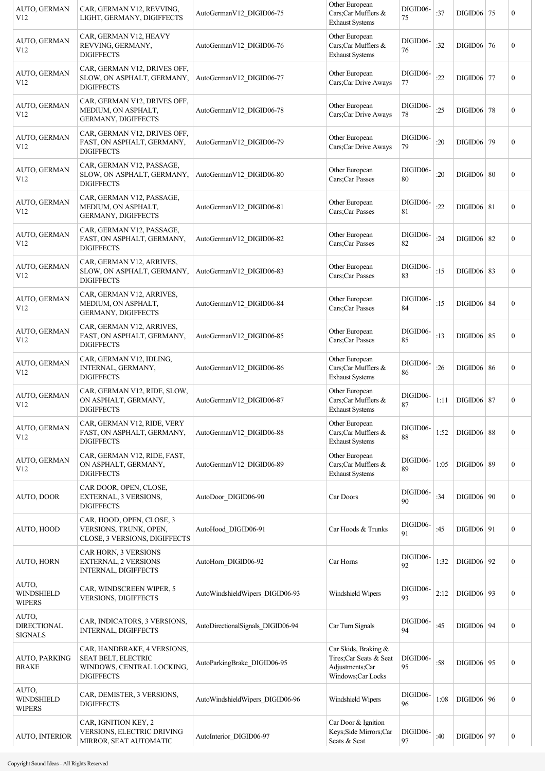| AUTO, GERMAN V12 | CAR, GERMAN V12, REVVING, LIGHT, GERMANY, DIGIFFECTS | AutoGermanV12_DIGID06-75 | Other European Cars;Car Mufflers & Exhaust Systems | DIGID06-75 | :37 | DIGID06 | 75 | 0 |
|---|---|---|---|---|---|---|---|---|
| AUTO, GERMAN V12 | CAR, GERMAN V12, HEAVY REVVING, GERMANY, DIGIFFECTS | AutoGermanV12_DIGID06-76 | Other European Cars;Car Mufflers & Exhaust Systems | DIGID06-76 | :32 | DIGID06 | 76 | 0 |
| AUTO, GERMAN V12 | CAR, GERMAN V12, DRIVES OFF, SLOW, ON ASPHALT, GERMANY, DIGIFFECTS | AutoGermanV12_DIGID06-77 | Other European Cars;Car Drive Aways | DIGID06-77 | :22 | DIGID06 | 77 | 0 |
| AUTO, GERMAN V12 | CAR, GERMAN V12, DRIVES OFF, MEDIUM, ON ASPHALT, GERMANY, DIGIFFECTS | AutoGermanV12_DIGID06-78 | Other European Cars;Car Drive Aways | DIGID06-78 | :25 | DIGID06 | 78 | 0 |
| AUTO, GERMAN V12 | CAR, GERMAN V12, DRIVES OFF, FAST, ON ASPHALT, GERMANY, DIGIFFECTS | AutoGermanV12_DIGID06-79 | Other European Cars;Car Drive Aways | DIGID06-79 | :20 | DIGID06 | 79 | 0 |
| AUTO, GERMAN V12 | CAR, GERMAN V12, PASSAGE, SLOW, ON ASPHALT, GERMANY, DIGIFFECTS | AutoGermanV12_DIGID06-80 | Other European Cars;Car Passes | DIGID06-80 | :20 | DIGID06 | 80 | 0 |
| AUTO, GERMAN V12 | CAR, GERMAN V12, PASSAGE, MEDIUM, ON ASPHALT, GERMANY, DIGIFFECTS | AutoGermanV12_DIGID06-81 | Other European Cars;Car Passes | DIGID06-81 | :22 | DIGID06 | 81 | 0 |
| AUTO, GERMAN V12 | CAR, GERMAN V12, PASSAGE, FAST, ON ASPHALT, GERMANY, DIGIFFECTS | AutoGermanV12_DIGID06-82 | Other European Cars;Car Passes | DIGID06-82 | :24 | DIGID06 | 82 | 0 |
| AUTO, GERMAN V12 | CAR, GERMAN V12, ARRIVES, SLOW, ON ASPHALT, GERMANY, DIGIFFECTS | AutoGermanV12_DIGID06-83 | Other European Cars;Car Passes | DIGID06-83 | :15 | DIGID06 | 83 | 0 |
| AUTO, GERMAN V12 | CAR, GERMAN V12, ARRIVES, MEDIUM, ON ASPHALT, GERMANY, DIGIFFECTS | AutoGermanV12_DIGID06-84 | Other European Cars;Car Passes | DIGID06-84 | :15 | DIGID06 | 84 | 0 |
| AUTO, GERMAN V12 | CAR, GERMAN V12, ARRIVES, FAST, ON ASPHALT, GERMANY, DIGIFFECTS | AutoGermanV12_DIGID06-85 | Other European Cars;Car Passes | DIGID06-85 | :13 | DIGID06 | 85 | 0 |
| AUTO, GERMAN V12 | CAR, GERMAN V12, IDLING, INTERNAL, GERMANY, DIGIFFECTS | AutoGermanV12_DIGID06-86 | Other European Cars;Car Mufflers & Exhaust Systems | DIGID06-86 | :26 | DIGID06 | 86 | 0 |
| AUTO, GERMAN V12 | CAR, GERMAN V12, RIDE, SLOW, ON ASPHALT, GERMANY, DIGIFFECTS | AutoGermanV12_DIGID06-87 | Other European Cars;Car Mufflers & Exhaust Systems | DIGID06-87 | 1:11 | DIGID06 | 87 | 0 |
| AUTO, GERMAN V12 | CAR, GERMAN V12, RIDE, VERY FAST, ON ASPHALT, GERMANY, DIGIFFECTS | AutoGermanV12_DIGID06-88 | Other European Cars;Car Mufflers & Exhaust Systems | DIGID06-88 | 1:52 | DIGID06 | 88 | 0 |
| AUTO, GERMAN V12 | CAR, GERMAN V12, RIDE, FAST, ON ASPHALT, GERMANY, DIGIFFECTS | AutoGermanV12_DIGID06-89 | Other European Cars;Car Mufflers & Exhaust Systems | DIGID06-89 | 1:05 | DIGID06 | 89 | 0 |
| AUTO, DOOR | CAR DOOR, OPEN, CLOSE, EXTERNAL, 3 VERSIONS, DIGIFFECTS | AutoDoor_DIGID06-90 | Car Doors | DIGID06-90 | :34 | DIGID06 | 90 | 0 |
| AUTO, HOOD | CAR, HOOD, OPEN, CLOSE, 3 VERSIONS, TRUNK, OPEN, CLOSE, 3 VERSIONS, DIGIFFECTS | AutoHood_DIGID06-91 | Car Hoods & Trunks | DIGID06-91 | :45 | DIGID06 | 91 | 0 |
| AUTO, HORN | CAR HORN, 3 VERSIONS EXTERNAL, 2 VERSIONS INTERNAL, DIGIFFECTS | AutoHorn_DIGID06-92 | Car Horns | DIGID06-92 | 1:32 | DIGID06 | 92 | 0 |
| AUTO, WINDSHIELD WIPERS | CAR, WINDSCREEN WIPER, 5 VERSIONS, DIGIFFECTS | AutoWindshieldWipers_DIGID06-93 | Windshield Wipers | DIGID06-93 | 2:12 | DIGID06 | 93 | 0 |
| AUTO, DIRECTIONAL SIGNALS | CAR, INDICATORS, 3 VERSIONS, INTERNAL, DIGIFFECTS | AutoDirectionalSignals_DIGID06-94 | Car Turn Signals | DIGID06-94 | :45 | DIGID06 | 94 | 0 |
| AUTO, PARKING BRAKE | CAR, HANDBRAKE, 4 VERSIONS, SEAT BELT, ELECTRIC WINDOWS, CENTRAL LOCKING, DIGIFFECTS | AutoParkingBrake_DIGID06-95 | Car Skids, Braking & Tires;Car Seats & Seat Adjustments;Car Windows;Car Locks | DIGID06-95 | :58 | DIGID06 | 95 | 0 |
| AUTO, WINDSHIELD WIPERS | CAR, DEMISTER, 3 VERSIONS, DIGIFFECTS | AutoWindshieldWipers_DIGID06-96 | Windshield Wipers | DIGID06-96 | 1:08 | DIGID06 | 96 | 0 |
| AUTO, INTERIOR | CAR, IGNITION KEY, 2 VERSIONS, ELECTRIC DRIVING MIRROR, SEAT AUTOMATIC | AutoInterior_DIGID06-97 | Car Door & Ignition Keys;Side Mirrors;Car Seats & Seat | DIGID06-97 | :40 | DIGID06 | 97 | 0 |

Copyright Sound Ideas - All Rights Reserved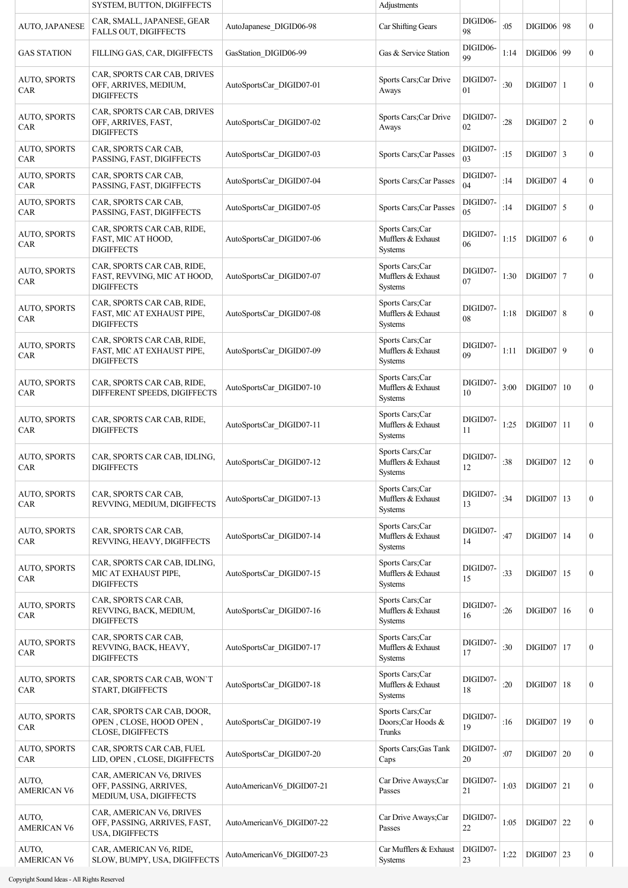| | SYSTEM, BUTTON, DIGIFFECTS | | Adjustments | | | | | |
|---|---|---|---|---|---|---|---|---|
| AUTO, JAPANESE | CAR, SMALL, JAPANESE, GEAR FALLS OUT, DIGIFFECTS | AutoJapanese_DIGID06-98 | Car Shifting Gears | DIGID06-98 | :05 | DIGID06 | 98 | 0 |
| GAS STATION | FILLING GAS, CAR, DIGIFFECTS | GasStation_DIGID06-99 | Gas & Service Station | DIGID06-99 | 1:14 | DIGID06 | 99 | 0 |
| AUTO, SPORTS CAR | CAR, SPORTS CAR CAB, DRIVES OFF, ARRIVES, MEDIUM, DIGIFFECTS | AutoSportsCar_DIGID07-01 | Sports Cars;Car Drive Aways | DIGID07-01 | :30 | DIGID07 | 1 | 0 |
| AUTO, SPORTS CAR | CAR, SPORTS CAR CAB, DRIVES OFF, ARRIVES, FAST, DIGIFFECTS | AutoSportsCar_DIGID07-02 | Sports Cars;Car Drive Aways | DIGID07-02 | :28 | DIGID07 | 2 | 0 |
| AUTO, SPORTS CAR | CAR, SPORTS CAR CAB, PASSING, FAST, DIGIFFECTS | AutoSportsCar_DIGID07-03 | Sports Cars;Car Passes | DIGID07-03 | :15 | DIGID07 | 3 | 0 |
| AUTO, SPORTS CAR | CAR, SPORTS CAR CAB, PASSING, FAST, DIGIFFECTS | AutoSportsCar_DIGID07-04 | Sports Cars;Car Passes | DIGID07-04 | :14 | DIGID07 | 4 | 0 |
| AUTO, SPORTS CAR | CAR, SPORTS CAR CAB, PASSING, FAST, DIGIFFECTS | AutoSportsCar_DIGID07-05 | Sports Cars;Car Passes | DIGID07-05 | :14 | DIGID07 | 5 | 0 |
| AUTO, SPORTS CAR | CAR, SPORTS CAR CAB, RIDE, FAST, MIC AT HOOD, DIGIFFECTS | AutoSportsCar_DIGID07-06 | Sports Cars;Car Mufflers & Exhaust Systems | DIGID07-06 | 1:15 | DIGID07 | 6 | 0 |
| AUTO, SPORTS CAR | CAR, SPORTS CAR CAB, RIDE, FAST, REVVING, MIC AT HOOD, DIGIFFECTS | AutoSportsCar_DIGID07-07 | Sports Cars;Car Mufflers & Exhaust Systems | DIGID07-07 | 1:30 | DIGID07 | 7 | 0 |
| AUTO, SPORTS CAR | CAR, SPORTS CAR CAB, RIDE, FAST, MIC AT EXHAUST PIPE, DIGIFFECTS | AutoSportsCar_DIGID07-08 | Sports Cars;Car Mufflers & Exhaust Systems | DIGID07-08 | 1:18 | DIGID07 | 8 | 0 |
| AUTO, SPORTS CAR | CAR, SPORTS CAR CAB, RIDE, FAST, MIC AT EXHAUST PIPE, DIGIFFECTS | AutoSportsCar_DIGID07-09 | Sports Cars;Car Mufflers & Exhaust Systems | DIGID07-09 | 1:11 | DIGID07 | 9 | 0 |
| AUTO, SPORTS CAR | CAR, SPORTS CAR CAB, RIDE, DIFFERENT SPEEDS, DIGIFFECTS | AutoSportsCar_DIGID07-10 | Sports Cars;Car Mufflers & Exhaust Systems | DIGID07-10 | 3:00 | DIGID07 | 10 | 0 |
| AUTO, SPORTS CAR | CAR, SPORTS CAR CAB, RIDE, DIGIFFECTS | AutoSportsCar_DIGID07-11 | Sports Cars;Car Mufflers & Exhaust Systems | DIGID07-11 | 1:25 | DIGID07 | 11 | 0 |
| AUTO, SPORTS CAR | CAR, SPORTS CAR CAB, IDLING, DIGIFFECTS | AutoSportsCar_DIGID07-12 | Sports Cars;Car Mufflers & Exhaust Systems | DIGID07-12 | :38 | DIGID07 | 12 | 0 |
| AUTO, SPORTS CAR | CAR, SPORTS CAR CAB, REVVING, MEDIUM, DIGIFFECTS | AutoSportsCar_DIGID07-13 | Sports Cars;Car Mufflers & Exhaust Systems | DIGID07-13 | :34 | DIGID07 | 13 | 0 |
| AUTO, SPORTS CAR | CAR, SPORTS CAR CAB, REVVING, HEAVY, DIGIFFECTS | AutoSportsCar_DIGID07-14 | Sports Cars;Car Mufflers & Exhaust Systems | DIGID07-14 | :47 | DIGID07 | 14 | 0 |
| AUTO, SPORTS CAR | CAR, SPORTS CAR CAB, IDLING, MIC AT EXHAUST PIPE, DIGIFFECTS | AutoSportsCar_DIGID07-15 | Sports Cars;Car Mufflers & Exhaust Systems | DIGID07-15 | :33 | DIGID07 | 15 | 0 |
| AUTO, SPORTS CAR | CAR, SPORTS CAR CAB, REVVING, BACK, MEDIUM, DIGIFFECTS | AutoSportsCar_DIGID07-16 | Sports Cars;Car Mufflers & Exhaust Systems | DIGID07-16 | :26 | DIGID07 | 16 | 0 |
| AUTO, SPORTS CAR | CAR, SPORTS CAR CAB, REVVING, BACK, HEAVY, DIGIFFECTS | AutoSportsCar_DIGID07-17 | Sports Cars;Car Mufflers & Exhaust Systems | DIGID07-17 | :30 | DIGID07 | 17 | 0 |
| AUTO, SPORTS CAR | CAR, SPORTS CAR CAB, WON`T START, DIGIFFECTS | AutoSportsCar_DIGID07-18 | Sports Cars;Car Mufflers & Exhaust Systems | DIGID07-18 | :20 | DIGID07 | 18 | 0 |
| AUTO, SPORTS CAR | CAR, SPORTS CAR CAB, DOOR, OPEN , CLOSE, HOOD OPEN , CLOSE, DIGIFFECTS | AutoSportsCar_DIGID07-19 | Sports Cars;Car Doors;Car Hoods & Trunks | DIGID07-19 | :16 | DIGID07 | 19 | 0 |
| AUTO, SPORTS CAR | CAR, SPORTS CAR CAB, FUEL LID, OPEN , CLOSE, DIGIFFECTS | AutoSportsCar_DIGID07-20 | Sports Cars;Gas Tank Caps | DIGID07-20 | :07 | DIGID07 | 20 | 0 |
| AUTO, AMERICAN V6 | CAR, AMERICAN V6, DRIVES OFF, PASSING, ARRIVES, MEDIUM, USA, DIGIFFECTS | AutoAmericanV6_DIGID07-21 | Car Drive Aways;Car Passes | DIGID07-21 | 1:03 | DIGID07 | 21 | 0 |
| AUTO, AMERICAN V6 | CAR, AMERICAN V6, DRIVES OFF, PASSING, ARRIVES, FAST, USA, DIGIFFECTS | AutoAmericanV6_DIGID07-22 | Car Drive Aways;Car Passes | DIGID07-22 | 1:05 | DIGID07 | 22 | 0 |
| AUTO, AMERICAN V6 | CAR, AMERICAN V6, RIDE, SLOW, BUMPY, USA, DIGIFFECTS | AutoAmericanV6_DIGID07-23 | Car Mufflers & Exhaust Systems | DIGID07-23 | 1:22 | DIGID07 | 23 | 0 |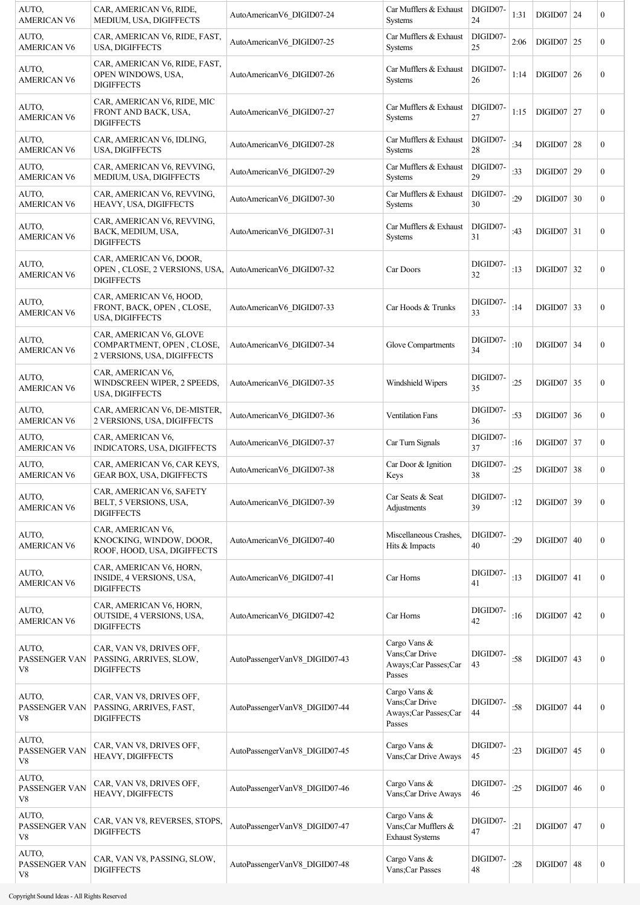| | | | | | | | | |
|---|---|---|---|---|---|---|---|---|
| AUTO, AMERICAN V6 | CAR, AMERICAN V6, RIDE, MEDIUM, USA, DIGIFFECTS | AutoAmericanV6_DIGID07-24 | Car Mufflers & Exhaust Systems | DIGID07-24 | 1:31 | DIGID07 | 24 | 0 |
| AUTO, AMERICAN V6 | CAR, AMERICAN V6, RIDE, FAST, USA, DIGIFFECTS | AutoAmericanV6_DIGID07-25 | Car Mufflers & Exhaust Systems | DIGID07-25 | 2:06 | DIGID07 | 25 | 0 |
| AUTO, AMERICAN V6 | CAR, AMERICAN V6, RIDE, FAST, OPEN WINDOWS, USA, DIGIFFECTS | AutoAmericanV6_DIGID07-26 | Car Mufflers & Exhaust Systems | DIGID07-26 | 1:14 | DIGID07 | 26 | 0 |
| AUTO, AMERICAN V6 | CAR, AMERICAN V6, RIDE, MIC FRONT AND BACK, USA, DIGIFFECTS | AutoAmericanV6_DIGID07-27 | Car Mufflers & Exhaust Systems | DIGID07-27 | 1:15 | DIGID07 | 27 | 0 |
| AUTO, AMERICAN V6 | CAR, AMERICAN V6, IDLING, USA, DIGIFFECTS | AutoAmericanV6_DIGID07-28 | Car Mufflers & Exhaust Systems | DIGID07-28 | :34 | DIGID07 | 28 | 0 |
| AUTO, AMERICAN V6 | CAR, AMERICAN V6, REVVING, MEDIUM, USA, DIGIFFECTS | AutoAmericanV6_DIGID07-29 | Car Mufflers & Exhaust Systems | DIGID07-29 | :33 | DIGID07 | 29 | 0 |
| AUTO, AMERICAN V6 | CAR, AMERICAN V6, REVVING, HEAVY, USA, DIGIFFECTS | AutoAmericanV6_DIGID07-30 | Car Mufflers & Exhaust Systems | DIGID07-30 | :29 | DIGID07 | 30 | 0 |
| AUTO, AMERICAN V6 | CAR, AMERICAN V6, REVVING, BACK, MEDIUM, USA, DIGIFFECTS | AutoAmericanV6_DIGID07-31 | Car Mufflers & Exhaust Systems | DIGID07-31 | :43 | DIGID07 | 31 | 0 |
| AUTO, AMERICAN V6 | CAR, AMERICAN V6, DOOR, OPEN , CLOSE, 2 VERSIONS, USA, DIGIFFECTS | AutoAmericanV6_DIGID07-32 | Car Doors | DIGID07-32 | :13 | DIGID07 | 32 | 0 |
| AUTO, AMERICAN V6 | CAR, AMERICAN V6, HOOD, FRONT, BACK, OPEN , CLOSE, USA, DIGIFFECTS | AutoAmericanV6_DIGID07-33 | Car Hoods & Trunks | DIGID07-33 | :14 | DIGID07 | 33 | 0 |
| AUTO, AMERICAN V6 | CAR, AMERICAN V6, GLOVE COMPARTMENT, OPEN , CLOSE, 2 VERSIONS, USA, DIGIFFECTS | AutoAmericanV6_DIGID07-34 | Glove Compartments | DIGID07-34 | :10 | DIGID07 | 34 | 0 |
| AUTO, AMERICAN V6 | CAR, AMERICAN V6, WINDSCREEN WIPER, 2 SPEEDS, USA, DIGIFFECTS | AutoAmericanV6_DIGID07-35 | Windshield Wipers | DIGID07-35 | :25 | DIGID07 | 35 | 0 |
| AUTO, AMERICAN V6 | CAR, AMERICAN V6, DE-MISTER, 2 VERSIONS, USA, DIGIFFECTS | AutoAmericanV6_DIGID07-36 | Ventilation Fans | DIGID07-36 | :53 | DIGID07 | 36 | 0 |
| AUTO, AMERICAN V6 | CAR, AMERICAN V6, INDICATORS, USA, DIGIFFECTS | AutoAmericanV6_DIGID07-37 | Car Turn Signals | DIGID07-37 | :16 | DIGID07 | 37 | 0 |
| AUTO, AMERICAN V6 | CAR, AMERICAN V6, CAR KEYS, GEAR BOX, USA, DIGIFFECTS | AutoAmericanV6_DIGID07-38 | Car Door & Ignition Keys | DIGID07-38 | :25 | DIGID07 | 38 | 0 |
| AUTO, AMERICAN V6 | CAR, AMERICAN V6, SAFETY BELT, 5 VERSIONS, USA, DIGIFFECTS | AutoAmericanV6_DIGID07-39 | Car Seats & Seat Adjustments | DIGID07-39 | :12 | DIGID07 | 39 | 0 |
| AUTO, AMERICAN V6 | CAR, AMERICAN V6, KNOCKING, WINDOW, DOOR, ROOF, HOOD, USA, DIGIFFECTS | AutoAmericanV6_DIGID07-40 | Miscellaneous Crashes, Hits & Impacts | DIGID07-40 | :29 | DIGID07 | 40 | 0 |
| AUTO, AMERICAN V6 | CAR, AMERICAN V6, HORN, INSIDE, 4 VERSIONS, USA, DIGIFFECTS | AutoAmericanV6_DIGID07-41 | Car Horns | DIGID07-41 | :13 | DIGID07 | 41 | 0 |
| AUTO, AMERICAN V6 | CAR, AMERICAN V6, HORN, OUTSIDE, 4 VERSIONS, USA, DIGIFFECTS | AutoAmericanV6_DIGID07-42 | Car Horns | DIGID07-42 | :16 | DIGID07 | 42 | 0 |
| AUTO, PASSENGER VAN V8 | CAR, VAN V8, DRIVES OFF, PASSING, ARRIVES, SLOW, DIGIFFECTS | AutoPassengerVanV8_DIGID07-43 | Cargo Vans & Vans;Car Drive Aways;Car Passes;Car Passes | DIGID07-43 | :58 | DIGID07 | 43 | 0 |
| AUTO, PASSENGER VAN V8 | CAR, VAN V8, DRIVES OFF, PASSING, ARRIVES, FAST, DIGIFFECTS | AutoPassengerVanV8_DIGID07-44 | Cargo Vans & Vans;Car Drive Aways;Car Passes;Car Passes | DIGID07-44 | :58 | DIGID07 | 44 | 0 |
| AUTO, PASSENGER VAN V8 | CAR, VAN V8, DRIVES OFF, HEAVY, DIGIFFECTS | AutoPassengerVanV8_DIGID07-45 | Cargo Vans & Vans;Car Drive Aways | DIGID07-45 | :23 | DIGID07 | 45 | 0 |
| AUTO, PASSENGER VAN V8 | CAR, VAN V8, DRIVES OFF, HEAVY, DIGIFFECTS | AutoPassengerVanV8_DIGID07-46 | Cargo Vans & Vans;Car Drive Aways | DIGID07-46 | :25 | DIGID07 | 46 | 0 |
| AUTO, PASSENGER VAN V8 | CAR, VAN V8, REVERSES, STOPS, DIGIFFECTS | AutoPassengerVanV8_DIGID07-47 | Cargo Vans & Vans;Car Mufflers & Exhaust Systems | DIGID07-47 | :21 | DIGID07 | 47 | 0 |
| AUTO, PASSENGER VAN V8 | CAR, VAN V8, PASSING, SLOW, DIGIFFECTS | AutoPassengerVanV8_DIGID07-48 | Cargo Vans & Vans;Car Passes | DIGID07-48 | :28 | DIGID07 | 48 | 0 |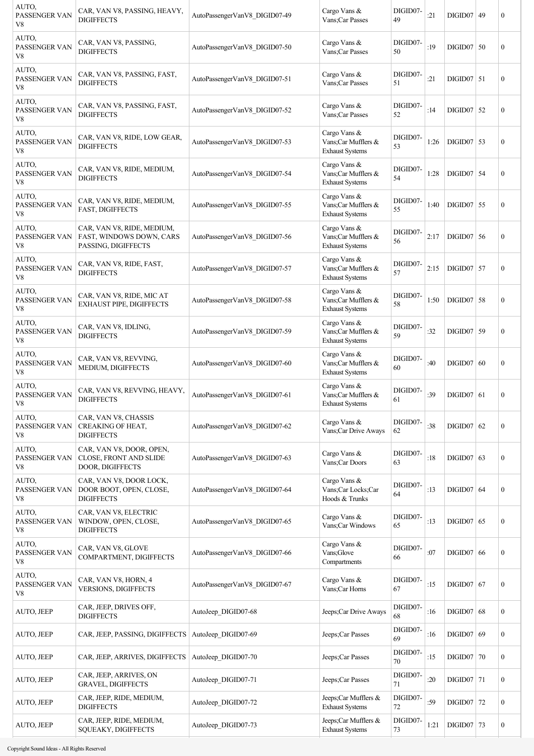| | | | | | | | | |
|---|---|---|---|---|---|---|---|---|
| AUTO, PASSENGER VAN V8 | CAR, VAN V8, PASSING, HEAVY, DIGIFFECTS | AutoPassengerVanV8_DIGID07-49 | Cargo Vans & Vans;Car Passes | DIGID07-49 | :21 | DIGID07 | 49 | 0 |
| AUTO, PASSENGER VAN V8 | CAR, VAN V8, PASSING, DIGIFFECTS | AutoPassengerVanV8_DIGID07-50 | Cargo Vans & Vans;Car Passes | DIGID07-50 | :19 | DIGID07 | 50 | 0 |
| AUTO, PASSENGER VAN V8 | CAR, VAN V8, PASSING, FAST, DIGIFFECTS | AutoPassengerVanV8_DIGID07-51 | Cargo Vans & Vans;Car Passes | DIGID07-51 | :21 | DIGID07 | 51 | 0 |
| AUTO, PASSENGER VAN V8 | CAR, VAN V8, PASSING, FAST, DIGIFFECTS | AutoPassengerVanV8_DIGID07-52 | Cargo Vans & Vans;Car Passes | DIGID07-52 | :14 | DIGID07 | 52 | 0 |
| AUTO, PASSENGER VAN V8 | CAR, VAN V8, RIDE, LOW GEAR, DIGIFFECTS | AutoPassengerVanV8_DIGID07-53 | Cargo Vans & Vans;Car Mufflers & Exhaust Systems | DIGID07-53 | 1:26 | DIGID07 | 53 | 0 |
| AUTO, PASSENGER VAN V8 | CAR, VAN V8, RIDE, MEDIUM, DIGIFFECTS | AutoPassengerVanV8_DIGID07-54 | Cargo Vans & Vans;Car Mufflers & Exhaust Systems | DIGID07-54 | 1:28 | DIGID07 | 54 | 0 |
| AUTO, PASSENGER VAN V8 | CAR, VAN V8, RIDE, MEDIUM, FAST, DIGIFFECTS | AutoPassengerVanV8_DIGID07-55 | Cargo Vans & Vans;Car Mufflers & Exhaust Systems | DIGID07-55 | 1:40 | DIGID07 | 55 | 0 |
| AUTO, PASSENGER VAN V8 | CAR, VAN V8, RIDE, MEDIUM, FAST, WINDOWS DOWN, CARS PASSING, DIGIFFECTS | AutoPassengerVanV8_DIGID07-56 | Cargo Vans & Vans;Car Mufflers & Exhaust Systems | DIGID07-56 | 2:17 | DIGID07 | 56 | 0 |
| AUTO, PASSENGER VAN V8 | CAR, VAN V8, RIDE, FAST, DIGIFFECTS | AutoPassengerVanV8_DIGID07-57 | Cargo Vans & Vans;Car Mufflers & Exhaust Systems | DIGID07-57 | 2:15 | DIGID07 | 57 | 0 |
| AUTO, PASSENGER VAN V8 | CAR, VAN V8, RIDE, MIC AT EXHAUST PIPE, DIGIFFECTS | AutoPassengerVanV8_DIGID07-58 | Cargo Vans & Vans;Car Mufflers & Exhaust Systems | DIGID07-58 | 1:50 | DIGID07 | 58 | 0 |
| AUTO, PASSENGER VAN V8 | CAR, VAN V8, IDLING, DIGIFFECTS | AutoPassengerVanV8_DIGID07-59 | Cargo Vans & Vans;Car Mufflers & Exhaust Systems | DIGID07-59 | :32 | DIGID07 | 59 | 0 |
| AUTO, PASSENGER VAN V8 | CAR, VAN V8, REVVING, MEDIUM, DIGIFFECTS | AutoPassengerVanV8_DIGID07-60 | Cargo Vans & Vans;Car Mufflers & Exhaust Systems | DIGID07-60 | :40 | DIGID07 | 60 | 0 |
| AUTO, PASSENGER VAN V8 | CAR, VAN V8, REVVING, HEAVY, DIGIFFECTS | AutoPassengerVanV8_DIGID07-61 | Cargo Vans & Vans;Car Mufflers & Exhaust Systems | DIGID07-61 | :39 | DIGID07 | 61 | 0 |
| AUTO, PASSENGER VAN V8 | CAR, VAN V8, CHASSIS CREAKING OF HEAT, DIGIFFECTS | AutoPassengerVanV8_DIGID07-62 | Cargo Vans & Vans;Car Drive Aways | DIGID07-62 | :38 | DIGID07 | 62 | 0 |
| AUTO, PASSENGER VAN V8 | CAR, VAN V8, DOOR, OPEN, CLOSE, FRONT AND SLIDE DOOR, DIGIFFECTS | AutoPassengerVanV8_DIGID07-63 | Cargo Vans & Vans;Car Doors | DIGID07-63 | :18 | DIGID07 | 63 | 0 |
| AUTO, PASSENGER VAN V8 | CAR, VAN V8, DOOR LOCK, DOOR BOOT, OPEN, CLOSE, DIGIFFECTS | AutoPassengerVanV8_DIGID07-64 | Cargo Vans & Vans;Car Locks;Car Hoods & Trunks | DIGID07-64 | :13 | DIGID07 | 64 | 0 |
| AUTO, PASSENGER VAN V8 | CAR, VAN V8, ELECTRIC WINDOW, OPEN, CLOSE, DIGIFFECTS | AutoPassengerVanV8_DIGID07-65 | Cargo Vans & Vans;Car Windows | DIGID07-65 | :13 | DIGID07 | 65 | 0 |
| AUTO, PASSENGER VAN V8 | CAR, VAN V8, GLOVE COMPARTMENT, DIGIFFECTS | AutoPassengerVanV8_DIGID07-66 | Cargo Vans & Vans;Glove Compartments | DIGID07-66 | :07 | DIGID07 | 66 | 0 |
| AUTO, PASSENGER VAN V8 | CAR, VAN V8, HORN, 4 VERSIONS, DIGIFFECTS | AutoPassengerVanV8_DIGID07-67 | Cargo Vans & Vans;Car Horns | DIGID07-67 | :15 | DIGID07 | 67 | 0 |
| AUTO, JEEP | CAR, JEEP, DRIVES OFF, DIGIFFECTS | AutoJeep_DIGID07-68 | Jeeps;Car Drive Aways | DIGID07-68 | :16 | DIGID07 | 68 | 0 |
| AUTO, JEEP | CAR, JEEP, PASSING, DIGIFFECTS | AutoJeep_DIGID07-69 | Jeeps;Car Passes | DIGID07-69 | :16 | DIGID07 | 69 | 0 |
| AUTO, JEEP | CAR, JEEP, ARRIVES, DIGIFFECTS | AutoJeep_DIGID07-70 | Jeeps;Car Passes | DIGID07-70 | :15 | DIGID07 | 70 | 0 |
| AUTO, JEEP | CAR, JEEP, ARRIVES, ON GRAVEL, DIGIFFECTS | AutoJeep_DIGID07-71 | Jeeps;Car Passes | DIGID07-71 | :20 | DIGID07 | 71 | 0 |
| AUTO, JEEP | CAR, JEEP, RIDE, MEDIUM, DIGIFFECTS | AutoJeep_DIGID07-72 | Jeeps;Car Mufflers & Exhaust Systems | DIGID07-72 | :59 | DIGID07 | 72 | 0 |
| AUTO, JEEP | CAR, JEEP, RIDE, MEDIUM, SQUEAKY, DIGIFFECTS | AutoJeep_DIGID07-73 | Jeeps;Car Mufflers & Exhaust Systems | DIGID07-73 | 1:21 | DIGID07 | 73 | 0 |

Copyright Sound Ideas - All Rights Reserved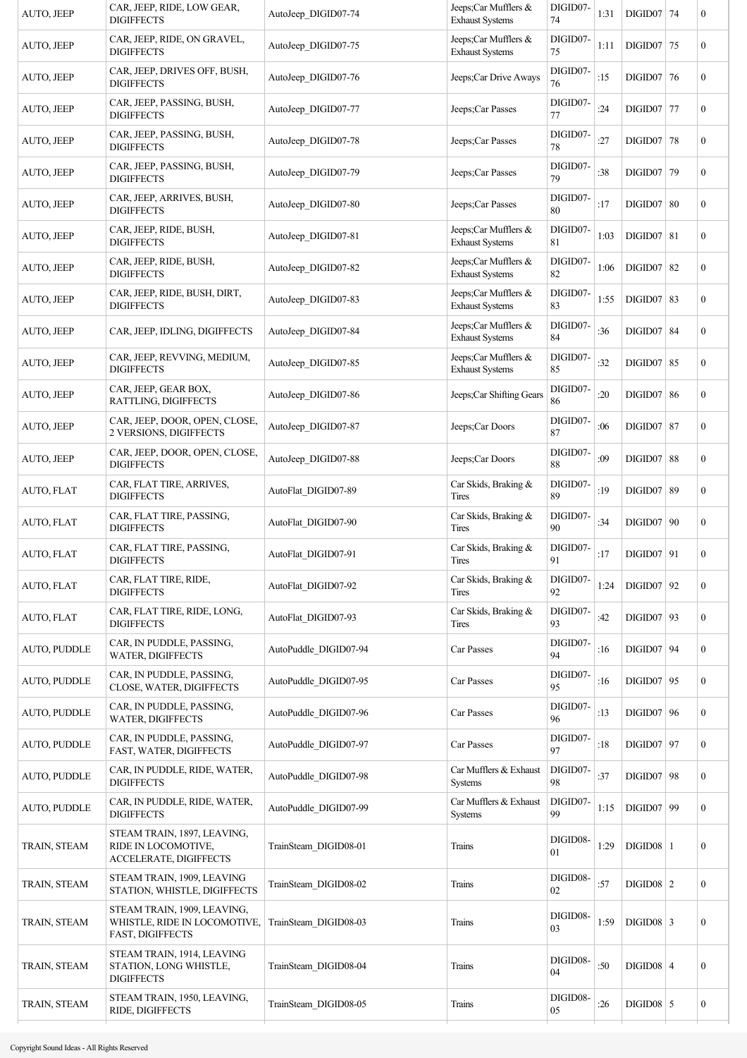| AUTO, JEEP | CAR, JEEP, RIDE, LOW GEAR, DIGIFFECTS | AutoJeep_DIGID07-74 | Jeeps;Car Mufflers & Exhaust Systems | DIGID07-74 | 1:31 | DIGID07 | 74 | 0 |
|---|---|---|---|---|---|---|---|---|
| AUTO, JEEP | CAR, JEEP, RIDE, ON GRAVEL, DIGIFFECTS | AutoJeep_DIGID07-75 | Jeeps;Car Mufflers & Exhaust Systems | DIGID07-75 | 1:11 | DIGID07 | 75 | 0 |
| AUTO, JEEP | CAR, JEEP, DRIVES OFF, BUSH, DIGIFFECTS | AutoJeep_DIGID07-76 | Jeeps;Car Drive Aways | DIGID07-76 | :15 | DIGID07 | 76 | 0 |
| AUTO, JEEP | CAR, JEEP, PASSING, BUSH, DIGIFFECTS | AutoJeep_DIGID07-77 | Jeeps;Car Passes | DIGID07-77 | :24 | DIGID07 | 77 | 0 |
| AUTO, JEEP | CAR, JEEP, PASSING, BUSH, DIGIFFECTS | AutoJeep_DIGID07-78 | Jeeps;Car Passes | DIGID07-78 | :27 | DIGID07 | 78 | 0 |
| AUTO, JEEP | CAR, JEEP, PASSING, BUSH, DIGIFFECTS | AutoJeep_DIGID07-79 | Jeeps;Car Passes | DIGID07-79 | :38 | DIGID07 | 79 | 0 |
| AUTO, JEEP | CAR, JEEP, ARRIVES, BUSH, DIGIFFECTS | AutoJeep_DIGID07-80 | Jeeps;Car Passes | DIGID07-80 | :17 | DIGID07 | 80 | 0 |
| AUTO, JEEP | CAR, JEEP, RIDE, BUSH, DIGIFFECTS | AutoJeep_DIGID07-81 | Jeeps;Car Mufflers & Exhaust Systems | DIGID07-81 | 1:03 | DIGID07 | 81 | 0 |
| AUTO, JEEP | CAR, JEEP, RIDE, BUSH, DIGIFFECTS | AutoJeep_DIGID07-82 | Jeeps;Car Mufflers & Exhaust Systems | DIGID07-82 | 1:06 | DIGID07 | 82 | 0 |
| AUTO, JEEP | CAR, JEEP, RIDE, BUSH, DIRT, DIGIFFECTS | AutoJeep_DIGID07-83 | Jeeps;Car Mufflers & Exhaust Systems | DIGID07-83 | 1:55 | DIGID07 | 83 | 0 |
| AUTO, JEEP | CAR, JEEP, IDLING, DIGIFFECTS | AutoJeep_DIGID07-84 | Jeeps;Car Mufflers & Exhaust Systems | DIGID07-84 | :36 | DIGID07 | 84 | 0 |
| AUTO, JEEP | CAR, JEEP, REVVING, MEDIUM, DIGIFFECTS | AutoJeep_DIGID07-85 | Jeeps;Car Mufflers & Exhaust Systems | DIGID07-85 | :32 | DIGID07 | 85 | 0 |
| AUTO, JEEP | CAR, JEEP, GEAR BOX, RATTLING, DIGIFFECTS | AutoJeep_DIGID07-86 | Jeeps;Car Shifting Gears | DIGID07-86 | :20 | DIGID07 | 86 | 0 |
| AUTO, JEEP | CAR, JEEP, DOOR, OPEN, CLOSE, 2 VERSIONS, DIGIFFECTS | AutoJeep_DIGID07-87 | Jeeps;Car Doors | DIGID07-87 | :06 | DIGID07 | 87 | 0 |
| AUTO, JEEP | CAR, JEEP, DOOR, OPEN, CLOSE, DIGIFFECTS | AutoJeep_DIGID07-88 | Jeeps;Car Doors | DIGID07-88 | :09 | DIGID07 | 88 | 0 |
| AUTO, FLAT | CAR, FLAT TIRE, ARRIVES, DIGIFFECTS | AutoFlat_DIGID07-89 | Car Skids, Braking & Tires | DIGID07-89 | :19 | DIGID07 | 89 | 0 |
| AUTO, FLAT | CAR, FLAT TIRE, PASSING, DIGIFFECTS | AutoFlat_DIGID07-90 | Car Skids, Braking & Tires | DIGID07-90 | :34 | DIGID07 | 90 | 0 |
| AUTO, FLAT | CAR, FLAT TIRE, PASSING, DIGIFFECTS | AutoFlat_DIGID07-91 | Car Skids, Braking & Tires | DIGID07-91 | :17 | DIGID07 | 91 | 0 |
| AUTO, FLAT | CAR, FLAT TIRE, RIDE, DIGIFFECTS | AutoFlat_DIGID07-92 | Car Skids, Braking & Tires | DIGID07-92 | 1:24 | DIGID07 | 92 | 0 |
| AUTO, FLAT | CAR, FLAT TIRE, RIDE, LONG, DIGIFFECTS | AutoFlat_DIGID07-93 | Car Skids, Braking & Tires | DIGID07-93 | :42 | DIGID07 | 93 | 0 |
| AUTO, PUDDLE | CAR, IN PUDDLE, PASSING, WATER, DIGIFFECTS | AutoPuddle_DIGID07-94 | Car Passes | DIGID07-94 | :16 | DIGID07 | 94 | 0 |
| AUTO, PUDDLE | CAR, IN PUDDLE, PASSING, CLOSE, WATER, DIGIFFECTS | AutoPuddle_DIGID07-95 | Car Passes | DIGID07-95 | :16 | DIGID07 | 95 | 0 |
| AUTO, PUDDLE | CAR, IN PUDDLE, PASSING, WATER, DIGIFFECTS | AutoPuddle_DIGID07-96 | Car Passes | DIGID07-96 | :13 | DIGID07 | 96 | 0 |
| AUTO, PUDDLE | CAR, IN PUDDLE, PASSING, FAST, WATER, DIGIFFECTS | AutoPuddle_DIGID07-97 | Car Passes | DIGID07-97 | :18 | DIGID07 | 97 | 0 |
| AUTO, PUDDLE | CAR, IN PUDDLE, RIDE, WATER, DIGIFFECTS | AutoPuddle_DIGID07-98 | Car Mufflers & Exhaust Systems | DIGID07-98 | :37 | DIGID07 | 98 | 0 |
| AUTO, PUDDLE | CAR, IN PUDDLE, RIDE, WATER, DIGIFFECTS | AutoPuddle_DIGID07-99 | Car Mufflers & Exhaust Systems | DIGID07-99 | 1:15 | DIGID07 | 99 | 0 |
| TRAIN, STEAM | STEAM TRAIN, 1897, LEAVING, RIDE IN LOCOMOTIVE, ACCELERATE, DIGIFFECTS | TrainSteam_DIGID08-01 | Trains | DIGID08-01 | 1:29 | DIGID08 | 1 | 0 |
| TRAIN, STEAM | STEAM TRAIN, 1909, LEAVING STATION, WHISTLE, DIGIFFECTS | TrainSteam_DIGID08-02 | Trains | DIGID08-02 | :57 | DIGID08 | 2 | 0 |
| TRAIN, STEAM | STEAM TRAIN, 1909, LEAVING, WHISTLE, RIDE IN LOCOMOTIVE, FAST, DIGIFFECTS | TrainSteam_DIGID08-03 | Trains | DIGID08-03 | 1:59 | DIGID08 | 3 | 0 |
| TRAIN, STEAM | STEAM TRAIN, 1914, LEAVING STATION, LONG WHISTLE, DIGIFFECTS | TrainSteam_DIGID08-04 | Trains | DIGID08-04 | :50 | DIGID08 | 4 | 0 |
| TRAIN, STEAM | STEAM TRAIN, 1950, LEAVING, RIDE, DIGIFFECTS | TrainSteam_DIGID08-05 | Trains | DIGID08-05 | :26 | DIGID08 | 5 | 0 |

Copyright Sound Ideas - All Rights Reserved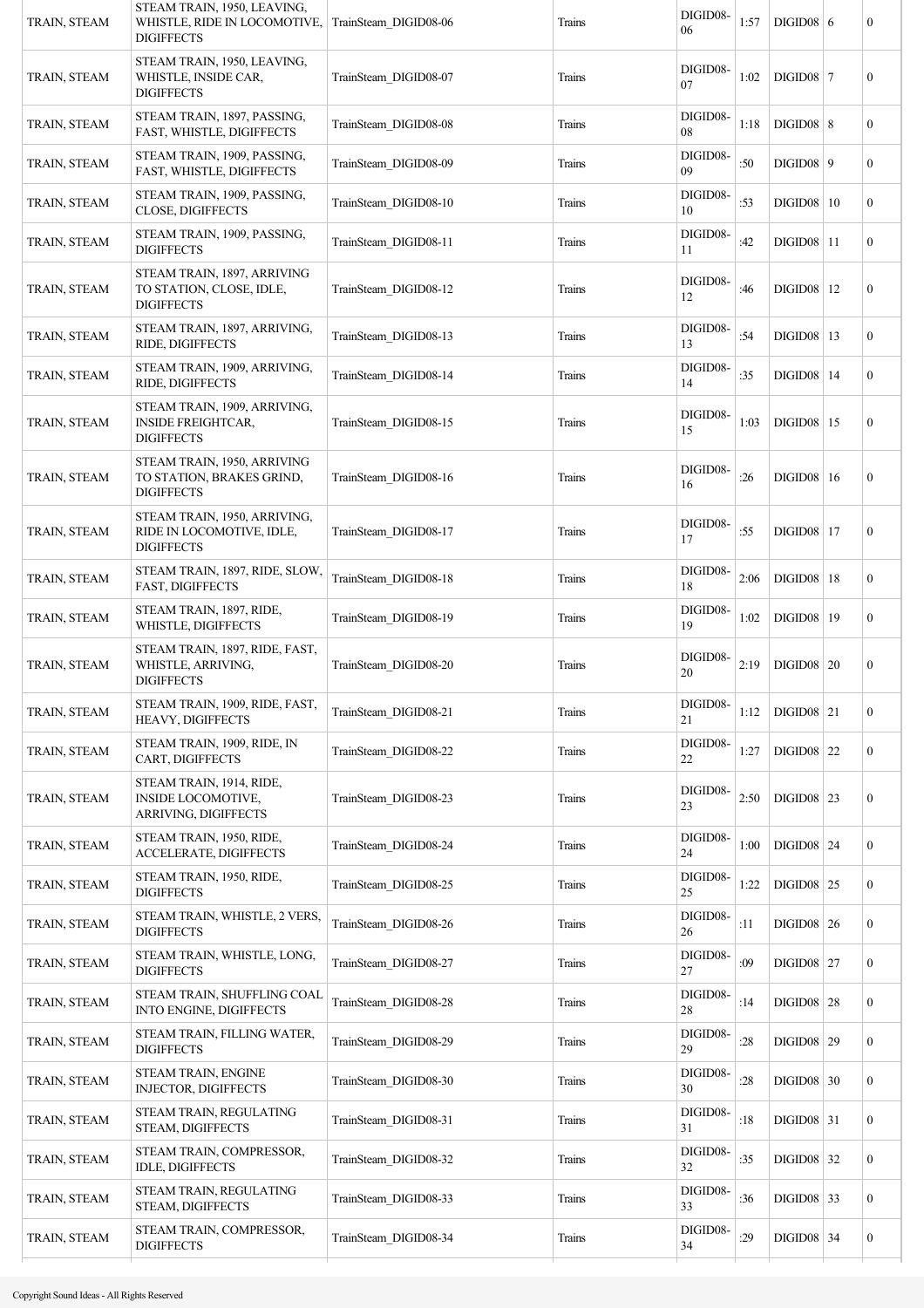| TRAIN, STEAM | STEAM TRAIN, 1950, LEAVING, WHISTLE, RIDE IN LOCOMOTIVE, DIGIFFECTS | TrainSteam_DIGID08-06 | Trains | DIGID08-06 | 1:57 | DIGID08 | 6 | 0 |
|---|---|---|---|---|---|---|---|---|
| TRAIN, STEAM | STEAM TRAIN, 1950, LEAVING, WHISTLE, INSIDE CAR, DIGIFFECTS | TrainSteam_DIGID08-07 | Trains | DIGID08-07 | 1:02 | DIGID08 | 7 | 0 |
| TRAIN, STEAM | STEAM TRAIN, 1897, PASSING, FAST, WHISTLE, DIGIFFECTS | TrainSteam_DIGID08-08 | Trains | DIGID08-08 | 1:18 | DIGID08 | 8 | 0 |
| TRAIN, STEAM | STEAM TRAIN, 1909, PASSING, FAST, WHISTLE, DIGIFFECTS | TrainSteam_DIGID08-09 | Trains | DIGID08-09 | :50 | DIGID08 | 9 | 0 |
| TRAIN, STEAM | STEAM TRAIN, 1909, PASSING, CLOSE, DIGIFFECTS | TrainSteam_DIGID08-10 | Trains | DIGID08-10 | :53 | DIGID08 | 10 | 0 |
| TRAIN, STEAM | STEAM TRAIN, 1909, PASSING, DIGIFFECTS | TrainSteam_DIGID08-11 | Trains | DIGID08-11 | :42 | DIGID08 | 11 | 0 |
| TRAIN, STEAM | STEAM TRAIN, 1897, ARRIVING TO STATION, CLOSE, IDLE, DIGIFFECTS | TrainSteam_DIGID08-12 | Trains | DIGID08-12 | :46 | DIGID08 | 12 | 0 |
| TRAIN, STEAM | STEAM TRAIN, 1897, ARRIVING, RIDE, DIGIFFECTS | TrainSteam_DIGID08-13 | Trains | DIGID08-13 | :54 | DIGID08 | 13 | 0 |
| TRAIN, STEAM | STEAM TRAIN, 1909, ARRIVING, RIDE, DIGIFFECTS | TrainSteam_DIGID08-14 | Trains | DIGID08-14 | :35 | DIGID08 | 14 | 0 |
| TRAIN, STEAM | STEAM TRAIN, 1909, ARRIVING, INSIDE FREIGHTCAR, DIGIFFECTS | TrainSteam_DIGID08-15 | Trains | DIGID08-15 | 1:03 | DIGID08 | 15 | 0 |
| TRAIN, STEAM | STEAM TRAIN, 1950, ARRIVING TO STATION, BRAKES GRIND, DIGIFFECTS | TrainSteam_DIGID08-16 | Trains | DIGID08-16 | :26 | DIGID08 | 16 | 0 |
| TRAIN, STEAM | STEAM TRAIN, 1950, ARRIVING, RIDE IN LOCOMOTIVE, IDLE, DIGIFFECTS | TrainSteam_DIGID08-17 | Trains | DIGID08-17 | :55 | DIGID08 | 17 | 0 |
| TRAIN, STEAM | STEAM TRAIN, 1897, RIDE, SLOW, FAST, DIGIFFECTS | TrainSteam_DIGID08-18 | Trains | DIGID08-18 | 2:06 | DIGID08 | 18 | 0 |
| TRAIN, STEAM | STEAM TRAIN, 1897, RIDE, WHISTLE, DIGIFFECTS | TrainSteam_DIGID08-19 | Trains | DIGID08-19 | 1:02 | DIGID08 | 19 | 0 |
| TRAIN, STEAM | STEAM TRAIN, 1897, RIDE, FAST, WHISTLE, ARRIVING, DIGIFFECTS | TrainSteam_DIGID08-20 | Trains | DIGID08-20 | 2:19 | DIGID08 | 20 | 0 |
| TRAIN, STEAM | STEAM TRAIN, 1909, RIDE, FAST, HEAVY, DIGIFFECTS | TrainSteam_DIGID08-21 | Trains | DIGID08-21 | 1:12 | DIGID08 | 21 | 0 |
| TRAIN, STEAM | STEAM TRAIN, 1909, RIDE, IN CART, DIGIFFECTS | TrainSteam_DIGID08-22 | Trains | DIGID08-22 | 1:27 | DIGID08 | 22 | 0 |
| TRAIN, STEAM | STEAM TRAIN, 1914, RIDE, INSIDE LOCOMOTIVE, ARRIVING, DIGIFFECTS | TrainSteam_DIGID08-23 | Trains | DIGID08-23 | 2:50 | DIGID08 | 23 | 0 |
| TRAIN, STEAM | STEAM TRAIN, 1950, RIDE, ACCELERATE, DIGIFFECTS | TrainSteam_DIGID08-24 | Trains | DIGID08-24 | 1:00 | DIGID08 | 24 | 0 |
| TRAIN, STEAM | STEAM TRAIN, 1950, RIDE, DIGIFFECTS | TrainSteam_DIGID08-25 | Trains | DIGID08-25 | 1:22 | DIGID08 | 25 | 0 |
| TRAIN, STEAM | STEAM TRAIN, WHISTLE, 2 VERS, DIGIFFECTS | TrainSteam_DIGID08-26 | Trains | DIGID08-26 | :11 | DIGID08 | 26 | 0 |
| TRAIN, STEAM | STEAM TRAIN, WHISTLE, LONG, DIGIFFECTS | TrainSteam_DIGID08-27 | Trains | DIGID08-27 | :09 | DIGID08 | 27 | 0 |
| TRAIN, STEAM | STEAM TRAIN, SHUFFLING COAL INTO ENGINE, DIGIFFECTS | TrainSteam_DIGID08-28 | Trains | DIGID08-28 | :14 | DIGID08 | 28 | 0 |
| TRAIN, STEAM | STEAM TRAIN, FILLING WATER, DIGIFFECTS | TrainSteam_DIGID08-29 | Trains | DIGID08-29 | :28 | DIGID08 | 29 | 0 |
| TRAIN, STEAM | STEAM TRAIN, ENGINE INJECTOR, DIGIFFECTS | TrainSteam_DIGID08-30 | Trains | DIGID08-30 | :28 | DIGID08 | 30 | 0 |
| TRAIN, STEAM | STEAM TRAIN, REGULATING STEAM, DIGIFFECTS | TrainSteam_DIGID08-31 | Trains | DIGID08-31 | :18 | DIGID08 | 31 | 0 |
| TRAIN, STEAM | STEAM TRAIN, COMPRESSOR, IDLE, DIGIFFECTS | TrainSteam_DIGID08-32 | Trains | DIGID08-32 | :35 | DIGID08 | 32 | 0 |
| TRAIN, STEAM | STEAM TRAIN, REGULATING STEAM, DIGIFFECTS | TrainSteam_DIGID08-33 | Trains | DIGID08-33 | :36 | DIGID08 | 33 | 0 |
| TRAIN, STEAM | STEAM TRAIN, COMPRESSOR, DIGIFFECTS | TrainSteam_DIGID08-34 | Trains | DIGID08-34 | :29 | DIGID08 | 34 | 0 |

Copyright Sound Ideas - All Rights Reserved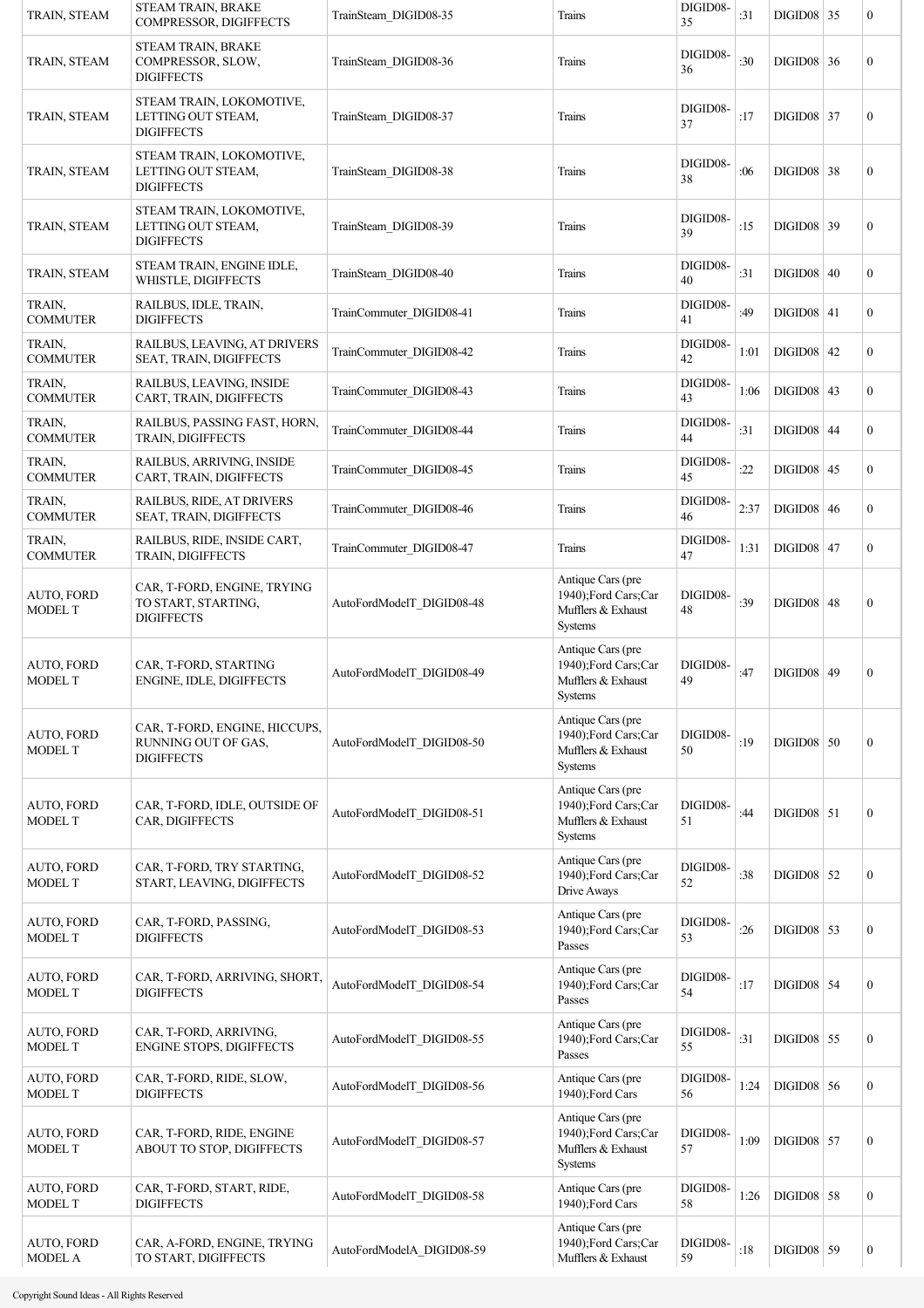| TRAIN, STEAM | STEAM TRAIN, BRAKE COMPRESSOR, DIGIFFECTS | TrainSteam_DIGID08-35 | Trains | DIGID08-35 | :31 | DIGID08 | 35 | 0 |
|---|---|---|---|---|---|---|---|---|
| TRAIN, STEAM | STEAM TRAIN, BRAKE COMPRESSOR, SLOW, DIGIFFECTS | TrainSteam_DIGID08-36 | Trains | DIGID08-36 | :30 | DIGID08 | 36 | 0 |
| TRAIN, STEAM | STEAM TRAIN, LOKOMOTIVE, LETTING OUT STEAM, DIGIFFECTS | TrainSteam_DIGID08-37 | Trains | DIGID08-37 | :17 | DIGID08 | 37 | 0 |
| TRAIN, STEAM | STEAM TRAIN, LOKOMOTIVE, LETTING OUT STEAM, DIGIFFECTS | TrainSteam_DIGID08-38 | Trains | DIGID08-38 | :06 | DIGID08 | 38 | 0 |
| TRAIN, STEAM | STEAM TRAIN, LOKOMOTIVE, LETTING OUT STEAM, DIGIFFECTS | TrainSteam_DIGID08-39 | Trains | DIGID08-39 | :15 | DIGID08 | 39 | 0 |
| TRAIN, STEAM | STEAM TRAIN, ENGINE IDLE, WHISTLE, DIGIFFECTS | TrainSteam_DIGID08-40 | Trains | DIGID08-40 | :31 | DIGID08 | 40 | 0 |
| TRAIN, COMMUTER | RAILBUS, IDLE, TRAIN, DIGIFFECTS | TrainCommuter_DIGID08-41 | Trains | DIGID08-41 | :49 | DIGID08 | 41 | 0 |
| TRAIN, COMMUTER | RAILBUS, LEAVING, AT DRIVERS SEAT, TRAIN, DIGIFFECTS | TrainCommuter_DIGID08-42 | Trains | DIGID08-42 | 1:01 | DIGID08 | 42 | 0 |
| TRAIN, COMMUTER | RAILBUS, LEAVING, INSIDE CART, TRAIN, DIGIFFECTS | TrainCommuter_DIGID08-43 | Trains | DIGID08-43 | 1:06 | DIGID08 | 43 | 0 |
| TRAIN, COMMUTER | RAILBUS, PASSING FAST, HORN, TRAIN, DIGIFFECTS | TrainCommuter_DIGID08-44 | Trains | DIGID08-44 | :31 | DIGID08 | 44 | 0 |
| TRAIN, COMMUTER | RAILBUS, ARRIVING, INSIDE CART, TRAIN, DIGIFFECTS | TrainCommuter_DIGID08-45 | Trains | DIGID08-45 | :22 | DIGID08 | 45 | 0 |
| TRAIN, COMMUTER | RAILBUS, RIDE, AT DRIVERS SEAT, TRAIN, DIGIFFECTS | TrainCommuter_DIGID08-46 | Trains | DIGID08-46 | 2:37 | DIGID08 | 46 | 0 |
| TRAIN, COMMUTER | RAILBUS, RIDE, INSIDE CART, TRAIN, DIGIFFECTS | TrainCommuter_DIGID08-47 | Trains | DIGID08-47 | 1:31 | DIGID08 | 47 | 0 |
| AUTO, FORD MODEL T | CAR, T-FORD, ENGINE, TRYING TO START, STARTING, DIGIFFECTS | AutoFordModelT_DIGID08-48 | Antique Cars (pre 1940);Ford Cars;Car Mufflers & Exhaust Systems | DIGID08-48 | :39 | DIGID08 | 48 | 0 |
| AUTO, FORD MODEL T | CAR, T-FORD, STARTING ENGINE, IDLE, DIGIFFECTS | AutoFordModelT_DIGID08-49 | Antique Cars (pre 1940);Ford Cars;Car Mufflers & Exhaust Systems | DIGID08-49 | :47 | DIGID08 | 49 | 0 |
| AUTO, FORD MODEL T | CAR, T-FORD, ENGINE, HICCUPS, RUNNING OUT OF GAS, DIGIFFECTS | AutoFordModelT_DIGID08-50 | Antique Cars (pre 1940);Ford Cars;Car Mufflers & Exhaust Systems | DIGID08-50 | :19 | DIGID08 | 50 | 0 |
| AUTO, FORD MODEL T | CAR, T-FORD, IDLE, OUTSIDE OF CAR, DIGIFFECTS | AutoFordModelT_DIGID08-51 | Antique Cars (pre 1940);Ford Cars;Car Mufflers & Exhaust Systems | DIGID08-51 | :44 | DIGID08 | 51 | 0 |
| AUTO, FORD MODEL T | CAR, T-FORD, TRY STARTING, START, LEAVING, DIGIFFECTS | AutoFordModelT_DIGID08-52 | Antique Cars (pre 1940);Ford Cars;Car Drive Aways | DIGID08-52 | :38 | DIGID08 | 52 | 0 |
| AUTO, FORD MODEL T | CAR, T-FORD, PASSING, DIGIFFECTS | AutoFordModelT_DIGID08-53 | Antique Cars (pre 1940);Ford Cars;Car Passes | DIGID08-53 | :26 | DIGID08 | 53 | 0 |
| AUTO, FORD MODEL T | CAR, T-FORD, ARRIVING, SHORT, DIGIFFECTS | AutoFordModelT_DIGID08-54 | Antique Cars (pre 1940);Ford Cars;Car Passes | DIGID08-54 | :17 | DIGID08 | 54 | 0 |
| AUTO, FORD MODEL T | CAR, T-FORD, ARRIVING, ENGINE STOPS, DIGIFFECTS | AutoFordModelT_DIGID08-55 | Antique Cars (pre 1940);Ford Cars;Car Passes | DIGID08-55 | :31 | DIGID08 | 55 | 0 |
| AUTO, FORD MODEL T | CAR, T-FORD, RIDE, SLOW, DIGIFFECTS | AutoFordModelT_DIGID08-56 | Antique Cars (pre 1940);Ford Cars | DIGID08-56 | 1:24 | DIGID08 | 56 | 0 |
| AUTO, FORD MODEL T | CAR, T-FORD, RIDE, ENGINE ABOUT TO STOP, DIGIFFECTS | AutoFordModelT_DIGID08-57 | Antique Cars (pre 1940);Ford Cars;Car Mufflers & Exhaust Systems | DIGID08-57 | 1:09 | DIGID08 | 57 | 0 |
| AUTO, FORD MODEL T | CAR, T-FORD, START, RIDE, DIGIFFECTS | AutoFordModelT_DIGID08-58 | Antique Cars (pre 1940);Ford Cars | DIGID08-58 | 1:26 | DIGID08 | 58 | 0 |
| AUTO, FORD MODEL A | CAR, A-FORD, ENGINE, TRYING TO START, DIGIFFECTS | AutoFordModelA_DIGID08-59 | Antique Cars (pre 1940);Ford Cars;Car Mufflers & Exhaust | DIGID08-59 | :18 | DIGID08 | 59 | 0 |

Copyright Sound Ideas - All Rights Reserved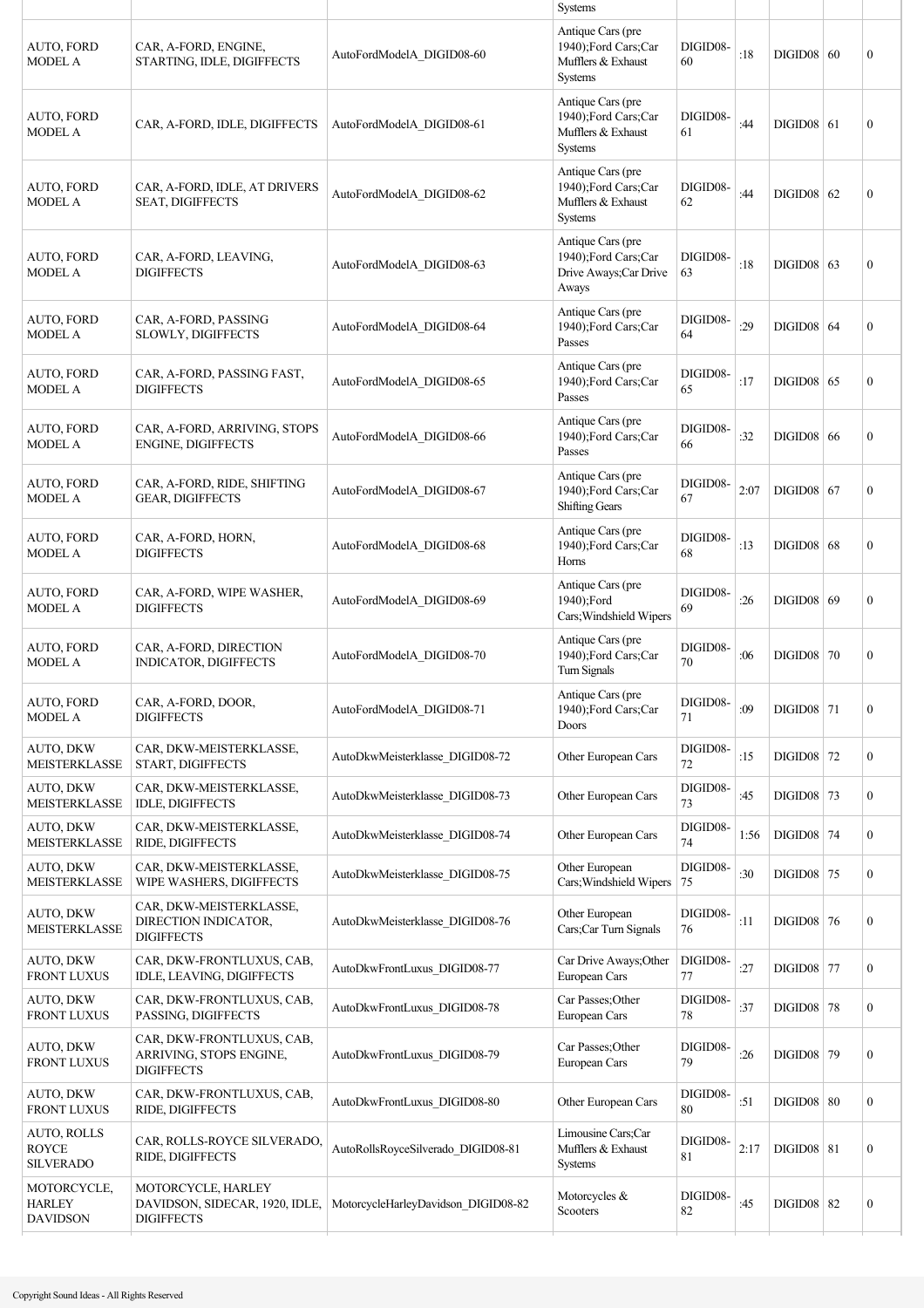| | | | Systems | | | | | |
|---|---|---|---|---|---|---|---|---|
| AUTO, FORD MODEL A | CAR, A-FORD, ENGINE, STARTING, IDLE, DIGIFFECTS | AutoFordModelA_DIGID08-60 | Antique Cars (pre 1940);Ford Cars;Car Mufflers & Exhaust Systems | DIGID08-60 | :18 | DIGID08 | 60 | 0 |
| AUTO, FORD MODEL A | CAR, A-FORD, IDLE, DIGIFFECTS | AutoFordModelA_DIGID08-61 | Antique Cars (pre 1940);Ford Cars;Car Mufflers & Exhaust Systems | DIGID08-61 | :44 | DIGID08 | 61 | 0 |
| AUTO, FORD MODEL A | CAR, A-FORD, IDLE, AT DRIVERS SEAT, DIGIFFECTS | AutoFordModelA_DIGID08-62 | Antique Cars (pre 1940);Ford Cars;Car Mufflers & Exhaust Systems | DIGID08-62 | :44 | DIGID08 | 62 | 0 |
| AUTO, FORD MODEL A | CAR, A-FORD, LEAVING, DIGIFFECTS | AutoFordModelA_DIGID08-63 | Antique Cars (pre 1940);Ford Cars;Car Drive Aways;Car Drive Aways | DIGID08-63 | :18 | DIGID08 | 63 | 0 |
| AUTO, FORD MODEL A | CAR, A-FORD, PASSING SLOWLY, DIGIFFECTS | AutoFordModelA_DIGID08-64 | Antique Cars (pre 1940);Ford Cars;Car Passes | DIGID08-64 | :29 | DIGID08 | 64 | 0 |
| AUTO, FORD MODEL A | CAR, A-FORD, PASSING FAST, DIGIFFECTS | AutoFordModelA_DIGID08-65 | Antique Cars (pre 1940);Ford Cars;Car Passes | DIGID08-65 | :17 | DIGID08 | 65 | 0 |
| AUTO, FORD MODEL A | CAR, A-FORD, ARRIVING, STOPS ENGINE, DIGIFFECTS | AutoFordModelA_DIGID08-66 | Antique Cars (pre 1940);Ford Cars;Car Passes | DIGID08-66 | :32 | DIGID08 | 66 | 0 |
| AUTO, FORD MODEL A | CAR, A-FORD, RIDE, SHIFTING GEAR, DIGIFFECTS | AutoFordModelA_DIGID08-67 | Antique Cars (pre 1940);Ford Cars;Car Shifting Gears | DIGID08-67 | 2:07 | DIGID08 | 67 | 0 |
| AUTO, FORD MODEL A | CAR, A-FORD, HORN, DIGIFFECTS | AutoFordModelA_DIGID08-68 | Antique Cars (pre 1940);Ford Cars;Car Horns | DIGID08-68 | :13 | DIGID08 | 68 | 0 |
| AUTO, FORD MODEL A | CAR, A-FORD, WIPE WASHER, DIGIFFECTS | AutoFordModelA_DIGID08-69 | Antique Cars (pre 1940);Ford Cars;Windshield Wipers | DIGID08-69 | :26 | DIGID08 | 69 | 0 |
| AUTO, FORD MODEL A | CAR, A-FORD, DIRECTION INDICATOR, DIGIFFECTS | AutoFordModelA_DIGID08-70 | Antique Cars (pre 1940);Ford Cars;Car Turn Signals | DIGID08-70 | :06 | DIGID08 | 70 | 0 |
| AUTO, FORD MODEL A | CAR, A-FORD, DOOR, DIGIFFECTS | AutoFordModelA_DIGID08-71 | Antique Cars (pre 1940);Ford Cars;Car Doors | DIGID08-71 | :09 | DIGID08 | 71 | 0 |
| AUTO, DKW MEISTERKLASSE | CAR, DKW-MEISTERKLASSE, START, DIGIFFECTS | AutoDkwMeisterklasse_DIGID08-72 | Other European Cars | DIGID08-72 | :15 | DIGID08 | 72 | 0 |
| AUTO, DKW MEISTERKLASSE | CAR, DKW-MEISTERKLASSE, IDLE, DIGIFFECTS | AutoDkwMeisterklasse_DIGID08-73 | Other European Cars | DIGID08-73 | :45 | DIGID08 | 73 | 0 |
| AUTO, DKW MEISTERKLASSE | CAR, DKW-MEISTERKLASSE, RIDE, DIGIFFECTS | AutoDkwMeisterklasse_DIGID08-74 | Other European Cars | DIGID08-74 | 1:56 | DIGID08 | 74 | 0 |
| AUTO, DKW MEISTERKLASSE | CAR, DKW-MEISTERKLASSE, WIPE WASHERS, DIGIFFECTS | AutoDkwMeisterklasse_DIGID08-75 | Other European Cars;Windshield Wipers | DIGID08-75 | :30 | DIGID08 | 75 | 0 |
| AUTO, DKW MEISTERKLASSE | CAR, DKW-MEISTERKLASSE, DIRECTION INDICATOR, DIGIFFECTS | AutoDkwMeisterklasse_DIGID08-76 | Other European Cars;Car Turn Signals | DIGID08-76 | :11 | DIGID08 | 76 | 0 |
| AUTO, DKW FRONT LUXUS | CAR, DKW-FRONTLUXUS, CAB, IDLE, LEAVING, DIGIFFECTS | AutoDkwFrontLuxus_DIGID08-77 | Car Drive Aways;Other European Cars | DIGID08-77 | :27 | DIGID08 | 77 | 0 |
| AUTO, DKW FRONT LUXUS | CAR, DKW-FRONTLUXUS, CAB, PASSING, DIGIFFECTS | AutoDkwFrontLuxus_DIGID08-78 | Car Passes;Other European Cars | DIGID08-78 | :37 | DIGID08 | 78 | 0 |
| AUTO, DKW FRONT LUXUS | CAR, DKW-FRONTLUXUS, CAB, ARRIVING, STOPS ENGINE, DIGIFFECTS | AutoDkwFrontLuxus_DIGID08-79 | Car Passes;Other European Cars | DIGID08-79 | :26 | DIGID08 | 79 | 0 |
| AUTO, DKW FRONT LUXUS | CAR, DKW-FRONTLUXUS, CAB, RIDE, DIGIFFECTS | AutoDkwFrontLuxus_DIGID08-80 | Other European Cars | DIGID08-80 | :51 | DIGID08 | 80 | 0 |
| AUTO, ROLLS ROYCE SILVERADO | CAR, ROLLS-ROYCE SILVERADO, RIDE, DIGIFFECTS | AutoRollsRoyceSilverado_DIGID08-81 | Limousine Cars;Car Mufflers & Exhaust Systems | DIGID08-81 | 2:17 | DIGID08 | 81 | 0 |
| MOTORCYCLE, HARLEY DAVIDSON | MOTORCYCLE, HARLEY DAVIDSON, SIDECAR, 1920, IDLE, DIGIFFECTS | MotorcycleHarleyDavidson_DIGID08-82 | Motorcycles & Scooters | DIGID08-82 | :45 | DIGID08 | 82 | 0 |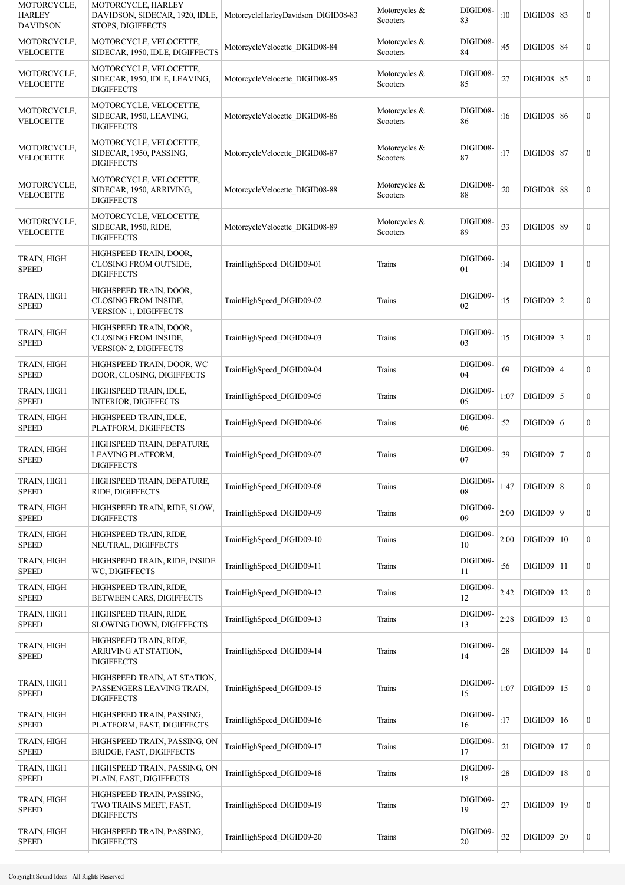| | | | | | | | | |
|---|---|---|---|---|---|---|---|---|
| MOTORCYCLE, HARLEY DAVIDSON | MOTORCYCLE, HARLEY DAVIDSON, SIDECAR, 1920, IDLE, STOPS, DIGIFFECTS | MotorcycleHarleyDavidson_DIGID08-83 | Motorcycles & Scooters | DIGID08-83 | :10 | DIGID08 | 83 | 0 |
| MOTORCYCLE, VELOCETTE | MOTORCYCLE, VELOCETTE, SIDECAR, 1950, IDLE, DIGIFFECTS | MotorcycleVelocette_DIGID08-84 | Motorcycles & Scooters | DIGID08-84 | :45 | DIGID08 | 84 | 0 |
| MOTORCYCLE, VELOCETTE | MOTORCYCLE, VELOCETTE, SIDECAR, 1950, IDLE, LEAVING, DIGIFFECTS | MotorcycleVelocette_DIGID08-85 | Motorcycles & Scooters | DIGID08-85 | :27 | DIGID08 | 85 | 0 |
| MOTORCYCLE, VELOCETTE | MOTORCYCLE, VELOCETTE, SIDECAR, 1950, LEAVING, DIGIFFECTS | MotorcycleVelocette_DIGID08-86 | Motorcycles & Scooters | DIGID08-86 | :16 | DIGID08 | 86 | 0 |
| MOTORCYCLE, VELOCETTE | MOTORCYCLE, VELOCETTE, SIDECAR, 1950, PASSING, DIGIFFECTS | MotorcycleVelocette_DIGID08-87 | Motorcycles & Scooters | DIGID08-87 | :17 | DIGID08 | 87 | 0 |
| MOTORCYCLE, VELOCETTE | MOTORCYCLE, VELOCETTE, SIDECAR, 1950, ARRIVING, DIGIFFECTS | MotorcycleVelocette_DIGID08-88 | Motorcycles & Scooters | DIGID08-88 | :20 | DIGID08 | 88 | 0 |
| MOTORCYCLE, VELOCETTE | MOTORCYCLE, VELOCETTE, SIDECAR, 1950, RIDE, DIGIFFECTS | MotorcycleVelocette_DIGID08-89 | Motorcycles & Scooters | DIGID08-89 | :33 | DIGID08 | 89 | 0 |
| TRAIN, HIGH SPEED | HIGHSPEED TRAIN, DOOR, CLOSING FROM OUTSIDE, DIGIFFECTS | TrainHighSpeed_DIGID09-01 | Trains | DIGID09-01 | :14 | DIGID09 | 1 | 0 |
| TRAIN, HIGH SPEED | HIGHSPEED TRAIN, DOOR, CLOSING FROM INSIDE, VERSION 1, DIGIFFECTS | TrainHighSpeed_DIGID09-02 | Trains | DIGID09-02 | :15 | DIGID09 | 2 | 0 |
| TRAIN, HIGH SPEED | HIGHSPEED TRAIN, DOOR, CLOSING FROM INSIDE, VERSION 2, DIGIFFECTS | TrainHighSpeed_DIGID09-03 | Trains | DIGID09-03 | :15 | DIGID09 | 3 | 0 |
| TRAIN, HIGH SPEED | HIGHSPEED TRAIN, DOOR, WC DOOR, CLOSING, DIGIFFECTS | TrainHighSpeed_DIGID09-04 | Trains | DIGID09-04 | :09 | DIGID09 | 4 | 0 |
| TRAIN, HIGH SPEED | HIGHSPEED TRAIN, IDLE, INTERIOR, DIGIFFECTS | TrainHighSpeed_DIGID09-05 | Trains | DIGID09-05 | 1:07 | DIGID09 | 5 | 0 |
| TRAIN, HIGH SPEED | HIGHSPEED TRAIN, IDLE, PLATFORM, DIGIFFECTS | TrainHighSpeed_DIGID09-06 | Trains | DIGID09-06 | :52 | DIGID09 | 6 | 0 |
| TRAIN, HIGH SPEED | HIGHSPEED TRAIN, DEPATURE, LEAVING PLATFORM, DIGIFFECTS | TrainHighSpeed_DIGID09-07 | Trains | DIGID09-07 | :39 | DIGID09 | 7 | 0 |
| TRAIN, HIGH SPEED | HIGHSPEED TRAIN, DEPATURE, RIDE, DIGIFFECTS | TrainHighSpeed_DIGID09-08 | Trains | DIGID09-08 | 1:47 | DIGID09 | 8 | 0 |
| TRAIN, HIGH SPEED | HIGHSPEED TRAIN, RIDE, SLOW, DIGIFFECTS | TrainHighSpeed_DIGID09-09 | Trains | DIGID09-09 | 2:00 | DIGID09 | 9 | 0 |
| TRAIN, HIGH SPEED | HIGHSPEED TRAIN, RIDE, NEUTRAL, DIGIFFECTS | TrainHighSpeed_DIGID09-10 | Trains | DIGID09-10 | 2:00 | DIGID09 | 10 | 0 |
| TRAIN, HIGH SPEED | HIGHSPEED TRAIN, RIDE, INSIDE WC, DIGIFFECTS | TrainHighSpeed_DIGID09-11 | Trains | DIGID09-11 | :56 | DIGID09 | 11 | 0 |
| TRAIN, HIGH SPEED | HIGHSPEED TRAIN, RIDE, BETWEEN CARS, DIGIFFECTS | TrainHighSpeed_DIGID09-12 | Trains | DIGID09-12 | 2:42 | DIGID09 | 12 | 0 |
| TRAIN, HIGH SPEED | HIGHSPEED TRAIN, RIDE, SLOWING DOWN, DIGIFFECTS | TrainHighSpeed_DIGID09-13 | Trains | DIGID09-13 | 2:28 | DIGID09 | 13 | 0 |
| TRAIN, HIGH SPEED | HIGHSPEED TRAIN, RIDE, ARRIVING AT STATION, DIGIFFECTS | TrainHighSpeed_DIGID09-14 | Trains | DIGID09-14 | :28 | DIGID09 | 14 | 0 |
| TRAIN, HIGH SPEED | HIGHSPEED TRAIN, AT STATION, PASSENGERS LEAVING TRAIN, DIGIFFECTS | TrainHighSpeed_DIGID09-15 | Trains | DIGID09-15 | 1:07 | DIGID09 | 15 | 0 |
| TRAIN, HIGH SPEED | HIGHSPEED TRAIN, PASSING, PLATFORM, FAST, DIGIFFECTS | TrainHighSpeed_DIGID09-16 | Trains | DIGID09-16 | :17 | DIGID09 | 16 | 0 |
| TRAIN, HIGH SPEED | HIGHSPEED TRAIN, PASSING, ON BRIDGE, FAST, DIGIFFECTS | TrainHighSpeed_DIGID09-17 | Trains | DIGID09-17 | :21 | DIGID09 | 17 | 0 |
| TRAIN, HIGH SPEED | HIGHSPEED TRAIN, PASSING, ON PLAIN, FAST, DIGIFFECTS | TrainHighSpeed_DIGID09-18 | Trains | DIGID09-18 | :28 | DIGID09 | 18 | 0 |
| TRAIN, HIGH SPEED | HIGHSPEED TRAIN, PASSING, TWO TRAINS MEET, FAST, DIGIFFECTS | TrainHighSpeed_DIGID09-19 | Trains | DIGID09-19 | :27 | DIGID09 | 19 | 0 |
| TRAIN, HIGH SPEED | HIGHSPEED TRAIN, PASSING, DIGIFFECTS | TrainHighSpeed_DIGID09-20 | Trains | DIGID09-20 | :32 | DIGID09 | 20 | 0 |

Copyright Sound Ideas - All Rights Reserved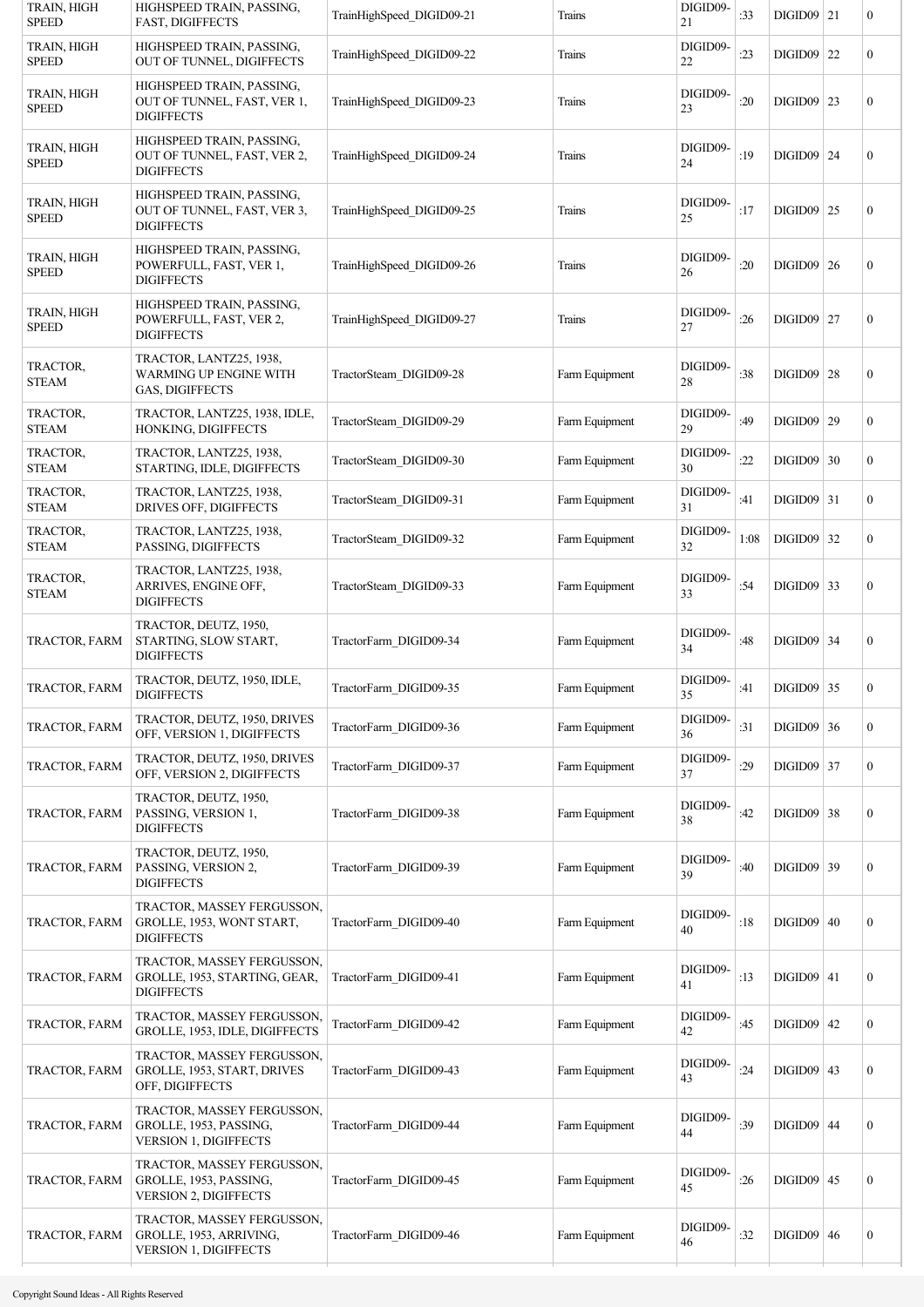| | | | | | | | | |
|---|---|---|---|---|---|---|---|---|
| TRAIN, HIGH SPEED | HIGHSPEED TRAIN, PASSING, FAST, DIGIFFECTS | TrainHighSpeed_DIGID09-21 | Trains | DIGID09-21 | :33 | DIGID09 | 21 | 0 |
| TRAIN, HIGH SPEED | HIGHSPEED TRAIN, PASSING, OUT OF TUNNEL, DIGIFFECTS | TrainHighSpeed_DIGID09-22 | Trains | DIGID09-22 | :23 | DIGID09 | 22 | 0 |
| TRAIN, HIGH SPEED | HIGHSPEED TRAIN, PASSING, OUT OF TUNNEL, FAST, VER 1, DIGIFFECTS | TrainHighSpeed_DIGID09-23 | Trains | DIGID09-23 | :20 | DIGID09 | 23 | 0 |
| TRAIN, HIGH SPEED | HIGHSPEED TRAIN, PASSING, OUT OF TUNNEL, FAST, VER 2, DIGIFFECTS | TrainHighSpeed_DIGID09-24 | Trains | DIGID09-24 | :19 | DIGID09 | 24 | 0 |
| TRAIN, HIGH SPEED | HIGHSPEED TRAIN, PASSING, OUT OF TUNNEL, FAST, VER 3, DIGIFFECTS | TrainHighSpeed_DIGID09-25 | Trains | DIGID09-25 | :17 | DIGID09 | 25 | 0 |
| TRAIN, HIGH SPEED | HIGHSPEED TRAIN, PASSING, POWERFULL, FAST, VER 1, DIGIFFECTS | TrainHighSpeed_DIGID09-26 | Trains | DIGID09-26 | :20 | DIGID09 | 26 | 0 |
| TRAIN, HIGH SPEED | HIGHSPEED TRAIN, PASSING, POWERFULL, FAST, VER 2, DIGIFFECTS | TrainHighSpeed_DIGID09-27 | Trains | DIGID09-27 | :26 | DIGID09 | 27 | 0 |
| TRACTOR, STEAM | TRACTOR, LANTZ25, 1938, WARMING UP ENGINE WITH GAS, DIGIFFECTS | TractorSteam_DIGID09-28 | Farm Equipment | DIGID09-28 | :38 | DIGID09 | 28 | 0 |
| TRACTOR, STEAM | TRACTOR, LANTZ25, 1938, IDLE, HONKING, DIGIFFECTS | TractorSteam_DIGID09-29 | Farm Equipment | DIGID09-29 | :49 | DIGID09 | 29 | 0 |
| TRACTOR, STEAM | TRACTOR, LANTZ25, 1938, STARTING, IDLE, DIGIFFECTS | TractorSteam_DIGID09-30 | Farm Equipment | DIGID09-30 | :22 | DIGID09 | 30 | 0 |
| TRACTOR, STEAM | TRACTOR, LANTZ25, 1938, DRIVES OFF, DIGIFFECTS | TractorSteam_DIGID09-31 | Farm Equipment | DIGID09-31 | :41 | DIGID09 | 31 | 0 |
| TRACTOR, STEAM | TRACTOR, LANTZ25, 1938, PASSING, DIGIFFECTS | TractorSteam_DIGID09-32 | Farm Equipment | DIGID09-32 | 1:08 | DIGID09 | 32 | 0 |
| TRACTOR, STEAM | TRACTOR, LANTZ25, 1938, ARRIVES, ENGINE OFF, DIGIFFECTS | TractorSteam_DIGID09-33 | Farm Equipment | DIGID09-33 | :54 | DIGID09 | 33 | 0 |
| TRACTOR, FARM | TRACTOR, DEUTZ, 1950, STARTING, SLOW START, DIGIFFECTS | TractorFarm_DIGID09-34 | Farm Equipment | DIGID09-34 | :48 | DIGID09 | 34 | 0 |
| TRACTOR, FARM | TRACTOR, DEUTZ, 1950, IDLE, DIGIFFECTS | TractorFarm_DIGID09-35 | Farm Equipment | DIGID09-35 | :41 | DIGID09 | 35 | 0 |
| TRACTOR, FARM | TRACTOR, DEUTZ, 1950, DRIVES OFF, VERSION 1, DIGIFFECTS | TractorFarm_DIGID09-36 | Farm Equipment | DIGID09-36 | :31 | DIGID09 | 36 | 0 |
| TRACTOR, FARM | TRACTOR, DEUTZ, 1950, DRIVES OFF, VERSION 2, DIGIFFECTS | TractorFarm_DIGID09-37 | Farm Equipment | DIGID09-37 | :29 | DIGID09 | 37 | 0 |
| TRACTOR, FARM | TRACTOR, DEUTZ, 1950, PASSING, VERSION 1, DIGIFFECTS | TractorFarm_DIGID09-38 | Farm Equipment | DIGID09-38 | :42 | DIGID09 | 38 | 0 |
| TRACTOR, FARM | TRACTOR, DEUTZ, 1950, PASSING, VERSION 2, DIGIFFECTS | TractorFarm_DIGID09-39 | Farm Equipment | DIGID09-39 | :40 | DIGID09 | 39 | 0 |
| TRACTOR, FARM | TRACTOR, MASSEY FERGUSSON, GROLLE, 1953, WONT START, DIGIFFECTS | TractorFarm_DIGID09-40 | Farm Equipment | DIGID09-40 | :18 | DIGID09 | 40 | 0 |
| TRACTOR, FARM | TRACTOR, MASSEY FERGUSSON, GROLLE, 1953, STARTING, GEAR, DIGIFFECTS | TractorFarm_DIGID09-41 | Farm Equipment | DIGID09-41 | :13 | DIGID09 | 41 | 0 |
| TRACTOR, FARM | TRACTOR, MASSEY FERGUSSON, GROLLE, 1953, IDLE, DIGIFFECTS | TractorFarm_DIGID09-42 | Farm Equipment | DIGID09-42 | :45 | DIGID09 | 42 | 0 |
| TRACTOR, FARM | TRACTOR, MASSEY FERGUSSON, GROLLE, 1953, START, DRIVES OFF, DIGIFFECTS | TractorFarm_DIGID09-43 | Farm Equipment | DIGID09-43 | :24 | DIGID09 | 43 | 0 |
| TRACTOR, FARM | TRACTOR, MASSEY FERGUSSON, GROLLE, 1953, PASSING, VERSION 1, DIGIFFECTS | TractorFarm_DIGID09-44 | Farm Equipment | DIGID09-44 | :39 | DIGID09 | 44 | 0 |
| TRACTOR, FARM | TRACTOR, MASSEY FERGUSSON, GROLLE, 1953, PASSING, VERSION 2, DIGIFFECTS | TractorFarm_DIGID09-45 | Farm Equipment | DIGID09-45 | :26 | DIGID09 | 45 | 0 |
| TRACTOR, FARM | TRACTOR, MASSEY FERGUSSON, GROLLE, 1953, ARRIVING, VERSION 1, DIGIFFECTS | TractorFarm_DIGID09-46 | Farm Equipment | DIGID09-46 | :32 | DIGID09 | 46 | 0 |

Copyright Sound Ideas - All Rights Reserved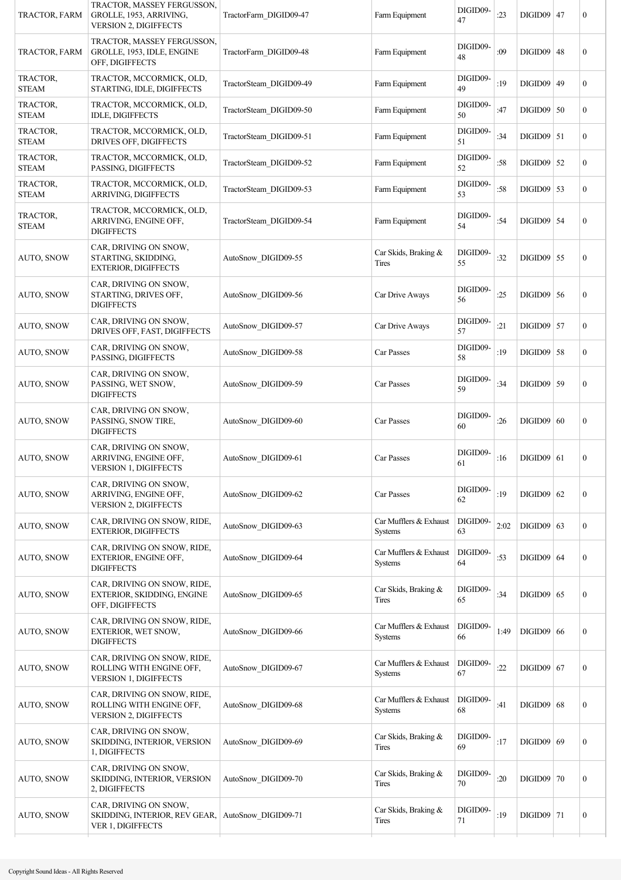| | | | | | | | | |
|---|---|---|---|---|---|---|---|---|
| TRACTOR, FARM | TRACTOR, MASSEY FERGUSSON, GROLLE, 1953, ARRIVING, VERSION 2, DIGIFFECTS | TractorFarm_DIGID09-47 | Farm Equipment | DIGID09-47 | :23 | DIGID09 | 47 | 0 |
| TRACTOR, FARM | TRACTOR, MASSEY FERGUSSON, GROLLE, 1953, IDLE, ENGINE OFF, DIGIFFECTS | TractorFarm_DIGID09-48 | Farm Equipment | DIGID09-48 | :09 | DIGID09 | 48 | 0 |
| TRACTOR, STEAM | TRACTOR, MCCORMICK, OLD, STARTING, IDLE, DIGIFFECTS | TractorSteam_DIGID09-49 | Farm Equipment | DIGID09-49 | :19 | DIGID09 | 49 | 0 |
| TRACTOR, STEAM | TRACTOR, MCCORMICK, OLD, IDLE, DIGIFFECTS | TractorSteam_DIGID09-50 | Farm Equipment | DIGID09-50 | :47 | DIGID09 | 50 | 0 |
| TRACTOR, STEAM | TRACTOR, MCCORMICK, OLD, DRIVES OFF, DIGIFFECTS | TractorSteam_DIGID09-51 | Farm Equipment | DIGID09-51 | :34 | DIGID09 | 51 | 0 |
| TRACTOR, STEAM | TRACTOR, MCCORMICK, OLD, PASSING, DIGIFFECTS | TractorSteam_DIGID09-52 | Farm Equipment | DIGID09-52 | :58 | DIGID09 | 52 | 0 |
| TRACTOR, STEAM | TRACTOR, MCCORMICK, OLD, ARRIVING, DIGIFFECTS | TractorSteam_DIGID09-53 | Farm Equipment | DIGID09-53 | :58 | DIGID09 | 53 | 0 |
| TRACTOR, STEAM | TRACTOR, MCCORMICK, OLD, ARRIVING, ENGINE OFF, DIGIFFECTS | TractorSteam_DIGID09-54 | Farm Equipment | DIGID09-54 | :54 | DIGID09 | 54 | 0 |
| AUTO, SNOW | CAR, DRIVING ON SNOW, STARTING, SKIDDING, EXTERIOR, DIGIFFECTS | AutoSnow_DIGID09-55 | Car Skids, Braking & Tires | DIGID09-55 | :32 | DIGID09 | 55 | 0 |
| AUTO, SNOW | CAR, DRIVING ON SNOW, STARTING, DRIVES OFF, DIGIFFECTS | AutoSnow_DIGID09-56 | Car Drive Aways | DIGID09-56 | :25 | DIGID09 | 56 | 0 |
| AUTO, SNOW | CAR, DRIVING ON SNOW, DRIVES OFF, FAST, DIGIFFECTS | AutoSnow_DIGID09-57 | Car Drive Aways | DIGID09-57 | :21 | DIGID09 | 57 | 0 |
| AUTO, SNOW | CAR, DRIVING ON SNOW, PASSING, DIGIFFECTS | AutoSnow_DIGID09-58 | Car Passes | DIGID09-58 | :19 | DIGID09 | 58 | 0 |
| AUTO, SNOW | CAR, DRIVING ON SNOW, PASSING, WET SNOW, DIGIFFECTS | AutoSnow_DIGID09-59 | Car Passes | DIGID09-59 | :34 | DIGID09 | 59 | 0 |
| AUTO, SNOW | CAR, DRIVING ON SNOW, PASSING, SNOW TIRE, DIGIFFECTS | AutoSnow_DIGID09-60 | Car Passes | DIGID09-60 | :26 | DIGID09 | 60 | 0 |
| AUTO, SNOW | CAR, DRIVING ON SNOW, ARRIVING, ENGINE OFF, VERSION 1, DIGIFFECTS | AutoSnow_DIGID09-61 | Car Passes | DIGID09-61 | :16 | DIGID09 | 61 | 0 |
| AUTO, SNOW | CAR, DRIVING ON SNOW, ARRIVING, ENGINE OFF, VERSION 2, DIGIFFECTS | AutoSnow_DIGID09-62 | Car Passes | DIGID09-62 | :19 | DIGID09 | 62 | 0 |
| AUTO, SNOW | CAR, DRIVING ON SNOW, RIDE, EXTERIOR, DIGIFFECTS | AutoSnow_DIGID09-63 | Car Mufflers & Exhaust Systems | DIGID09-63 | 2:02 | DIGID09 | 63 | 0 |
| AUTO, SNOW | CAR, DRIVING ON SNOW, RIDE, EXTERIOR, ENGINE OFF, DIGIFFECTS | AutoSnow_DIGID09-64 | Car Mufflers & Exhaust Systems | DIGID09-64 | :53 | DIGID09 | 64 | 0 |
| AUTO, SNOW | CAR, DRIVING ON SNOW, RIDE, EXTERIOR, SKIDDING, ENGINE OFF, DIGIFFECTS | AutoSnow_DIGID09-65 | Car Skids, Braking & Tires | DIGID09-65 | :34 | DIGID09 | 65 | 0 |
| AUTO, SNOW | CAR, DRIVING ON SNOW, RIDE, EXTERIOR, WET SNOW, DIGIFFECTS | AutoSnow_DIGID09-66 | Car Mufflers & Exhaust Systems | DIGID09-66 | 1:49 | DIGID09 | 66 | 0 |
| AUTO, SNOW | CAR, DRIVING ON SNOW, RIDE, ROLLING WITH ENGINE OFF, VERSION 1, DIGIFFECTS | AutoSnow_DIGID09-67 | Car Mufflers & Exhaust Systems | DIGID09-67 | :22 | DIGID09 | 67 | 0 |
| AUTO, SNOW | CAR, DRIVING ON SNOW, RIDE, ROLLING WITH ENGINE OFF, VERSION 2, DIGIFFECTS | AutoSnow_DIGID09-68 | Car Mufflers & Exhaust Systems | DIGID09-68 | :41 | DIGID09 | 68 | 0 |
| AUTO, SNOW | CAR, DRIVING ON SNOW, SKIDDING, INTERIOR, VERSION 1, DIGIFFECTS | AutoSnow_DIGID09-69 | Car Skids, Braking & Tires | DIGID09-69 | :17 | DIGID09 | 69 | 0 |
| AUTO, SNOW | CAR, DRIVING ON SNOW, SKIDDING, INTERIOR, VERSION 2, DIGIFFECTS | AutoSnow_DIGID09-70 | Car Skids, Braking & Tires | DIGID09-70 | :20 | DIGID09 | 70 | 0 |
| AUTO, SNOW | CAR, DRIVING ON SNOW, SKIDDING, INTERIOR, REV GEAR, VER 1, DIGIFFECTS | AutoSnow_DIGID09-71 | Car Skids, Braking & Tires | DIGID09-71 | :19 | DIGID09 | 71 | 0 |

Copyright Sound Ideas - All Rights Reserved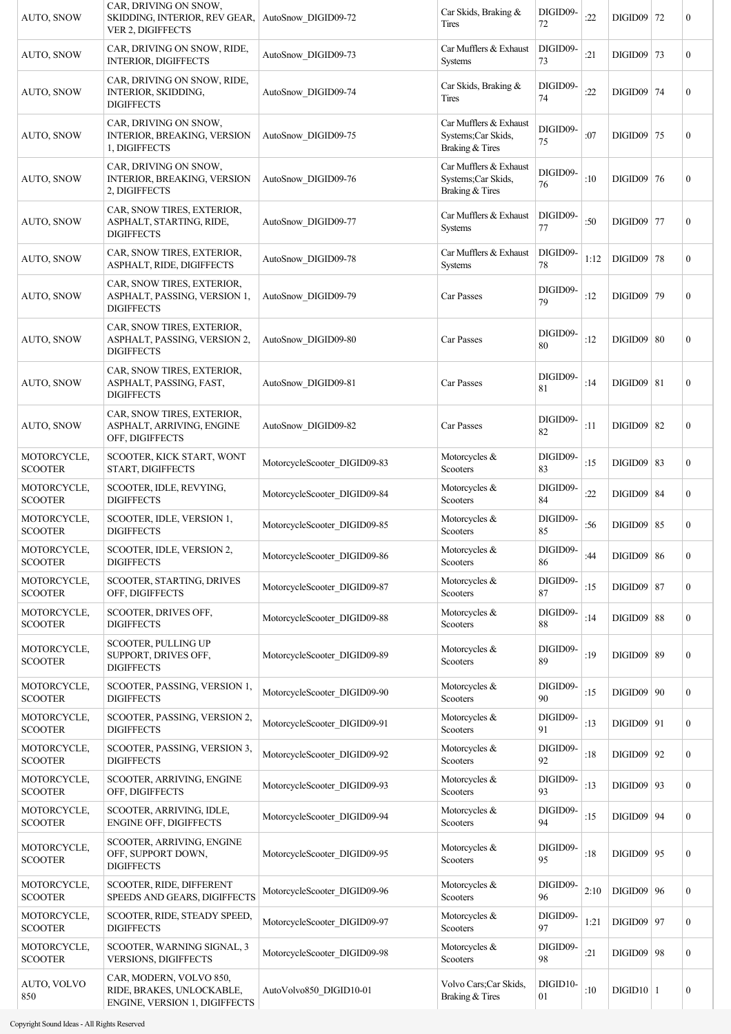| AUTO, SNOW | CAR, DRIVING ON SNOW, SKIDDING, INTERIOR, REV GEAR, VER 2, DIGIFFECTS | AutoSnow_DIGID09-72 | Car Skids, Braking & Tires | DIGID09-72 | :22 | DIGID09 | 72 | 0 |
|---|---|---|---|---|---|---|---|---|
| AUTO, SNOW | CAR, DRIVING ON SNOW, RIDE, INTERIOR, DIGIFFECTS | AutoSnow_DIGID09-73 | Car Mufflers & Exhaust Systems | DIGID09-73 | :21 | DIGID09 | 73 | 0 |
| AUTO, SNOW | CAR, DRIVING ON SNOW, RIDE, INTERIOR, SKIDDING, DIGIFFECTS | AutoSnow_DIGID09-74 | Car Skids, Braking & Tires | DIGID09-74 | :22 | DIGID09 | 74 | 0 |
| AUTO, SNOW | CAR, DRIVING ON SNOW, INTERIOR, BREAKING, VERSION 1, DIGIFFECTS | AutoSnow_DIGID09-75 | Car Mufflers & Exhaust Systems;Car Skids, Braking & Tires | DIGID09-75 | :07 | DIGID09 | 75 | 0 |
| AUTO, SNOW | CAR, DRIVING ON SNOW, INTERIOR, BREAKING, VERSION 2, DIGIFFECTS | AutoSnow_DIGID09-76 | Car Mufflers & Exhaust Systems;Car Skids, Braking & Tires | DIGID09-76 | :10 | DIGID09 | 76 | 0 |
| AUTO, SNOW | CAR, SNOW TIRES, EXTERIOR, ASPHALT, STARTING, RIDE, DIGIFFECTS | AutoSnow_DIGID09-77 | Car Mufflers & Exhaust Systems | DIGID09-77 | :50 | DIGID09 | 77 | 0 |
| AUTO, SNOW | CAR, SNOW TIRES, EXTERIOR, ASPHALT, RIDE, DIGIFFECTS | AutoSnow_DIGID09-78 | Car Mufflers & Exhaust Systems | DIGID09-78 | 1:12 | DIGID09 | 78 | 0 |
| AUTO, SNOW | CAR, SNOW TIRES, EXTERIOR, ASPHALT, PASSING, VERSION 1, DIGIFFECTS | AutoSnow_DIGID09-79 | Car Passes | DIGID09-79 | :12 | DIGID09 | 79 | 0 |
| AUTO, SNOW | CAR, SNOW TIRES, EXTERIOR, ASPHALT, PASSING, VERSION 2, DIGIFFECTS | AutoSnow_DIGID09-80 | Car Passes | DIGID09-80 | :12 | DIGID09 | 80 | 0 |
| AUTO, SNOW | CAR, SNOW TIRES, EXTERIOR, ASPHALT, PASSING, FAST, DIGIFFECTS | AutoSnow_DIGID09-81 | Car Passes | DIGID09-81 | :14 | DIGID09 | 81 | 0 |
| AUTO, SNOW | CAR, SNOW TIRES, EXTERIOR, ASPHALT, ARRIVING, ENGINE OFF, DIGIFFECTS | AutoSnow_DIGID09-82 | Car Passes | DIGID09-82 | :11 | DIGID09 | 82 | 0 |
| MOTORCYCLE, SCOOTER | SCOOTER, KICK START, WONT START, DIGIFFECTS | MotorcycleScooter_DIGID09-83 | Motorcycles & Scooters | DIGID09-83 | :15 | DIGID09 | 83 | 0 |
| MOTORCYCLE, SCOOTER | SCOOTER, IDLE, REVYING, DIGIFFECTS | MotorcycleScooter_DIGID09-84 | Motorcycles & Scooters | DIGID09-84 | :22 | DIGID09 | 84 | 0 |
| MOTORCYCLE, SCOOTER | SCOOTER, IDLE, VERSION 1, DIGIFFECTS | MotorcycleScooter_DIGID09-85 | Motorcycles & Scooters | DIGID09-85 | :56 | DIGID09 | 85 | 0 |
| MOTORCYCLE, SCOOTER | SCOOTER, IDLE, VERSION 2, DIGIFFECTS | MotorcycleScooter_DIGID09-86 | Motorcycles & Scooters | DIGID09-86 | :44 | DIGID09 | 86 | 0 |
| MOTORCYCLE, SCOOTER | SCOOTER, STARTING, DRIVES OFF, DIGIFFECTS | MotorcycleScooter_DIGID09-87 | Motorcycles & Scooters | DIGID09-87 | :15 | DIGID09 | 87 | 0 |
| MOTORCYCLE, SCOOTER | SCOOTER, DRIVES OFF, DIGIFFECTS | MotorcycleScooter_DIGID09-88 | Motorcycles & Scooters | DIGID09-88 | :14 | DIGID09 | 88 | 0 |
| MOTORCYCLE, SCOOTER | SCOOTER, PULLING UP SUPPORT, DRIVES OFF, DIGIFFECTS | MotorcycleScooter_DIGID09-89 | Motorcycles & Scooters | DIGID09-89 | :19 | DIGID09 | 89 | 0 |
| MOTORCYCLE, SCOOTER | SCOOTER, PASSING, VERSION 1, DIGIFFECTS | MotorcycleScooter_DIGID09-90 | Motorcycles & Scooters | DIGID09-90 | :15 | DIGID09 | 90 | 0 |
| MOTORCYCLE, SCOOTER | SCOOTER, PASSING, VERSION 2, DIGIFFECTS | MotorcycleScooter_DIGID09-91 | Motorcycles & Scooters | DIGID09-91 | :13 | DIGID09 | 91 | 0 |
| MOTORCYCLE, SCOOTER | SCOOTER, PASSING, VERSION 3, DIGIFFECTS | MotorcycleScooter_DIGID09-92 | Motorcycles & Scooters | DIGID09-92 | :18 | DIGID09 | 92 | 0 |
| MOTORCYCLE, SCOOTER | SCOOTER, ARRIVING, ENGINE OFF, DIGIFFECTS | MotorcycleScooter_DIGID09-93 | Motorcycles & Scooters | DIGID09-93 | :13 | DIGID09 | 93 | 0 |
| MOTORCYCLE, SCOOTER | SCOOTER, ARRIVING, IDLE, ENGINE OFF, DIGIFFECTS | MotorcycleScooter_DIGID09-94 | Motorcycles & Scooters | DIGID09-94 | :15 | DIGID09 | 94 | 0 |
| MOTORCYCLE, SCOOTER | SCOOTER, ARRIVING, ENGINE OFF, SUPPORT DOWN, DIGIFFECTS | MotorcycleScooter_DIGID09-95 | Motorcycles & Scooters | DIGID09-95 | :18 | DIGID09 | 95 | 0 |
| MOTORCYCLE, SCOOTER | SCOOTER, RIDE, DIFFERENT SPEEDS AND GEARS, DIGIFFECTS | MotorcycleScooter_DIGID09-96 | Motorcycles & Scooters | DIGID09-96 | 2:10 | DIGID09 | 96 | 0 |
| MOTORCYCLE, SCOOTER | SCOOTER, RIDE, STEADY SPEED, DIGIFFECTS | MotorcycleScooter_DIGID09-97 | Motorcycles & Scooters | DIGID09-97 | 1:21 | DIGID09 | 97 | 0 |
| MOTORCYCLE, SCOOTER | SCOOTER, WARNING SIGNAL, 3 VERSIONS, DIGIFFECTS | MotorcycleScooter_DIGID09-98 | Motorcycles & Scooters | DIGID09-98 | :21 | DIGID09 | 98 | 0 |
| AUTO, VOLVO 850 | CAR, MODERN, VOLVO 850, RIDE, BRAKES, UNLOCKABLE, ENGINE, VERSION 1, DIGIFFECTS | AutoVolvo850_DIGID10-01 | Volvo Cars;Car Skids, Braking & Tires | DIGID10-01 | :10 | DIGID10 | 1 | 0 |

Copyright Sound Ideas - All Rights Reserved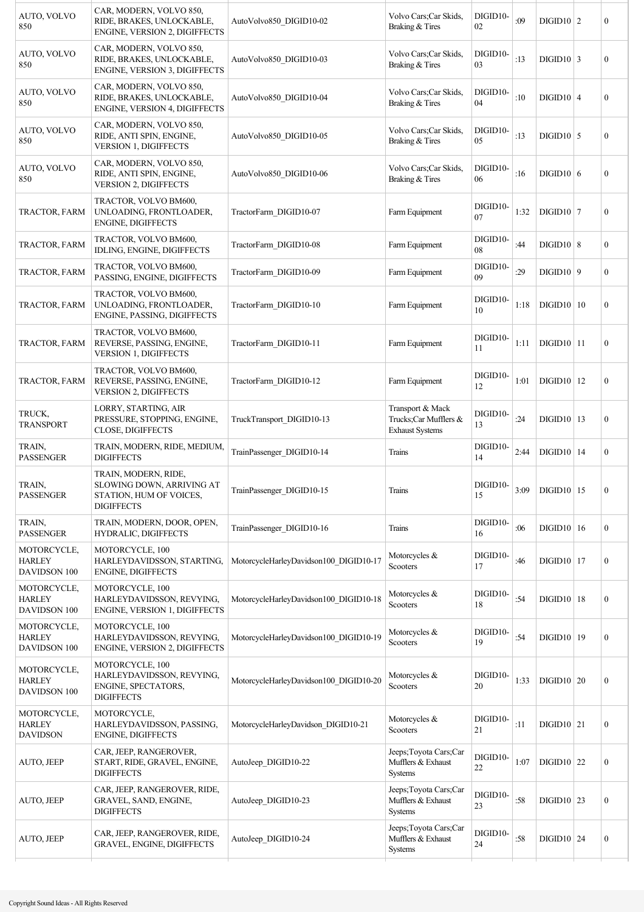| | | | | | | | | |
|---|---|---|---|---|---|---|---|---|
| AUTO, VOLVO 850 | CAR, MODERN, VOLVO 850, RIDE, BRAKES, UNLOCKABLE, ENGINE, VERSION 2, DIGIFFECTS | AutoVolvo850_DIGID10-02 | Volvo Cars;Car Skids, Braking & Tires | DIGID10-02 | :09 | DIGID10 | 2 | 0 |
| AUTO, VOLVO 850 | CAR, MODERN, VOLVO 850, RIDE, BRAKES, UNLOCKABLE, ENGINE, VERSION 3, DIGIFFECTS | AutoVolvo850_DIGID10-03 | Volvo Cars;Car Skids, Braking & Tires | DIGID10-03 | :13 | DIGID10 | 3 | 0 |
| AUTO, VOLVO 850 | CAR, MODERN, VOLVO 850, RIDE, BRAKES, UNLOCKABLE, ENGINE, VERSION 4, DIGIFFECTS | AutoVolvo850_DIGID10-04 | Volvo Cars;Car Skids, Braking & Tires | DIGID10-04 | :10 | DIGID10 | 4 | 0 |
| AUTO, VOLVO 850 | CAR, MODERN, VOLVO 850, RIDE, ANTI SPIN, ENGINE, VERSION 1, DIGIFFECTS | AutoVolvo850_DIGID10-05 | Volvo Cars;Car Skids, Braking & Tires | DIGID10-05 | :13 | DIGID10 | 5 | 0 |
| AUTO, VOLVO 850 | CAR, MODERN, VOLVO 850, RIDE, ANTI SPIN, ENGINE, VERSION 2, DIGIFFECTS | AutoVolvo850_DIGID10-06 | Volvo Cars;Car Skids, Braking & Tires | DIGID10-06 | :16 | DIGID10 | 6 | 0 |
| TRACTOR, FARM | TRACTOR, VOLVO BM600, UNLOADING, FRONTLOADER, ENGINE, DIGIFFECTS | TractorFarm_DIGID10-07 | Farm Equipment | DIGID10-07 | 1:32 | DIGID10 | 7 | 0 |
| TRACTOR, FARM | TRACTOR, VOLVO BM600, IDLING, ENGINE, DIGIFFECTS | TractorFarm_DIGID10-08 | Farm Equipment | DIGID10-08 | :44 | DIGID10 | 8 | 0 |
| TRACTOR, FARM | TRACTOR, VOLVO BM600, PASSING, ENGINE, DIGIFFECTS | TractorFarm_DIGID10-09 | Farm Equipment | DIGID10-09 | :29 | DIGID10 | 9 | 0 |
| TRACTOR, FARM | TRACTOR, VOLVO BM600, UNLOADING, FRONTLOADER, ENGINE, PASSING, DIGIFFECTS | TractorFarm_DIGID10-10 | Farm Equipment | DIGID10-10 | 1:18 | DIGID10 | 10 | 0 |
| TRACTOR, FARM | TRACTOR, VOLVO BM600, REVERSE, PASSING, ENGINE, VERSION 1, DIGIFFECTS | TractorFarm_DIGID10-11 | Farm Equipment | DIGID10-11 | 1:11 | DIGID10 | 11 | 0 |
| TRACTOR, FARM | TRACTOR, VOLVO BM600, REVERSE, PASSING, ENGINE, VERSION 2, DIGIFFECTS | TractorFarm_DIGID10-12 | Farm Equipment | DIGID10-12 | 1:01 | DIGID10 | 12 | 0 |
| TRUCK, TRANSPORT | LORRY, STARTING, AIR PRESSURE, STOPPING, ENGINE, CLOSE, DIGIFFECTS | TruckTransport_DIGID10-13 | Transport & Mack Trucks;Car Mufflers & Exhaust Systems | DIGID10-13 | :24 | DIGID10 | 13 | 0 |
| TRAIN, PASSENGER | TRAIN, MODERN, RIDE, MEDIUM, DIGIFFECTS | TrainPassenger_DIGID10-14 | Trains | DIGID10-14 | 2:44 | DIGID10 | 14 | 0 |
| TRAIN, PASSENGER | TRAIN, MODERN, RIDE, SLOWING DOWN, ARRIVING AT STATION, HUM OF VOICES, DIGIFFECTS | TrainPassenger_DIGID10-15 | Trains | DIGID10-15 | 3:09 | DIGID10 | 15 | 0 |
| TRAIN, PASSENGER | TRAIN, MODERN, DOOR, OPEN, HYDRALIC, DIGIFFECTS | TrainPassenger_DIGID10-16 | Trains | DIGID10-16 | :06 | DIGID10 | 16 | 0 |
| MOTORCYCLE, HARLEY DAVIDSON 100 | MOTORCYCLE, 100 HARLEYDAVIDSSON, STARTING, ENGINE, DIGIFFECTS | MotorcycleHarleyDavidson100_DIGID10-17 | Motorcycles & Scooters | DIGID10-17 | :46 | DIGID10 | 17 | 0 |
| MOTORCYCLE, HARLEY DAVIDSON 100 | MOTORCYCLE, 100 HARLEYDAVIDSSON, REVYING, ENGINE, VERSION 1, DIGIFFECTS | MotorcycleHarleyDavidson100_DIGID10-18 | Motorcycles & Scooters | DIGID10-18 | :54 | DIGID10 | 18 | 0 |
| MOTORCYCLE, HARLEY DAVIDSON 100 | MOTORCYCLE, 100 HARLEYDAVIDSSON, REVYING, ENGINE, VERSION 2, DIGIFFECTS | MotorcycleHarleyDavidson100_DIGID10-19 | Motorcycles & Scooters | DIGID10-19 | :54 | DIGID10 | 19 | 0 |
| MOTORCYCLE, HARLEY DAVIDSON 100 | MOTORCYCLE, 100 HARLEYDAVIDSSON, REVYING, ENGINE, SPECTATORS, DIGIFFECTS | MotorcycleHarleyDavidson100_DIGID10-20 | Motorcycles & Scooters | DIGID10-20 | 1:33 | DIGID10 | 20 | 0 |
| MOTORCYCLE, HARLEY DAVIDSON | MOTORCYCLE, HARLEYDAVIDSSON, PASSING, ENGINE, DIGIFFECTS | MotorcycleHarleyDavidson_DIGID10-21 | Motorcycles & Scooters | DIGID10-21 | :11 | DIGID10 | 21 | 0 |
| AUTO, JEEP | CAR, JEEP, RANGEROVER, START, RIDE, GRAVEL, ENGINE, DIGIFFECTS | AutoJeep_DIGID10-22 | Jeeps;Toyota Cars;Car Mufflers & Exhaust Systems | DIGID10-22 | 1:07 | DIGID10 | 22 | 0 |
| AUTO, JEEP | CAR, JEEP, RANGEROVER, RIDE, GRAVEL, SAND, ENGINE, DIGIFFECTS | AutoJeep_DIGID10-23 | Jeeps;Toyota Cars;Car Mufflers & Exhaust Systems | DIGID10-23 | :58 | DIGID10 | 23 | 0 |
| AUTO, JEEP | CAR, JEEP, RANGEROVER, RIDE, GRAVEL, ENGINE, DIGIFFECTS | AutoJeep_DIGID10-24 | Jeeps;Toyota Cars;Car Mufflers & Exhaust Systems | DIGID10-24 | :58 | DIGID10 | 24 | 0 |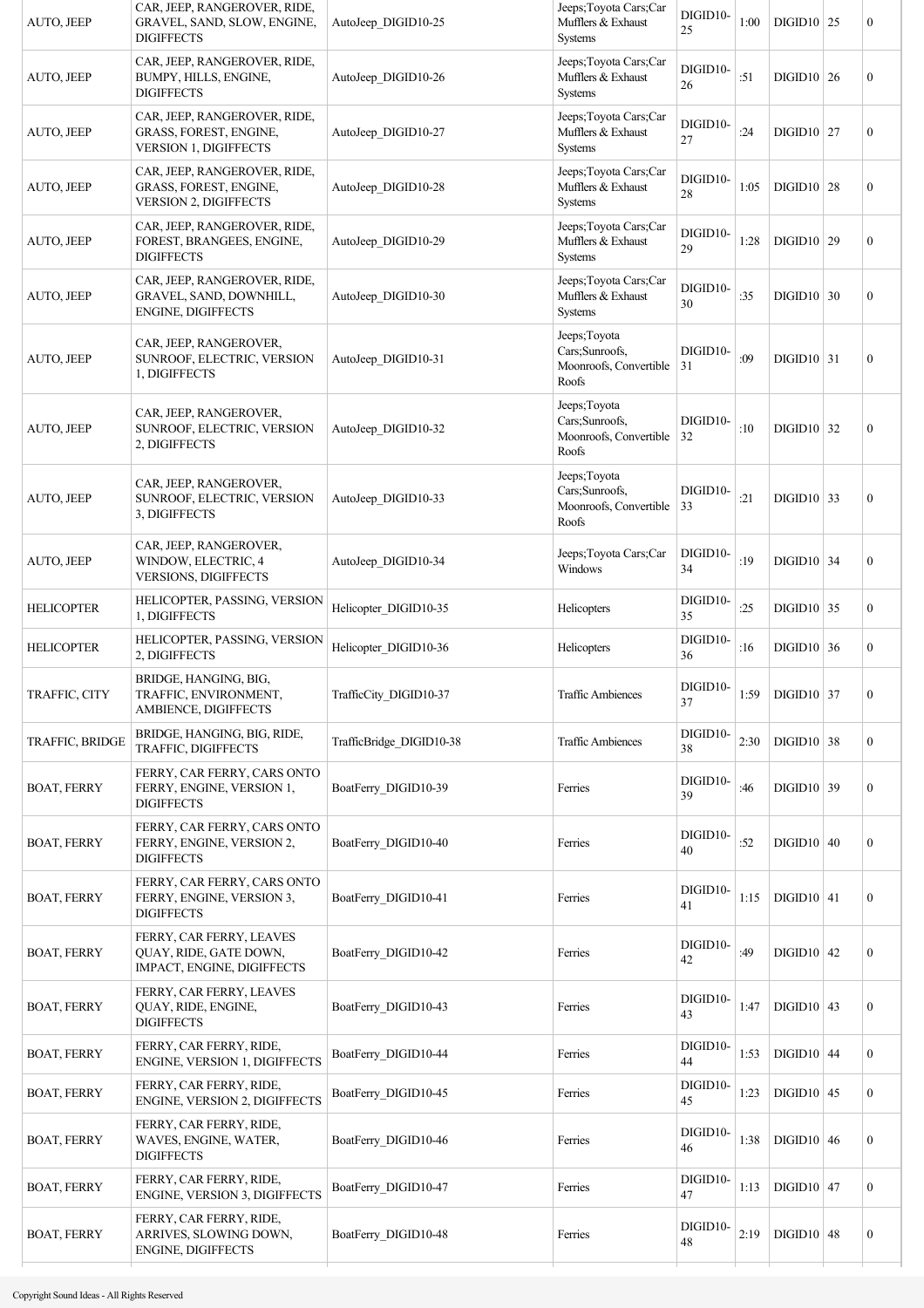| | | | | | | | | |
|---|---|---|---|---|---|---|---|---|
| AUTO, JEEP | CAR, JEEP, RANGEROVER, RIDE, GRAVEL, SAND, SLOW, ENGINE, DIGIFFECTS | AutoJeep_DIGID10-25 | Jeeps;Toyota Cars;Car Mufflers & Exhaust Systems | DIGID10-25 | 1:00 | DIGID10 | 25 | 0 |
| AUTO, JEEP | CAR, JEEP, RANGEROVER, RIDE, BUMPY, HILLS, ENGINE, DIGIFFECTS | AutoJeep_DIGID10-26 | Jeeps;Toyota Cars;Car Mufflers & Exhaust Systems | DIGID10-26 | :51 | DIGID10 | 26 | 0 |
| AUTO, JEEP | CAR, JEEP, RANGEROVER, RIDE, GRASS, FOREST, ENGINE, VERSION 1, DIGIFFECTS | AutoJeep_DIGID10-27 | Jeeps;Toyota Cars;Car Mufflers & Exhaust Systems | DIGID10-27 | :24 | DIGID10 | 27 | 0 |
| AUTO, JEEP | CAR, JEEP, RANGEROVER, RIDE, GRASS, FOREST, ENGINE, VERSION 2, DIGIFFECTS | AutoJeep_DIGID10-28 | Jeeps;Toyota Cars;Car Mufflers & Exhaust Systems | DIGID10-28 | 1:05 | DIGID10 | 28 | 0 |
| AUTO, JEEP | CAR, JEEP, RANGEROVER, RIDE, FOREST, BRANGEES, ENGINE, DIGIFFECTS | AutoJeep_DIGID10-29 | Jeeps;Toyota Cars;Car Mufflers & Exhaust Systems | DIGID10-29 | 1:28 | DIGID10 | 29 | 0 |
| AUTO, JEEP | CAR, JEEP, RANGEROVER, RIDE, GRAVEL, SAND, DOWNHILL, ENGINE, DIGIFFECTS | AutoJeep_DIGID10-30 | Jeeps;Toyota Cars;Car Mufflers & Exhaust Systems | DIGID10-30 | :35 | DIGID10 | 30 | 0 |
| AUTO, JEEP | CAR, JEEP, RANGEROVER, SUNROOF, ELECTRIC, VERSION 1, DIGIFFECTS | AutoJeep_DIGID10-31 | Jeeps;Toyota Cars;Sunroofs, Moonroofs, Convertible Roofs | DIGID10-31 | :09 | DIGID10 | 31 | 0 |
| AUTO, JEEP | CAR, JEEP, RANGEROVER, SUNROOF, ELECTRIC, VERSION 2, DIGIFFECTS | AutoJeep_DIGID10-32 | Jeeps;Toyota Cars;Sunroofs, Moonroofs, Convertible Roofs | DIGID10-32 | :10 | DIGID10 | 32 | 0 |
| AUTO, JEEP | CAR, JEEP, RANGEROVER, SUNROOF, ELECTRIC, VERSION 3, DIGIFFECTS | AutoJeep_DIGID10-33 | Jeeps;Toyota Cars;Sunroofs, Moonroofs, Convertible Roofs | DIGID10-33 | :21 | DIGID10 | 33 | 0 |
| AUTO, JEEP | CAR, JEEP, RANGEROVER, WINDOW, ELECTRIC, 4 VERSIONS, DIGIFFECTS | AutoJeep_DIGID10-34 | Jeeps;Toyota Cars;Car Windows | DIGID10-34 | :19 | DIGID10 | 34 | 0 |
| HELICOPTER | HELICOPTER, PASSING, VERSION 1, DIGIFFECTS | Helicopter_DIGID10-35 | Helicopters | DIGID10-35 | :25 | DIGID10 | 35 | 0 |
| HELICOPTER | HELICOPTER, PASSING, VERSION 2, DIGIFFECTS | Helicopter_DIGID10-36 | Helicopters | DIGID10-36 | :16 | DIGID10 | 36 | 0 |
| TRAFFIC, CITY | BRIDGE, HANGING, BIG, TRAFFIC, ENVIRONMENT, AMBIENCE, DIGIFFECTS | TrafficCity_DIGID10-37 | Traffic Ambiences | DIGID10-37 | 1:59 | DIGID10 | 37 | 0 |
| TRAFFIC, BRIDGE | BRIDGE, HANGING, BIG, RIDE, TRAFFIC, DIGIFFECTS | TrafficBridge_DIGID10-38 | Traffic Ambiences | DIGID10-38 | 2:30 | DIGID10 | 38 | 0 |
| BOAT, FERRY | FERRY, CAR FERRY, CARS ONTO FERRY, ENGINE, VERSION 1, DIGIFFECTS | BoatFerry_DIGID10-39 | Ferries | DIGID10-39 | :46 | DIGID10 | 39 | 0 |
| BOAT, FERRY | FERRY, CAR FERRY, CARS ONTO FERRY, ENGINE, VERSION 2, DIGIFFECTS | BoatFerry_DIGID10-40 | Ferries | DIGID10-40 | :52 | DIGID10 | 40 | 0 |
| BOAT, FERRY | FERRY, CAR FERRY, CARS ONTO FERRY, ENGINE, VERSION 3, DIGIFFECTS | BoatFerry_DIGID10-41 | Ferries | DIGID10-41 | 1:15 | DIGID10 | 41 | 0 |
| BOAT, FERRY | FERRY, CAR FERRY, LEAVES QUAY, RIDE, GATE DOWN, IMPACT, ENGINE, DIGIFFECTS | BoatFerry_DIGID10-42 | Ferries | DIGID10-42 | :49 | DIGID10 | 42 | 0 |
| BOAT, FERRY | FERRY, CAR FERRY, LEAVES QUAY, RIDE, ENGINE, DIGIFFECTS | BoatFerry_DIGID10-43 | Ferries | DIGID10-43 | 1:47 | DIGID10 | 43 | 0 |
| BOAT, FERRY | FERRY, CAR FERRY, RIDE, ENGINE, VERSION 1, DIGIFFECTS | BoatFerry_DIGID10-44 | Ferries | DIGID10-44 | 1:53 | DIGID10 | 44 | 0 |
| BOAT, FERRY | FERRY, CAR FERRY, RIDE, ENGINE, VERSION 2, DIGIFFECTS | BoatFerry_DIGID10-45 | Ferries | DIGID10-45 | 1:23 | DIGID10 | 45 | 0 |
| BOAT, FERRY | FERRY, CAR FERRY, RIDE, WAVES, ENGINE, WATER, DIGIFFECTS | BoatFerry_DIGID10-46 | Ferries | DIGID10-46 | 1:38 | DIGID10 | 46 | 0 |
| BOAT, FERRY | FERRY, CAR FERRY, RIDE, ENGINE, VERSION 3, DIGIFFECTS | BoatFerry_DIGID10-47 | Ferries | DIGID10-47 | 1:13 | DIGID10 | 47 | 0 |
| BOAT, FERRY | FERRY, CAR FERRY, RIDE, ARRIVES, SLOWING DOWN, ENGINE, DIGIFFECTS | BoatFerry_DIGID10-48 | Ferries | DIGID10-48 | 2:19 | DIGID10 | 48 | 0 |

Copyright Sound Ideas - All Rights Reserved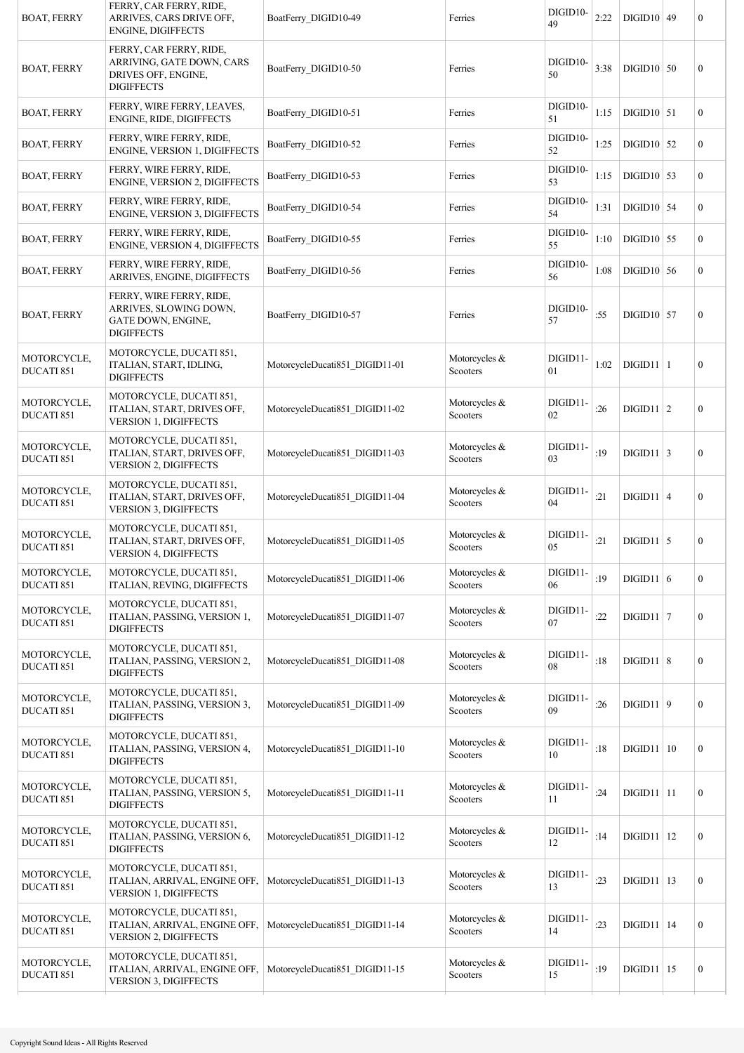| BOAT, FERRY | FERRY, CAR FERRY, RIDE, ARRIVES, CARS DRIVE OFF, ENGINE, DIGIFFECTS | BoatFerry_DIGID10-49 | Ferries | DIGID10-49 | 2:22 | DIGID10 | 49 | 0 |
|---|---|---|---|---|---|---|---|---|
| BOAT, FERRY | FERRY, CAR FERRY, RIDE, ARRIVING, GATE DOWN, CARS DRIVES OFF, ENGINE, DIGIFFECTS | BoatFerry_DIGID10-50 | Ferries | DIGID10-50 | 3:38 | DIGID10 | 50 | 0 |
| BOAT, FERRY | FERRY, WIRE FERRY, LEAVES, ENGINE, RIDE, DIGIFFECTS | BoatFerry_DIGID10-51 | Ferries | DIGID10-51 | 1:15 | DIGID10 | 51 | 0 |
| BOAT, FERRY | FERRY, WIRE FERRY, RIDE, ENGINE, VERSION 1, DIGIFFECTS | BoatFerry_DIGID10-52 | Ferries | DIGID10-52 | 1:25 | DIGID10 | 52 | 0 |
| BOAT, FERRY | FERRY, WIRE FERRY, RIDE, ENGINE, VERSION 2, DIGIFFECTS | BoatFerry_DIGID10-53 | Ferries | DIGID10-53 | 1:15 | DIGID10 | 53 | 0 |
| BOAT, FERRY | FERRY, WIRE FERRY, RIDE, ENGINE, VERSION 3, DIGIFFECTS | BoatFerry_DIGID10-54 | Ferries | DIGID10-54 | 1:31 | DIGID10 | 54 | 0 |
| BOAT, FERRY | FERRY, WIRE FERRY, RIDE, ENGINE, VERSION 4, DIGIFFECTS | BoatFerry_DIGID10-55 | Ferries | DIGID10-55 | 1:10 | DIGID10 | 55 | 0 |
| BOAT, FERRY | FERRY, WIRE FERRY, RIDE, ARRIVES, ENGINE, DIGIFFECTS | BoatFerry_DIGID10-56 | Ferries | DIGID10-56 | 1:08 | DIGID10 | 56 | 0 |
| BOAT, FERRY | FERRY, WIRE FERRY, RIDE, ARRIVES, SLOWING DOWN, GATE DOWN, ENGINE, DIGIFFECTS | BoatFerry_DIGID10-57 | Ferries | DIGID10-57 | :55 | DIGID10 | 57 | 0 |
| MOTORCYCLE, DUCATI 851 | MOTORCYCLE, DUCATI 851, ITALIAN, START, IDLING, DIGIFFECTS | MotorcycleDucati851_DIGID11-01 | Motorcycles & Scooters | DIGID11-01 | 1:02 | DIGID11 | 1 | 0 |
| MOTORCYCLE, DUCATI 851 | MOTORCYCLE, DUCATI 851, ITALIAN, START, DRIVES OFF, VERSION 1, DIGIFFECTS | MotorcycleDucati851_DIGID11-02 | Motorcycles & Scooters | DIGID11-02 | :26 | DIGID11 | 2 | 0 |
| MOTORCYCLE, DUCATI 851 | MOTORCYCLE, DUCATI 851, ITALIAN, START, DRIVES OFF, VERSION 2, DIGIFFECTS | MotorcycleDucati851_DIGID11-03 | Motorcycles & Scooters | DIGID11-03 | :19 | DIGID11 | 3 | 0 |
| MOTORCYCLE, DUCATI 851 | MOTORCYCLE, DUCATI 851, ITALIAN, START, DRIVES OFF, VERSION 3, DIGIFFECTS | MotorcycleDucati851_DIGID11-04 | Motorcycles & Scooters | DIGID11-04 | :21 | DIGID11 | 4 | 0 |
| MOTORCYCLE, DUCATI 851 | MOTORCYCLE, DUCATI 851, ITALIAN, START, DRIVES OFF, VERSION 4, DIGIFFECTS | MotorcycleDucati851_DIGID11-05 | Motorcycles & Scooters | DIGID11-05 | :21 | DIGID11 | 5 | 0 |
| MOTORCYCLE, DUCATI 851 | MOTORCYCLE, DUCATI 851, ITALIAN, REVING, DIGIFFECTS | MotorcycleDucati851_DIGID11-06 | Motorcycles & Scooters | DIGID11-06 | :19 | DIGID11 | 6 | 0 |
| MOTORCYCLE, DUCATI 851 | MOTORCYCLE, DUCATI 851, ITALIAN, PASSING, VERSION 1, DIGIFFECTS | MotorcycleDucati851_DIGID11-07 | Motorcycles & Scooters | DIGID11-07 | :22 | DIGID11 | 7 | 0 |
| MOTORCYCLE, DUCATI 851 | MOTORCYCLE, DUCATI 851, ITALIAN, PASSING, VERSION 2, DIGIFFECTS | MotorcycleDucati851_DIGID11-08 | Motorcycles & Scooters | DIGID11-08 | :18 | DIGID11 | 8 | 0 |
| MOTORCYCLE, DUCATI 851 | MOTORCYCLE, DUCATI 851, ITALIAN, PASSING, VERSION 3, DIGIFFECTS | MotorcycleDucati851_DIGID11-09 | Motorcycles & Scooters | DIGID11-09 | :26 | DIGID11 | 9 | 0 |
| MOTORCYCLE, DUCATI 851 | MOTORCYCLE, DUCATI 851, ITALIAN, PASSING, VERSION 4, DIGIFFECTS | MotorcycleDucati851_DIGID11-10 | Motorcycles & Scooters | DIGID11-10 | :18 | DIGID11 | 10 | 0 |
| MOTORCYCLE, DUCATI 851 | MOTORCYCLE, DUCATI 851, ITALIAN, PASSING, VERSION 5, DIGIFFECTS | MotorcycleDucati851_DIGID11-11 | Motorcycles & Scooters | DIGID11-11 | :24 | DIGID11 | 11 | 0 |
| MOTORCYCLE, DUCATI 851 | MOTORCYCLE, DUCATI 851, ITALIAN, PASSING, VERSION 6, DIGIFFECTS | MotorcycleDucati851_DIGID11-12 | Motorcycles & Scooters | DIGID11-12 | :14 | DIGID11 | 12 | 0 |
| MOTORCYCLE, DUCATI 851 | MOTORCYCLE, DUCATI 851, ITALIAN, ARRIVAL, ENGINE OFF, VERSION 1, DIGIFFECTS | MotorcycleDucati851_DIGID11-13 | Motorcycles & Scooters | DIGID11-13 | :23 | DIGID11 | 13 | 0 |
| MOTORCYCLE, DUCATI 851 | MOTORCYCLE, DUCATI 851, ITALIAN, ARRIVAL, ENGINE OFF, VERSION 2, DIGIFFECTS | MotorcycleDucati851_DIGID11-14 | Motorcycles & Scooters | DIGID11-14 | :23 | DIGID11 | 14 | 0 |
| MOTORCYCLE, DUCATI 851 | MOTORCYCLE, DUCATI 851, ITALIAN, ARRIVAL, ENGINE OFF, VERSION 3, DIGIFFECTS | MotorcycleDucati851_DIGID11-15 | Motorcycles & Scooters | DIGID11-15 | :19 | DIGID11 | 15 | 0 |

Copyright Sound Ideas - All Rights Reserved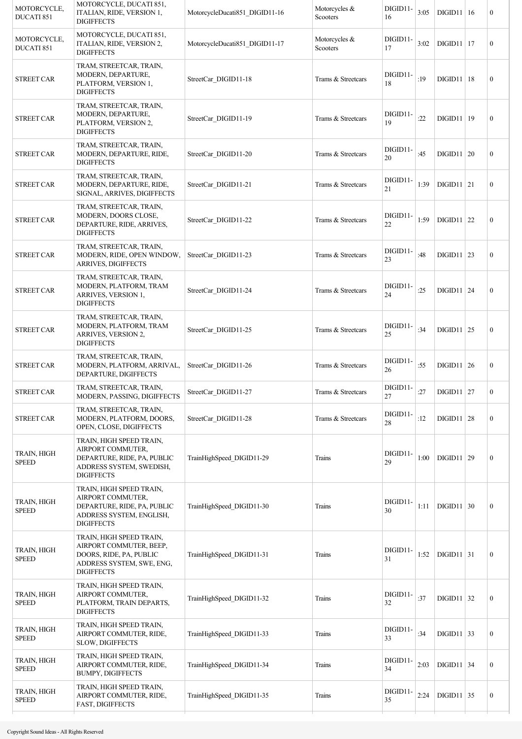| | | | | | | | | |
|---|---|---|---|---|---|---|---|---|
| MOTORCYCLE, DUCATI 851 | MOTORCYCLE, DUCATI 851, ITALIAN, RIDE, VERSION 1, DIGIFFECTS | MotorcycleDucati851_DIGID11-16 | Motorcycles & Scooters | DIGID11-16 | 3:05 | DIGID11 | 16 | 0 |
| MOTORCYCLE, DUCATI 851 | MOTORCYCLE, DUCATI 851, ITALIAN, RIDE, VERSION 2, DIGIFFECTS | MotorcycleDucati851_DIGID11-17 | Motorcycles & Scooters | DIGID11-17 | 3:02 | DIGID11 | 17 | 0 |
| STREET CAR | TRAM, STREETCAR, TRAIN, MODERN, DEPARTURE, PLATFORM, VERSION 1, DIGIFFECTS | StreetCar_DIGID11-18 | Trams & Streetcars | DIGID11-18 | :19 | DIGID11 | 18 | 0 |
| STREET CAR | TRAM, STREETCAR, TRAIN, MODERN, DEPARTURE, PLATFORM, VERSION 2, DIGIFFECTS | StreetCar_DIGID11-19 | Trams & Streetcars | DIGID11-19 | :22 | DIGID11 | 19 | 0 |
| STREET CAR | TRAM, STREETCAR, TRAIN, MODERN, DEPARTURE, RIDE, DIGIFFECTS | StreetCar_DIGID11-20 | Trams & Streetcars | DIGID11-20 | :45 | DIGID11 | 20 | 0 |
| STREET CAR | TRAM, STREETCAR, TRAIN, MODERN, DEPARTURE, RIDE, SIGNAL, ARRIVES, DIGIFFECTS | StreetCar_DIGID11-21 | Trams & Streetcars | DIGID11-21 | 1:39 | DIGID11 | 21 | 0 |
| STREET CAR | TRAM, STREETCAR, TRAIN, MODERN, DOORS CLOSE, DEPARTURE, RIDE, ARRIVES, DIGIFFECTS | StreetCar_DIGID11-22 | Trams & Streetcars | DIGID11-22 | 1:59 | DIGID11 | 22 | 0 |
| STREET CAR | TRAM, STREETCAR, TRAIN, MODERN, RIDE, OPEN WINDOW, ARRIVES, DIGIFFECTS | StreetCar_DIGID11-23 | Trams & Streetcars | DIGID11-23 | :48 | DIGID11 | 23 | 0 |
| STREET CAR | TRAM, STREETCAR, TRAIN, MODERN, PLATFORM, TRAM ARRIVES, VERSION 1, DIGIFFECTS | StreetCar_DIGID11-24 | Trams & Streetcars | DIGID11-24 | :25 | DIGID11 | 24 | 0 |
| STREET CAR | TRAM, STREETCAR, TRAIN, MODERN, PLATFORM, TRAM ARRIVES, VERSION 2, DIGIFFECTS | StreetCar_DIGID11-25 | Trams & Streetcars | DIGID11-25 | :34 | DIGID11 | 25 | 0 |
| STREET CAR | TRAM, STREETCAR, TRAIN, MODERN, PLATFORM, ARRIVAL, DEPARTURE, DIGIFFECTS | StreetCar_DIGID11-26 | Trams & Streetcars | DIGID11-26 | :55 | DIGID11 | 26 | 0 |
| STREET CAR | TRAM, STREETCAR, TRAIN, MODERN, PASSING, DIGIFFECTS | StreetCar_DIGID11-27 | Trams & Streetcars | DIGID11-27 | :27 | DIGID11 | 27 | 0 |
| STREET CAR | TRAM, STREETCAR, TRAIN, MODERN, PLATFORM, DOORS, OPEN, CLOSE, DIGIFFECTS | StreetCar_DIGID11-28 | Trams & Streetcars | DIGID11-28 | :12 | DIGID11 | 28 | 0 |
| TRAIN, HIGH SPEED | TRAIN, HIGH SPEED TRAIN, AIRPORT COMMUTER, DEPARTURE, RIDE, PA, PUBLIC ADDRESS SYSTEM, SWEDISH, DIGIFFECTS | TrainHighSpeed_DIGID11-29 | Trains | DIGID11-29 | 1:00 | DIGID11 | 29 | 0 |
| TRAIN, HIGH SPEED | TRAIN, HIGH SPEED TRAIN, AIRPORT COMMUTER, DEPARTURE, RIDE, PA, PUBLIC ADDRESS SYSTEM, ENGLISH, DIGIFFECTS | TrainHighSpeed_DIGID11-30 | Trains | DIGID11-30 | 1:11 | DIGID11 | 30 | 0 |
| TRAIN, HIGH SPEED | TRAIN, HIGH SPEED TRAIN, AIRPORT COMMUTER, BEEP, DOORS, RIDE, PA, PUBLIC ADDRESS SYSTEM, SWE, ENG, DIGIFFECTS | TrainHighSpeed_DIGID11-31 | Trains | DIGID11-31 | 1:52 | DIGID11 | 31 | 0 |
| TRAIN, HIGH SPEED | TRAIN, HIGH SPEED TRAIN, AIRPORT COMMUTER, PLATFORM, TRAIN DEPARTS, DIGIFFECTS | TrainHighSpeed_DIGID11-32 | Trains | DIGID11-32 | :37 | DIGID11 | 32 | 0 |
| TRAIN, HIGH SPEED | TRAIN, HIGH SPEED TRAIN, AIRPORT COMMUTER, RIDE, SLOW, DIGIFFECTS | TrainHighSpeed_DIGID11-33 | Trains | DIGID11-33 | :34 | DIGID11 | 33 | 0 |
| TRAIN, HIGH SPEED | TRAIN, HIGH SPEED TRAIN, AIRPORT COMMUTER, RIDE, BUMPY, DIGIFFECTS | TrainHighSpeed_DIGID11-34 | Trains | DIGID11-34 | 2:03 | DIGID11 | 34 | 0 |
| TRAIN, HIGH SPEED | TRAIN, HIGH SPEED TRAIN, AIRPORT COMMUTER, RIDE, FAST, DIGIFFECTS | TrainHighSpeed_DIGID11-35 | Trains | DIGID11-35 | 2:24 | DIGID11 | 35 | 0 |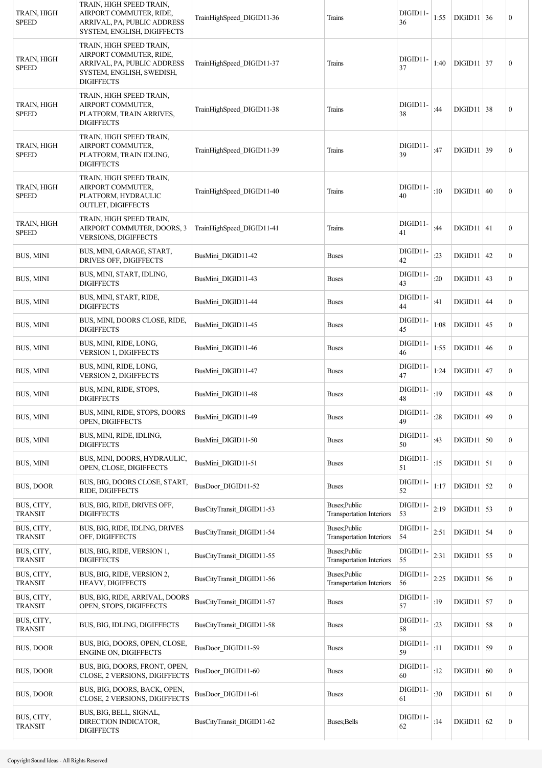| | | | | | | | | |
|---|---|---|---|---|---|---|---|---|
| TRAIN, HIGH SPEED | TRAIN, HIGH SPEED TRAIN, AIRPORT COMMUTER, RIDE, ARRIVAL, PA, PUBLIC ADDRESS SYSTEM, ENGLISH, DIGIFFECTS | TrainHighSpeed_DIGID11-36 | Trains | DIGID11-36 | 1:55 | DIGID11 | 36 | 0 |
| TRAIN, HIGH SPEED | TRAIN, HIGH SPEED TRAIN, AIRPORT COMMUTER, RIDE, ARRIVAL, PA, PUBLIC ADDRESS SYSTEM, ENGLISH, SWEDISH, DIGIFFECTS | TrainHighSpeed_DIGID11-37 | Trains | DIGID11-37 | 1:40 | DIGID11 | 37 | 0 |
| TRAIN, HIGH SPEED | TRAIN, HIGH SPEED TRAIN, AIRPORT COMMUTER, PLATFORM, TRAIN ARRIVES, DIGIFFECTS | TrainHighSpeed_DIGID11-38 | Trains | DIGID11-38 | :44 | DIGID11 | 38 | 0 |
| TRAIN, HIGH SPEED | TRAIN, HIGH SPEED TRAIN, AIRPORT COMMUTER, PLATFORM, TRAIN IDLING, DIGIFFECTS | TrainHighSpeed_DIGID11-39 | Trains | DIGID11-39 | :47 | DIGID11 | 39 | 0 |
| TRAIN, HIGH SPEED | TRAIN, HIGH SPEED TRAIN, AIRPORT COMMUTER, PLATFORM, HYDRAULIC OUTLET, DIGIFFECTS | TrainHighSpeed_DIGID11-40 | Trains | DIGID11-40 | :10 | DIGID11 | 40 | 0 |
| TRAIN, HIGH SPEED | TRAIN, HIGH SPEED TRAIN, AIRPORT COMMUTER, DOORS, 3 VERSIONS, DIGIFFECTS | TrainHighSpeed_DIGID11-41 | Trains | DIGID11-41 | :44 | DIGID11 | 41 | 0 |
| BUS, MINI | BUS, MINI, GARAGE, START, DRIVES OFF, DIGIFFECTS | BusMini_DIGID11-42 | Buses | DIGID11-42 | :23 | DIGID11 | 42 | 0 |
| BUS, MINI | BUS, MINI, START, IDLING, DIGIFFECTS | BusMini_DIGID11-43 | Buses | DIGID11-43 | :20 | DIGID11 | 43 | 0 |
| BUS, MINI | BUS, MINI, START, RIDE, DIGIFFECTS | BusMini_DIGID11-44 | Buses | DIGID11-44 | :41 | DIGID11 | 44 | 0 |
| BUS, MINI | BUS, MINI, DOORS CLOSE, RIDE, DIGIFFECTS | BusMini_DIGID11-45 | Buses | DIGID11-45 | 1:08 | DIGID11 | 45 | 0 |
| BUS, MINI | BUS, MINI, RIDE, LONG, VERSION 1, DIGIFFECTS | BusMini_DIGID11-46 | Buses | DIGID11-46 | 1:55 | DIGID11 | 46 | 0 |
| BUS, MINI | BUS, MINI, RIDE, LONG, VERSION 2, DIGIFFECTS | BusMini_DIGID11-47 | Buses | DIGID11-47 | 1:24 | DIGID11 | 47 | 0 |
| BUS, MINI | BUS, MINI, RIDE, STOPS, DIGIFFECTS | BusMini_DIGID11-48 | Buses | DIGID11-48 | :19 | DIGID11 | 48 | 0 |
| BUS, MINI | BUS, MINI, RIDE, STOPS, DOORS OPEN, DIGIFFECTS | BusMini_DIGID11-49 | Buses | DIGID11-49 | :28 | DIGID11 | 49 | 0 |
| BUS, MINI | BUS, MINI, RIDE, IDLING, DIGIFFECTS | BusMini_DIGID11-50 | Buses | DIGID11-50 | :43 | DIGID11 | 50 | 0 |
| BUS, MINI | BUS, MINI, DOORS, HYDRAULIC, OPEN, CLOSE, DIGIFFECTS | BusMini_DIGID11-51 | Buses | DIGID11-51 | :15 | DIGID11 | 51 | 0 |
| BUS, DOOR | BUS, BIG, DOORS CLOSE, START, RIDE, DIGIFFECTS | BusDoor_DIGID11-52 | Buses | DIGID11-52 | 1:17 | DIGID11 | 52 | 0 |
| BUS, CITY, TRANSIT | BUS, BIG, RIDE, DRIVES OFF, DIGIFFECTS | BusCityTransit_DIGID11-53 | Buses;Public Transportation Interiors | DIGID11-53 | 2:19 | DIGID11 | 53 | 0 |
| BUS, CITY, TRANSIT | BUS, BIG, RIDE, IDLING, DRIVES OFF, DIGIFFECTS | BusCityTransit_DIGID11-54 | Buses;Public Transportation Interiors | DIGID11-54 | 2:51 | DIGID11 | 54 | 0 |
| BUS, CITY, TRANSIT | BUS, BIG, RIDE, VERSION 1, DIGIFFECTS | BusCityTransit_DIGID11-55 | Buses;Public Transportation Interiors | DIGID11-55 | 2:31 | DIGID11 | 55 | 0 |
| BUS, CITY, TRANSIT | BUS, BIG, RIDE, VERSION 2, HEAVY, DIGIFFECTS | BusCityTransit_DIGID11-56 | Buses;Public Transportation Interiors | DIGID11-56 | 2:25 | DIGID11 | 56 | 0 |
| BUS, CITY, TRANSIT | BUS, BIG, RIDE, ARRIVAL, DOORS OPEN, STOPS, DIGIFFECTS | BusCityTransit_DIGID11-57 | Buses | DIGID11-57 | :19 | DIGID11 | 57 | 0 |
| BUS, CITY, TRANSIT | BUS, BIG, IDLING, DIGIFFECTS | BusCityTransit_DIGID11-58 | Buses | DIGID11-58 | :23 | DIGID11 | 58 | 0 |
| BUS, DOOR | BUS, BIG, DOORS, OPEN, CLOSE, ENGINE ON, DIGIFFECTS | BusDoor_DIGID11-59 | Buses | DIGID11-59 | :11 | DIGID11 | 59 | 0 |
| BUS, DOOR | BUS, BIG, DOORS, FRONT, OPEN, CLOSE, 2 VERSIONS, DIGIFFECTS | BusDoor_DIGID11-60 | Buses | DIGID11-60 | :12 | DIGID11 | 60 | 0 |
| BUS, DOOR | BUS, BIG, DOORS, BACK, OPEN, CLOSE, 2 VERSIONS, DIGIFFECTS | BusDoor_DIGID11-61 | Buses | DIGID11-61 | :30 | DIGID11 | 61 | 0 |
| BUS, CITY, TRANSIT | BUS, BIG, BELL, SIGNAL, DIRECTION INDICATOR, DIGIFFECTS | BusCityTransit_DIGID11-62 | Buses;Bells | DIGID11-62 | :14 | DIGID11 | 62 | 0 |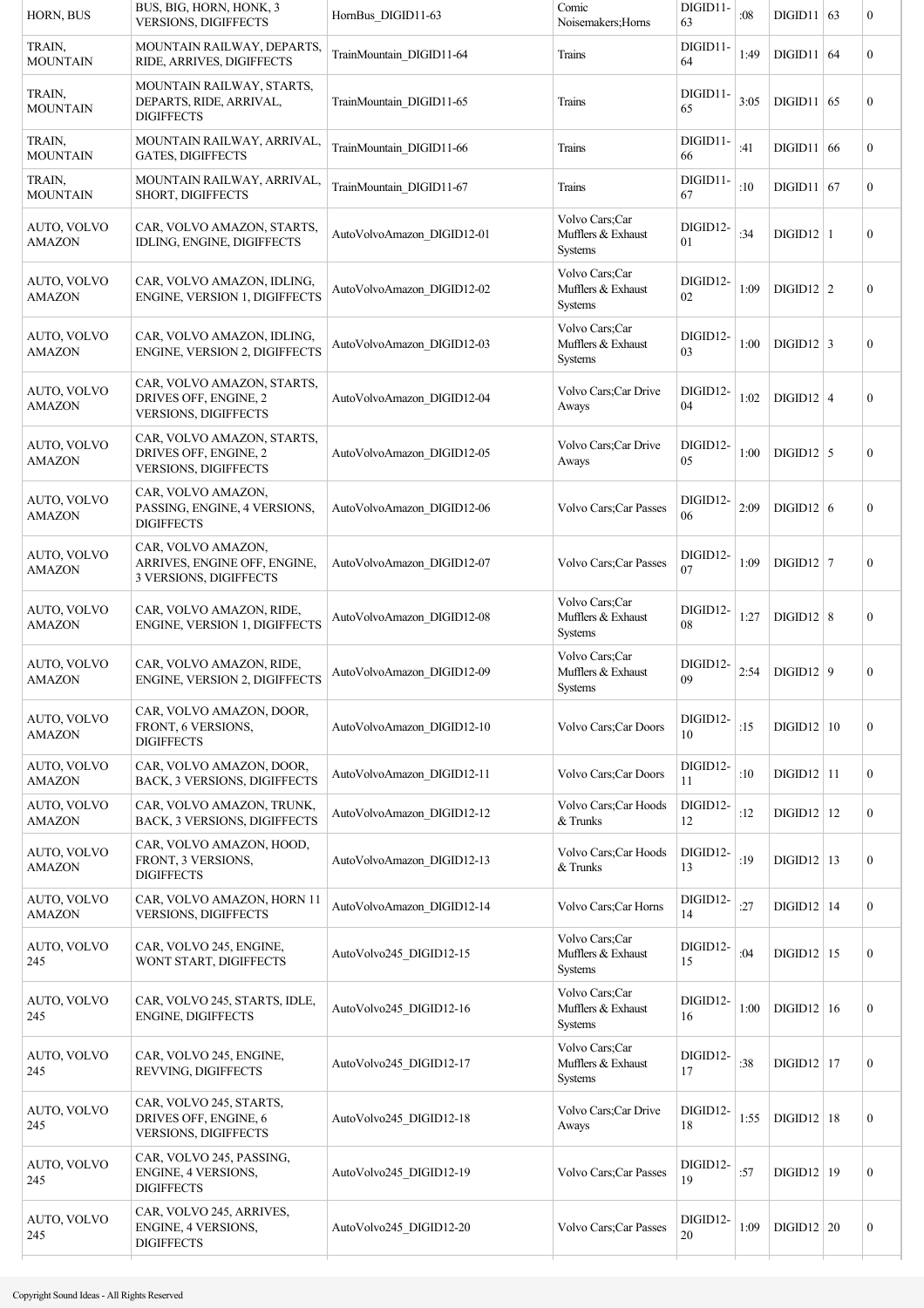| HORN, BUS | BUS, BIG, HORN, HONK, 3 VERSIONS, DIGIFFECTS | HornBus_DIGID11-63 | Comic Noisemakers;Horns | DIGID11-63 | :08 | DIGID11 | 63 | 0 |
|---|---|---|---|---|---|---|---|---|
| TRAIN, MOUNTAIN | MOUNTAIN RAILWAY, DEPARTS, RIDE, ARRIVES, DIGIFFECTS | TrainMountain_DIGID11-64 | Trains | DIGID11-64 | 1:49 | DIGID11 | 64 | 0 |
| TRAIN, MOUNTAIN | MOUNTAIN RAILWAY, STARTS, DEPARTS, RIDE, ARRIVAL, DIGIFFECTS | TrainMountain_DIGID11-65 | Trains | DIGID11-65 | 3:05 | DIGID11 | 65 | 0 |
| TRAIN, MOUNTAIN | MOUNTAIN RAILWAY, ARRIVAL, GATES, DIGIFFECTS | TrainMountain_DIGID11-66 | Trains | DIGID11-66 | :41 | DIGID11 | 66 | 0 |
| TRAIN, MOUNTAIN | MOUNTAIN RAILWAY, ARRIVAL, SHORT, DIGIFFECTS | TrainMountain_DIGID11-67 | Trains | DIGID11-67 | :10 | DIGID11 | 67 | 0 |
| AUTO, VOLVO AMAZON | CAR, VOLVO AMAZON, STARTS, IDLING, ENGINE, DIGIFFECTS | AutoVolvoAmazon_DIGID12-01 | Volvo Cars;Car Mufflers & Exhaust Systems | DIGID12-01 | :34 | DIGID12 | 1 | 0 |
| AUTO, VOLVO AMAZON | CAR, VOLVO AMAZON, IDLING, ENGINE, VERSION 1, DIGIFFECTS | AutoVolvoAmazon_DIGID12-02 | Volvo Cars;Car Mufflers & Exhaust Systems | DIGID12-02 | 1:09 | DIGID12 | 2 | 0 |
| AUTO, VOLVO AMAZON | CAR, VOLVO AMAZON, IDLING, ENGINE, VERSION 2, DIGIFFECTS | AutoVolvoAmazon_DIGID12-03 | Volvo Cars;Car Mufflers & Exhaust Systems | DIGID12-03 | 1:00 | DIGID12 | 3 | 0 |
| AUTO, VOLVO AMAZON | CAR, VOLVO AMAZON, STARTS, DRIVES OFF, ENGINE, 2 VERSIONS, DIGIFFECTS | AutoVolvoAmazon_DIGID12-04 | Volvo Cars;Car Drive Aways | DIGID12-04 | 1:02 | DIGID12 | 4 | 0 |
| AUTO, VOLVO AMAZON | CAR, VOLVO AMAZON, STARTS, DRIVES OFF, ENGINE, 2 VERSIONS, DIGIFFECTS | AutoVolvoAmazon_DIGID12-05 | Volvo Cars;Car Drive Aways | DIGID12-05 | 1:00 | DIGID12 | 5 | 0 |
| AUTO, VOLVO AMAZON | CAR, VOLVO AMAZON, PASSING, ENGINE, 4 VERSIONS, DIGIFFECTS | AutoVolvoAmazon_DIGID12-06 | Volvo Cars;Car Passes | DIGID12-06 | 2:09 | DIGID12 | 6 | 0 |
| AUTO, VOLVO AMAZON | CAR, VOLVO AMAZON, ARRIVES, ENGINE OFF, ENGINE, 3 VERSIONS, DIGIFFECTS | AutoVolvoAmazon_DIGID12-07 | Volvo Cars;Car Passes | DIGID12-07 | 1:09 | DIGID12 | 7 | 0 |
| AUTO, VOLVO AMAZON | CAR, VOLVO AMAZON, RIDE, ENGINE, VERSION 1, DIGIFFECTS | AutoVolvoAmazon_DIGID12-08 | Volvo Cars;Car Mufflers & Exhaust Systems | DIGID12-08 | 1:27 | DIGID12 | 8 | 0 |
| AUTO, VOLVO AMAZON | CAR, VOLVO AMAZON, RIDE, ENGINE, VERSION 2, DIGIFFECTS | AutoVolvoAmazon_DIGID12-09 | Volvo Cars;Car Mufflers & Exhaust Systems | DIGID12-09 | 2:54 | DIGID12 | 9 | 0 |
| AUTO, VOLVO AMAZON | CAR, VOLVO AMAZON, DOOR, FRONT, 6 VERSIONS, DIGIFFECTS | AutoVolvoAmazon_DIGID12-10 | Volvo Cars;Car Doors | DIGID12-10 | :15 | DIGID12 | 10 | 0 |
| AUTO, VOLVO AMAZON | CAR, VOLVO AMAZON, DOOR, BACK, 3 VERSIONS, DIGIFFECTS | AutoVolvoAmazon_DIGID12-11 | Volvo Cars;Car Doors | DIGID12-11 | :10 | DIGID12 | 11 | 0 |
| AUTO, VOLVO AMAZON | CAR, VOLVO AMAZON, TRUNK, BACK, 3 VERSIONS, DIGIFFECTS | AutoVolvoAmazon_DIGID12-12 | Volvo Cars;Car Hoods & Trunks | DIGID12-12 | :12 | DIGID12 | 12 | 0 |
| AUTO, VOLVO AMAZON | CAR, VOLVO AMAZON, HOOD, FRONT, 3 VERSIONS, DIGIFFECTS | AutoVolvoAmazon_DIGID12-13 | Volvo Cars;Car Hoods & Trunks | DIGID12-13 | :19 | DIGID12 | 13 | 0 |
| AUTO, VOLVO AMAZON | CAR, VOLVO AMAZON, HORN 11 VERSIONS, DIGIFFECTS | AutoVolvoAmazon_DIGID12-14 | Volvo Cars;Car Horns | DIGID12-14 | :27 | DIGID12 | 14 | 0 |
| AUTO, VOLVO 245 | CAR, VOLVO 245, ENGINE, WONT START, DIGIFFECTS | AutoVolvo245_DIGID12-15 | Volvo Cars;Car Mufflers & Exhaust Systems | DIGID12-15 | :04 | DIGID12 | 15 | 0 |
| AUTO, VOLVO 245 | CAR, VOLVO 245, STARTS, IDLE, ENGINE, DIGIFFECTS | AutoVolvo245_DIGID12-16 | Volvo Cars;Car Mufflers & Exhaust Systems | DIGID12-16 | 1:00 | DIGID12 | 16 | 0 |
| AUTO, VOLVO 245 | CAR, VOLVO 245, ENGINE, REVVING, DIGIFFECTS | AutoVolvo245_DIGID12-17 | Volvo Cars;Car Mufflers & Exhaust Systems | DIGID12-17 | :38 | DIGID12 | 17 | 0 |
| AUTO, VOLVO 245 | CAR, VOLVO 245, STARTS, DRIVES OFF, ENGINE, 6 VERSIONS, DIGIFFECTS | AutoVolvo245_DIGID12-18 | Volvo Cars;Car Drive Aways | DIGID12-18 | 1:55 | DIGID12 | 18 | 0 |
| AUTO, VOLVO 245 | CAR, VOLVO 245, PASSING, ENGINE, 4 VERSIONS, DIGIFFECTS | AutoVolvo245_DIGID12-19 | Volvo Cars;Car Passes | DIGID12-19 | :57 | DIGID12 | 19 | 0 |
| AUTO, VOLVO 245 | CAR, VOLVO 245, ARRIVES, ENGINE, 4 VERSIONS, DIGIFFECTS | AutoVolvo245_DIGID12-20 | Volvo Cars;Car Passes | DIGID12-20 | 1:09 | DIGID12 | 20 | 0 |

Copyright Sound Ideas - All Rights Reserved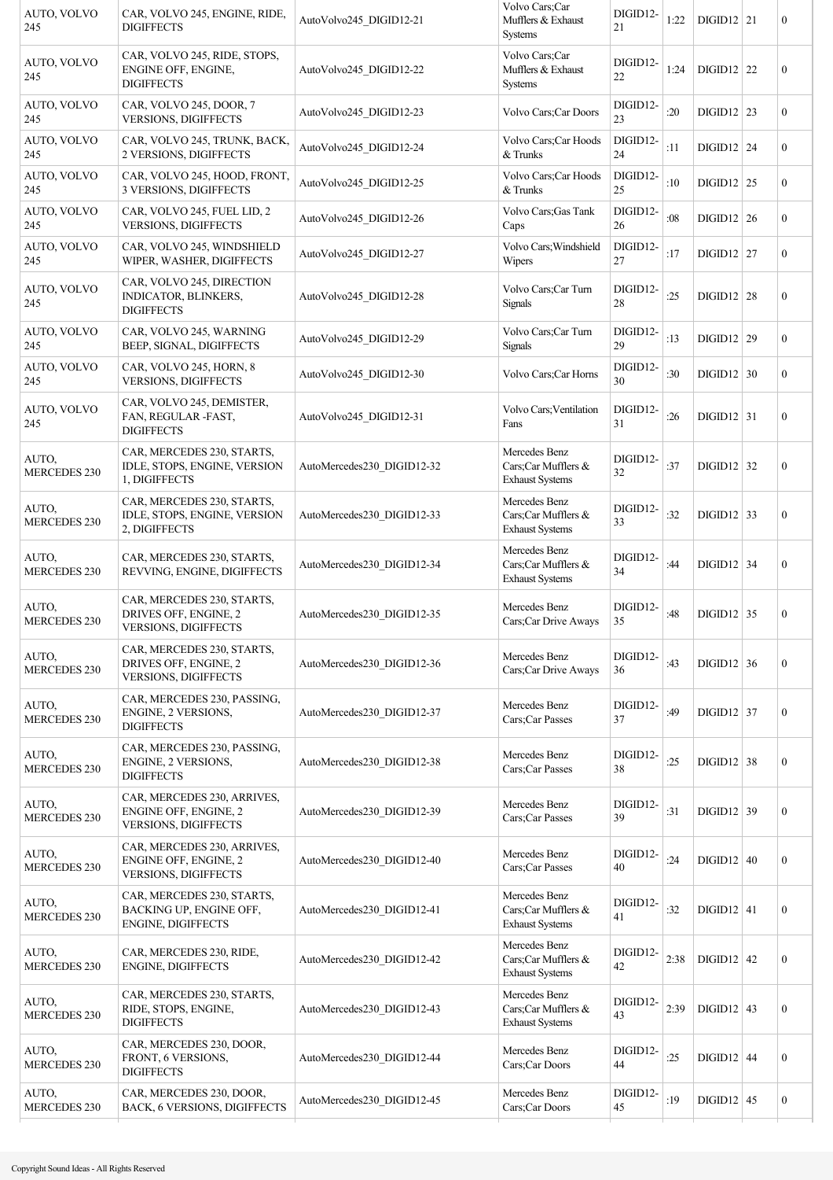| | | | | | | | | |
|---|---|---|---|---|---|---|---|---|
| AUTO, VOLVO 245 | CAR, VOLVO 245, ENGINE, RIDE, DIGIFFECTS | AutoVolvo245_DIGID12-21 | Volvo Cars;Car Mufflers & Exhaust Systems | DIGID12-21 | 1:22 | DIGID12 | 21 | 0 |
| AUTO, VOLVO 245 | CAR, VOLVO 245, RIDE, STOPS, ENGINE OFF, ENGINE, DIGIFFECTS | AutoVolvo245_DIGID12-22 | Volvo Cars;Car Mufflers & Exhaust Systems | DIGID12-22 | 1:24 | DIGID12 | 22 | 0 |
| AUTO, VOLVO 245 | CAR, VOLVO 245, DOOR, 7 VERSIONS, DIGIFFECTS | AutoVolvo245_DIGID12-23 | Volvo Cars;Car Doors | DIGID12-23 | :20 | DIGID12 | 23 | 0 |
| AUTO, VOLVO 245 | CAR, VOLVO 245, TRUNK, BACK, 2 VERSIONS, DIGIFFECTS | AutoVolvo245_DIGID12-24 | Volvo Cars;Car Hoods & Trunks | DIGID12-24 | :11 | DIGID12 | 24 | 0 |
| AUTO, VOLVO 245 | CAR, VOLVO 245, HOOD, FRONT, 3 VERSIONS, DIGIFFECTS | AutoVolvo245_DIGID12-25 | Volvo Cars;Car Hoods & Trunks | DIGID12-25 | :10 | DIGID12 | 25 | 0 |
| AUTO, VOLVO 245 | CAR, VOLVO 245, FUEL LID, 2 VERSIONS, DIGIFFECTS | AutoVolvo245_DIGID12-26 | Volvo Cars;Gas Tank Caps | DIGID12-26 | :08 | DIGID12 | 26 | 0 |
| AUTO, VOLVO 245 | CAR, VOLVO 245, WINDSHIELD WIPER, WASHER, DIGIFFECTS | AutoVolvo245_DIGID12-27 | Volvo Cars;Windshield Wipers | DIGID12-27 | :17 | DIGID12 | 27 | 0 |
| AUTO, VOLVO 245 | CAR, VOLVO 245, DIRECTION INDICATOR, BLINKERS, DIGIFFECTS | AutoVolvo245_DIGID12-28 | Volvo Cars;Car Turn Signals | DIGID12-28 | :25 | DIGID12 | 28 | 0 |
| AUTO, VOLVO 245 | CAR, VOLVO 245, WARNING BEEP, SIGNAL, DIGIFFECTS | AutoVolvo245_DIGID12-29 | Volvo Cars;Car Turn Signals | DIGID12-29 | :13 | DIGID12 | 29 | 0 |
| AUTO, VOLVO 245 | CAR, VOLVO 245, HORN, 8 VERSIONS, DIGIFFECTS | AutoVolvo245_DIGID12-30 | Volvo Cars;Car Horns | DIGID12-30 | :30 | DIGID12 | 30 | 0 |
| AUTO, VOLVO 245 | CAR, VOLVO 245, DEMISTER, FAN, REGULAR -FAST, DIGIFFECTS | AutoVolvo245_DIGID12-31 | Volvo Cars;Ventilation Fans | DIGID12-31 | :26 | DIGID12 | 31 | 0 |
| AUTO, MERCEDES 230 | CAR, MERCEDES 230, STARTS, IDLE, STOPS, ENGINE, VERSION 1, DIGIFFECTS | AutoMercedes230_DIGID12-32 | Mercedes Benz Cars;Car Mufflers & Exhaust Systems | DIGID12-32 | :37 | DIGID12 | 32 | 0 |
| AUTO, MERCEDES 230 | CAR, MERCEDES 230, STARTS, IDLE, STOPS, ENGINE, VERSION 2, DIGIFFECTS | AutoMercedes230_DIGID12-33 | Mercedes Benz Cars;Car Mufflers & Exhaust Systems | DIGID12-33 | :32 | DIGID12 | 33 | 0 |
| AUTO, MERCEDES 230 | CAR, MERCEDES 230, STARTS, REVVING, ENGINE, DIGIFFECTS | AutoMercedes230_DIGID12-34 | Mercedes Benz Cars;Car Mufflers & Exhaust Systems | DIGID12-34 | :44 | DIGID12 | 34 | 0 |
| AUTO, MERCEDES 230 | CAR, MERCEDES 230, STARTS, DRIVES OFF, ENGINE, 2 VERSIONS, DIGIFFECTS | AutoMercedes230_DIGID12-35 | Mercedes Benz Cars;Car Drive Aways | DIGID12-35 | :48 | DIGID12 | 35 | 0 |
| AUTO, MERCEDES 230 | CAR, MERCEDES 230, STARTS, DRIVES OFF, ENGINE, 2 VERSIONS, DIGIFFECTS | AutoMercedes230_DIGID12-36 | Mercedes Benz Cars;Car Drive Aways | DIGID12-36 | :43 | DIGID12 | 36 | 0 |
| AUTO, MERCEDES 230 | CAR, MERCEDES 230, PASSING, ENGINE, 2 VERSIONS, DIGIFFECTS | AutoMercedes230_DIGID12-37 | Mercedes Benz Cars;Car Passes | DIGID12-37 | :49 | DIGID12 | 37 | 0 |
| AUTO, MERCEDES 230 | CAR, MERCEDES 230, PASSING, ENGINE, 2 VERSIONS, DIGIFFECTS | AutoMercedes230_DIGID12-38 | Mercedes Benz Cars;Car Passes | DIGID12-38 | :25 | DIGID12 | 38 | 0 |
| AUTO, MERCEDES 230 | CAR, MERCEDES 230, ARRIVES, ENGINE OFF, ENGINE, 2 VERSIONS, DIGIFFECTS | AutoMercedes230_DIGID12-39 | Mercedes Benz Cars;Car Passes | DIGID12-39 | :31 | DIGID12 | 39 | 0 |
| AUTO, MERCEDES 230 | CAR, MERCEDES 230, ARRIVES, ENGINE OFF, ENGINE, 2 VERSIONS, DIGIFFECTS | AutoMercedes230_DIGID12-40 | Mercedes Benz Cars;Car Passes | DIGID12-40 | :24 | DIGID12 | 40 | 0 |
| AUTO, MERCEDES 230 | CAR, MERCEDES 230, STARTS, BACKING UP, ENGINE OFF, ENGINE, DIGIFFECTS | AutoMercedes230_DIGID12-41 | Mercedes Benz Cars;Car Mufflers & Exhaust Systems | DIGID12-41 | :32 | DIGID12 | 41 | 0 |
| AUTO, MERCEDES 230 | CAR, MERCEDES 230, RIDE, ENGINE, DIGIFFECTS | AutoMercedes230_DIGID12-42 | Mercedes Benz Cars;Car Mufflers & Exhaust Systems | DIGID12-42 | 2:38 | DIGID12 | 42 | 0 |
| AUTO, MERCEDES 230 | CAR, MERCEDES 230, STARTS, RIDE, STOPS, ENGINE, DIGIFFECTS | AutoMercedes230_DIGID12-43 | Mercedes Benz Cars;Car Mufflers & Exhaust Systems | DIGID12-43 | 2:39 | DIGID12 | 43 | 0 |
| AUTO, MERCEDES 230 | CAR, MERCEDES 230, DOOR, FRONT, 6 VERSIONS, DIGIFFECTS | AutoMercedes230_DIGID12-44 | Mercedes Benz Cars;Car Doors | DIGID12-44 | :25 | DIGID12 | 44 | 0 |
| AUTO, MERCEDES 230 | CAR, MERCEDES 230, DOOR, BACK, 6 VERSIONS, DIGIFFECTS | AutoMercedes230_DIGID12-45 | Mercedes Benz Cars;Car Doors | DIGID12-45 | :19 | DIGID12 | 45 | 0 |

Copyright Sound Ideas - All Rights Reserved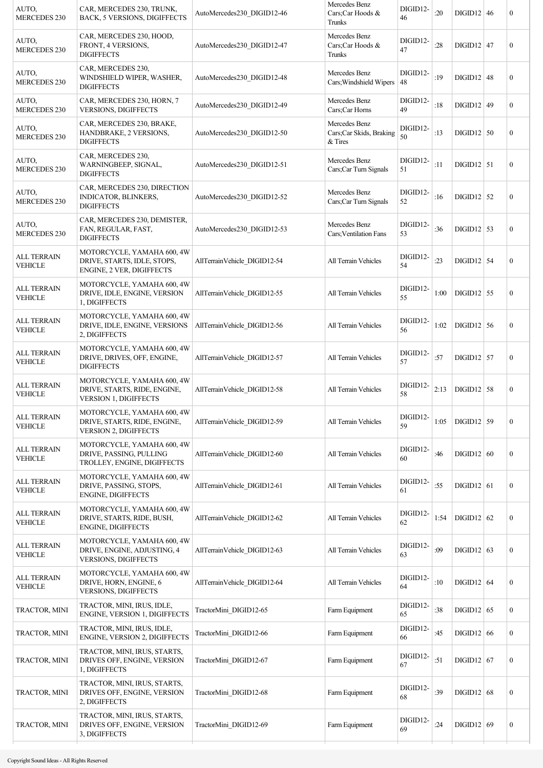| | | | | | | | | |
|---|---|---|---|---|---|---|---|---|
| AUTO, MERCEDES 230 | CAR, MERCEDES 230, TRUNK, BACK, 5 VERSIONS, DIGIFFECTS | AutoMercedes230_DIGID12-46 | Mercedes Benz Cars;Car Hoods & Trunks | DIGID12-46 | :20 | DIGID12 | 46 | 0 |
| AUTO, MERCEDES 230 | CAR, MERCEDES 230, HOOD, FRONT, 4 VERSIONS, DIGIFFECTS | AutoMercedes230_DIGID12-47 | Mercedes Benz Cars;Car Hoods & Trunks | DIGID12-47 | :28 | DIGID12 | 47 | 0 |
| AUTO, MERCEDES 230 | CAR, MERCEDES 230, WINDSHIELD WIPER, WASHER, DIGIFFECTS | AutoMercedes230_DIGID12-48 | Mercedes Benz Cars;Windshield Wipers | DIGID12-48 | :19 | DIGID12 | 48 | 0 |
| AUTO, MERCEDES 230 | CAR, MERCEDES 230, HORN, 7 VERSIONS, DIGIFFECTS | AutoMercedes230_DIGID12-49 | Mercedes Benz Cars;Car Horns | DIGID12-49 | :18 | DIGID12 | 49 | 0 |
| AUTO, MERCEDES 230 | CAR, MERCEDES 230, BRAKE, HANDBRAKE, 2 VERSIONS, DIGIFFECTS | AutoMercedes230_DIGID12-50 | Mercedes Benz Cars;Car Skids, Braking & Tires | DIGID12-50 | :13 | DIGID12 | 50 | 0 |
| AUTO, MERCEDES 230 | CAR, MERCEDES 230, WARNINGBEEP, SIGNAL, DIGIFFECTS | AutoMercedes230_DIGID12-51 | Mercedes Benz Cars;Car Turn Signals | DIGID12-51 | :11 | DIGID12 | 51 | 0 |
| AUTO, MERCEDES 230 | CAR, MERCEDES 230, DIRECTION INDICATOR, BLINKERS, DIGIFFECTS | AutoMercedes230_DIGID12-52 | Mercedes Benz Cars;Car Turn Signals | DIGID12-52 | :16 | DIGID12 | 52 | 0 |
| AUTO, MERCEDES 230 | CAR, MERCEDES 230, DEMISTER, FAN, REGULAR, FAST, DIGIFFECTS | AutoMercedes230_DIGID12-53 | Mercedes Benz Cars;Ventilation Fans | DIGID12-53 | :36 | DIGID12 | 53 | 0 |
| ALL TERRAIN VEHICLE | MOTORCYCLE, YAMAHA 600, 4W DRIVE, STARTS, IDLE, STOPS, ENGINE, 2 VER, DIGIFFECTS | AllTerrainVehicle_DIGID12-54 | All Terrain Vehicles | DIGID12-54 | :23 | DIGID12 | 54 | 0 |
| ALL TERRAIN VEHICLE | MOTORCYCLE, YAMAHA 600, 4W DRIVE, IDLE, ENGINE, VERSION 1, DIGIFFECTS | AllTerrainVehicle_DIGID12-55 | All Terrain Vehicles | DIGID12-55 | 1:00 | DIGID12 | 55 | 0 |
| ALL TERRAIN VEHICLE | MOTORCYCLE, YAMAHA 600, 4W DRIVE, IDLE, ENGINE, VERSIONS 2, DIGIFFECTS | AllTerrainVehicle_DIGID12-56 | All Terrain Vehicles | DIGID12-56 | 1:02 | DIGID12 | 56 | 0 |
| ALL TERRAIN VEHICLE | MOTORCYCLE, YAMAHA 600, 4W DRIVE, DRIVES, OFF, ENGINE, DIGIFFECTS | AllTerrainVehicle_DIGID12-57 | All Terrain Vehicles | DIGID12-57 | :57 | DIGID12 | 57 | 0 |
| ALL TERRAIN VEHICLE | MOTORCYCLE, YAMAHA 600, 4W DRIVE, STARTS, RIDE, ENGINE, VERSION 1, DIGIFFECTS | AllTerrainVehicle_DIGID12-58 | All Terrain Vehicles | DIGID12-58 | 2:13 | DIGID12 | 58 | 0 |
| ALL TERRAIN VEHICLE | MOTORCYCLE, YAMAHA 600, 4W DRIVE, STARTS, RIDE, ENGINE, VERSION 2, DIGIFFECTS | AllTerrainVehicle_DIGID12-59 | All Terrain Vehicles | DIGID12-59 | 1:05 | DIGID12 | 59 | 0 |
| ALL TERRAIN VEHICLE | MOTORCYCLE, YAMAHA 600, 4W DRIVE, PASSING, PULLING TROLLEY, ENGINE, DIGIFFECTS | AllTerrainVehicle_DIGID12-60 | All Terrain Vehicles | DIGID12-60 | :46 | DIGID12 | 60 | 0 |
| ALL TERRAIN VEHICLE | MOTORCYCLE, YAMAHA 600, 4W DRIVE, PASSING, STOPS, ENGINE, DIGIFFECTS | AllTerrainVehicle_DIGID12-61 | All Terrain Vehicles | DIGID12-61 | :55 | DIGID12 | 61 | 0 |
| ALL TERRAIN VEHICLE | MOTORCYCLE, YAMAHA 600, 4W DRIVE, STARTS, RIDE, BUSH, ENGINE, DIGIFFECTS | AllTerrainVehicle_DIGID12-62 | All Terrain Vehicles | DIGID12-62 | 1:54 | DIGID12 | 62 | 0 |
| ALL TERRAIN VEHICLE | MOTORCYCLE, YAMAHA 600, 4W DRIVE, ENGINE, ADJUSTING, 4 VERSIONS, DIGIFFECTS | AllTerrainVehicle_DIGID12-63 | All Terrain Vehicles | DIGID12-63 | :09 | DIGID12 | 63 | 0 |
| ALL TERRAIN VEHICLE | MOTORCYCLE, YAMAHA 600, 4W DRIVE, HORN, ENGINE, 6 VERSIONS, DIGIFFECTS | AllTerrainVehicle_DIGID12-64 | All Terrain Vehicles | DIGID12-64 | :10 | DIGID12 | 64 | 0 |
| TRACTOR, MINI | TRACTOR, MINI, IRUS, IDLE, ENGINE, VERSION 1, DIGIFFECTS | TractorMini_DIGID12-65 | Farm Equipment | DIGID12-65 | :38 | DIGID12 | 65 | 0 |
| TRACTOR, MINI | TRACTOR, MINI, IRUS, IDLE, ENGINE, VERSION 2, DIGIFFECTS | TractorMini_DIGID12-66 | Farm Equipment | DIGID12-66 | :45 | DIGID12 | 66 | 0 |
| TRACTOR, MINI | TRACTOR, MINI, IRUS, STARTS, DRIVES OFF, ENGINE, VERSION 1, DIGIFFECTS | TractorMini_DIGID12-67 | Farm Equipment | DIGID12-67 | :51 | DIGID12 | 67 | 0 |
| TRACTOR, MINI | TRACTOR, MINI, IRUS, STARTS, DRIVES OFF, ENGINE, VERSION 2, DIGIFFECTS | TractorMini_DIGID12-68 | Farm Equipment | DIGID12-68 | :39 | DIGID12 | 68 | 0 |
| TRACTOR, MINI | TRACTOR, MINI, IRUS, STARTS, DRIVES OFF, ENGINE, VERSION 3, DIGIFFECTS | TractorMini_DIGID12-69 | Farm Equipment | DIGID12-69 | :24 | DIGID12 | 69 | 0 |

Copyright Sound Ideas - All Rights Reserved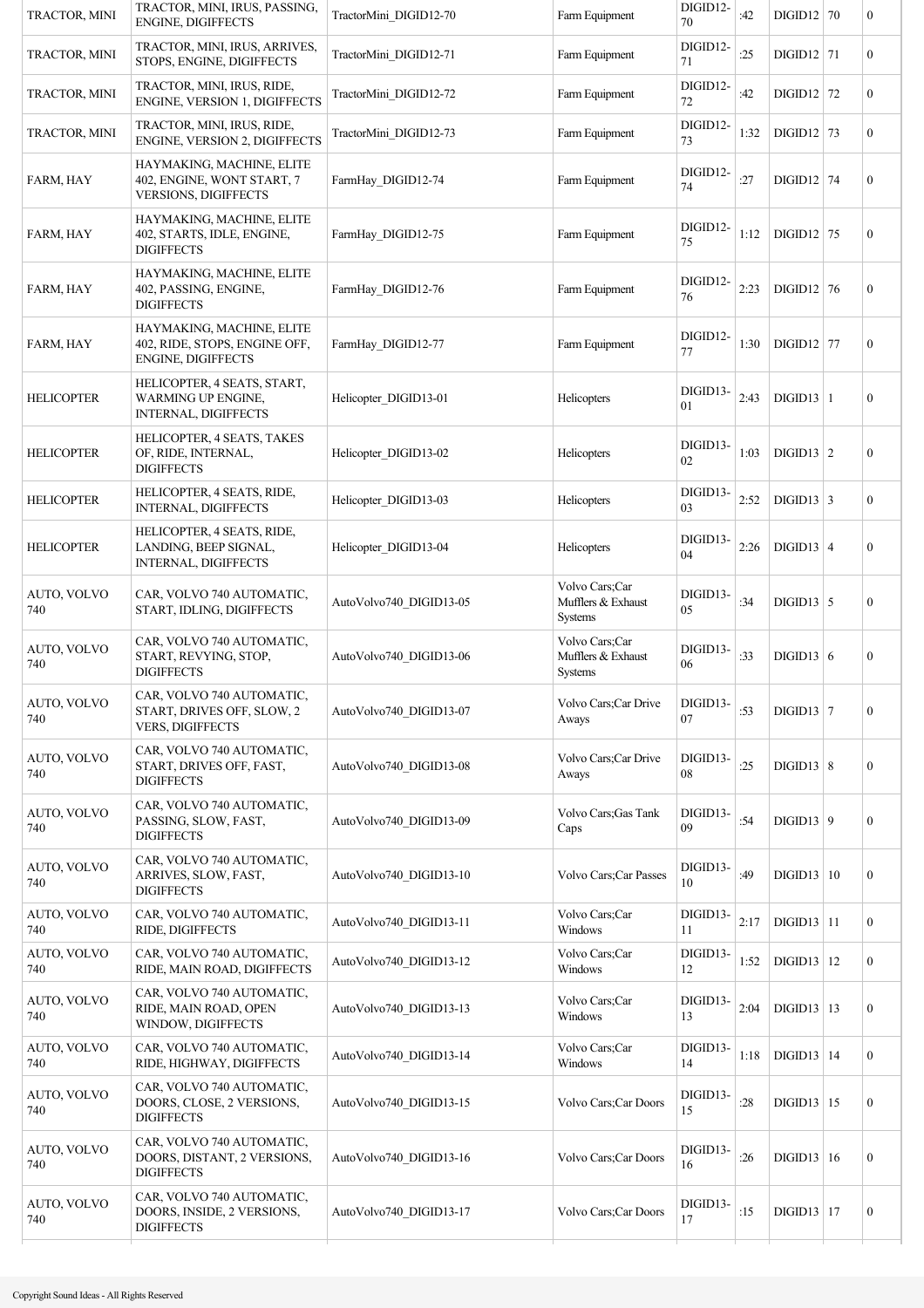| TRACTOR, MINI | TRACTOR, MINI, IRUS, PASSING, ENGINE, DIGIFFECTS | TractorMini_DIGID12-70 | Farm Equipment | DIGID12-70 | :42 | DIGID12 | 70 | 0 |
|---|---|---|---|---|---|---|---|---|
| TRACTOR, MINI | TRACTOR, MINI, IRUS, ARRIVES, STOPS, ENGINE, DIGIFFECTS | TractorMini_DIGID12-71 | Farm Equipment | DIGID12-71 | :25 | DIGID12 | 71 | 0 |
| TRACTOR, MINI | TRACTOR, MINI, IRUS, RIDE, ENGINE, VERSION 1, DIGIFFECTS | TractorMini_DIGID12-72 | Farm Equipment | DIGID12-72 | :42 | DIGID12 | 72 | 0 |
| TRACTOR, MINI | TRACTOR, MINI, IRUS, RIDE, ENGINE, VERSION 2, DIGIFFECTS | TractorMini_DIGID12-73 | Farm Equipment | DIGID12-73 | 1:32 | DIGID12 | 73 | 0 |
| FARM, HAY | HAYMAKING, MACHINE, ELITE 402, ENGINE, WONT START, 7 VERSIONS, DIGIFFECTS | FarmHay_DIGID12-74 | Farm Equipment | DIGID12-74 | :27 | DIGID12 | 74 | 0 |
| FARM, HAY | HAYMAKING, MACHINE, ELITE 402, STARTS, IDLE, ENGINE, DIGIFFECTS | FarmHay_DIGID12-75 | Farm Equipment | DIGID12-75 | 1:12 | DIGID12 | 75 | 0 |
| FARM, HAY | HAYMAKING, MACHINE, ELITE 402, PASSING, ENGINE, DIGIFFECTS | FarmHay_DIGID12-76 | Farm Equipment | DIGID12-76 | 2:23 | DIGID12 | 76 | 0 |
| FARM, HAY | HAYMAKING, MACHINE, ELITE 402, RIDE, STOPS, ENGINE OFF, ENGINE, DIGIFFECTS | FarmHay_DIGID12-77 | Farm Equipment | DIGID12-77 | 1:30 | DIGID12 | 77 | 0 |
| HELICOPTER | HELICOPTER, 4 SEATS, START, WARMING UP ENGINE, INTERNAL, DIGIFFECTS | Helicopter_DIGID13-01 | Helicopters | DIGID13-01 | 2:43 | DIGID13 | 1 | 0 |
| HELICOPTER | HELICOPTER, 4 SEATS, TAKES OF, RIDE, INTERNAL, DIGIFFECTS | Helicopter_DIGID13-02 | Helicopters | DIGID13-02 | 1:03 | DIGID13 | 2 | 0 |
| HELICOPTER | HELICOPTER, 4 SEATS, RIDE, INTERNAL, DIGIFFECTS | Helicopter_DIGID13-03 | Helicopters | DIGID13-03 | 2:52 | DIGID13 | 3 | 0 |
| HELICOPTER | HELICOPTER, 4 SEATS, RIDE, LANDING, BEEP SIGNAL, INTERNAL, DIGIFFECTS | Helicopter_DIGID13-04 | Helicopters | DIGID13-04 | 2:26 | DIGID13 | 4 | 0 |
| AUTO, VOLVO 740 | CAR, VOLVO 740 AUTOMATIC, START, IDLING, DIGIFFECTS | AutoVolvo740_DIGID13-05 | Volvo Cars;Car Mufflers & Exhaust Systems | DIGID13-05 | :34 | DIGID13 | 5 | 0 |
| AUTO, VOLVO 740 | CAR, VOLVO 740 AUTOMATIC, START, REVYING, STOP, DIGIFFECTS | AutoVolvo740_DIGID13-06 | Volvo Cars;Car Mufflers & Exhaust Systems | DIGID13-06 | :33 | DIGID13 | 6 | 0 |
| AUTO, VOLVO 740 | CAR, VOLVO 740 AUTOMATIC, START, DRIVES OFF, SLOW, 2 VERS, DIGIFFECTS | AutoVolvo740_DIGID13-07 | Volvo Cars;Car Drive Aways | DIGID13-07 | :53 | DIGID13 | 7 | 0 |
| AUTO, VOLVO 740 | CAR, VOLVO 740 AUTOMATIC, START, DRIVES OFF, FAST, DIGIFFECTS | AutoVolvo740_DIGID13-08 | Volvo Cars;Car Drive Aways | DIGID13-08 | :25 | DIGID13 | 8 | 0 |
| AUTO, VOLVO 740 | CAR, VOLVO 740 AUTOMATIC, PASSING, SLOW, FAST, DIGIFFECTS | AutoVolvo740_DIGID13-09 | Volvo Cars;Gas Tank Caps | DIGID13-09 | :54 | DIGID13 | 9 | 0 |
| AUTO, VOLVO 740 | CAR, VOLVO 740 AUTOMATIC, ARRIVES, SLOW, FAST, DIGIFFECTS | AutoVolvo740_DIGID13-10 | Volvo Cars;Car Passes | DIGID13-10 | :49 | DIGID13 | 10 | 0 |
| AUTO, VOLVO 740 | CAR, VOLVO 740 AUTOMATIC, RIDE, DIGIFFECTS | AutoVolvo740_DIGID13-11 | Volvo Cars;Car Windows | DIGID13-11 | 2:17 | DIGID13 | 11 | 0 |
| AUTO, VOLVO 740 | CAR, VOLVO 740 AUTOMATIC, RIDE, MAIN ROAD, DIGIFFECTS | AutoVolvo740_DIGID13-12 | Volvo Cars;Car Windows | DIGID13-12 | 1:52 | DIGID13 | 12 | 0 |
| AUTO, VOLVO 740 | CAR, VOLVO 740 AUTOMATIC, RIDE, MAIN ROAD, OPEN WINDOW, DIGIFFECTS | AutoVolvo740_DIGID13-13 | Volvo Cars;Car Windows | DIGID13-13 | 2:04 | DIGID13 | 13 | 0 |
| AUTO, VOLVO 740 | CAR, VOLVO 740 AUTOMATIC, RIDE, HIGHWAY, DIGIFFECTS | AutoVolvo740_DIGID13-14 | Volvo Cars;Car Windows | DIGID13-14 | 1:18 | DIGID13 | 14 | 0 |
| AUTO, VOLVO 740 | CAR, VOLVO 740 AUTOMATIC, DOORS, CLOSE, 2 VERSIONS, DIGIFFECTS | AutoVolvo740_DIGID13-15 | Volvo Cars;Car Doors | DIGID13-15 | :28 | DIGID13 | 15 | 0 |
| AUTO, VOLVO 740 | CAR, VOLVO 740 AUTOMATIC, DOORS, DISTANT, 2 VERSIONS, DIGIFFECTS | AutoVolvo740_DIGID13-16 | Volvo Cars;Car Doors | DIGID13-16 | :26 | DIGID13 | 16 | 0 |
| AUTO, VOLVO 740 | CAR, VOLVO 740 AUTOMATIC, DOORS, INSIDE, 2 VERSIONS, DIGIFFECTS | AutoVolvo740_DIGID13-17 | Volvo Cars;Car Doors | DIGID13-17 | :15 | DIGID13 | 17 | 0 |

Copyright Sound Ideas - All Rights Reserved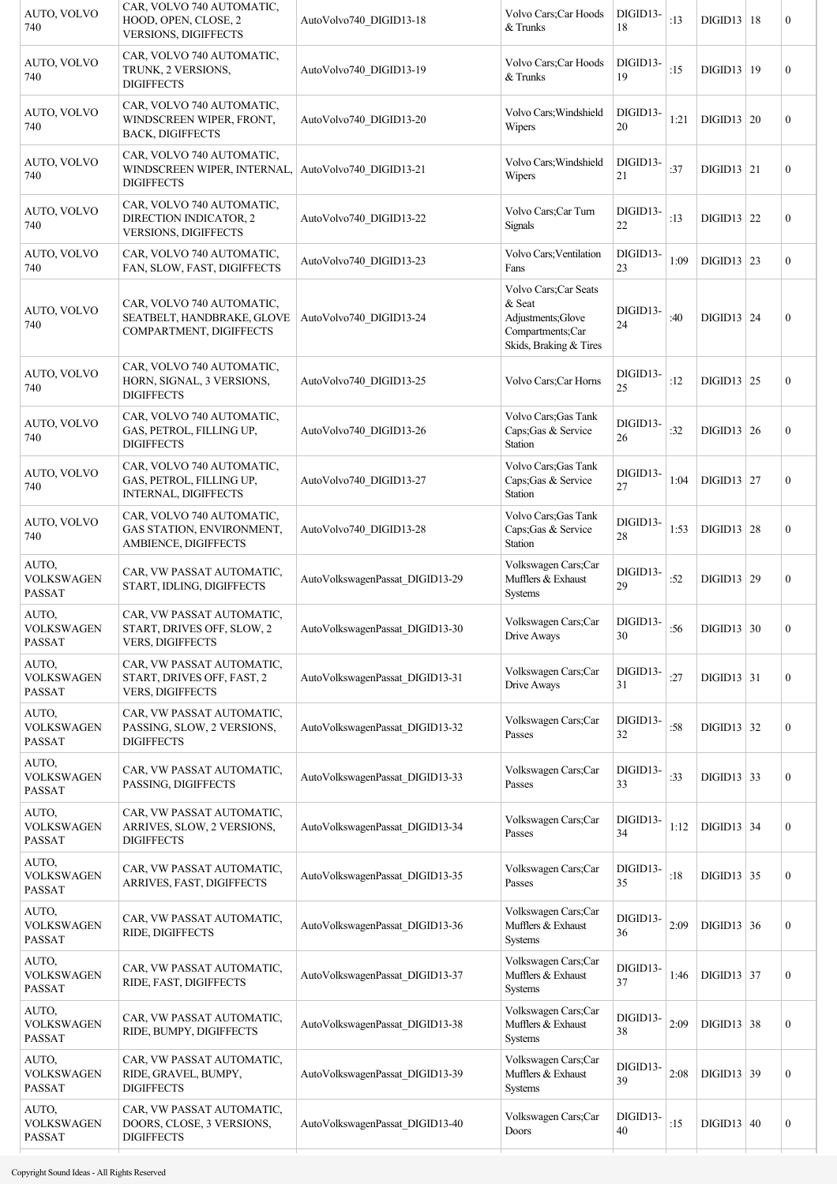| AUTO, VOLVO 740 | CAR, VOLVO 740 AUTOMATIC, HOOD, OPEN, CLOSE, 2 VERSIONS, DIGIFFECTS | AutoVolvo740_DIGID13-18 | Volvo Cars;Car Hoods & Trunks | DIGID13-18 | :13 | DIGID13 | 18 | 0 |
|---|---|---|---|---|---|---|---|---|
| AUTO, VOLVO 740 | CAR, VOLVO 740 AUTOMATIC, TRUNK, 2 VERSIONS, DIGIFFECTS | AutoVolvo740_DIGID13-19 | Volvo Cars;Car Hoods & Trunks | DIGID13-19 | :15 | DIGID13 | 19 | 0 |
| AUTO, VOLVO 740 | CAR, VOLVO 740 AUTOMATIC, WINDSCREEN WIPER, FRONT, BACK, DIGIFFECTS | AutoVolvo740_DIGID13-20 | Volvo Cars;Windshield Wipers | DIGID13-20 | 1:21 | DIGID13 | 20 | 0 |
| AUTO, VOLVO 740 | CAR, VOLVO 740 AUTOMATIC, WINDSCREEN WIPER, INTERNAL, DIGIFFECTS | AutoVolvo740_DIGID13-21 | Volvo Cars;Windshield Wipers | DIGID13-21 | :37 | DIGID13 | 21 | 0 |
| AUTO, VOLVO 740 | CAR, VOLVO 740 AUTOMATIC, DIRECTION INDICATOR, 2 VERSIONS, DIGIFFECTS | AutoVolvo740_DIGID13-22 | Volvo Cars;Car Turn Signals | DIGID13-22 | :13 | DIGID13 | 22 | 0 |
| AUTO, VOLVO 740 | CAR, VOLVO 740 AUTOMATIC, FAN, SLOW, FAST, DIGIFFECTS | AutoVolvo740_DIGID13-23 | Volvo Cars;Ventilation Fans | DIGID13-23 | 1:09 | DIGID13 | 23 | 0 |
| AUTO, VOLVO 740 | CAR, VOLVO 740 AUTOMATIC, SEATBELT, HANDBRAKE, GLOVE COMPARTMENT, DIGIFFECTS | AutoVolvo740_DIGID13-24 | Volvo Cars;Car Seats & Seat Adjustments;Glove Compartments;Car Skids, Braking & Tires | DIGID13-24 | :40 | DIGID13 | 24 | 0 |
| AUTO, VOLVO 740 | CAR, VOLVO 740 AUTOMATIC, HORN, SIGNAL, 3 VERSIONS, DIGIFFECTS | AutoVolvo740_DIGID13-25 | Volvo Cars;Car Horns | DIGID13-25 | :12 | DIGID13 | 25 | 0 |
| AUTO, VOLVO 740 | CAR, VOLVO 740 AUTOMATIC, GAS, PETROL, FILLING UP, DIGIFFECTS | AutoVolvo740_DIGID13-26 | Volvo Cars;Gas Tank Caps;Gas & Service Station | DIGID13-26 | :32 | DIGID13 | 26 | 0 |
| AUTO, VOLVO 740 | CAR, VOLVO 740 AUTOMATIC, GAS, PETROL, FILLING UP, INTERNAL, DIGIFFECTS | AutoVolvo740_DIGID13-27 | Volvo Cars;Gas Tank Caps;Gas & Service Station | DIGID13-27 | 1:04 | DIGID13 | 27 | 0 |
| AUTO, VOLVO 740 | CAR, VOLVO 740 AUTOMATIC, GAS STATION, ENVIRONMENT, AMBIENCE, DIGIFFECTS | AutoVolvo740_DIGID13-28 | Volvo Cars;Gas Tank Caps;Gas & Service Station | DIGID13-28 | 1:53 | DIGID13 | 28 | 0 |
| AUTO, VOLKSWAGEN PASSAT | CAR, VW PASSAT AUTOMATIC, START, IDLING, DIGIFFECTS | AutoVolkswagenPassat_DIGID13-29 | Volkswagen Cars;Car Mufflers & Exhaust Systems | DIGID13-29 | :52 | DIGID13 | 29 | 0 |
| AUTO, VOLKSWAGEN PASSAT | CAR, VW PASSAT AUTOMATIC, START, DRIVES OFF, SLOW, 2 VERS, DIGIFFECTS | AutoVolkswagenPassat_DIGID13-30 | Volkswagen Cars;Car Drive Aways | DIGID13-30 | :56 | DIGID13 | 30 | 0 |
| AUTO, VOLKSWAGEN PASSAT | CAR, VW PASSAT AUTOMATIC, START, DRIVES OFF, FAST, 2 VERS, DIGIFFECTS | AutoVolkswagenPassat_DIGID13-31 | Volkswagen Cars;Car Drive Aways | DIGID13-31 | :27 | DIGID13 | 31 | 0 |
| AUTO, VOLKSWAGEN PASSAT | CAR, VW PASSAT AUTOMATIC, PASSING, SLOW, 2 VERSIONS, DIGIFFECTS | AutoVolkswagenPassat_DIGID13-32 | Volkswagen Cars;Car Passes | DIGID13-32 | :58 | DIGID13 | 32 | 0 |
| AUTO, VOLKSWAGEN PASSAT | CAR, VW PASSAT AUTOMATIC, PASSING, DIGIFFECTS | AutoVolkswagenPassat_DIGID13-33 | Volkswagen Cars;Car Passes | DIGID13-33 | :33 | DIGID13 | 33 | 0 |
| AUTO, VOLKSWAGEN PASSAT | CAR, VW PASSAT AUTOMATIC, ARRIVES, SLOW, 2 VERSIONS, DIGIFFECTS | AutoVolkswagenPassat_DIGID13-34 | Volkswagen Cars;Car Passes | DIGID13-34 | 1:12 | DIGID13 | 34 | 0 |
| AUTO, VOLKSWAGEN PASSAT | CAR, VW PASSAT AUTOMATIC, ARRIVES, FAST, DIGIFFECTS | AutoVolkswagenPassat_DIGID13-35 | Volkswagen Cars;Car Passes | DIGID13-35 | :18 | DIGID13 | 35 | 0 |
| AUTO, VOLKSWAGEN PASSAT | CAR, VW PASSAT AUTOMATIC, RIDE, DIGIFFECTS | AutoVolkswagenPassat_DIGID13-36 | Volkswagen Cars;Car Mufflers & Exhaust Systems | DIGID13-36 | 2:09 | DIGID13 | 36 | 0 |
| AUTO, VOLKSWAGEN PASSAT | CAR, VW PASSAT AUTOMATIC, RIDE, FAST, DIGIFFECTS | AutoVolkswagenPassat_DIGID13-37 | Volkswagen Cars;Car Mufflers & Exhaust Systems | DIGID13-37 | 1:46 | DIGID13 | 37 | 0 |
| AUTO, VOLKSWAGEN PASSAT | CAR, VW PASSAT AUTOMATIC, RIDE, BUMPY, DIGIFFECTS | AutoVolkswagenPassat_DIGID13-38 | Volkswagen Cars;Car Mufflers & Exhaust Systems | DIGID13-38 | 2:09 | DIGID13 | 38 | 0 |
| AUTO, VOLKSWAGEN PASSAT | CAR, VW PASSAT AUTOMATIC, RIDE, GRAVEL, BUMPY, DIGIFFECTS | AutoVolkswagenPassat_DIGID13-39 | Volkswagen Cars;Car Mufflers & Exhaust Systems | DIGID13-39 | 2:08 | DIGID13 | 39 | 0 |
| AUTO, VOLKSWAGEN PASSAT | CAR, VW PASSAT AUTOMATIC, DOORS, CLOSE, 3 VERSIONS, DIGIFFECTS | AutoVolkswagenPassat_DIGID13-40 | Volkswagen Cars;Car Doors | DIGID13-40 | :15 | DIGID13 | 40 | 0 |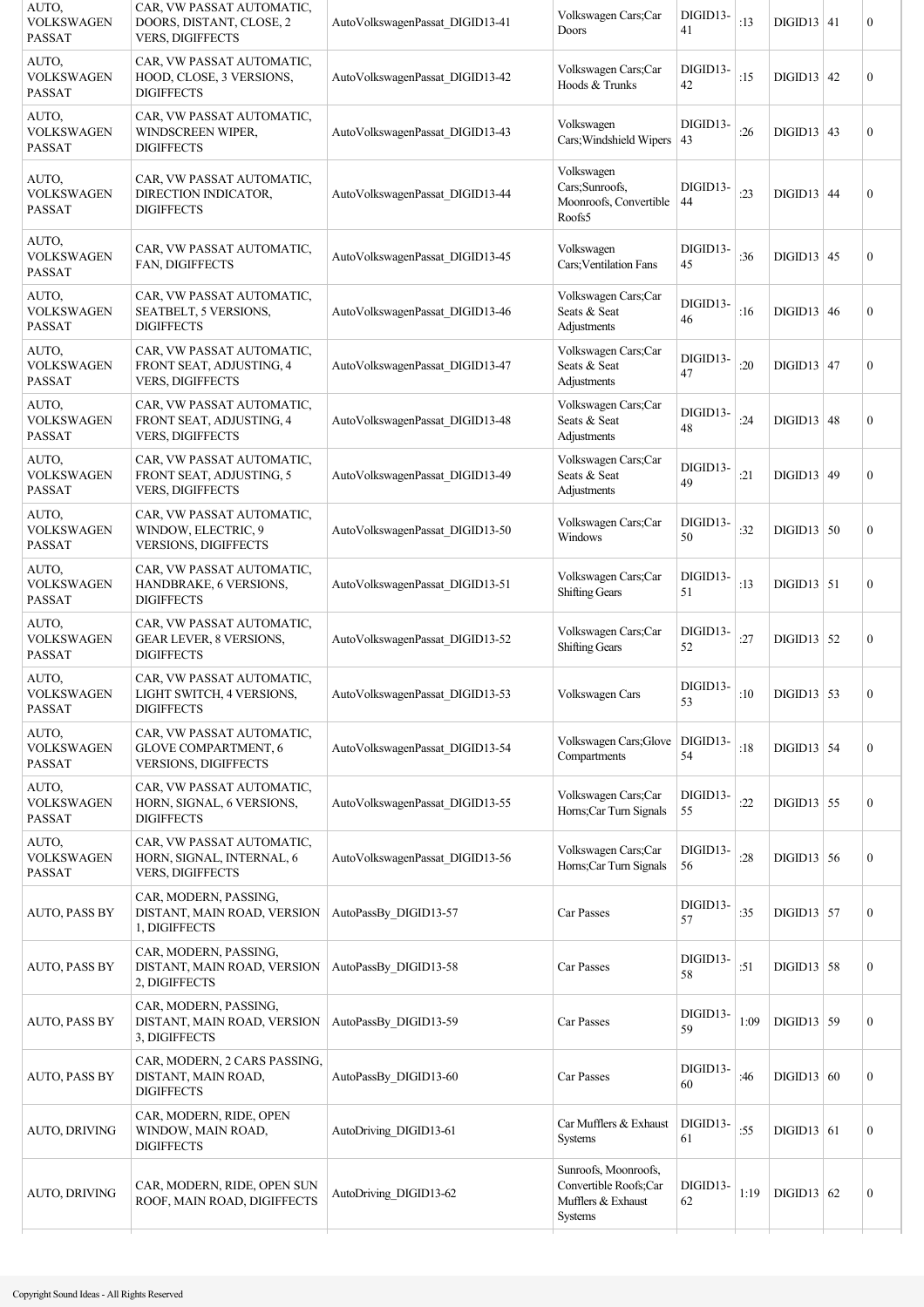| | | | | | | | | |
|---|---|---|---|---|---|---|---|---|
| AUTO, VOLKSWAGEN PASSAT | CAR, VW PASSAT AUTOMATIC, DOORS, DISTANT, CLOSE, 2 VERS, DIGIFFECTS | AutoVolkswagenPassat_DIGID13-41 | Volkswagen Cars;Car Doors | DIGID13-41 | :13 | DIGID13 | 41 | 0 |
| AUTO, VOLKSWAGEN PASSAT | CAR, VW PASSAT AUTOMATIC, HOOD, CLOSE, 3 VERSIONS, DIGIFFECTS | AutoVolkswagenPassat_DIGID13-42 | Volkswagen Cars;Car Hoods & Trunks | DIGID13-42 | :15 | DIGID13 | 42 | 0 |
| AUTO, VOLKSWAGEN PASSAT | CAR, VW PASSAT AUTOMATIC, WINDSCREEN WIPER, DIGIFFECTS | AutoVolkswagenPassat_DIGID13-43 | Volkswagen Cars;Windshield Wipers | DIGID13-43 | :26 | DIGID13 | 43 | 0 |
| AUTO, VOLKSWAGEN PASSAT | CAR, VW PASSAT AUTOMATIC, DIRECTION INDICATOR, DIGIFFECTS | AutoVolkswagenPassat_DIGID13-44 | Volkswagen Cars;Sunroofs, Moonroofs, Convertible Roofs5 | DIGID13-44 | :23 | DIGID13 | 44 | 0 |
| AUTO, VOLKSWAGEN PASSAT | CAR, VW PASSAT AUTOMATIC, FAN, DIGIFFECTS | AutoVolkswagenPassat_DIGID13-45 | Volkswagen Cars;Ventilation Fans | DIGID13-45 | :36 | DIGID13 | 45 | 0 |
| AUTO, VOLKSWAGEN PASSAT | CAR, VW PASSAT AUTOMATIC, SEATBELT, 5 VERSIONS, DIGIFFECTS | AutoVolkswagenPassat_DIGID13-46 | Volkswagen Cars;Car Seats & Seat Adjustments | DIGID13-46 | :16 | DIGID13 | 46 | 0 |
| AUTO, VOLKSWAGEN PASSAT | CAR, VW PASSAT AUTOMATIC, FRONT SEAT, ADJUSTING, 4 VERS, DIGIFFECTS | AutoVolkswagenPassat_DIGID13-47 | Volkswagen Cars;Car Seats & Seat Adjustments | DIGID13-47 | :20 | DIGID13 | 47 | 0 |
| AUTO, VOLKSWAGEN PASSAT | CAR, VW PASSAT AUTOMATIC, FRONT SEAT, ADJUSTING, 4 VERS, DIGIFFECTS | AutoVolkswagenPassat_DIGID13-48 | Volkswagen Cars;Car Seats & Seat Adjustments | DIGID13-48 | :24 | DIGID13 | 48 | 0 |
| AUTO, VOLKSWAGEN PASSAT | CAR, VW PASSAT AUTOMATIC, FRONT SEAT, ADJUSTING, 5 VERS, DIGIFFECTS | AutoVolkswagenPassat_DIGID13-49 | Volkswagen Cars;Car Seats & Seat Adjustments | DIGID13-49 | :21 | DIGID13 | 49 | 0 |
| AUTO, VOLKSWAGEN PASSAT | CAR, VW PASSAT AUTOMATIC, WINDOW, ELECTRIC, 9 VERSIONS, DIGIFFECTS | AutoVolkswagenPassat_DIGID13-50 | Volkswagen Cars;Car Windows | DIGID13-50 | :32 | DIGID13 | 50 | 0 |
| AUTO, VOLKSWAGEN PASSAT | CAR, VW PASSAT AUTOMATIC, HANDBRAKE, 6 VERSIONS, DIGIFFECTS | AutoVolkswagenPassat_DIGID13-51 | Volkswagen Cars;Car Shifting Gears | DIGID13-51 | :13 | DIGID13 | 51 | 0 |
| AUTO, VOLKSWAGEN PASSAT | CAR, VW PASSAT AUTOMATIC, GEAR LEVER, 8 VERSIONS, DIGIFFECTS | AutoVolkswagenPassat_DIGID13-52 | Volkswagen Cars;Car Shifting Gears | DIGID13-52 | :27 | DIGID13 | 52 | 0 |
| AUTO, VOLKSWAGEN PASSAT | CAR, VW PASSAT AUTOMATIC, LIGHT SWITCH, 4 VERSIONS, DIGIFFECTS | AutoVolkswagenPassat_DIGID13-53 | Volkswagen Cars | DIGID13-53 | :10 | DIGID13 | 53 | 0 |
| AUTO, VOLKSWAGEN PASSAT | CAR, VW PASSAT AUTOMATIC, GLOVE COMPARTMENT, 6 VERSIONS, DIGIFFECTS | AutoVolkswagenPassat_DIGID13-54 | Volkswagen Cars;Glove Compartments | DIGID13-54 | :18 | DIGID13 | 54 | 0 |
| AUTO, VOLKSWAGEN PASSAT | CAR, VW PASSAT AUTOMATIC, HORN, SIGNAL, 6 VERSIONS, DIGIFFECTS | AutoVolkswagenPassat_DIGID13-55 | Volkswagen Cars;Car Horns;Car Turn Signals | DIGID13-55 | :22 | DIGID13 | 55 | 0 |
| AUTO, VOLKSWAGEN PASSAT | CAR, VW PASSAT AUTOMATIC, HORN, SIGNAL, INTERNAL, 6 VERS, DIGIFFECTS | AutoVolkswagenPassat_DIGID13-56 | Volkswagen Cars;Car Horns;Car Turn Signals | DIGID13-56 | :28 | DIGID13 | 56 | 0 |
| AUTO, PASS BY | CAR, MODERN, PASSING, DISTANT, MAIN ROAD, VERSION 1, DIGIFFECTS | AutoPassBy_DIGID13-57 | Car Passes | DIGID13-57 | :35 | DIGID13 | 57 | 0 |
| AUTO, PASS BY | CAR, MODERN, PASSING, DISTANT, MAIN ROAD, VERSION 2, DIGIFFECTS | AutoPassBy_DIGID13-58 | Car Passes | DIGID13-58 | :51 | DIGID13 | 58 | 0 |
| AUTO, PASS BY | CAR, MODERN, PASSING, DISTANT, MAIN ROAD, VERSION 3, DIGIFFECTS | AutoPassBy_DIGID13-59 | Car Passes | DIGID13-59 | 1:09 | DIGID13 | 59 | 0 |
| AUTO, PASS BY | CAR, MODERN, 2 CARS PASSING, DISTANT, MAIN ROAD, DIGIFFECTS | AutoPassBy_DIGID13-60 | Car Passes | DIGID13-60 | :46 | DIGID13 | 60 | 0 |
| AUTO, DRIVING | CAR, MODERN, RIDE, OPEN WINDOW, MAIN ROAD, DIGIFFECTS | AutoDriving_DIGID13-61 | Car Mufflers & Exhaust Systems | DIGID13-61 | :55 | DIGID13 | 61 | 0 |
| AUTO, DRIVING | CAR, MODERN, RIDE, OPEN SUN ROOF, MAIN ROAD, DIGIFFECTS | AutoDriving_DIGID13-62 | Sunroofs, Moonroofs, Convertible Roofs;Car Mufflers & Exhaust Systems | DIGID13-62 | 1:19 | DIGID13 | 62 | 0 |

Copyright Sound Ideas - All Rights Reserved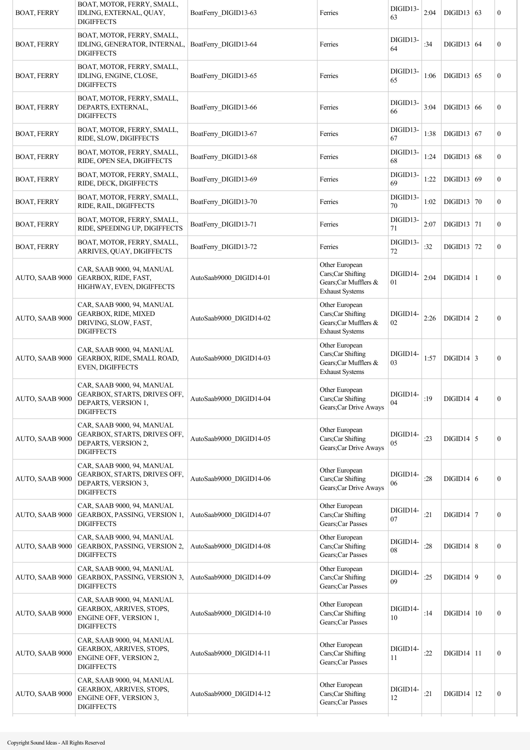| | | | | | | | | |
|---|---|---|---|---|---|---|---|---|
| BOAT, FERRY | BOAT, MOTOR, FERRY, SMALL, IDLING, EXTERNAL, QUAY, DIGIFFECTS | BoatFerry_DIGID13-63 | Ferries | DIGID13-63 | 2:04 | DIGID13 | 63 | 0 |
| BOAT, FERRY | BOAT, MOTOR, FERRY, SMALL, IDLING, GENERATOR, INTERNAL, DIGIFFECTS | BoatFerry_DIGID13-64 | Ferries | DIGID13-64 | :34 | DIGID13 | 64 | 0 |
| BOAT, FERRY | BOAT, MOTOR, FERRY, SMALL, IDLING, ENGINE, CLOSE, DIGIFFECTS | BoatFerry_DIGID13-65 | Ferries | DIGID13-65 | 1:06 | DIGID13 | 65 | 0 |
| BOAT, FERRY | BOAT, MOTOR, FERRY, SMALL, DEPARTS, EXTERNAL, DIGIFFECTS | BoatFerry_DIGID13-66 | Ferries | DIGID13-66 | 3:04 | DIGID13 | 66 | 0 |
| BOAT, FERRY | BOAT, MOTOR, FERRY, SMALL, RIDE, SLOW, DIGIFFECTS | BoatFerry_DIGID13-67 | Ferries | DIGID13-67 | 1:38 | DIGID13 | 67 | 0 |
| BOAT, FERRY | BOAT, MOTOR, FERRY, SMALL, RIDE, OPEN SEA, DIGIFFECTS | BoatFerry_DIGID13-68 | Ferries | DIGID13-68 | 1:24 | DIGID13 | 68 | 0 |
| BOAT, FERRY | BOAT, MOTOR, FERRY, SMALL, RIDE, DECK, DIGIFFECTS | BoatFerry_DIGID13-69 | Ferries | DIGID13-69 | 1:22 | DIGID13 | 69 | 0 |
| BOAT, FERRY | BOAT, MOTOR, FERRY, SMALL, RIDE, RAIL, DIGIFFECTS | BoatFerry_DIGID13-70 | Ferries | DIGID13-70 | 1:02 | DIGID13 | 70 | 0 |
| BOAT, FERRY | BOAT, MOTOR, FERRY, SMALL, RIDE, SPEEDING UP, DIGIFFECTS | BoatFerry_DIGID13-71 | Ferries | DIGID13-71 | 2:07 | DIGID13 | 71 | 0 |
| BOAT, FERRY | BOAT, MOTOR, FERRY, SMALL, ARRIVES, QUAY, DIGIFFECTS | BoatFerry_DIGID13-72 | Ferries | DIGID13-72 | :32 | DIGID13 | 72 | 0 |
| AUTO, SAAB 9000 | CAR, SAAB 9000, 94, MANUAL GEARBOX, RIDE, FAST, HIGHWAY, EVEN, DIGIFFECTS | AutoSaab9000_DIGID14-01 | Other European Cars;Car Shifting Gears;Car Mufflers & Exhaust Systems | DIGID14-01 | 2:04 | DIGID14 | 1 | 0 |
| AUTO, SAAB 9000 | CAR, SAAB 9000, 94, MANUAL GEARBOX, RIDE, MIXED DRIVING, SLOW, FAST, DIGIFFECTS | AutoSaab9000_DIGID14-02 | Other European Cars;Car Shifting Gears;Car Mufflers & Exhaust Systems | DIGID14-02 | 2:26 | DIGID14 | 2 | 0 |
| AUTO, SAAB 9000 | CAR, SAAB 9000, 94, MANUAL GEARBOX, RIDE, SMALL ROAD, EVEN, DIGIFFECTS | AutoSaab9000_DIGID14-03 | Other European Cars;Car Shifting Gears;Car Mufflers & Exhaust Systems | DIGID14-03 | 1:57 | DIGID14 | 3 | 0 |
| AUTO, SAAB 9000 | CAR, SAAB 9000, 94, MANUAL GEARBOX, STARTS, DRIVES OFF, DEPARTS, VERSION 1, DIGIFFECTS | AutoSaab9000_DIGID14-04 | Other European Cars;Car Shifting Gears;Car Drive Aways | DIGID14-04 | :19 | DIGID14 | 4 | 0 |
| AUTO, SAAB 9000 | CAR, SAAB 9000, 94, MANUAL GEARBOX, STARTS, DRIVES OFF, DEPARTS, VERSION 2, DIGIFFECTS | AutoSaab9000_DIGID14-05 | Other European Cars;Car Shifting Gears;Car Drive Aways | DIGID14-05 | :23 | DIGID14 | 5 | 0 |
| AUTO, SAAB 9000 | CAR, SAAB 9000, 94, MANUAL GEARBOX, STARTS, DRIVES OFF, DEPARTS, VERSION 3, DIGIFFECTS | AutoSaab9000_DIGID14-06 | Other European Cars;Car Shifting Gears;Car Drive Aways | DIGID14-06 | :28 | DIGID14 | 6 | 0 |
| AUTO, SAAB 9000 | CAR, SAAB 9000, 94, MANUAL GEARBOX, PASSING, VERSION 1, DIGIFFECTS | AutoSaab9000_DIGID14-07 | Other European Cars;Car Shifting Gears;Car Passes | DIGID14-07 | :21 | DIGID14 | 7 | 0 |
| AUTO, SAAB 9000 | CAR, SAAB 9000, 94, MANUAL GEARBOX, PASSING, VERSION 2, DIGIFFECTS | AutoSaab9000_DIGID14-08 | Other European Cars;Car Shifting Gears;Car Passes | DIGID14-08 | :28 | DIGID14 | 8 | 0 |
| AUTO, SAAB 9000 | CAR, SAAB 9000, 94, MANUAL GEARBOX, PASSING, VERSION 3, DIGIFFECTS | AutoSaab9000_DIGID14-09 | Other European Cars;Car Shifting Gears;Car Passes | DIGID14-09 | :25 | DIGID14 | 9 | 0 |
| AUTO, SAAB 9000 | CAR, SAAB 9000, 94, MANUAL GEARBOX, ARRIVES, STOPS, ENGINE OFF, VERSION 1, DIGIFFECTS | AutoSaab9000_DIGID14-10 | Other European Cars;Car Shifting Gears;Car Passes | DIGID14-10 | :14 | DIGID14 | 10 | 0 |
| AUTO, SAAB 9000 | CAR, SAAB 9000, 94, MANUAL GEARBOX, ARRIVES, STOPS, ENGINE OFF, VERSION 2, DIGIFFECTS | AutoSaab9000_DIGID14-11 | Other European Cars;Car Shifting Gears;Car Passes | DIGID14-11 | :22 | DIGID14 | 11 | 0 |
| AUTO, SAAB 9000 | CAR, SAAB 9000, 94, MANUAL GEARBOX, ARRIVES, STOPS, ENGINE OFF, VERSION 3, DIGIFFECTS | AutoSaab9000_DIGID14-12 | Other European Cars;Car Shifting Gears;Car Passes | DIGID14-12 | :21 | DIGID14 | 12 | 0 |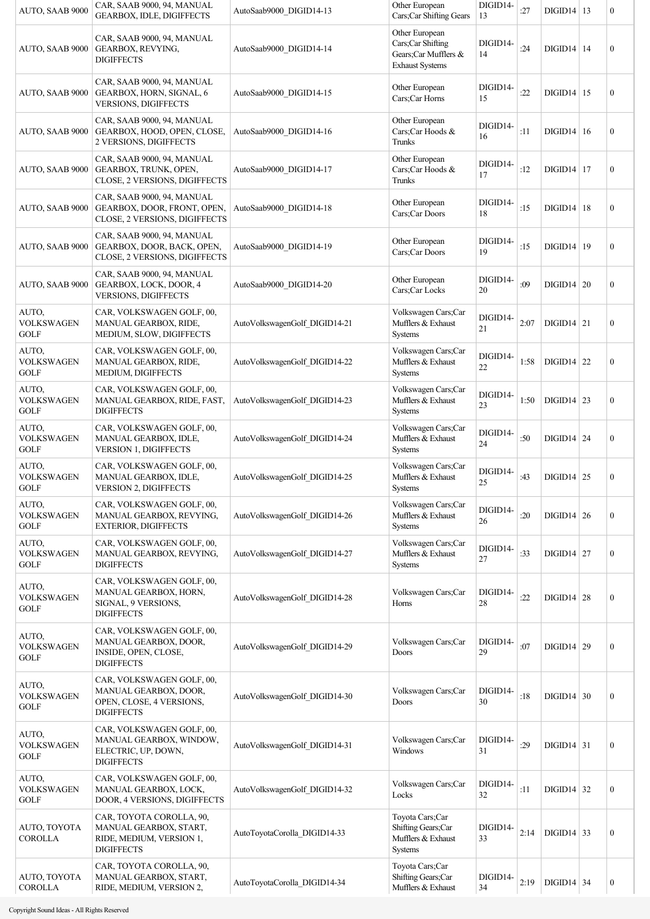| AUTO, SAAB 9000 | CAR, SAAB 9000, 94, MANUAL GEARBOX, IDLE, DIGIFFECTS | AutoSaab9000_DIGID14-13 | Other European Cars;Car Shifting Gears | DIGID14-13 | :27 | DIGID14 | 13 | 0 |
|---|---|---|---|---|---|---|---|---|
| AUTO, SAAB 9000 | CAR, SAAB 9000, 94, MANUAL GEARBOX, REVVING, DIGIFFECTS | AutoSaab9000_DIGID14-14 | Other European Cars;Car Shifting Gears;Car Mufflers & Exhaust Systems | DIGID14-14 | :24 | DIGID14 | 14 | 0 |
| AUTO, SAAB 9000 | CAR, SAAB 9000, 94, MANUAL GEARBOX, HORN, SIGNAL, 6 VERSIONS, DIGIFFECTS | AutoSaab9000_DIGID14-15 | Other European Cars;Car Horns | DIGID14-15 | :22 | DIGID14 | 15 | 0 |
| AUTO, SAAB 9000 | CAR, SAAB 9000, 94, MANUAL GEARBOX, HOOD, OPEN, CLOSE, 2 VERSIONS, DIGIFFECTS | AutoSaab9000_DIGID14-16 | Other European Cars;Car Hoods & Trunks | DIGID14-16 | :11 | DIGID14 | 16 | 0 |
| AUTO, SAAB 9000 | CAR, SAAB 9000, 94, MANUAL GEARBOX, TRUNK, OPEN, CLOSE, 2 VERSIONS, DIGIFFECTS | AutoSaab9000_DIGID14-17 | Other European Cars;Car Hoods & Trunks | DIGID14-17 | :12 | DIGID14 | 17 | 0 |
| AUTO, SAAB 9000 | CAR, SAAB 9000, 94, MANUAL GEARBOX, DOOR, FRONT, OPEN, CLOSE, 2 VERSIONS, DIGIFFECTS | AutoSaab9000_DIGID14-18 | Other European Cars;Car Doors | DIGID14-18 | :15 | DIGID14 | 18 | 0 |
| AUTO, SAAB 9000 | CAR, SAAB 9000, 94, MANUAL GEARBOX, DOOR, BACK, OPEN, CLOSE, 2 VERSIONS, DIGIFFECTS | AutoSaab9000_DIGID14-19 | Other European Cars;Car Doors | DIGID14-19 | :15 | DIGID14 | 19 | 0 |
| AUTO, SAAB 9000 | CAR, SAAB 9000, 94, MANUAL GEARBOX, LOCK, DOOR, 4 VERSIONS, DIGIFFECTS | AutoSaab9000_DIGID14-20 | Other European Cars;Car Locks | DIGID14-20 | :09 | DIGID14 | 20 | 0 |
| AUTO, VOLKSWAGEN GOLF | CAR, VOLKSWAGEN GOLF, 00, MANUAL GEARBOX, RIDE, MEDIUM, SLOW, DIGIFFECTS | AutoVolkswagenGolf_DIGID14-21 | Volkswagen Cars;Car Mufflers & Exhaust Systems | DIGID14-21 | 2:07 | DIGID14 | 21 | 0 |
| AUTO, VOLKSWAGEN GOLF | CAR, VOLKSWAGEN GOLF, 00, MANUAL GEARBOX, RIDE, MEDIUM, DIGIFFECTS | AutoVolkswagenGolf_DIGID14-22 | Volkswagen Cars;Car Mufflers & Exhaust Systems | DIGID14-22 | 1:58 | DIGID14 | 22 | 0 |
| AUTO, VOLKSWAGEN GOLF | CAR, VOLKSWAGEN GOLF, 00, MANUAL GEARBOX, RIDE, FAST, DIGIFFECTS | AutoVolkswagenGolf_DIGID14-23 | Volkswagen Cars;Car Mufflers & Exhaust Systems | DIGID14-23 | 1:50 | DIGID14 | 23 | 0 |
| AUTO, VOLKSWAGEN GOLF | CAR, VOLKSWAGEN GOLF, 00, MANUAL GEARBOX, IDLE, VERSION 1, DIGIFFECTS | AutoVolkswagenGolf_DIGID14-24 | Volkswagen Cars;Car Mufflers & Exhaust Systems | DIGID14-24 | :50 | DIGID14 | 24 | 0 |
| AUTO, VOLKSWAGEN GOLF | CAR, VOLKSWAGEN GOLF, 00, MANUAL GEARBOX, IDLE, VERSION 2, DIGIFFECTS | AutoVolkswagenGolf_DIGID14-25 | Volkswagen Cars;Car Mufflers & Exhaust Systems | DIGID14-25 | :43 | DIGID14 | 25 | 0 |
| AUTO, VOLKSWAGEN GOLF | CAR, VOLKSWAGEN GOLF, 00, MANUAL GEARBOX, REVVING, EXTERIOR, DIGIFFECTS | AutoVolkswagenGolf_DIGID14-26 | Volkswagen Cars;Car Mufflers & Exhaust Systems | DIGID14-26 | :20 | DIGID14 | 26 | 0 |
| AUTO, VOLKSWAGEN GOLF | CAR, VOLKSWAGEN GOLF, 00, MANUAL GEARBOX, REVVING, DIGIFFECTS | AutoVolkswagenGolf_DIGID14-27 | Volkswagen Cars;Car Mufflers & Exhaust Systems | DIGID14-27 | :33 | DIGID14 | 27 | 0 |
| AUTO, VOLKSWAGEN GOLF | CAR, VOLKSWAGEN GOLF, 00, MANUAL GEARBOX, HORN, SIGNAL, 9 VERSIONS, DIGIFFECTS | AutoVolkswagenGolf_DIGID14-28 | Volkswagen Cars;Car Horns | DIGID14-28 | :22 | DIGID14 | 28 | 0 |
| AUTO, VOLKSWAGEN GOLF | CAR, VOLKSWAGEN GOLF, 00, MANUAL GEARBOX, DOOR, INSIDE, OPEN, CLOSE, DIGIFFECTS | AutoVolkswagenGolf_DIGID14-29 | Volkswagen Cars;Car Doors | DIGID14-29 | :07 | DIGID14 | 29 | 0 |
| AUTO, VOLKSWAGEN GOLF | CAR, VOLKSWAGEN GOLF, 00, MANUAL GEARBOX, DOOR, OPEN, CLOSE, 4 VERSIONS, DIGIFFECTS | AutoVolkswagenGolf_DIGID14-30 | Volkswagen Cars;Car Doors | DIGID14-30 | :18 | DIGID14 | 30 | 0 |
| AUTO, VOLKSWAGEN GOLF | CAR, VOLKSWAGEN GOLF, 00, MANUAL GEARBOX, WINDOW, ELECTRIC, UP, DOWN, DIGIFFECTS | AutoVolkswagenGolf_DIGID14-31 | Volkswagen Cars;Car Windows | DIGID14-31 | :29 | DIGID14 | 31 | 0 |
| AUTO, VOLKSWAGEN GOLF | CAR, VOLKSWAGEN GOLF, 00, MANUAL GEARBOX, LOCK, DOOR, 4 VERSIONS, DIGIFFECTS | AutoVolkswagenGolf_DIGID14-32 | Volkswagen Cars;Car Locks | DIGID14-32 | :11 | DIGID14 | 32 | 0 |
| AUTO, TOYOTA COROLLA | CAR, TOYOTA COROLLA, 90, MANUAL GEARBOX, START, RIDE, MEDIUM, VERSION 1, DIGIFFECTS | AutoToyotaCorolla_DIGID14-33 | Toyota Cars;Car Shifting Gears;Car Mufflers & Exhaust Systems | DIGID14-33 | 2:14 | DIGID14 | 33 | 0 |
| AUTO, TOYOTA COROLLA | CAR, TOYOTA COROLLA, 90, MANUAL GEARBOX, START, RIDE, MEDIUM, VERSION 2, | AutoToyotaCorolla_DIGID14-34 | Toyota Cars;Car Shifting Gears;Car Mufflers & Exhaust | DIGID14-34 | 2:19 | DIGID14 | 34 | 0 |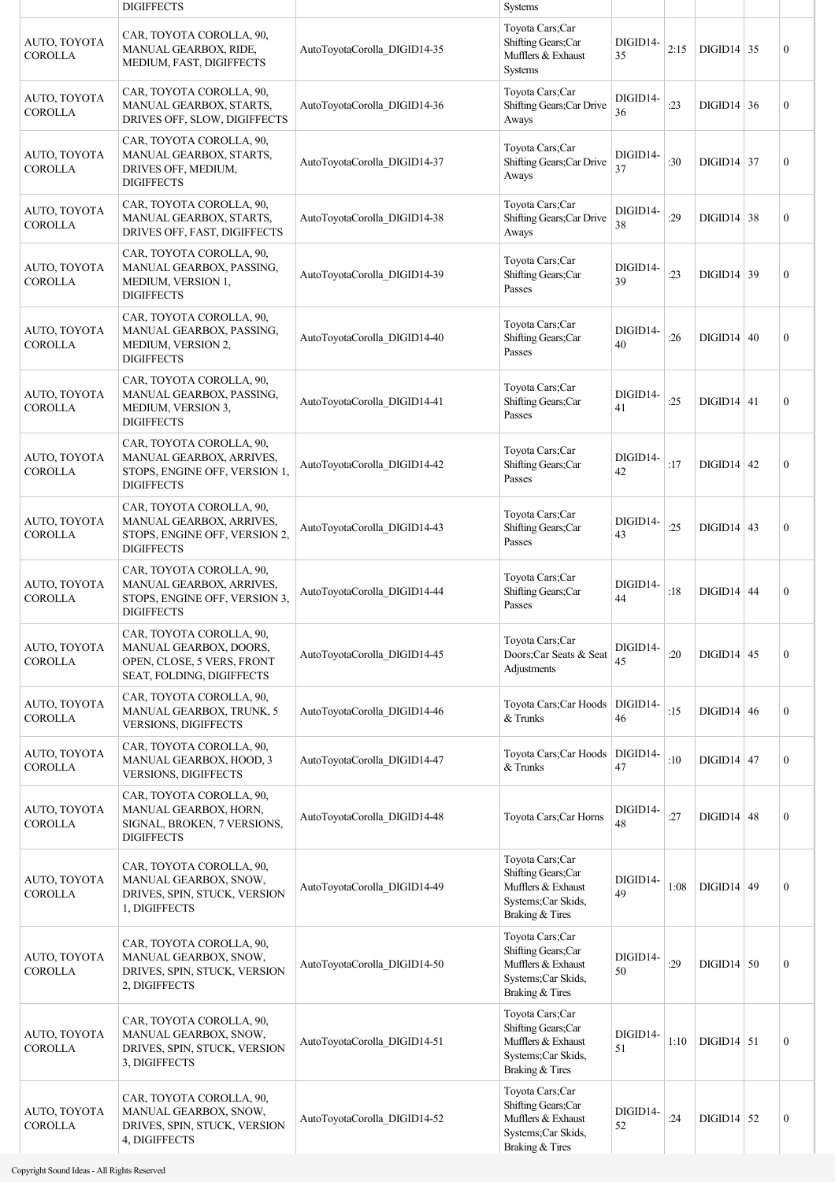| | DIGIFFECTS | | Systems | | | | | |
|---|---|---|---|---|---|---|---|---|
| AUTO, TOYOTA COROLLA | CAR, TOYOTA COROLLA, 90, MANUAL GEARBOX, RIDE, MEDIUM, FAST, DIGIFFECTS | AutoToyotaCorolla_DIGID14-35 | Toyota Cars;Car Shifting Gears;Car Mufflers & Exhaust Systems | DIGID14-35 | 2:15 | DIGID14 | 35 | 0 |
| AUTO, TOYOTA COROLLA | CAR, TOYOTA COROLLA, 90, MANUAL GEARBOX, STARTS, DRIVES OFF, SLOW, DIGIFFECTS | AutoToyotaCorolla_DIGID14-36 | Toyota Cars;Car Shifting Gears;Car Drive Aways | DIGID14-36 | :23 | DIGID14 | 36 | 0 |
| AUTO, TOYOTA COROLLA | CAR, TOYOTA COROLLA, 90, MANUAL GEARBOX, STARTS, DRIVES OFF, MEDIUM, DIGIFFECTS | AutoToyotaCorolla_DIGID14-37 | Toyota Cars;Car Shifting Gears;Car Drive Aways | DIGID14-37 | :30 | DIGID14 | 37 | 0 |
| AUTO, TOYOTA COROLLA | CAR, TOYOTA COROLLA, 90, MANUAL GEARBOX, STARTS, DRIVES OFF, FAST, DIGIFFECTS | AutoToyotaCorolla_DIGID14-38 | Toyota Cars;Car Shifting Gears;Car Drive Aways | DIGID14-38 | :29 | DIGID14 | 38 | 0 |
| AUTO, TOYOTA COROLLA | CAR, TOYOTA COROLLA, 90, MANUAL GEARBOX, PASSING, MEDIUM, VERSION 1, DIGIFFECTS | AutoToyotaCorolla_DIGID14-39 | Toyota Cars;Car Shifting Gears;Car Passes | DIGID14-39 | :23 | DIGID14 | 39 | 0 |
| AUTO, TOYOTA COROLLA | CAR, TOYOTA COROLLA, 90, MANUAL GEARBOX, PASSING, MEDIUM, VERSION 2, DIGIFFECTS | AutoToyotaCorolla_DIGID14-40 | Toyota Cars;Car Shifting Gears;Car Passes | DIGID14-40 | :26 | DIGID14 | 40 | 0 |
| AUTO, TOYOTA COROLLA | CAR, TOYOTA COROLLA, 90, MANUAL GEARBOX, PASSING, MEDIUM, VERSION 3, DIGIFFECTS | AutoToyotaCorolla_DIGID14-41 | Toyota Cars;Car Shifting Gears;Car Passes | DIGID14-41 | :25 | DIGID14 | 41 | 0 |
| AUTO, TOYOTA COROLLA | CAR, TOYOTA COROLLA, 90, MANUAL GEARBOX, ARRIVES, STOPS, ENGINE OFF, VERSION 1, DIGIFFECTS | AutoToyotaCorolla_DIGID14-42 | Toyota Cars;Car Shifting Gears;Car Passes | DIGID14-42 | :17 | DIGID14 | 42 | 0 |
| AUTO, TOYOTA COROLLA | CAR, TOYOTA COROLLA, 90, MANUAL GEARBOX, ARRIVES, STOPS, ENGINE OFF, VERSION 2, DIGIFFECTS | AutoToyotaCorolla_DIGID14-43 | Toyota Cars;Car Shifting Gears;Car Passes | DIGID14-43 | :25 | DIGID14 | 43 | 0 |
| AUTO, TOYOTA COROLLA | CAR, TOYOTA COROLLA, 90, MANUAL GEARBOX, ARRIVES, STOPS, ENGINE OFF, VERSION 3, DIGIFFECTS | AutoToyotaCorolla_DIGID14-44 | Toyota Cars;Car Shifting Gears;Car Passes | DIGID14-44 | :18 | DIGID14 | 44 | 0 |
| AUTO, TOYOTA COROLLA | CAR, TOYOTA COROLLA, 90, MANUAL GEARBOX, DOORS, OPEN, CLOSE, 5 VERS, FRONT SEAT, FOLDING, DIGIFFECTS | AutoToyotaCorolla_DIGID14-45 | Toyota Cars;Car Doors;Car Seats & Seat Adjustments | DIGID14-45 | :20 | DIGID14 | 45 | 0 |
| AUTO, TOYOTA COROLLA | CAR, TOYOTA COROLLA, 90, MANUAL GEARBOX, TRUNK, 5 VERSIONS, DIGIFFECTS | AutoToyotaCorolla_DIGID14-46 | Toyota Cars;Car Hoods & Trunks | DIGID14-46 | :15 | DIGID14 | 46 | 0 |
| AUTO, TOYOTA COROLLA | CAR, TOYOTA COROLLA, 90, MANUAL GEARBOX, HOOD, 3 VERSIONS, DIGIFFECTS | AutoToyotaCorolla_DIGID14-47 | Toyota Cars;Car Hoods & Trunks | DIGID14-47 | :10 | DIGID14 | 47 | 0 |
| AUTO, TOYOTA COROLLA | CAR, TOYOTA COROLLA, 90, MANUAL GEARBOX, HORN, SIGNAL, BROKEN, 7 VERSIONS, DIGIFFECTS | AutoToyotaCorolla_DIGID14-48 | Toyota Cars;Car Horns | DIGID14-48 | :27 | DIGID14 | 48 | 0 |
| AUTO, TOYOTA COROLLA | CAR, TOYOTA COROLLA, 90, MANUAL GEARBOX, SNOW, DRIVES, SPIN, STUCK, VERSION 1, DIGIFFECTS | AutoToyotaCorolla_DIGID14-49 | Toyota Cars;Car Shifting Gears;Car Mufflers & Exhaust Systems;Car Skids, Braking & Tires | DIGID14-49 | 1:08 | DIGID14 | 49 | 0 |
| AUTO, TOYOTA COROLLA | CAR, TOYOTA COROLLA, 90, MANUAL GEARBOX, SNOW, DRIVES, SPIN, STUCK, VERSION 2, DIGIFFECTS | AutoToyotaCorolla_DIGID14-50 | Toyota Cars;Car Shifting Gears;Car Mufflers & Exhaust Systems;Car Skids, Braking & Tires | DIGID14-50 | :29 | DIGID14 | 50 | 0 |
| AUTO, TOYOTA COROLLA | CAR, TOYOTA COROLLA, 90, MANUAL GEARBOX, SNOW, DRIVES, SPIN, STUCK, VERSION 3, DIGIFFECTS | AutoToyotaCorolla_DIGID14-51 | Toyota Cars;Car Shifting Gears;Car Mufflers & Exhaust Systems;Car Skids, Braking & Tires | DIGID14-51 | 1:10 | DIGID14 | 51 | 0 |
| AUTO, TOYOTA COROLLA | CAR, TOYOTA COROLLA, 90, MANUAL GEARBOX, SNOW, DRIVES, SPIN, STUCK, VERSION 4, DIGIFFECTS | AutoToyotaCorolla_DIGID14-52 | Toyota Cars;Car Shifting Gears;Car Mufflers & Exhaust Systems;Car Skids, Braking & Tires | DIGID14-52 | :24 | DIGID14 | 52 | 0 |

Copyright Sound Ideas - All Rights Reserved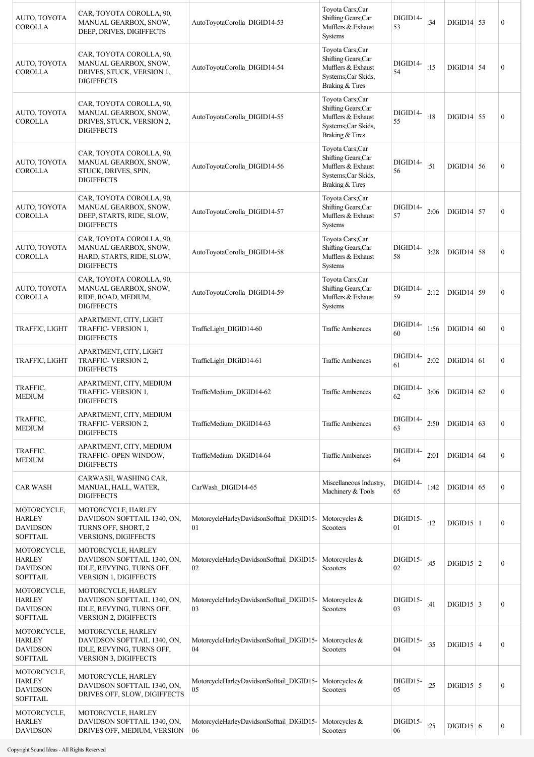| | | | | | | | | |
|---|---|---|---|---|---|---|---|---|
| AUTO, TOYOTA COROLLA | CAR, TOYOTA COROLLA, 90, MANUAL GEARBOX, SNOW, DEEP, DRIVES, DIGIFFECTS | AutoToyotaCorolla_DIGID14-53 | Toyota Cars;Car Shifting Gears;Car Mufflers & Exhaust Systems | DIGID14-53 | :34 | DIGID14 | 53 | 0 |
| AUTO, TOYOTA COROLLA | CAR, TOYOTA COROLLA, 90, MANUAL GEARBOX, SNOW, DRIVES, STUCK, VERSION 1, DIGIFFECTS | AutoToyotaCorolla_DIGID14-54 | Toyota Cars;Car Shifting Gears;Car Mufflers & Exhaust Systems;Car Skids, Braking & Tires | DIGID14-54 | :15 | DIGID14 | 54 | 0 |
| AUTO, TOYOTA COROLLA | CAR, TOYOTA COROLLA, 90, MANUAL GEARBOX, SNOW, DRIVES, STUCK, VERSION 2, DIGIFFECTS | AutoToyotaCorolla_DIGID14-55 | Toyota Cars;Car Shifting Gears;Car Mufflers & Exhaust Systems;Car Skids, Braking & Tires | DIGID14-55 | :18 | DIGID14 | 55 | 0 |
| AUTO, TOYOTA COROLLA | CAR, TOYOTA COROLLA, 90, MANUAL GEARBOX, SNOW, STUCK, DRIVES, SPIN, DIGIFFECTS | AutoToyotaCorolla_DIGID14-56 | Toyota Cars;Car Shifting Gears;Car Mufflers & Exhaust Systems;Car Skids, Braking & Tires | DIGID14-56 | :51 | DIGID14 | 56 | 0 |
| AUTO, TOYOTA COROLLA | CAR, TOYOTA COROLLA, 90, MANUAL GEARBOX, SNOW, DEEP, STARTS, RIDE, SLOW, DIGIFFECTS | AutoToyotaCorolla_DIGID14-57 | Toyota Cars;Car Shifting Gears;Car Mufflers & Exhaust Systems | DIGID14-57 | 2:06 | DIGID14 | 57 | 0 |
| AUTO, TOYOTA COROLLA | CAR, TOYOTA COROLLA, 90, MANUAL GEARBOX, SNOW, HARD, STARTS, RIDE, SLOW, DIGIFFECTS | AutoToyotaCorolla_DIGID14-58 | Toyota Cars;Car Shifting Gears;Car Mufflers & Exhaust Systems | DIGID14-58 | 3:28 | DIGID14 | 58 | 0 |
| AUTO, TOYOTA COROLLA | CAR, TOYOTA COROLLA, 90, MANUAL GEARBOX, SNOW, RIDE, ROAD, MEDIUM, DIGIFFECTS | AutoToyotaCorolla_DIGID14-59 | Toyota Cars;Car Shifting Gears;Car Mufflers & Exhaust Systems | DIGID14-59 | 2:12 | DIGID14 | 59 | 0 |
| TRAFFIC, LIGHT | APARTMENT, CITY, LIGHT TRAFFIC- VERSION 1, DIGIFFECTS | TrafficLight_DIGID14-60 | Traffic Ambiences | DIGID14-60 | 1:56 | DIGID14 | 60 | 0 |
| TRAFFIC, LIGHT | APARTMENT, CITY, LIGHT TRAFFIC- VERSION 2, DIGIFFECTS | TrafficLight_DIGID14-61 | Traffic Ambiences | DIGID14-61 | 2:02 | DIGID14 | 61 | 0 |
| TRAFFIC, MEDIUM | APARTMENT, CITY, MEDIUM TRAFFIC- VERSION 1, DIGIFFECTS | TrafficMedium_DIGID14-62 | Traffic Ambiences | DIGID14-62 | 3:06 | DIGID14 | 62 | 0 |
| TRAFFIC, MEDIUM | APARTMENT, CITY, MEDIUM TRAFFIC- VERSION 2, DIGIFFECTS | TrafficMedium_DIGID14-63 | Traffic Ambiences | DIGID14-63 | 2:50 | DIGID14 | 63 | 0 |
| TRAFFIC, MEDIUM | APARTMENT, CITY, MEDIUM TRAFFIC- OPEN WINDOW, DIGIFFECTS | TrafficMedium_DIGID14-64 | Traffic Ambiences | DIGID14-64 | 2:01 | DIGID14 | 64 | 0 |
| CAR WASH | CARWASH, WASHING CAR, MANUAL, HALL, WATER, DIGIFFECTS | CarWash_DIGID14-65 | Miscellaneous Industry, Machinery & Tools | DIGID14-65 | 1:42 | DIGID14 | 65 | 0 |
| MOTORCYCLE, HARLEY DAVIDSON SOFTTAIL | MOTORCYCLE, HARLEY DAVIDSON SOFTTAIL 1340, ON, TURNS OFF, SHORT, 2 VERSIONS, DIGIFFECTS | MotorcycleHarleyDavidsonSofttail_DIGID15-01 | Motorcycles & Scooters | DIGID15-01 | :12 | DIGID15 | 1 | 0 |
| MOTORCYCLE, HARLEY DAVIDSON SOFTTAIL | MOTORCYCLE, HARLEY DAVIDSON SOFTTAIL 1340, ON, IDLE, REVYING, TURNS OFF, VERSION 1, DIGIFFECTS | MotorcycleHarleyDavidsonSofttail_DIGID15-02 | Motorcycles & Scooters | DIGID15-02 | :45 | DIGID15 | 2 | 0 |
| MOTORCYCLE, HARLEY DAVIDSON SOFTTAIL | MOTORCYCLE, HARLEY DAVIDSON SOFTTAIL 1340, ON, IDLE, REVYING, TURNS OFF, VERSION 2, DIGIFFECTS | MotorcycleHarleyDavidsonSofttail_DIGID15-03 | Motorcycles & Scooters | DIGID15-03 | :41 | DIGID15 | 3 | 0 |
| MOTORCYCLE, HARLEY DAVIDSON SOFTTAIL | MOTORCYCLE, HARLEY DAVIDSON SOFTTAIL 1340, ON, IDLE, REVYING, TURNS OFF, VERSION 3, DIGIFFECTS | MotorcycleHarleyDavidsonSofttail_DIGID15-04 | Motorcycles & Scooters | DIGID15-04 | :35 | DIGID15 | 4 | 0 |
| MOTORCYCLE, HARLEY DAVIDSON SOFTTAIL | MOTORCYCLE, HARLEY DAVIDSON SOFTTAIL 1340, ON, DRIVES OFF, SLOW, DIGIFFECTS | MotorcycleHarleyDavidsonSofttail_DIGID15-05 | Motorcycles & Scooters | DIGID15-05 | :25 | DIGID15 | 5 | 0 |
| MOTORCYCLE, HARLEY DAVIDSON | MOTORCYCLE, HARLEY DAVIDSON SOFTTAIL 1340, ON, DRIVES OFF, MEDIUM, VERSION | MotorcycleHarleyDavidsonSofttail_DIGID15-06 | Motorcycles & Scooters | DIGID15-06 | :25 | DIGID15 | 6 | 0 |

Copyright Sound Ideas - All Rights Reserved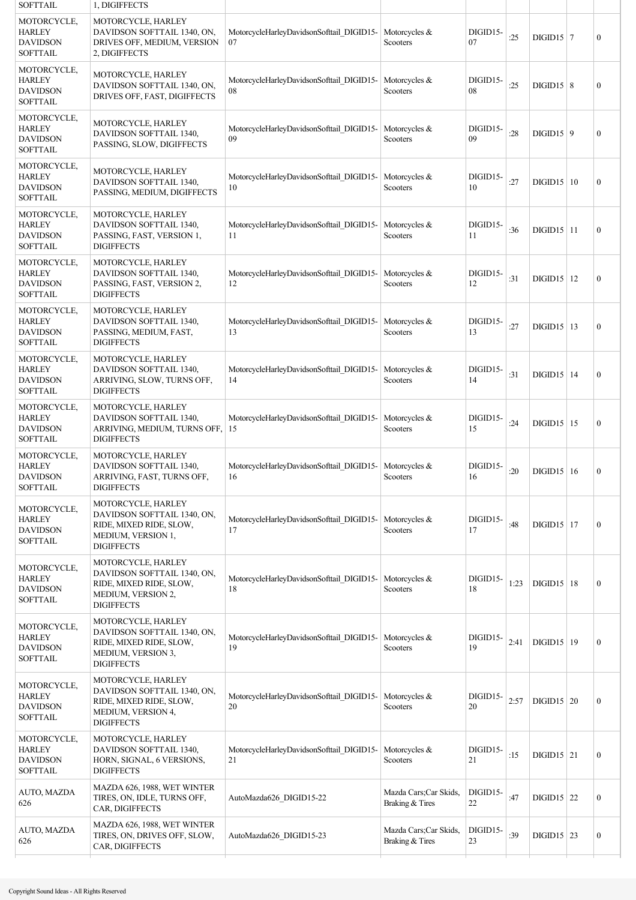| | | | | | | | | |
|---|---|---|---|---|---|---|---|---|
| SOFTTAIL | 1, DIGIFFECTS | | | | | | | |
| MOTORCYCLE, HARLEY DAVIDSON SOFTTAIL | MOTORCYCLE, HARLEY DAVIDSON SOFTTAIL 1340, ON, DRIVES OFF, MEDIUM, VERSION 2, DIGIFFECTS | MotorcycleHarleyDavidsonSofttail_DIGID15-07 | Motorcycles & Scooters | DIGID15-07 | :25 | DIGID15 | 7 | 0 |
| MOTORCYCLE, HARLEY DAVIDSON SOFTTAIL | MOTORCYCLE, HARLEY DAVIDSON SOFTTAIL 1340, ON, DRIVES OFF, FAST, DIGIFFECTS | MotorcycleHarleyDavidsonSofttail_DIGID15-08 | Motorcycles & Scooters | DIGID15-08 | :25 | DIGID15 | 8 | 0 |
| MOTORCYCLE, HARLEY DAVIDSON SOFTTAIL | MOTORCYCLE, HARLEY DAVIDSON SOFTTAIL 1340, PASSING, SLOW, DIGIFFECTS | MotorcycleHarleyDavidsonSofttail_DIGID15-09 | Motorcycles & Scooters | DIGID15-09 | :28 | DIGID15 | 9 | 0 |
| MOTORCYCLE, HARLEY DAVIDSON SOFTTAIL | MOTORCYCLE, HARLEY DAVIDSON SOFTTAIL 1340, PASSING, MEDIUM, DIGIFFECTS | MotorcycleHarleyDavidsonSofttail_DIGID15-10 | Motorcycles & Scooters | DIGID15-10 | :27 | DIGID15 | 10 | 0 |
| MOTORCYCLE, HARLEY DAVIDSON SOFTTAIL | MOTORCYCLE, HARLEY DAVIDSON SOFTTAIL 1340, PASSING, FAST, VERSION 1, DIGIFFECTS | MotorcycleHarleyDavidsonSofttail_DIGID15-11 | Motorcycles & Scooters | DIGID15-11 | :36 | DIGID15 | 11 | 0 |
| MOTORCYCLE, HARLEY DAVIDSON SOFTTAIL | MOTORCYCLE, HARLEY DAVIDSON SOFTTAIL 1340, PASSING, FAST, VERSION 2, DIGIFFECTS | MotorcycleHarleyDavidsonSofttail_DIGID15-12 | Motorcycles & Scooters | DIGID15-12 | :31 | DIGID15 | 12 | 0 |
| MOTORCYCLE, HARLEY DAVIDSON SOFTTAIL | MOTORCYCLE, HARLEY DAVIDSON SOFTTAIL 1340, PASSING, MEDIUM, FAST, DIGIFFECTS | MotorcycleHarleyDavidsonSofttail_DIGID15-13 | Motorcycles & Scooters | DIGID15-13 | :27 | DIGID15 | 13 | 0 |
| MOTORCYCLE, HARLEY DAVIDSON SOFTTAIL | MOTORCYCLE, HARLEY DAVIDSON SOFTTAIL 1340, ARRIVING, SLOW, TURNS OFF, DIGIFFECTS | MotorcycleHarleyDavidsonSofttail_DIGID15-14 | Motorcycles & Scooters | DIGID15-14 | :31 | DIGID15 | 14 | 0 |
| MOTORCYCLE, HARLEY DAVIDSON SOFTTAIL | MOTORCYCLE, HARLEY DAVIDSON SOFTTAIL 1340, ARRIVING, MEDIUM, TURNS OFF, DIGIFFECTS | MotorcycleHarleyDavidsonSofttail_DIGID15-15 | Motorcycles & Scooters | DIGID15-15 | :24 | DIGID15 | 15 | 0 |
| MOTORCYCLE, HARLEY DAVIDSON SOFTTAIL | MOTORCYCLE, HARLEY DAVIDSON SOFTTAIL 1340, ARRIVING, FAST, TURNS OFF, DIGIFFECTS | MotorcycleHarleyDavidsonSofttail_DIGID15-16 | Motorcycles & Scooters | DIGID15-16 | :20 | DIGID15 | 16 | 0 |
| MOTORCYCLE, HARLEY DAVIDSON SOFTTAIL | MOTORCYCLE, HARLEY DAVIDSON SOFTTAIL 1340, ON, RIDE, MIXED RIDE, SLOW, MEDIUM, VERSION 1, DIGIFFECTS | MotorcycleHarleyDavidsonSofttail_DIGID15-17 | Motorcycles & Scooters | DIGID15-17 | :48 | DIGID15 | 17 | 0 |
| MOTORCYCLE, HARLEY DAVIDSON SOFTTAIL | MOTORCYCLE, HARLEY DAVIDSON SOFTTAIL 1340, ON, RIDE, MIXED RIDE, SLOW, MEDIUM, VERSION 2, DIGIFFECTS | MotorcycleHarleyDavidsonSofttail_DIGID15-18 | Motorcycles & Scooters | DIGID15-18 | 1:23 | DIGID15 | 18 | 0 |
| MOTORCYCLE, HARLEY DAVIDSON SOFTTAIL | MOTORCYCLE, HARLEY DAVIDSON SOFTTAIL 1340, ON, RIDE, MIXED RIDE, SLOW, MEDIUM, VERSION 3, DIGIFFECTS | MotorcycleHarleyDavidsonSofttail_DIGID15-19 | Motorcycles & Scooters | DIGID15-19 | 2:41 | DIGID15 | 19 | 0 |
| MOTORCYCLE, HARLEY DAVIDSON SOFTTAIL | MOTORCYCLE, HARLEY DAVIDSON SOFTTAIL 1340, ON, RIDE, MIXED RIDE, SLOW, MEDIUM, VERSION 4, DIGIFFECTS | MotorcycleHarleyDavidsonSofttail_DIGID15-20 | Motorcycles & Scooters | DIGID15-20 | 2:57 | DIGID15 | 20 | 0 |
| MOTORCYCLE, HARLEY DAVIDSON SOFTTAIL | MOTORCYCLE, HARLEY DAVIDSON SOFTTAIL 1340, HORN, SIGNAL, 6 VERSIONS, DIGIFFECTS | MotorcycleHarleyDavidsonSofttail_DIGID15-21 | Motorcycles & Scooters | DIGID15-21 | :15 | DIGID15 | 21 | 0 |
| AUTO, MAZDA 626 | MAZDA 626, 1988, WET WINTER TIRES, ON, IDLE, TURNS OFF, CAR, DIGIFFECTS | AutoMazda626_DIGID15-22 | Mazda Cars;Car Skids, Braking & Tires | DIGID15-22 | :47 | DIGID15 | 22 | 0 |
| AUTO, MAZDA 626 | MAZDA 626, 1988, WET WINTER TIRES, ON, DRIVES OFF, SLOW, CAR, DIGIFFECTS | AutoMazda626_DIGID15-23 | Mazda Cars;Car Skids, Braking & Tires | DIGID15-23 | :39 | DIGID15 | 23 | 0 |

Copyright Sound Ideas - All Rights Reserved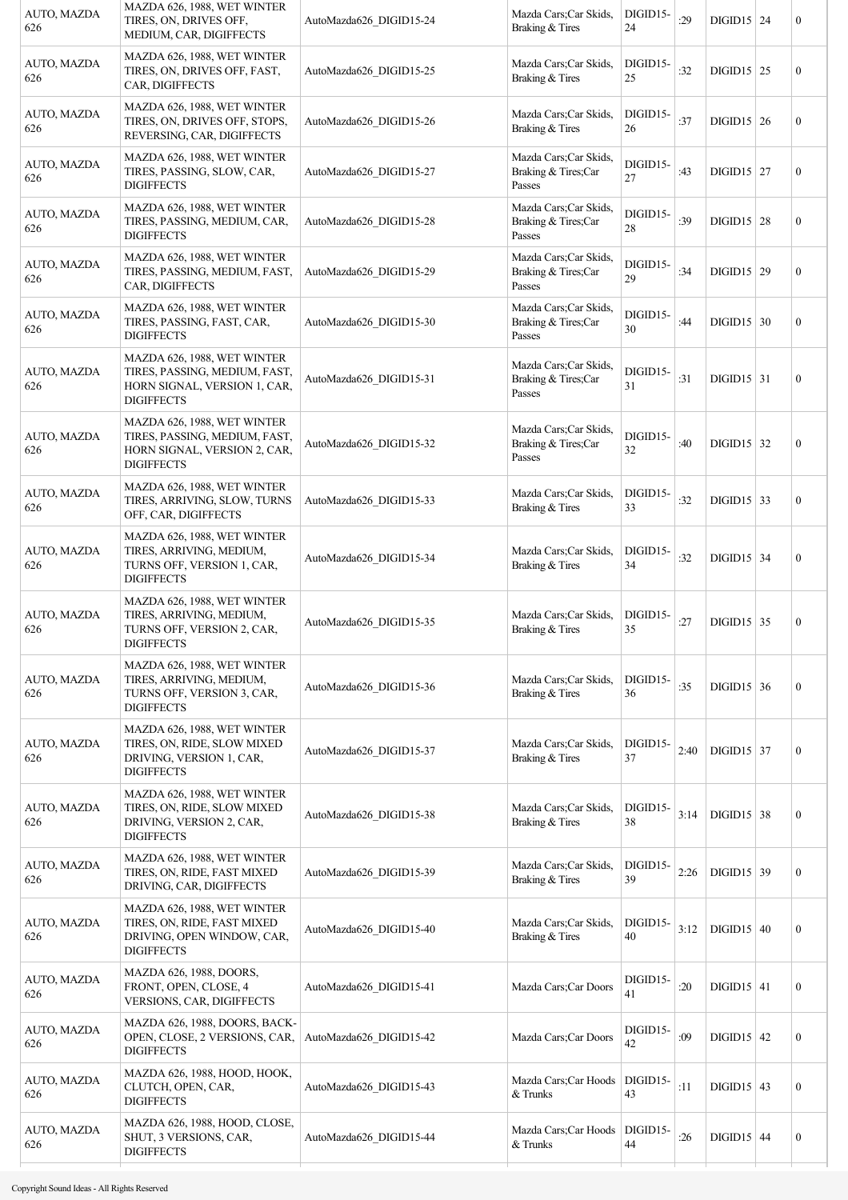| | | | | | | | | |
|---|---|---|---|---|---|---|---|---|
| AUTO, MAZDA 626 | MAZDA 626, 1988, WET WINTER TIRES, ON, DRIVES OFF, MEDIUM, CAR, DIGIFFECTS | AutoMazda626_DIGID15-24 | Mazda Cars;Car Skids, Braking & Tires | DIGID15-24 | :29 | DIGID15 | 24 | 0 |
| AUTO, MAZDA 626 | MAZDA 626, 1988, WET WINTER TIRES, ON, DRIVES OFF, FAST, CAR, DIGIFFECTS | AutoMazda626_DIGID15-25 | Mazda Cars;Car Skids, Braking & Tires | DIGID15-25 | :32 | DIGID15 | 25 | 0 |
| AUTO, MAZDA 626 | MAZDA 626, 1988, WET WINTER TIRES, ON, DRIVES OFF, STOPS, REVERSING, CAR, DIGIFFECTS | AutoMazda626_DIGID15-26 | Mazda Cars;Car Skids, Braking & Tires | DIGID15-26 | :37 | DIGID15 | 26 | 0 |
| AUTO, MAZDA 626 | MAZDA 626, 1988, WET WINTER TIRES, PASSING, SLOW, CAR, DIGIFFECTS | AutoMazda626_DIGID15-27 | Mazda Cars;Car Skids, Braking & Tires;Car Passes | DIGID15-27 | :43 | DIGID15 | 27 | 0 |
| AUTO, MAZDA 626 | MAZDA 626, 1988, WET WINTER TIRES, PASSING, MEDIUM, CAR, DIGIFFECTS | AutoMazda626_DIGID15-28 | Mazda Cars;Car Skids, Braking & Tires;Car Passes | DIGID15-28 | :39 | DIGID15 | 28 | 0 |
| AUTO, MAZDA 626 | MAZDA 626, 1988, WET WINTER TIRES, PASSING, MEDIUM, FAST, CAR, DIGIFFECTS | AutoMazda626_DIGID15-29 | Mazda Cars;Car Skids, Braking & Tires;Car Passes | DIGID15-29 | :34 | DIGID15 | 29 | 0 |
| AUTO, MAZDA 626 | MAZDA 626, 1988, WET WINTER TIRES, PASSING, FAST, CAR, DIGIFFECTS | AutoMazda626_DIGID15-30 | Mazda Cars;Car Skids, Braking & Tires;Car Passes | DIGID15-30 | :44 | DIGID15 | 30 | 0 |
| AUTO, MAZDA 626 | MAZDA 626, 1988, WET WINTER TIRES, PASSING, MEDIUM, FAST, HORN SIGNAL, VERSION 1, CAR, DIGIFFECTS | AutoMazda626_DIGID15-31 | Mazda Cars;Car Skids, Braking & Tires;Car Passes | DIGID15-31 | :31 | DIGID15 | 31 | 0 |
| AUTO, MAZDA 626 | MAZDA 626, 1988, WET WINTER TIRES, PASSING, MEDIUM, FAST, HORN SIGNAL, VERSION 2, CAR, DIGIFFECTS | AutoMazda626_DIGID15-32 | Mazda Cars;Car Skids, Braking & Tires;Car Passes | DIGID15-32 | :40 | DIGID15 | 32 | 0 |
| AUTO, MAZDA 626 | MAZDA 626, 1988, WET WINTER TIRES, ARRIVING, SLOW, TURNS OFF, CAR, DIGIFFECTS | AutoMazda626_DIGID15-33 | Mazda Cars;Car Skids, Braking & Tires | DIGID15-33 | :32 | DIGID15 | 33 | 0 |
| AUTO, MAZDA 626 | MAZDA 626, 1988, WET WINTER TIRES, ARRIVING, MEDIUM, TURNS OFF, VERSION 1, CAR, DIGIFFECTS | AutoMazda626_DIGID15-34 | Mazda Cars;Car Skids, Braking & Tires | DIGID15-34 | :32 | DIGID15 | 34 | 0 |
| AUTO, MAZDA 626 | MAZDA 626, 1988, WET WINTER TIRES, ARRIVING, MEDIUM, TURNS OFF, VERSION 2, CAR, DIGIFFECTS | AutoMazda626_DIGID15-35 | Mazda Cars;Car Skids, Braking & Tires | DIGID15-35 | :27 | DIGID15 | 35 | 0 |
| AUTO, MAZDA 626 | MAZDA 626, 1988, WET WINTER TIRES, ARRIVING, MEDIUM, TURNS OFF, VERSION 3, CAR, DIGIFFECTS | AutoMazda626_DIGID15-36 | Mazda Cars;Car Skids, Braking & Tires | DIGID15-36 | :35 | DIGID15 | 36 | 0 |
| AUTO, MAZDA 626 | MAZDA 626, 1988, WET WINTER TIRES, ON, RIDE, SLOW MIXED DRIVING, VERSION 1, CAR, DIGIFFECTS | AutoMazda626_DIGID15-37 | Mazda Cars;Car Skids, Braking & Tires | DIGID15-37 | 2:40 | DIGID15 | 37 | 0 |
| AUTO, MAZDA 626 | MAZDA 626, 1988, WET WINTER TIRES, ON, RIDE, SLOW MIXED DRIVING, VERSION 2, CAR, DIGIFFECTS | AutoMazda626_DIGID15-38 | Mazda Cars;Car Skids, Braking & Tires | DIGID15-38 | 3:14 | DIGID15 | 38 | 0 |
| AUTO, MAZDA 626 | MAZDA 626, 1988, WET WINTER TIRES, ON, RIDE, FAST MIXED DRIVING, CAR, DIGIFFECTS | AutoMazda626_DIGID15-39 | Mazda Cars;Car Skids, Braking & Tires | DIGID15-39 | 2:26 | DIGID15 | 39 | 0 |
| AUTO, MAZDA 626 | MAZDA 626, 1988, WET WINTER TIRES, ON, RIDE, FAST MIXED DRIVING, OPEN WINDOW, CAR, DIGIFFECTS | AutoMazda626_DIGID15-40 | Mazda Cars;Car Skids, Braking & Tires | DIGID15-40 | 3:12 | DIGID15 | 40 | 0 |
| AUTO, MAZDA 626 | MAZDA 626, 1988, DOORS, FRONT, OPEN, CLOSE, 4 VERSIONS, CAR, DIGIFFECTS | AutoMazda626_DIGID15-41 | Mazda Cars;Car Doors | DIGID15-41 | :20 | DIGID15 | 41 | 0 |
| AUTO, MAZDA 626 | MAZDA 626, 1988, DOORS, BACK-OPEN, CLOSE, 2 VERSIONS, CAR, DIGIFFECTS | AutoMazda626_DIGID15-42 | Mazda Cars;Car Doors | DIGID15-42 | :09 | DIGID15 | 42 | 0 |
| AUTO, MAZDA 626 | MAZDA 626, 1988, HOOD, HOOK, CLUTCH, OPEN, CAR, DIGIFFECTS | AutoMazda626_DIGID15-43 | Mazda Cars;Car Hoods & Trunks | DIGID15-43 | :11 | DIGID15 | 43 | 0 |
| AUTO, MAZDA 626 | MAZDA 626, 1988, HOOD, CLOSE, SHUT, 3 VERSIONS, CAR, DIGIFFECTS | AutoMazda626_DIGID15-44 | Mazda Cars;Car Hoods & Trunks | DIGID15-44 | :26 | DIGID15 | 44 | 0 |

Copyright Sound Ideas - All Rights Reserved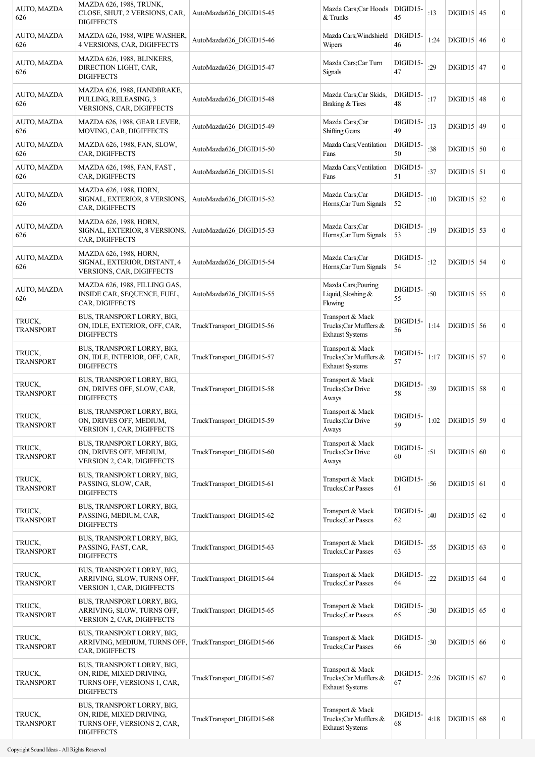| | | | | | | | | |
|---|---|---|---|---|---|---|---|---|
| AUTO, MAZDA 626 | MAZDA 626, 1988, TRUNK, CLOSE, SHUT, 2 VERSIONS, CAR, DIGIFFECTS | AutoMazda626_DIGID15-45 | Mazda Cars;Car Hoods & Trunks | DIGID15-45 | :13 | DIGID15 | 45 | 0 |
| AUTO, MAZDA 626 | MAZDA 626, 1988, WIPE WASHER, 4 VERSIONS, CAR, DIGIFFECTS | AutoMazda626_DIGID15-46 | Mazda Cars;Windshield Wipers | DIGID15-46 | 1:24 | DIGID15 | 46 | 0 |
| AUTO, MAZDA 626 | MAZDA 626, 1988, BLINKERS, DIRECTION LIGHT, CAR, DIGIFFECTS | AutoMazda626_DIGID15-47 | Mazda Cars;Car Turn Signals | DIGID15-47 | :29 | DIGID15 | 47 | 0 |
| AUTO, MAZDA 626 | MAZDA 626, 1988, HANDBRAKE, PULLING, RELEASING, 3 VERSIONS, CAR, DIGIFFECTS | AutoMazda626_DIGID15-48 | Mazda Cars;Car Skids, Braking & Tires | DIGID15-48 | :17 | DIGID15 | 48 | 0 |
| AUTO, MAZDA 626 | MAZDA 626, 1988, GEAR LEVER, MOVING, CAR, DIGIFFECTS | AutoMazda626_DIGID15-49 | Mazda Cars;Car Shifting Gears | DIGID15-49 | :13 | DIGID15 | 49 | 0 |
| AUTO, MAZDA 626 | MAZDA 626, 1988, FAN, SLOW, CAR, DIGIFFECTS | AutoMazda626_DIGID15-50 | Mazda Cars;Ventilation Fans | DIGID15-50 | :38 | DIGID15 | 50 | 0 |
| AUTO, MAZDA 626 | MAZDA 626, 1988, FAN, FAST , CAR, DIGIFFECTS | AutoMazda626_DIGID15-51 | Mazda Cars;Ventilation Fans | DIGID15-51 | :37 | DIGID15 | 51 | 0 |
| AUTO, MAZDA 626 | MAZDA 626, 1988, HORN, SIGNAL, EXTERIOR, 8 VERSIONS, CAR, DIGIFFECTS | AutoMazda626_DIGID15-52 | Mazda Cars;Car Horns;Car Turn Signals | DIGID15-52 | :10 | DIGID15 | 52 | 0 |
| AUTO, MAZDA 626 | MAZDA 626, 1988, HORN, SIGNAL, EXTERIOR, 8 VERSIONS, CAR, DIGIFFECTS | AutoMazda626_DIGID15-53 | Mazda Cars;Car Horns;Car Turn Signals | DIGID15-53 | :19 | DIGID15 | 53 | 0 |
| AUTO, MAZDA 626 | MAZDA 626, 1988, HORN, SIGNAL, EXTERIOR, DISTANT, 4 VERSIONS, CAR, DIGIFFECTS | AutoMazda626_DIGID15-54 | Mazda Cars;Car Horns;Car Turn Signals | DIGID15-54 | :12 | DIGID15 | 54 | 0 |
| AUTO, MAZDA 626 | MAZDA 626, 1988, FILLING GAS, INSIDE CAR, SEQUENCE, FUEL, CAR, DIGIFFECTS | AutoMazda626_DIGID15-55 | Mazda Cars;Pouring Liquid, Sloshing & Flowing | DIGID15-55 | :50 | DIGID15 | 55 | 0 |
| TRUCK, TRANSPORT | BUS, TRANSPORT LORRY, BIG, ON, IDLE, EXTERIOR, OFF, CAR, DIGIFFECTS | TruckTransport_DIGID15-56 | Transport & Mack Trucks;Car Mufflers & Exhaust Systems | DIGID15-56 | 1:14 | DIGID15 | 56 | 0 |
| TRUCK, TRANSPORT | BUS, TRANSPORT LORRY, BIG, ON, IDLE, INTERIOR, OFF, CAR, DIGIFFECTS | TruckTransport_DIGID15-57 | Transport & Mack Trucks;Car Mufflers & Exhaust Systems | DIGID15-57 | 1:17 | DIGID15 | 57 | 0 |
| TRUCK, TRANSPORT | BUS, TRANSPORT LORRY, BIG, ON, DRIVES OFF, SLOW, CAR, DIGIFFECTS | TruckTransport_DIGID15-58 | Transport & Mack Trucks;Car Drive Aways | DIGID15-58 | :39 | DIGID15 | 58 | 0 |
| TRUCK, TRANSPORT | BUS, TRANSPORT LORRY, BIG, ON, DRIVES OFF, MEDIUM, VERSION 1, CAR, DIGIFFECTS | TruckTransport_DIGID15-59 | Transport & Mack Trucks;Car Drive Aways | DIGID15-59 | 1:02 | DIGID15 | 59 | 0 |
| TRUCK, TRANSPORT | BUS, TRANSPORT LORRY, BIG, ON, DRIVES OFF, MEDIUM, VERSION 2, CAR, DIGIFFECTS | TruckTransport_DIGID15-60 | Transport & Mack Trucks;Car Drive Aways | DIGID15-60 | :51 | DIGID15 | 60 | 0 |
| TRUCK, TRANSPORT | BUS, TRANSPORT LORRY, BIG, PASSING, SLOW, CAR, DIGIFFECTS | TruckTransport_DIGID15-61 | Transport & Mack Trucks;Car Passes | DIGID15-61 | :56 | DIGID15 | 61 | 0 |
| TRUCK, TRANSPORT | BUS, TRANSPORT LORRY, BIG, PASSING, MEDIUM, CAR, DIGIFFECTS | TruckTransport_DIGID15-62 | Transport & Mack Trucks;Car Passes | DIGID15-62 | :40 | DIGID15 | 62 | 0 |
| TRUCK, TRANSPORT | BUS, TRANSPORT LORRY, BIG, PASSING, FAST, CAR, DIGIFFECTS | TruckTransport_DIGID15-63 | Transport & Mack Trucks;Car Passes | DIGID15-63 | :55 | DIGID15 | 63 | 0 |
| TRUCK, TRANSPORT | BUS, TRANSPORT LORRY, BIG, ARRIVING, SLOW, TURNS OFF, VERSION 1, CAR, DIGIFFECTS | TruckTransport_DIGID15-64 | Transport & Mack Trucks;Car Passes | DIGID15-64 | :22 | DIGID15 | 64 | 0 |
| TRUCK, TRANSPORT | BUS, TRANSPORT LORRY, BIG, ARRIVING, SLOW, TURNS OFF, VERSION 2, CAR, DIGIFFECTS | TruckTransport_DIGID15-65 | Transport & Mack Trucks;Car Passes | DIGID15-65 | :30 | DIGID15 | 65 | 0 |
| TRUCK, TRANSPORT | BUS, TRANSPORT LORRY, BIG, ARRIVING, MEDIUM, TURNS OFF, CAR, DIGIFFECTS | TruckTransport_DIGID15-66 | Transport & Mack Trucks;Car Passes | DIGID15-66 | :30 | DIGID15 | 66 | 0 |
| TRUCK, TRANSPORT | BUS, TRANSPORT LORRY, BIG, ON, RIDE, MIXED DRIVING, TURNS OFF, VERSIONS 1, CAR, DIGIFFECTS | TruckTransport_DIGID15-67 | Transport & Mack Trucks;Car Mufflers & Exhaust Systems | DIGID15-67 | 2:26 | DIGID15 | 67 | 0 |
| TRUCK, TRANSPORT | BUS, TRANSPORT LORRY, BIG, ON, RIDE, MIXED DRIVING, TURNS OFF, VERSIONS 2, CAR, DIGIFFECTS | TruckTransport_DIGID15-68 | Transport & Mack Trucks;Car Mufflers & Exhaust Systems | DIGID15-68 | 4:18 | DIGID15 | 68 | 0 |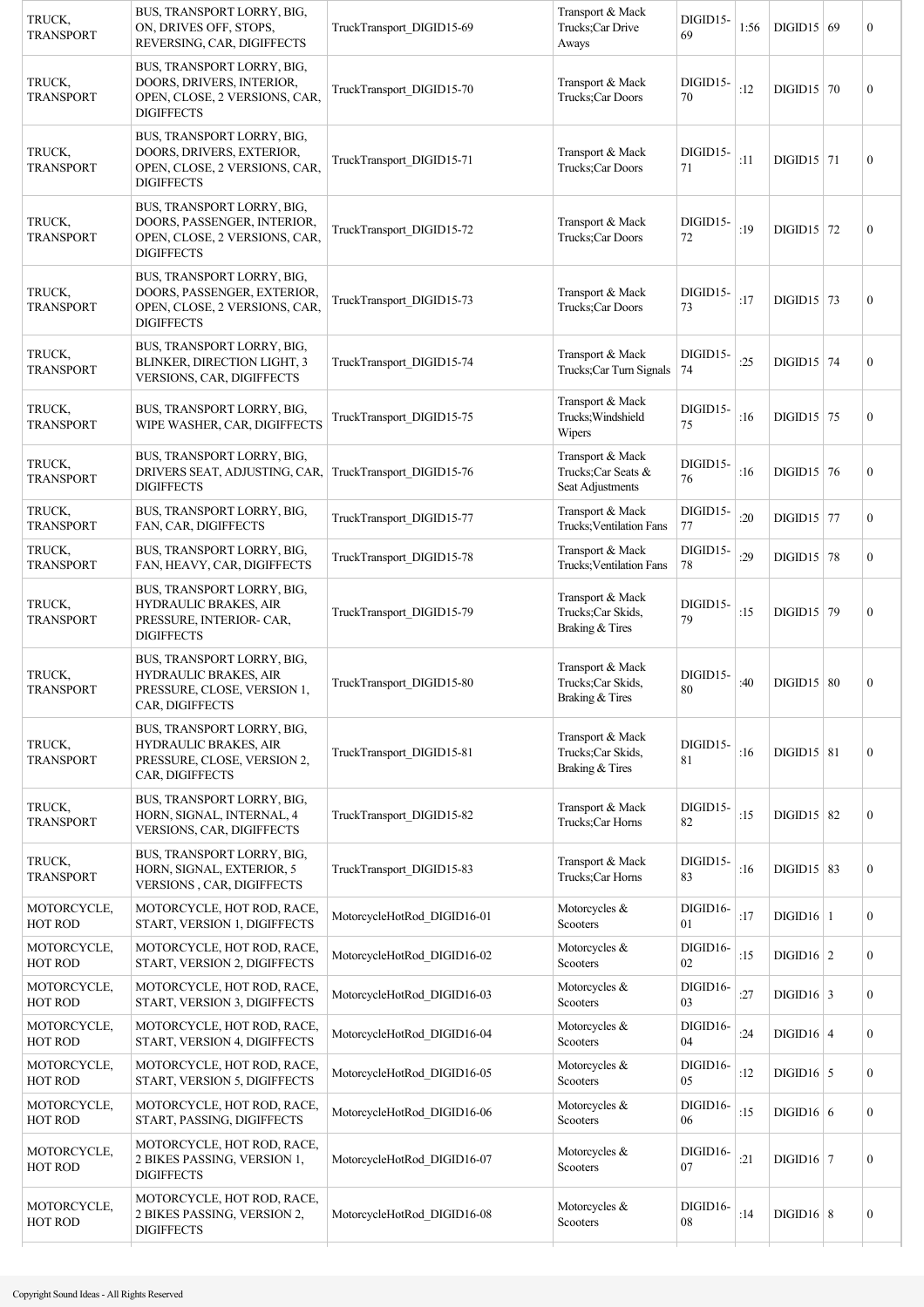| | | | | | | | | |
|---|---|---|---|---|---|---|---|---|
| TRUCK, TRANSPORT | BUS, TRANSPORT LORRY, BIG, ON, DRIVES OFF, STOPS, REVERSING, CAR, DIGIFFECTS | TruckTransport_DIGID15-69 | Transport & Mack Trucks;Car Drive Aways | DIGID15-69 | 1:56 | DIGID15 | 69 | 0 |
| TRUCK, TRANSPORT | BUS, TRANSPORT LORRY, BIG, DOORS, DRIVERS, INTERIOR, OPEN, CLOSE, 2 VERSIONS, CAR, DIGIFFECTS | TruckTransport_DIGID15-70 | Transport & Mack Trucks;Car Doors | DIGID15-70 | :12 | DIGID15 | 70 | 0 |
| TRUCK, TRANSPORT | BUS, TRANSPORT LORRY, BIG, DOORS, DRIVERS, EXTERIOR, OPEN, CLOSE, 2 VERSIONS, CAR, DIGIFFECTS | TruckTransport_DIGID15-71 | Transport & Mack Trucks;Car Doors | DIGID15-71 | :11 | DIGID15 | 71 | 0 |
| TRUCK, TRANSPORT | BUS, TRANSPORT LORRY, BIG, DOORS, PASSENGER, INTERIOR, OPEN, CLOSE, 2 VERSIONS, CAR, DIGIFFECTS | TruckTransport_DIGID15-72 | Transport & Mack Trucks;Car Doors | DIGID15-72 | :19 | DIGID15 | 72 | 0 |
| TRUCK, TRANSPORT | BUS, TRANSPORT LORRY, BIG, DOORS, PASSENGER, EXTERIOR, OPEN, CLOSE, 2 VERSIONS, CAR, DIGIFFECTS | TruckTransport_DIGID15-73 | Transport & Mack Trucks;Car Doors | DIGID15-73 | :17 | DIGID15 | 73 | 0 |
| TRUCK, TRANSPORT | BUS, TRANSPORT LORRY, BIG, BLINKER, DIRECTION LIGHT, 3 VERSIONS, CAR, DIGIFFECTS | TruckTransport_DIGID15-74 | Transport & Mack Trucks;Car Turn Signals | DIGID15-74 | :25 | DIGID15 | 74 | 0 |
| TRUCK, TRANSPORT | BUS, TRANSPORT LORRY, BIG, WIPE WASHER, CAR, DIGIFFECTS | TruckTransport_DIGID15-75 | Transport & Mack Trucks;Windshield Wipers | DIGID15-75 | :16 | DIGID15 | 75 | 0 |
| TRUCK, TRANSPORT | BUS, TRANSPORT LORRY, BIG, DRIVERS SEAT, ADJUSTING, CAR, DIGIFFECTS | TruckTransport_DIGID15-76 | Transport & Mack Trucks;Car Seats & Seat Adjustments | DIGID15-76 | :16 | DIGID15 | 76 | 0 |
| TRUCK, TRANSPORT | BUS, TRANSPORT LORRY, BIG, FAN, CAR, DIGIFFECTS | TruckTransport_DIGID15-77 | Transport & Mack Trucks;Ventilation Fans | DIGID15-77 | :20 | DIGID15 | 77 | 0 |
| TRUCK, TRANSPORT | BUS, TRANSPORT LORRY, BIG, FAN, HEAVY, CAR, DIGIFFECTS | TruckTransport_DIGID15-78 | Transport & Mack Trucks;Ventilation Fans | DIGID15-78 | :29 | DIGID15 | 78 | 0 |
| TRUCK, TRANSPORT | BUS, TRANSPORT LORRY, BIG, HYDRAULIC BRAKES, AIR PRESSURE, INTERIOR- CAR, DIGIFFECTS | TruckTransport_DIGID15-79 | Transport & Mack Trucks;Car Skids, Braking & Tires | DIGID15-79 | :15 | DIGID15 | 79 | 0 |
| TRUCK, TRANSPORT | BUS, TRANSPORT LORRY, BIG, HYDRAULIC BRAKES, AIR PRESSURE, CLOSE, VERSION 1, CAR, DIGIFFECTS | TruckTransport_DIGID15-80 | Transport & Mack Trucks;Car Skids, Braking & Tires | DIGID15-80 | :40 | DIGID15 | 80 | 0 |
| TRUCK, TRANSPORT | BUS, TRANSPORT LORRY, BIG, HYDRAULIC BRAKES, AIR PRESSURE, CLOSE, VERSION 2, CAR, DIGIFFECTS | TruckTransport_DIGID15-81 | Transport & Mack Trucks;Car Skids, Braking & Tires | DIGID15-81 | :16 | DIGID15 | 81 | 0 |
| TRUCK, TRANSPORT | BUS, TRANSPORT LORRY, BIG, HORN, SIGNAL, INTERNAL, 4 VERSIONS, CAR, DIGIFFECTS | TruckTransport_DIGID15-82 | Transport & Mack Trucks;Car Horns | DIGID15-82 | :15 | DIGID15 | 82 | 0 |
| TRUCK, TRANSPORT | BUS, TRANSPORT LORRY, BIG, HORN, SIGNAL, EXTERIOR, 5 VERSIONS , CAR, DIGIFFECTS | TruckTransport_DIGID15-83 | Transport & Mack Trucks;Car Horns | DIGID15-83 | :16 | DIGID15 | 83 | 0 |
| MOTORCYCLE, HOT ROD | MOTORCYCLE, HOT ROD, RACE, START, VERSION 1, DIGIFFECTS | MotorcycleHotRod_DIGID16-01 | Motorcycles & Scooters | DIGID16-01 | :17 | DIGID16 | 1 | 0 |
| MOTORCYCLE, HOT ROD | MOTORCYCLE, HOT ROD, RACE, START, VERSION 2, DIGIFFECTS | MotorcycleHotRod_DIGID16-02 | Motorcycles & Scooters | DIGID16-02 | :15 | DIGID16 | 2 | 0 |
| MOTORCYCLE, HOT ROD | MOTORCYCLE, HOT ROD, RACE, START, VERSION 3, DIGIFFECTS | MotorcycleHotRod_DIGID16-03 | Motorcycles & Scooters | DIGID16-03 | :27 | DIGID16 | 3 | 0 |
| MOTORCYCLE, HOT ROD | MOTORCYCLE, HOT ROD, RACE, START, VERSION 4, DIGIFFECTS | MotorcycleHotRod_DIGID16-04 | Motorcycles & Scooters | DIGID16-04 | :24 | DIGID16 | 4 | 0 |
| MOTORCYCLE, HOT ROD | MOTORCYCLE, HOT ROD, RACE, START, VERSION 5, DIGIFFECTS | MotorcycleHotRod_DIGID16-05 | Motorcycles & Scooters | DIGID16-05 | :12 | DIGID16 | 5 | 0 |
| MOTORCYCLE, HOT ROD | MOTORCYCLE, HOT ROD, RACE, START, PASSING, DIGIFFECTS | MotorcycleHotRod_DIGID16-06 | Motorcycles & Scooters | DIGID16-06 | :15 | DIGID16 | 6 | 0 |
| MOTORCYCLE, HOT ROD | MOTORCYCLE, HOT ROD, RACE, 2 BIKES PASSING, VERSION 1, DIGIFFECTS | MotorcycleHotRod_DIGID16-07 | Motorcycles & Scooters | DIGID16-07 | :21 | DIGID16 | 7 | 0 |
| MOTORCYCLE, HOT ROD | MOTORCYCLE, HOT ROD, RACE, 2 BIKES PASSING, VERSION 2, DIGIFFECTS | MotorcycleHotRod_DIGID16-08 | Motorcycles & Scooters | DIGID16-08 | :14 | DIGID16 | 8 | 0 |

Copyright Sound Ideas - All Rights Reserved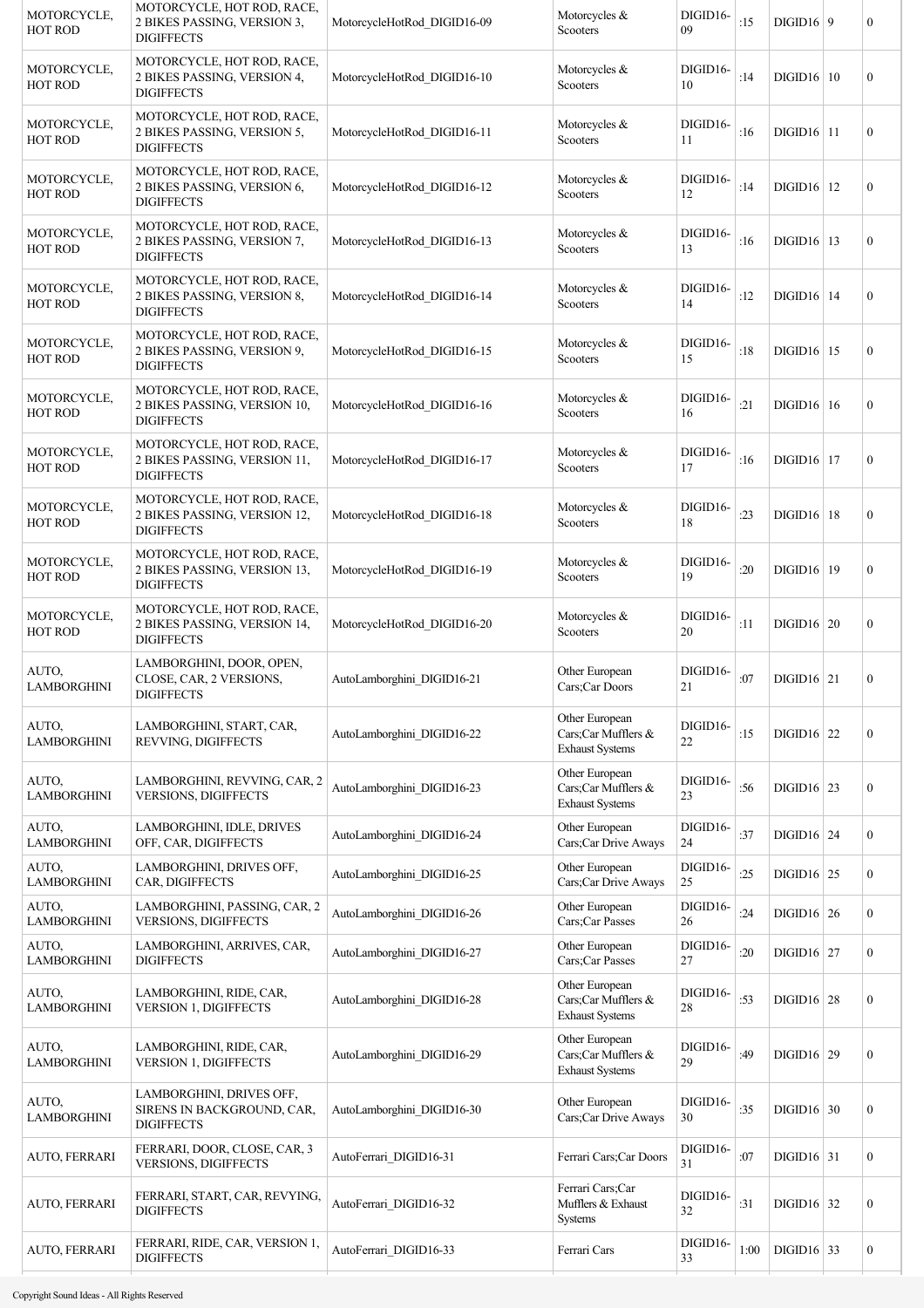| | | | | | | | | |
|---|---|---|---|---|---|---|---|---|
| MOTORCYCLE, HOT ROD | MOTORCYCLE, HOT ROD, RACE, 2 BIKES PASSING, VERSION 3, DIGIFFECTS | MotorcycleHotRod_DIGID16-09 | Motorcycles & Scooters | DIGID16-09 | :15 | DIGID16 | 9 | 0 |
| MOTORCYCLE, HOT ROD | MOTORCYCLE, HOT ROD, RACE, 2 BIKES PASSING, VERSION 4, DIGIFFECTS | MotorcycleHotRod_DIGID16-10 | Motorcycles & Scooters | DIGID16-10 | :14 | DIGID16 | 10 | 0 |
| MOTORCYCLE, HOT ROD | MOTORCYCLE, HOT ROD, RACE, 2 BIKES PASSING, VERSION 5, DIGIFFECTS | MotorcycleHotRod_DIGID16-11 | Motorcycles & Scooters | DIGID16-11 | :16 | DIGID16 | 11 | 0 |
| MOTORCYCLE, HOT ROD | MOTORCYCLE, HOT ROD, RACE, 2 BIKES PASSING, VERSION 6, DIGIFFECTS | MotorcycleHotRod_DIGID16-12 | Motorcycles & Scooters | DIGID16-12 | :14 | DIGID16 | 12 | 0 |
| MOTORCYCLE, HOT ROD | MOTORCYCLE, HOT ROD, RACE, 2 BIKES PASSING, VERSION 7, DIGIFFECTS | MotorcycleHotRod_DIGID16-13 | Motorcycles & Scooters | DIGID16-13 | :16 | DIGID16 | 13 | 0 |
| MOTORCYCLE, HOT ROD | MOTORCYCLE, HOT ROD, RACE, 2 BIKES PASSING, VERSION 8, DIGIFFECTS | MotorcycleHotRod_DIGID16-14 | Motorcycles & Scooters | DIGID16-14 | :12 | DIGID16 | 14 | 0 |
| MOTORCYCLE, HOT ROD | MOTORCYCLE, HOT ROD, RACE, 2 BIKES PASSING, VERSION 9, DIGIFFECTS | MotorcycleHotRod_DIGID16-15 | Motorcycles & Scooters | DIGID16-15 | :18 | DIGID16 | 15 | 0 |
| MOTORCYCLE, HOT ROD | MOTORCYCLE, HOT ROD, RACE, 2 BIKES PASSING, VERSION 10, DIGIFFECTS | MotorcycleHotRod_DIGID16-16 | Motorcycles & Scooters | DIGID16-16 | :21 | DIGID16 | 16 | 0 |
| MOTORCYCLE, HOT ROD | MOTORCYCLE, HOT ROD, RACE, 2 BIKES PASSING, VERSION 11, DIGIFFECTS | MotorcycleHotRod_DIGID16-17 | Motorcycles & Scooters | DIGID16-17 | :16 | DIGID16 | 17 | 0 |
| MOTORCYCLE, HOT ROD | MOTORCYCLE, HOT ROD, RACE, 2 BIKES PASSING, VERSION 12, DIGIFFECTS | MotorcycleHotRod_DIGID16-18 | Motorcycles & Scooters | DIGID16-18 | :23 | DIGID16 | 18 | 0 |
| MOTORCYCLE, HOT ROD | MOTORCYCLE, HOT ROD, RACE, 2 BIKES PASSING, VERSION 13, DIGIFFECTS | MotorcycleHotRod_DIGID16-19 | Motorcycles & Scooters | DIGID16-19 | :20 | DIGID16 | 19 | 0 |
| MOTORCYCLE, HOT ROD | MOTORCYCLE, HOT ROD, RACE, 2 BIKES PASSING, VERSION 14, DIGIFFECTS | MotorcycleHotRod_DIGID16-20 | Motorcycles & Scooters | DIGID16-20 | :11 | DIGID16 | 20 | 0 |
| AUTO, LAMBORGHINI | LAMBORGHINI, DOOR, OPEN, CLOSE, CAR, 2 VERSIONS, DIGIFFECTS | AutoLamborghini_DIGID16-21 | Other European Cars;Car Doors | DIGID16-21 | :07 | DIGID16 | 21 | 0 |
| AUTO, LAMBORGHINI | LAMBORGHINI, START, CAR, REVVING, DIGIFFECTS | AutoLamborghini_DIGID16-22 | Other European Cars;Car Mufflers & Exhaust Systems | DIGID16-22 | :15 | DIGID16 | 22 | 0 |
| AUTO, LAMBORGHINI | LAMBORGHINI, REVVING, CAR, 2 VERSIONS, DIGIFFECTS | AutoLamborghini_DIGID16-23 | Other European Cars;Car Mufflers & Exhaust Systems | DIGID16-23 | :56 | DIGID16 | 23 | 0 |
| AUTO, LAMBORGHINI | LAMBORGHINI, IDLE, DRIVES OFF, CAR, DIGIFFECTS | AutoLamborghini_DIGID16-24 | Other European Cars;Car Drive Aways | DIGID16-24 | :37 | DIGID16 | 24 | 0 |
| AUTO, LAMBORGHINI | LAMBORGHINI, DRIVES OFF, CAR, DIGIFFECTS | AutoLamborghini_DIGID16-25 | Other European Cars;Car Drive Aways | DIGID16-25 | :25 | DIGID16 | 25 | 0 |
| AUTO, LAMBORGHINI | LAMBORGHINI, PASSING, CAR, 2 VERSIONS, DIGIFFECTS | AutoLamborghini_DIGID16-26 | Other European Cars;Car Passes | DIGID16-26 | :24 | DIGID16 | 26 | 0 |
| AUTO, LAMBORGHINI | LAMBORGHINI, ARRIVES, CAR, DIGIFFECTS | AutoLamborghini_DIGID16-27 | Other European Cars;Car Passes | DIGID16-27 | :20 | DIGID16 | 27 | 0 |
| AUTO, LAMBORGHINI | LAMBORGHINI, RIDE, CAR, VERSION 1, DIGIFFECTS | AutoLamborghini_DIGID16-28 | Other European Cars;Car Mufflers & Exhaust Systems | DIGID16-28 | :53 | DIGID16 | 28 | 0 |
| AUTO, LAMBORGHINI | LAMBORGHINI, RIDE, CAR, VERSION 1, DIGIFFECTS | AutoLamborghini_DIGID16-29 | Other European Cars;Car Mufflers & Exhaust Systems | DIGID16-29 | :49 | DIGID16 | 29 | 0 |
| AUTO, LAMBORGHINI | LAMBORGHINI, DRIVES OFF, SIRENS IN BACKGROUND, CAR, DIGIFFECTS | AutoLamborghini_DIGID16-30 | Other European Cars;Car Drive Aways | DIGID16-30 | :35 | DIGID16 | 30 | 0 |
| AUTO, FERRARI | FERRARI, DOOR, CLOSE, CAR, 3 VERSIONS, DIGIFFECTS | AutoFerrari_DIGID16-31 | Ferrari Cars;Car Doors | DIGID16-31 | :07 | DIGID16 | 31 | 0 |
| AUTO, FERRARI | FERRARI, START, CAR, REVYING, DIGIFFECTS | AutoFerrari_DIGID16-32 | Ferrari Cars;Car Mufflers & Exhaust Systems | DIGID16-32 | :31 | DIGID16 | 32 | 0 |
| AUTO, FERRARI | FERRARI, RIDE, CAR, VERSION 1, DIGIFFECTS | AutoFerrari_DIGID16-33 | Ferrari Cars | DIGID16-33 | 1:00 | DIGID16 | 33 | 0 |

Copyright Sound Ideas - All Rights Reserved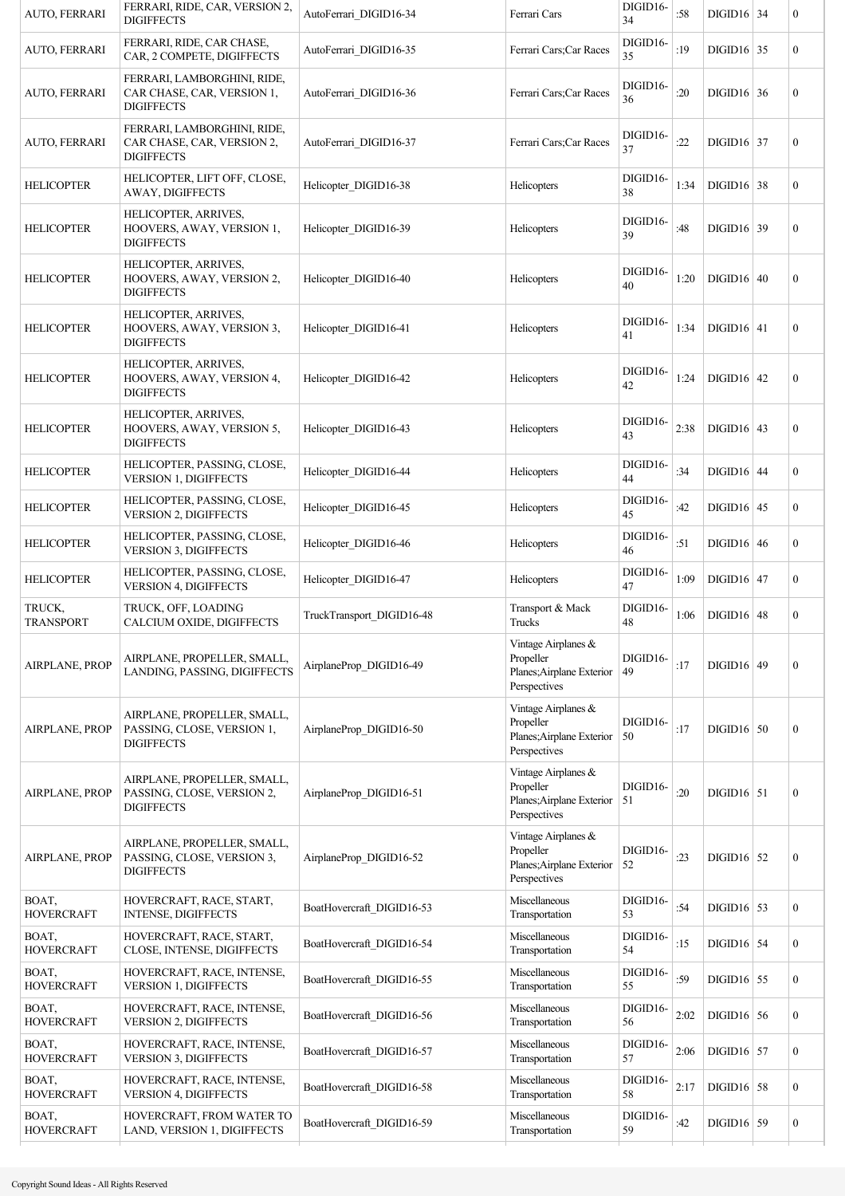| AUTO, FERRARI | FERRARI, RIDE, CAR, VERSION 2, DIGIFFECTS | AutoFerrari_DIGID16-34 | Ferrari Cars | DIGID16-34 | :58 | DIGID16 | 34 | 0 |
|---|---|---|---|---|---|---|---|---|
| AUTO, FERRARI | FERRARI, RIDE, CAR CHASE, CAR, 2 COMPETE, DIGIFFECTS | AutoFerrari_DIGID16-35 | Ferrari Cars;Car Races | DIGID16-35 | :19 | DIGID16 | 35 | 0 |
| AUTO, FERRARI | FERRARI, LAMBORGHINI, RIDE, CAR CHASE, CAR, VERSION 1, DIGIFFECTS | AutoFerrari_DIGID16-36 | Ferrari Cars;Car Races | DIGID16-36 | :20 | DIGID16 | 36 | 0 |
| AUTO, FERRARI | FERRARI, LAMBORGHINI, RIDE, CAR CHASE, CAR, VERSION 2, DIGIFFECTS | AutoFerrari_DIGID16-37 | Ferrari Cars;Car Races | DIGID16-37 | :22 | DIGID16 | 37 | 0 |
| HELICOPTER | HELICOPTER, LIFT OFF, CLOSE, AWAY, DIGIFFECTS | Helicopter_DIGID16-38 | Helicopters | DIGID16-38 | 1:34 | DIGID16 | 38 | 0 |
| HELICOPTER | HELICOPTER, ARRIVES, HOOVERS, AWAY, VERSION 1, DIGIFFECTS | Helicopter_DIGID16-39 | Helicopters | DIGID16-39 | :48 | DIGID16 | 39 | 0 |
| HELICOPTER | HELICOPTER, ARRIVES, HOOVERS, AWAY, VERSION 2, DIGIFFECTS | Helicopter_DIGID16-40 | Helicopters | DIGID16-40 | 1:20 | DIGID16 | 40 | 0 |
| HELICOPTER | HELICOPTER, ARRIVES, HOOVERS, AWAY, VERSION 3, DIGIFFECTS | Helicopter_DIGID16-41 | Helicopters | DIGID16-41 | 1:34 | DIGID16 | 41 | 0 |
| HELICOPTER | HELICOPTER, ARRIVES, HOOVERS, AWAY, VERSION 4, DIGIFFECTS | Helicopter_DIGID16-42 | Helicopters | DIGID16-42 | 1:24 | DIGID16 | 42 | 0 |
| HELICOPTER | HELICOPTER, ARRIVES, HOOVERS, AWAY, VERSION 5, DIGIFFECTS | Helicopter_DIGID16-43 | Helicopters | DIGID16-43 | 2:38 | DIGID16 | 43 | 0 |
| HELICOPTER | HELICOPTER, PASSING, CLOSE, VERSION 1, DIGIFFECTS | Helicopter_DIGID16-44 | Helicopters | DIGID16-44 | :34 | DIGID16 | 44 | 0 |
| HELICOPTER | HELICOPTER, PASSING, CLOSE, VERSION 2, DIGIFFECTS | Helicopter_DIGID16-45 | Helicopters | DIGID16-45 | :42 | DIGID16 | 45 | 0 |
| HELICOPTER | HELICOPTER, PASSING, CLOSE, VERSION 3, DIGIFFECTS | Helicopter_DIGID16-46 | Helicopters | DIGID16-46 | :51 | DIGID16 | 46 | 0 |
| HELICOPTER | HELICOPTER, PASSING, CLOSE, VERSION 4, DIGIFFECTS | Helicopter_DIGID16-47 | Helicopters | DIGID16-47 | 1:09 | DIGID16 | 47 | 0 |
| TRUCK, TRANSPORT | TRUCK, OFF, LOADING CALCIUM OXIDE, DIGIFFECTS | TruckTransport_DIGID16-48 | Transport & Mack Trucks | DIGID16-48 | 1:06 | DIGID16 | 48 | 0 |
| AIRPLANE, PROP | AIRPLANE, PROPELLER, SMALL, LANDING, PASSING, DIGIFFECTS | AirplaneProp_DIGID16-49 | Vintage Airplanes & Propeller Planes;Airplane Exterior Perspectives | DIGID16-49 | :17 | DIGID16 | 49 | 0 |
| AIRPLANE, PROP | AIRPLANE, PROPELLER, SMALL, PASSING, CLOSE, VERSION 1, DIGIFFECTS | AirplaneProp_DIGID16-50 | Vintage Airplanes & Propeller Planes;Airplane Exterior Perspectives | DIGID16-50 | :17 | DIGID16 | 50 | 0 |
| AIRPLANE, PROP | AIRPLANE, PROPELLER, SMALL, PASSING, CLOSE, VERSION 2, DIGIFFECTS | AirplaneProp_DIGID16-51 | Vintage Airplanes & Propeller Planes;Airplane Exterior Perspectives | DIGID16-51 | :20 | DIGID16 | 51 | 0 |
| AIRPLANE, PROP | AIRPLANE, PROPELLER, SMALL, PASSING, CLOSE, VERSION 3, DIGIFFECTS | AirplaneProp_DIGID16-52 | Vintage Airplanes & Propeller Planes;Airplane Exterior Perspectives | DIGID16-52 | :23 | DIGID16 | 52 | 0 |
| BOAT, HOVERCRAFT | HOVERCRAFT, RACE, START, INTENSE, DIGIFFECTS | BoatHovercraft_DIGID16-53 | Miscellaneous Transportation | DIGID16-53 | :54 | DIGID16 | 53 | 0 |
| BOAT, HOVERCRAFT | HOVERCRAFT, RACE, START, CLOSE, INTENSE, DIGIFFECTS | BoatHovercraft_DIGID16-54 | Miscellaneous Transportation | DIGID16-54 | :15 | DIGID16 | 54 | 0 |
| BOAT, HOVERCRAFT | HOVERCRAFT, RACE, INTENSE, VERSION 1, DIGIFFECTS | BoatHovercraft_DIGID16-55 | Miscellaneous Transportation | DIGID16-55 | :59 | DIGID16 | 55 | 0 |
| BOAT, HOVERCRAFT | HOVERCRAFT, RACE, INTENSE, VERSION 2, DIGIFFECTS | BoatHovercraft_DIGID16-56 | Miscellaneous Transportation | DIGID16-56 | 2:02 | DIGID16 | 56 | 0 |
| BOAT, HOVERCRAFT | HOVERCRAFT, RACE, INTENSE, VERSION 3, DIGIFFECTS | BoatHovercraft_DIGID16-57 | Miscellaneous Transportation | DIGID16-57 | 2:06 | DIGID16 | 57 | 0 |
| BOAT, HOVERCRAFT | HOVERCRAFT, RACE, INTENSE, VERSION 4, DIGIFFECTS | BoatHovercraft_DIGID16-58 | Miscellaneous Transportation | DIGID16-58 | 2:17 | DIGID16 | 58 | 0 |
| BOAT, HOVERCRAFT | HOVERCRAFT, FROM WATER TO LAND, VERSION 1, DIGIFFECTS | BoatHovercraft_DIGID16-59 | Miscellaneous Transportation | DIGID16-59 | :42 | DIGID16 | 59 | 0 |

Copyright Sound Ideas - All Rights Reserved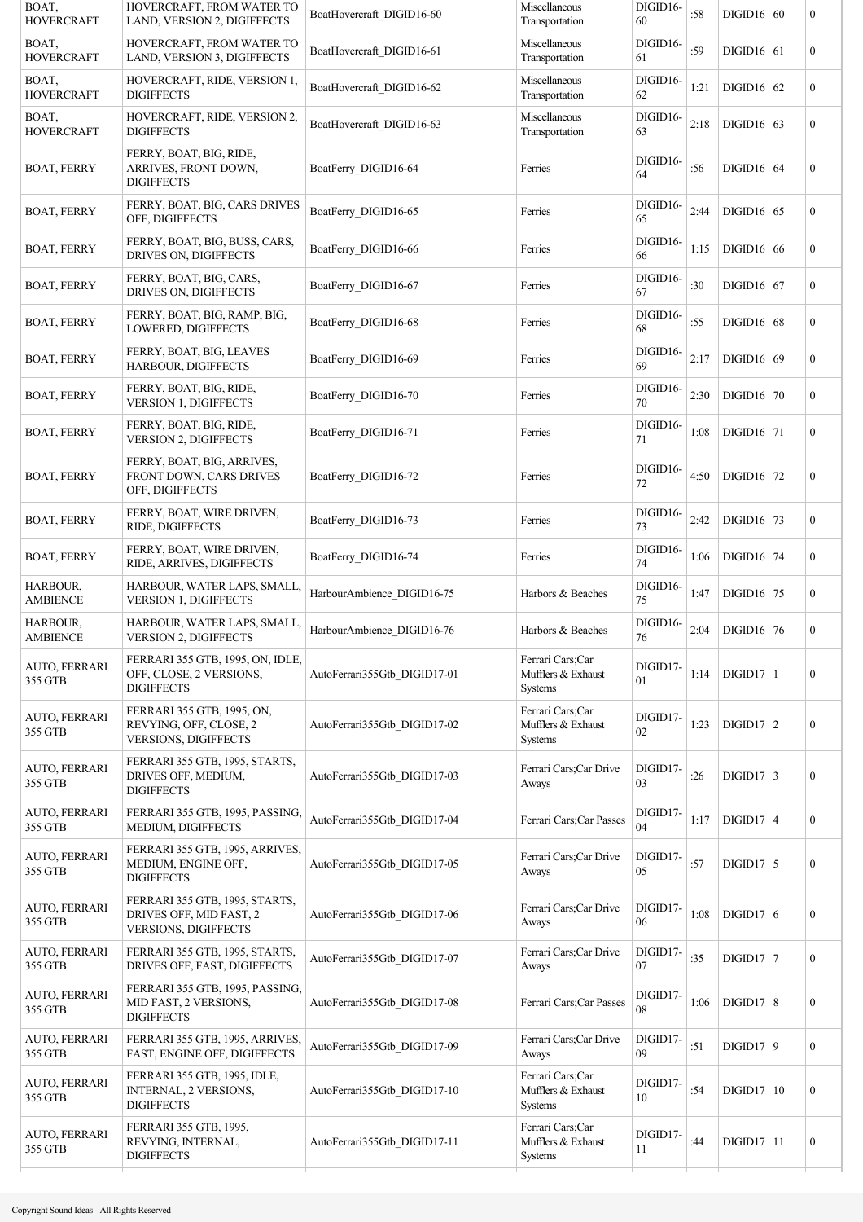| | | | | | | | | |
|---|---|---|---|---|---|---|---|---|
| BOAT, HOVERCRAFT | HOVERCRAFT, FROM WATER TO LAND, VERSION 2, DIGIFFECTS | BoatHovercraft_DIGID16-60 | Miscellaneous Transportation | DIGID16-60 | :58 | DIGID16 | 60 | 0 |
| BOAT, HOVERCRAFT | HOVERCRAFT, FROM WATER TO LAND, VERSION 3, DIGIFFECTS | BoatHovercraft_DIGID16-61 | Miscellaneous Transportation | DIGID16-61 | :59 | DIGID16 | 61 | 0 |
| BOAT, HOVERCRAFT | HOVERCRAFT, RIDE, VERSION 1, DIGIFFECTS | BoatHovercraft_DIGID16-62 | Miscellaneous Transportation | DIGID16-62 | 1:21 | DIGID16 | 62 | 0 |
| BOAT, HOVERCRAFT | HOVERCRAFT, RIDE, VERSION 2, DIGIFFECTS | BoatHovercraft_DIGID16-63 | Miscellaneous Transportation | DIGID16-63 | 2:18 | DIGID16 | 63 | 0 |
| BOAT, FERRY | FERRY, BOAT, BIG, RIDE, ARRIVES, FRONT DOWN, DIGIFFECTS | BoatFerry_DIGID16-64 | Ferries | DIGID16-64 | :56 | DIGID16 | 64 | 0 |
| BOAT, FERRY | FERRY, BOAT, BIG, CARS DRIVES OFF, DIGIFFECTS | BoatFerry_DIGID16-65 | Ferries | DIGID16-65 | 2:44 | DIGID16 | 65 | 0 |
| BOAT, FERRY | FERRY, BOAT, BIG, BUSS, CARS, DRIVES ON, DIGIFFECTS | BoatFerry_DIGID16-66 | Ferries | DIGID16-66 | 1:15 | DIGID16 | 66 | 0 |
| BOAT, FERRY | FERRY, BOAT, BIG, CARS, DRIVES ON, DIGIFFECTS | BoatFerry_DIGID16-67 | Ferries | DIGID16-67 | :30 | DIGID16 | 67 | 0 |
| BOAT, FERRY | FERRY, BOAT, BIG, RAMP, BIG, LOWERED, DIGIFFECTS | BoatFerry_DIGID16-68 | Ferries | DIGID16-68 | :55 | DIGID16 | 68 | 0 |
| BOAT, FERRY | FERRY, BOAT, BIG, LEAVES HARBOUR, DIGIFFECTS | BoatFerry_DIGID16-69 | Ferries | DIGID16-69 | 2:17 | DIGID16 | 69 | 0 |
| BOAT, FERRY | FERRY, BOAT, BIG, RIDE, VERSION 1, DIGIFFECTS | BoatFerry_DIGID16-70 | Ferries | DIGID16-70 | 2:30 | DIGID16 | 70 | 0 |
| BOAT, FERRY | FERRY, BOAT, BIG, RIDE, VERSION 2, DIGIFFECTS | BoatFerry_DIGID16-71 | Ferries | DIGID16-71 | 1:08 | DIGID16 | 71 | 0 |
| BOAT, FERRY | FERRY, BOAT, BIG, ARRIVES, FRONT DOWN, CARS DRIVES OFF, DIGIFFECTS | BoatFerry_DIGID16-72 | Ferries | DIGID16-72 | 4:50 | DIGID16 | 72 | 0 |
| BOAT, FERRY | FERRY, BOAT, WIRE DRIVEN, RIDE, DIGIFFECTS | BoatFerry_DIGID16-73 | Ferries | DIGID16-73 | 2:42 | DIGID16 | 73 | 0 |
| BOAT, FERRY | FERRY, BOAT, WIRE DRIVEN, RIDE, ARRIVES, DIGIFFECTS | BoatFerry_DIGID16-74 | Ferries | DIGID16-74 | 1:06 | DIGID16 | 74 | 0 |
| HARBOUR, AMBIENCE | HARBOUR, WATER LAPS, SMALL, VERSION 1, DIGIFFECTS | HarbourAmbience_DIGID16-75 | Harbors & Beaches | DIGID16-75 | 1:47 | DIGID16 | 75 | 0 |
| HARBOUR, AMBIENCE | HARBOUR, WATER LAPS, SMALL, VERSION 2, DIGIFFECTS | HarbourAmbience_DIGID16-76 | Harbors & Beaches | DIGID16-76 | 2:04 | DIGID16 | 76 | 0 |
| AUTO, FERRARI 355 GTB | FERRARI 355 GTB, 1995, ON, IDLE, OFF, CLOSE, 2 VERSIONS, DIGIFFECTS | AutoFerrari355Gtb_DIGID17-01 | Ferrari Cars;Car Mufflers & Exhaust Systems | DIGID17-01 | 1:14 | DIGID17 | 1 | 0 |
| AUTO, FERRARI 355 GTB | FERRARI 355 GTB, 1995, ON, REVYING, OFF, CLOSE, 2 VERSIONS, DIGIFFECTS | AutoFerrari355Gtb_DIGID17-02 | Ferrari Cars;Car Mufflers & Exhaust Systems | DIGID17-02 | 1:23 | DIGID17 | 2 | 0 |
| AUTO, FERRARI 355 GTB | FERRARI 355 GTB, 1995, STARTS, DRIVES OFF, MEDIUM, DIGIFFECTS | AutoFerrari355Gtb_DIGID17-03 | Ferrari Cars;Car Drive Aways | DIGID17-03 | :26 | DIGID17 | 3 | 0 |
| AUTO, FERRARI 355 GTB | FERRARI 355 GTB, 1995, PASSING, MEDIUM, DIGIFFECTS | AutoFerrari355Gtb_DIGID17-04 | Ferrari Cars;Car Passes | DIGID17-04 | 1:17 | DIGID17 | 4 | 0 |
| AUTO, FERRARI 355 GTB | FERRARI 355 GTB, 1995, ARRIVES, MEDIUM, ENGINE OFF, DIGIFFECTS | AutoFerrari355Gtb_DIGID17-05 | Ferrari Cars;Car Drive Aways | DIGID17-05 | :57 | DIGID17 | 5 | 0 |
| AUTO, FERRARI 355 GTB | FERRARI 355 GTB, 1995, STARTS, DRIVES OFF, MID FAST, 2 VERSIONS, DIGIFFECTS | AutoFerrari355Gtb_DIGID17-06 | Ferrari Cars;Car Drive Aways | DIGID17-06 | 1:08 | DIGID17 | 6 | 0 |
| AUTO, FERRARI 355 GTB | FERRARI 355 GTB, 1995, STARTS, DRIVES OFF, FAST, DIGIFFECTS | AutoFerrari355Gtb_DIGID17-07 | Ferrari Cars;Car Drive Aways | DIGID17-07 | :35 | DIGID17 | 7 | 0 |
| AUTO, FERRARI 355 GTB | FERRARI 355 GTB, 1995, PASSING, MID FAST, 2 VERSIONS, DIGIFFECTS | AutoFerrari355Gtb_DIGID17-08 | Ferrari Cars;Car Passes | DIGID17-08 | 1:06 | DIGID17 | 8 | 0 |
| AUTO, FERRARI 355 GTB | FERRARI 355 GTB, 1995, ARRIVES, FAST, ENGINE OFF, DIGIFFECTS | AutoFerrari355Gtb_DIGID17-09 | Ferrari Cars;Car Drive Aways | DIGID17-09 | :51 | DIGID17 | 9 | 0 |
| AUTO, FERRARI 355 GTB | FERRARI 355 GTB, 1995, IDLE, INTERNAL, 2 VERSIONS, DIGIFFECTS | AutoFerrari355Gtb_DIGID17-10 | Ferrari Cars;Car Mufflers & Exhaust Systems | DIGID17-10 | :54 | DIGID17 | 10 | 0 |
| AUTO, FERRARI 355 GTB | FERRARI 355 GTB, 1995, REVYING, INTERNAL, DIGIFFECTS | AutoFerrari355Gtb_DIGID17-11 | Ferrari Cars;Car Mufflers & Exhaust Systems | DIGID17-11 | :44 | DIGID17 | 11 | 0 |

Copyright Sound Ideas - All Rights Reserved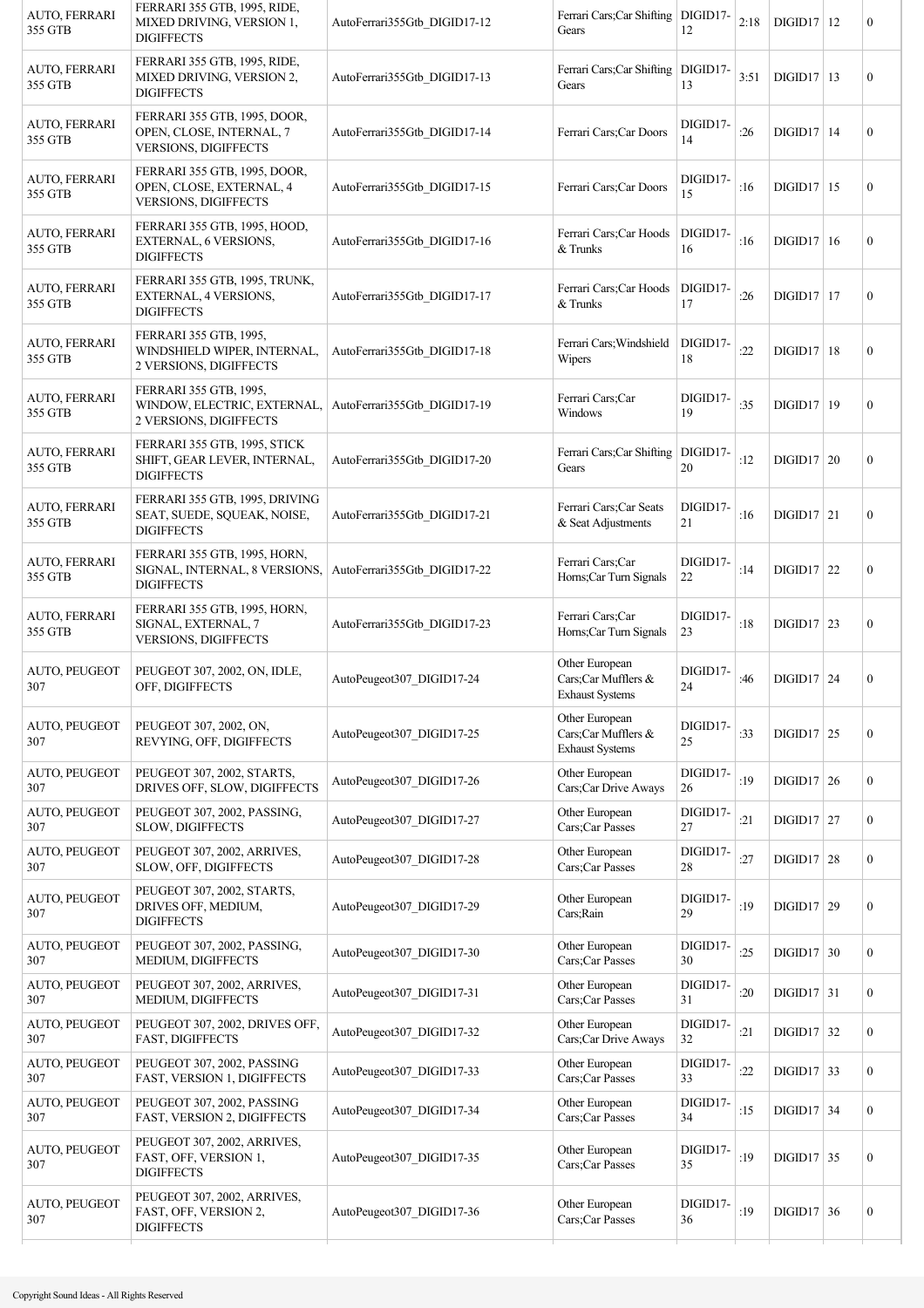| | | | | | | | | |
|---|---|---|---|---|---|---|---|---|
| AUTO, FERRARI 355 GTB | FERRARI 355 GTB, 1995, RIDE, MIXED DRIVING, VERSION 1, DIGIFFECTS | AutoFerrari355Gtb_DIGID17-12 | Ferrari Cars;Car Shifting Gears | DIGID17-12 | 2:18 | DIGID17 | 12 | 0 |
| AUTO, FERRARI 355 GTB | FERRARI 355 GTB, 1995, RIDE, MIXED DRIVING, VERSION 2, DIGIFFECTS | AutoFerrari355Gtb_DIGID17-13 | Ferrari Cars;Car Shifting Gears | DIGID17-13 | 3:51 | DIGID17 | 13 | 0 |
| AUTO, FERRARI 355 GTB | FERRARI 355 GTB, 1995, DOOR, OPEN, CLOSE, INTERNAL, 7 VERSIONS, DIGIFFECTS | AutoFerrari355Gtb_DIGID17-14 | Ferrari Cars;Car Doors | DIGID17-14 | :26 | DIGID17 | 14 | 0 |
| AUTO, FERRARI 355 GTB | FERRARI 355 GTB, 1995, DOOR, OPEN, CLOSE, EXTERNAL, 4 VERSIONS, DIGIFFECTS | AutoFerrari355Gtb_DIGID17-15 | Ferrari Cars;Car Doors | DIGID17-15 | :16 | DIGID17 | 15 | 0 |
| AUTO, FERRARI 355 GTB | FERRARI 355 GTB, 1995, HOOD, EXTERNAL, 6 VERSIONS, DIGIFFECTS | AutoFerrari355Gtb_DIGID17-16 | Ferrari Cars;Car Hoods & Trunks | DIGID17-16 | :16 | DIGID17 | 16 | 0 |
| AUTO, FERRARI 355 GTB | FERRARI 355 GTB, 1995, TRUNK, EXTERNAL, 4 VERSIONS, DIGIFFECTS | AutoFerrari355Gtb_DIGID17-17 | Ferrari Cars;Car Hoods & Trunks | DIGID17-17 | :26 | DIGID17 | 17 | 0 |
| AUTO, FERRARI 355 GTB | FERRARI 355 GTB, 1995, WINDSHIELD WIPER, INTERNAL, 2 VERSIONS, DIGIFFECTS | AutoFerrari355Gtb_DIGID17-18 | Ferrari Cars;Windshield Wipers | DIGID17-18 | :22 | DIGID17 | 18 | 0 |
| AUTO, FERRARI 355 GTB | FERRARI 355 GTB, 1995, WINDOW, ELECTRIC, EXTERNAL, 2 VERSIONS, DIGIFFECTS | AutoFerrari355Gtb_DIGID17-19 | Ferrari Cars;Car Windows | DIGID17-19 | :35 | DIGID17 | 19 | 0 |
| AUTO, FERRARI 355 GTB | FERRARI 355 GTB, 1995, STICK SHIFT, GEAR LEVER, INTERNAL, DIGIFFECTS | AutoFerrari355Gtb_DIGID17-20 | Ferrari Cars;Car Shifting Gears | DIGID17-20 | :12 | DIGID17 | 20 | 0 |
| AUTO, FERRARI 355 GTB | FERRARI 355 GTB, 1995, DRIVING SEAT, SUEDE, SQUEAK, NOISE, DIGIFFECTS | AutoFerrari355Gtb_DIGID17-21 | Ferrari Cars;Car Seats & Seat Adjustments | DIGID17-21 | :16 | DIGID17 | 21 | 0 |
| AUTO, FERRARI 355 GTB | FERRARI 355 GTB, 1995, HORN, SIGNAL, INTERNAL, 8 VERSIONS, DIGIFFECTS | AutoFerrari355Gtb_DIGID17-22 | Ferrari Cars;Car Horns;Car Turn Signals | DIGID17-22 | :14 | DIGID17 | 22 | 0 |
| AUTO, FERRARI 355 GTB | FERRARI 355 GTB, 1995, HORN, SIGNAL, EXTERNAL, 7 VERSIONS, DIGIFFECTS | AutoFerrari355Gtb_DIGID17-23 | Ferrari Cars;Car Horns;Car Turn Signals | DIGID17-23 | :18 | DIGID17 | 23 | 0 |
| AUTO, PEUGEOT 307 | PEUGEOT 307, 2002, ON, IDLE, OFF, DIGIFFECTS | AutoPeugeot307_DIGID17-24 | Other European Cars;Car Mufflers & Exhaust Systems | DIGID17-24 | :46 | DIGID17 | 24 | 0 |
| AUTO, PEUGEOT 307 | PEUGEOT 307, 2002, ON, REVYING, OFF, DIGIFFECTS | AutoPeugeot307_DIGID17-25 | Other European Cars;Car Mufflers & Exhaust Systems | DIGID17-25 | :33 | DIGID17 | 25 | 0 |
| AUTO, PEUGEOT 307 | PEUGEOT 307, 2002, STARTS, DRIVES OFF, SLOW, DIGIFFECTS | AutoPeugeot307_DIGID17-26 | Other European Cars;Car Drive Aways | DIGID17-26 | :19 | DIGID17 | 26 | 0 |
| AUTO, PEUGEOT 307 | PEUGEOT 307, 2002, PASSING, SLOW, DIGIFFECTS | AutoPeugeot307_DIGID17-27 | Other European Cars;Car Passes | DIGID17-27 | :21 | DIGID17 | 27 | 0 |
| AUTO, PEUGEOT 307 | PEUGEOT 307, 2002, ARRIVES, SLOW, OFF, DIGIFFECTS | AutoPeugeot307_DIGID17-28 | Other European Cars;Car Passes | DIGID17-28 | :27 | DIGID17 | 28 | 0 |
| AUTO, PEUGEOT 307 | PEUGEOT 307, 2002, STARTS, DRIVES OFF, MEDIUM, DIGIFFECTS | AutoPeugeot307_DIGID17-29 | Other European Cars;Rain | DIGID17-29 | :19 | DIGID17 | 29 | 0 |
| AUTO, PEUGEOT 307 | PEUGEOT 307, 2002, PASSING, MEDIUM, DIGIFFECTS | AutoPeugeot307_DIGID17-30 | Other European Cars;Car Passes | DIGID17-30 | :25 | DIGID17 | 30 | 0 |
| AUTO, PEUGEOT 307 | PEUGEOT 307, 2002, ARRIVES, MEDIUM, DIGIFFECTS | AutoPeugeot307_DIGID17-31 | Other European Cars;Car Passes | DIGID17-31 | :20 | DIGID17 | 31 | 0 |
| AUTO, PEUGEOT 307 | PEUGEOT 307, 2002, DRIVES OFF, FAST, DIGIFFECTS | AutoPeugeot307_DIGID17-32 | Other European Cars;Car Drive Aways | DIGID17-32 | :21 | DIGID17 | 32 | 0 |
| AUTO, PEUGEOT 307 | PEUGEOT 307, 2002, PASSING FAST, VERSION 1, DIGIFFECTS | AutoPeugeot307_DIGID17-33 | Other European Cars;Car Passes | DIGID17-33 | :22 | DIGID17 | 33 | 0 |
| AUTO, PEUGEOT 307 | PEUGEOT 307, 2002, PASSING FAST, VERSION 2, DIGIFFECTS | AutoPeugeot307_DIGID17-34 | Other European Cars;Car Passes | DIGID17-34 | :15 | DIGID17 | 34 | 0 |
| AUTO, PEUGEOT 307 | PEUGEOT 307, 2002, ARRIVES, FAST, OFF, VERSION 1, DIGIFFECTS | AutoPeugeot307_DIGID17-35 | Other European Cars;Car Passes | DIGID17-35 | :19 | DIGID17 | 35 | 0 |
| AUTO, PEUGEOT 307 | PEUGEOT 307, 2002, ARRIVES, FAST, OFF, VERSION 2, DIGIFFECTS | AutoPeugeot307_DIGID17-36 | Other European Cars;Car Passes | DIGID17-36 | :19 | DIGID17 | 36 | 0 |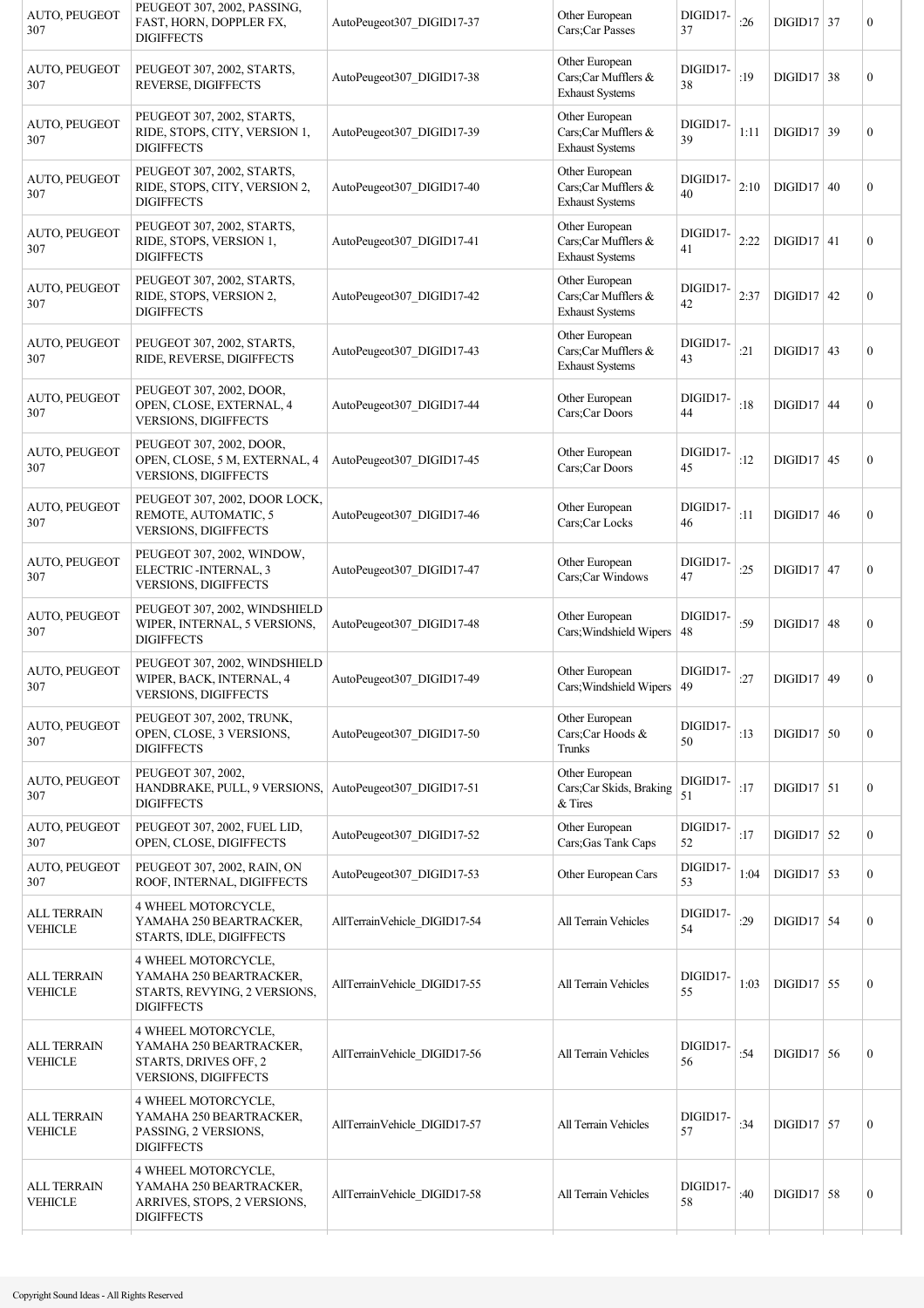| | | | | | | | | |
|---|---|---|---|---|---|---|---|---|
| AUTO, PEUGEOT 307 | PEUGEOT 307, 2002, PASSING, FAST, HORN, DOPPLER FX, DIGIFFECTS | AutoPeugeot307_DIGID17-37 | Other European Cars;Car Passes | DIGID17-37 | :26 | DIGID17 | 37 | 0 |
| AUTO, PEUGEOT 307 | PEUGEOT 307, 2002, STARTS, REVERSE, DIGIFFECTS | AutoPeugeot307_DIGID17-38 | Other European Cars;Car Mufflers & Exhaust Systems | DIGID17-38 | :19 | DIGID17 | 38 | 0 |
| AUTO, PEUGEOT 307 | PEUGEOT 307, 2002, STARTS, RIDE, STOPS, CITY, VERSION 1, DIGIFFECTS | AutoPeugeot307_DIGID17-39 | Other European Cars;Car Mufflers & Exhaust Systems | DIGID17-39 | 1:11 | DIGID17 | 39 | 0 |
| AUTO, PEUGEOT 307 | PEUGEOT 307, 2002, STARTS, RIDE, STOPS, CITY, VERSION 2, DIGIFFECTS | AutoPeugeot307_DIGID17-40 | Other European Cars;Car Mufflers & Exhaust Systems | DIGID17-40 | 2:10 | DIGID17 | 40 | 0 |
| AUTO, PEUGEOT 307 | PEUGEOT 307, 2002, STARTS, RIDE, STOPS, VERSION 1, DIGIFFECTS | AutoPeugeot307_DIGID17-41 | Other European Cars;Car Mufflers & Exhaust Systems | DIGID17-41 | 2:22 | DIGID17 | 41 | 0 |
| AUTO, PEUGEOT 307 | PEUGEOT 307, 2002, STARTS, RIDE, STOPS, VERSION 2, DIGIFFECTS | AutoPeugeot307_DIGID17-42 | Other European Cars;Car Mufflers & Exhaust Systems | DIGID17-42 | 2:37 | DIGID17 | 42 | 0 |
| AUTO, PEUGEOT 307 | PEUGEOT 307, 2002, STARTS, RIDE, REVERSE, DIGIFFECTS | AutoPeugeot307_DIGID17-43 | Other European Cars;Car Mufflers & Exhaust Systems | DIGID17-43 | :21 | DIGID17 | 43 | 0 |
| AUTO, PEUGEOT 307 | PEUGEOT 307, 2002, DOOR, OPEN, CLOSE, EXTERNAL, 4 VERSIONS, DIGIFFECTS | AutoPeugeot307_DIGID17-44 | Other European Cars;Car Doors | DIGID17-44 | :18 | DIGID17 | 44 | 0 |
| AUTO, PEUGEOT 307 | PEUGEOT 307, 2002, DOOR, OPEN, CLOSE, 5 M, EXTERNAL, 4 VERSIONS, DIGIFFECTS | AutoPeugeot307_DIGID17-45 | Other European Cars;Car Doors | DIGID17-45 | :12 | DIGID17 | 45 | 0 |
| AUTO, PEUGEOT 307 | PEUGEOT 307, 2002, DOOR LOCK, REMOTE, AUTOMATIC, 5 VERSIONS, DIGIFFECTS | AutoPeugeot307_DIGID17-46 | Other European Cars;Car Locks | DIGID17-46 | :11 | DIGID17 | 46 | 0 |
| AUTO, PEUGEOT 307 | PEUGEOT 307, 2002, WINDOW, ELECTRIC -INTERNAL, 3 VERSIONS, DIGIFFECTS | AutoPeugeot307_DIGID17-47 | Other European Cars;Car Windows | DIGID17-47 | :25 | DIGID17 | 47 | 0 |
| AUTO, PEUGEOT 307 | PEUGEOT 307, 2002, WINDSHIELD WIPER, INTERNAL, 5 VERSIONS, DIGIFFECTS | AutoPeugeot307_DIGID17-48 | Other European Cars;Windshield Wipers | DIGID17-48 | :59 | DIGID17 | 48 | 0 |
| AUTO, PEUGEOT 307 | PEUGEOT 307, 2002, WINDSHIELD WIPER, BACK, INTERNAL, 4 VERSIONS, DIGIFFECTS | AutoPeugeot307_DIGID17-49 | Other European Cars;Windshield Wipers | DIGID17-49 | :27 | DIGID17 | 49 | 0 |
| AUTO, PEUGEOT 307 | PEUGEOT 307, 2002, TRUNK, OPEN, CLOSE, 3 VERSIONS, DIGIFFECTS | AutoPeugeot307_DIGID17-50 | Other European Cars;Car Hoods & Trunks | DIGID17-50 | :13 | DIGID17 | 50 | 0 |
| AUTO, PEUGEOT 307 | PEUGEOT 307, 2002, HANDBRAKE, PULL, 9 VERSIONS, DIGIFFECTS | AutoPeugeot307_DIGID17-51 | Other European Cars;Car Skids, Braking & Tires | DIGID17-51 | :17 | DIGID17 | 51 | 0 |
| AUTO, PEUGEOT 307 | PEUGEOT 307, 2002, FUEL LID, OPEN, CLOSE, DIGIFFECTS | AutoPeugeot307_DIGID17-52 | Other European Cars;Gas Tank Caps | DIGID17-52 | :17 | DIGID17 | 52 | 0 |
| AUTO, PEUGEOT 307 | PEUGEOT 307, 2002, RAIN, ON ROOF, INTERNAL, DIGIFFECTS | AutoPeugeot307_DIGID17-53 | Other European Cars | DIGID17-53 | 1:04 | DIGID17 | 53 | 0 |
| ALL TERRAIN VEHICLE | 4 WHEEL MOTORCYCLE, YAMAHA 250 BEARTRACKER, STARTS, IDLE, DIGIFFECTS | AllTerrainVehicle_DIGID17-54 | All Terrain Vehicles | DIGID17-54 | :29 | DIGID17 | 54 | 0 |
| ALL TERRAIN VEHICLE | 4 WHEEL MOTORCYCLE, YAMAHA 250 BEARTRACKER, STARTS, REVYING, 2 VERSIONS, DIGIFFECTS | AllTerrainVehicle_DIGID17-55 | All Terrain Vehicles | DIGID17-55 | 1:03 | DIGID17 | 55 | 0 |
| ALL TERRAIN VEHICLE | 4 WHEEL MOTORCYCLE, YAMAHA 250 BEARTRACKER, STARTS, DRIVES OFF, 2 VERSIONS, DIGIFFECTS | AllTerrainVehicle_DIGID17-56 | All Terrain Vehicles | DIGID17-56 | :54 | DIGID17 | 56 | 0 |
| ALL TERRAIN VEHICLE | 4 WHEEL MOTORCYCLE, YAMAHA 250 BEARTRACKER, PASSING, 2 VERSIONS, DIGIFFECTS | AllTerrainVehicle_DIGID17-57 | All Terrain Vehicles | DIGID17-57 | :34 | DIGID17 | 57 | 0 |
| ALL TERRAIN VEHICLE | 4 WHEEL MOTORCYCLE, YAMAHA 250 BEARTRACKER, ARRIVES, STOPS, 2 VERSIONS, DIGIFFECTS | AllTerrainVehicle_DIGID17-58 | All Terrain Vehicles | DIGID17-58 | :40 | DIGID17 | 58 | 0 |

Copyright Sound Ideas - All Rights Reserved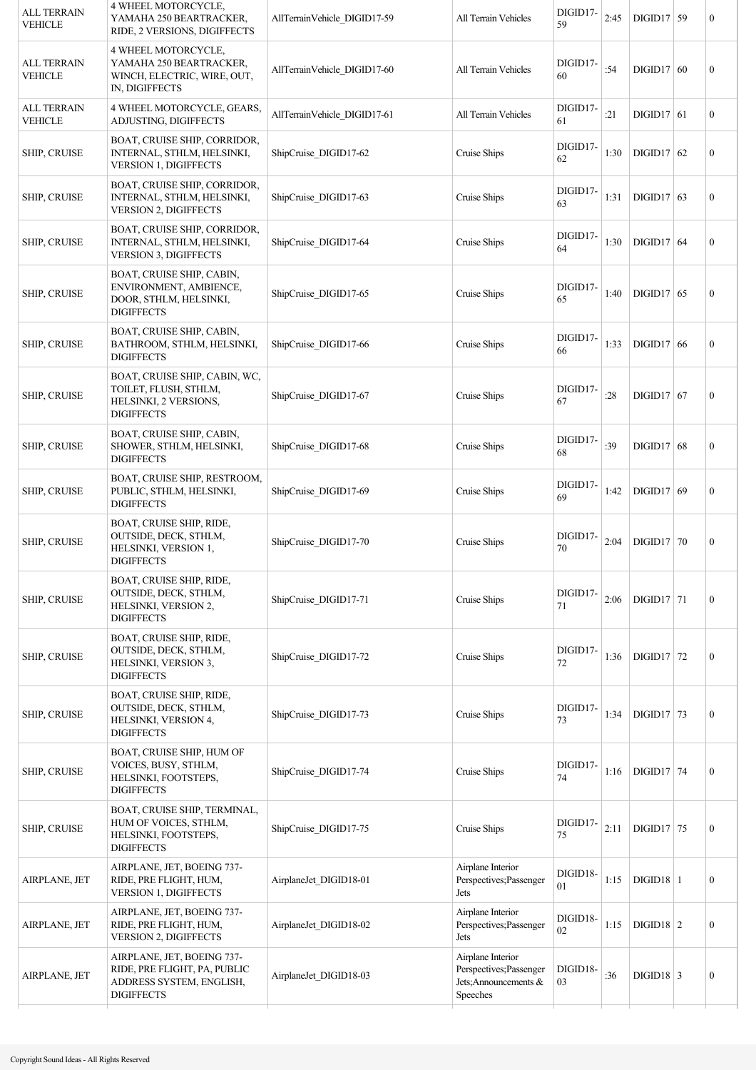| ALL TERRAIN VEHICLE | 4 WHEEL MOTORCYCLE, YAMAHA 250 BEARTRACKER, RIDE, 2 VERSIONS, DIGIFFECTS | AllTerrainVehicle_DIGID17-59 | All Terrain Vehicles | DIGID17-59 | 2:45 | DIGID17 | 59 | 0 |
|---|---|---|---|---|---|---|---|---|
| ALL TERRAIN VEHICLE | 4 WHEEL MOTORCYCLE, YAMAHA 250 BEARTRACKER, WINCH, ELECTRIC, WIRE, OUT, IN, DIGIFFECTS | AllTerrainVehicle_DIGID17-60 | All Terrain Vehicles | DIGID17-60 | :54 | DIGID17 | 60 | 0 |
| ALL TERRAIN VEHICLE | 4 WHEEL MOTORCYCLE, GEARS, ADJUSTING, DIGIFFECTS | AllTerrainVehicle_DIGID17-61 | All Terrain Vehicles | DIGID17-61 | :21 | DIGID17 | 61 | 0 |
| SHIP, CRUISE | BOAT, CRUISE SHIP, CORRIDOR, INTERNAL, STHLM, HELSINKI, VERSION 1, DIGIFFECTS | ShipCruise_DIGID17-62 | Cruise Ships | DIGID17-62 | 1:30 | DIGID17 | 62 | 0 |
| SHIP, CRUISE | BOAT, CRUISE SHIP, CORRIDOR, INTERNAL, STHLM, HELSINKI, VERSION 2, DIGIFFECTS | ShipCruise_DIGID17-63 | Cruise Ships | DIGID17-63 | 1:31 | DIGID17 | 63 | 0 |
| SHIP, CRUISE | BOAT, CRUISE SHIP, CORRIDOR, INTERNAL, STHLM, HELSINKI, VERSION 3, DIGIFFECTS | ShipCruise_DIGID17-64 | Cruise Ships | DIGID17-64 | 1:30 | DIGID17 | 64 | 0 |
| SHIP, CRUISE | BOAT, CRUISE SHIP, CABIN, ENVIRONMENT, AMBIENCE, DOOR, STHLM, HELSINKI, DIGIFFECTS | ShipCruise_DIGID17-65 | Cruise Ships | DIGID17-65 | 1:40 | DIGID17 | 65 | 0 |
| SHIP, CRUISE | BOAT, CRUISE SHIP, CABIN, BATHROOM, STHLM, HELSINKI, DIGIFFECTS | ShipCruise_DIGID17-66 | Cruise Ships | DIGID17-66 | 1:33 | DIGID17 | 66 | 0 |
| SHIP, CRUISE | BOAT, CRUISE SHIP, CABIN, WC, TOILET, FLUSH, STHLM, HELSINKI, 2 VERSIONS, DIGIFFECTS | ShipCruise_DIGID17-67 | Cruise Ships | DIGID17-67 | :28 | DIGID17 | 67 | 0 |
| SHIP, CRUISE | BOAT, CRUISE SHIP, CABIN, SHOWER, STHLM, HELSINKI, DIGIFFECTS | ShipCruise_DIGID17-68 | Cruise Ships | DIGID17-68 | :39 | DIGID17 | 68 | 0 |
| SHIP, CRUISE | BOAT, CRUISE SHIP, RESTROOM, PUBLIC, STHLM, HELSINKI, DIGIFFECTS | ShipCruise_DIGID17-69 | Cruise Ships | DIGID17-69 | 1:42 | DIGID17 | 69 | 0 |
| SHIP, CRUISE | BOAT, CRUISE SHIP, RIDE, OUTSIDE, DECK, STHLM, HELSINKI, VERSION 1, DIGIFFECTS | ShipCruise_DIGID17-70 | Cruise Ships | DIGID17-70 | 2:04 | DIGID17 | 70 | 0 |
| SHIP, CRUISE | BOAT, CRUISE SHIP, RIDE, OUTSIDE, DECK, STHLM, HELSINKI, VERSION 2, DIGIFFECTS | ShipCruise_DIGID17-71 | Cruise Ships | DIGID17-71 | 2:06 | DIGID17 | 71 | 0 |
| SHIP, CRUISE | BOAT, CRUISE SHIP, RIDE, OUTSIDE, DECK, STHLM, HELSINKI, VERSION 3, DIGIFFECTS | ShipCruise_DIGID17-72 | Cruise Ships | DIGID17-72 | 1:36 | DIGID17 | 72 | 0 |
| SHIP, CRUISE | BOAT, CRUISE SHIP, RIDE, OUTSIDE, DECK, STHLM, HELSINKI, VERSION 4, DIGIFFECTS | ShipCruise_DIGID17-73 | Cruise Ships | DIGID17-73 | 1:34 | DIGID17 | 73 | 0 |
| SHIP, CRUISE | BOAT, CRUISE SHIP, HUM OF VOICES, BUSY, STHLM, HELSINKI, FOOTSTEPS, DIGIFFECTS | ShipCruise_DIGID17-74 | Cruise Ships | DIGID17-74 | 1:16 | DIGID17 | 74 | 0 |
| SHIP, CRUISE | BOAT, CRUISE SHIP, TERMINAL, HUM OF VOICES, STHLM, HELSINKI, FOOTSTEPS, DIGIFFECTS | ShipCruise_DIGID17-75 | Cruise Ships | DIGID17-75 | 2:11 | DIGID17 | 75 | 0 |
| AIRPLANE, JET | AIRPLANE, JET, BOEING 737-RIDE, PRE FLIGHT, HUM, VERSION 1, DIGIFFECTS | AirplaneJet_DIGID18-01 | Airplane Interior Perspectives;Passenger Jets | DIGID18-01 | 1:15 | DIGID18 | 1 | 0 |
| AIRPLANE, JET | AIRPLANE, JET, BOEING 737-RIDE, PRE FLIGHT, HUM, VERSION 2, DIGIFFECTS | AirplaneJet_DIGID18-02 | Airplane Interior Perspectives;Passenger Jets | DIGID18-02 | 1:15 | DIGID18 | 2 | 0 |
| AIRPLANE, JET | AIRPLANE, JET, BOEING 737-RIDE, PRE FLIGHT, PA, PUBLIC ADDRESS SYSTEM, ENGLISH, DIGIFFECTS | AirplaneJet_DIGID18-03 | Airplane Interior Perspectives;Passenger Jets;Announcements & Speeches | DIGID18-03 | :36 | DIGID18 | 3 | 0 |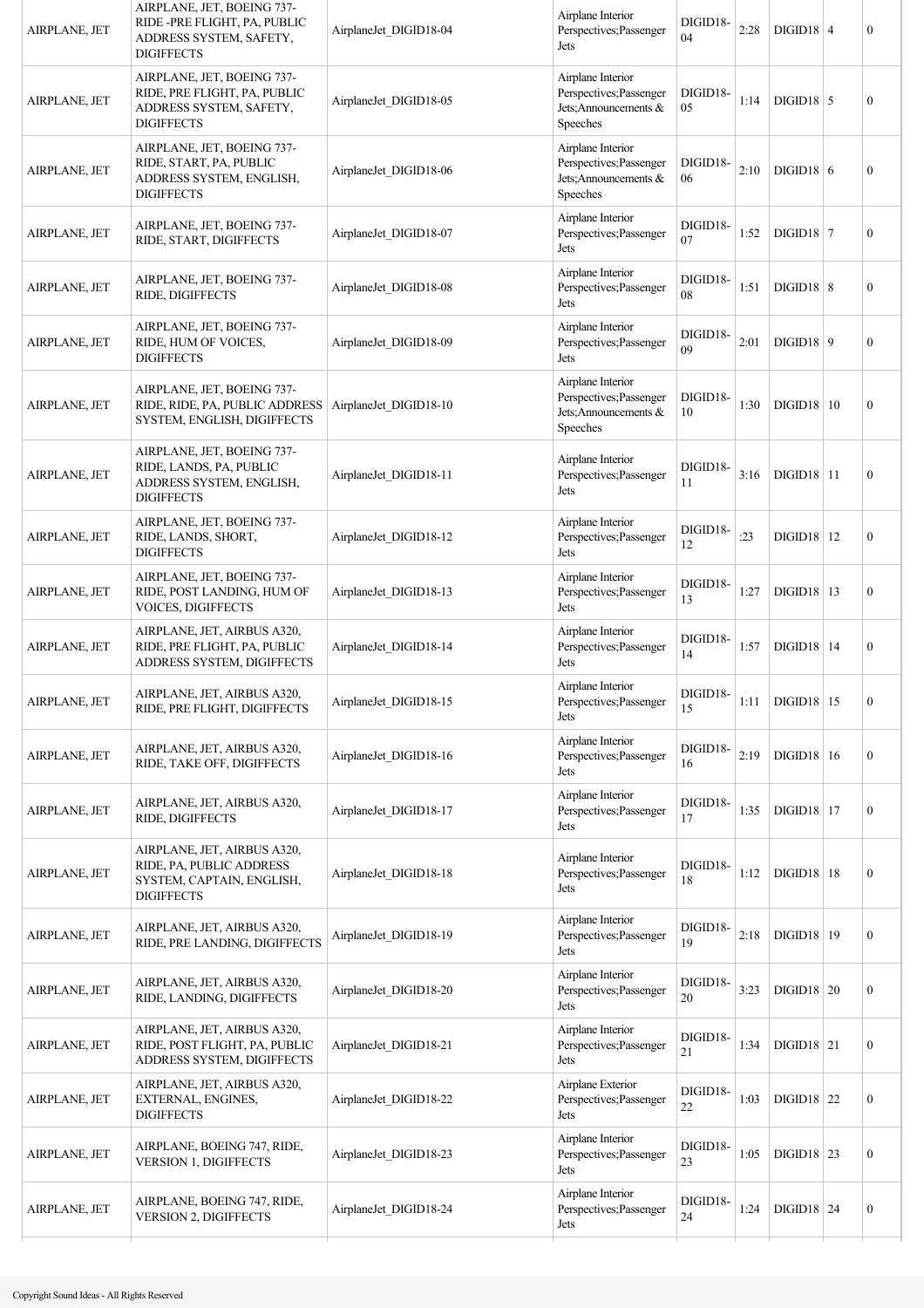| | | | | | | | | |
|---|---|---|---|---|---|---|---|---|
| AIRPLANE, JET | AIRPLANE, JET, BOEING 737-RIDE -PRE FLIGHT, PA, PUBLIC ADDRESS SYSTEM, SAFETY, DIGIFFECTS | AirplaneJet_DIGID18-04 | Airplane Interior Perspectives;Passenger Jets | DIGID18-04 | 2:28 | DIGID18 | 4 | 0 |
| AIRPLANE, JET | AIRPLANE, JET, BOEING 737-RIDE, PRE FLIGHT, PA, PUBLIC ADDRESS SYSTEM, SAFETY, DIGIFFECTS | AirplaneJet_DIGID18-05 | Airplane Interior Perspectives;Passenger Jets;Announcements & Speeches | DIGID18-05 | 1:14 | DIGID18 | 5 | 0 |
| AIRPLANE, JET | AIRPLANE, JET, BOEING 737-RIDE, START, PA, PUBLIC ADDRESS SYSTEM, ENGLISH, DIGIFFECTS | AirplaneJet_DIGID18-06 | Airplane Interior Perspectives;Passenger Jets;Announcements & Speeches | DIGID18-06 | 2:10 | DIGID18 | 6 | 0 |
| AIRPLANE, JET | AIRPLANE, JET, BOEING 737-RIDE, START, DIGIFFECTS | AirplaneJet_DIGID18-07 | Airplane Interior Perspectives;Passenger Jets | DIGID18-07 | 1:52 | DIGID18 | 7 | 0 |
| AIRPLANE, JET | AIRPLANE, JET, BOEING 737-RIDE, DIGIFFECTS | AirplaneJet_DIGID18-08 | Airplane Interior Perspectives;Passenger Jets | DIGID18-08 | 1:51 | DIGID18 | 8 | 0 |
| AIRPLANE, JET | AIRPLANE, JET, BOEING 737-RIDE, HUM OF VOICES, DIGIFFECTS | AirplaneJet_DIGID18-09 | Airplane Interior Perspectives;Passenger Jets | DIGID18-09 | 2:01 | DIGID18 | 9 | 0 |
| AIRPLANE, JET | AIRPLANE, JET, BOEING 737-RIDE, RIDE, PA, PUBLIC ADDRESS SYSTEM, ENGLISH, DIGIFFECTS | AirplaneJet_DIGID18-10 | Airplane Interior Perspectives;Passenger Jets;Announcements & Speeches | DIGID18-10 | 1:30 | DIGID18 | 10 | 0 |
| AIRPLANE, JET | AIRPLANE, JET, BOEING 737-RIDE, LANDS, PA, PUBLIC ADDRESS SYSTEM, ENGLISH, DIGIFFECTS | AirplaneJet_DIGID18-11 | Airplane Interior Perspectives;Passenger Jets | DIGID18-11 | 3:16 | DIGID18 | 11 | 0 |
| AIRPLANE, JET | AIRPLANE, JET, BOEING 737-RIDE, LANDS, SHORT, DIGIFFECTS | AirplaneJet_DIGID18-12 | Airplane Interior Perspectives;Passenger Jets | DIGID18-12 | :23 | DIGID18 | 12 | 0 |
| AIRPLANE, JET | AIRPLANE, JET, BOEING 737-RIDE, POST LANDING, HUM OF VOICES, DIGIFFECTS | AirplaneJet_DIGID18-13 | Airplane Interior Perspectives;Passenger Jets | DIGID18-13 | 1:27 | DIGID18 | 13 | 0 |
| AIRPLANE, JET | AIRPLANE, JET, AIRBUS A320, RIDE, PRE FLIGHT, PA, PUBLIC ADDRESS SYSTEM, DIGIFFECTS | AirplaneJet_DIGID18-14 | Airplane Interior Perspectives;Passenger Jets | DIGID18-14 | 1:57 | DIGID18 | 14 | 0 |
| AIRPLANE, JET | AIRPLANE, JET, AIRBUS A320, RIDE, PRE FLIGHT, DIGIFFECTS | AirplaneJet_DIGID18-15 | Airplane Interior Perspectives;Passenger Jets | DIGID18-15 | 1:11 | DIGID18 | 15 | 0 |
| AIRPLANE, JET | AIRPLANE, JET, AIRBUS A320, RIDE, TAKE OFF, DIGIFFECTS | AirplaneJet_DIGID18-16 | Airplane Interior Perspectives;Passenger Jets | DIGID18-16 | 2:19 | DIGID18 | 16 | 0 |
| AIRPLANE, JET | AIRPLANE, JET, AIRBUS A320, RIDE, DIGIFFECTS | AirplaneJet_DIGID18-17 | Airplane Interior Perspectives;Passenger Jets | DIGID18-17 | 1:35 | DIGID18 | 17 | 0 |
| AIRPLANE, JET | AIRPLANE, JET, AIRBUS A320, RIDE, PA, PUBLIC ADDRESS SYSTEM, CAPTAIN, ENGLISH, DIGIFFECTS | AirplaneJet_DIGID18-18 | Airplane Interior Perspectives;Passenger Jets | DIGID18-18 | 1:12 | DIGID18 | 18 | 0 |
| AIRPLANE, JET | AIRPLANE, JET, AIRBUS A320, RIDE, PRE LANDING, DIGIFFECTS | AirplaneJet_DIGID18-19 | Airplane Interior Perspectives;Passenger Jets | DIGID18-19 | 2:18 | DIGID18 | 19 | 0 |
| AIRPLANE, JET | AIRPLANE, JET, AIRBUS A320, RIDE, LANDING, DIGIFFECTS | AirplaneJet_DIGID18-20 | Airplane Interior Perspectives;Passenger Jets | DIGID18-20 | 3:23 | DIGID18 | 20 | 0 |
| AIRPLANE, JET | AIRPLANE, JET, AIRBUS A320, RIDE, POST FLIGHT, PA, PUBLIC ADDRESS SYSTEM, DIGIFFECTS | AirplaneJet_DIGID18-21 | Airplane Interior Perspectives;Passenger Jets | DIGID18-21 | 1:34 | DIGID18 | 21 | 0 |
| AIRPLANE, JET | AIRPLANE, JET, AIRBUS A320, EXTERNAL, ENGINES, DIGIFFECTS | AirplaneJet_DIGID18-22 | Airplane Exterior Perspectives;Passenger Jets | DIGID18-22 | 1:03 | DIGID18 | 22 | 0 |
| AIRPLANE, JET | AIRPLANE, BOEING 747, RIDE, VERSION 1, DIGIFFECTS | AirplaneJet_DIGID18-23 | Airplane Interior Perspectives;Passenger Jets | DIGID18-23 | 1:05 | DIGID18 | 23 | 0 |
| AIRPLANE, JET | AIRPLANE, BOEING 747, RIDE, VERSION 2, DIGIFFECTS | AirplaneJet_DIGID18-24 | Airplane Interior Perspectives;Passenger Jets | DIGID18-24 | 1:24 | DIGID18 | 24 | 0 |

Copyright Sound Ideas - All Rights Reserved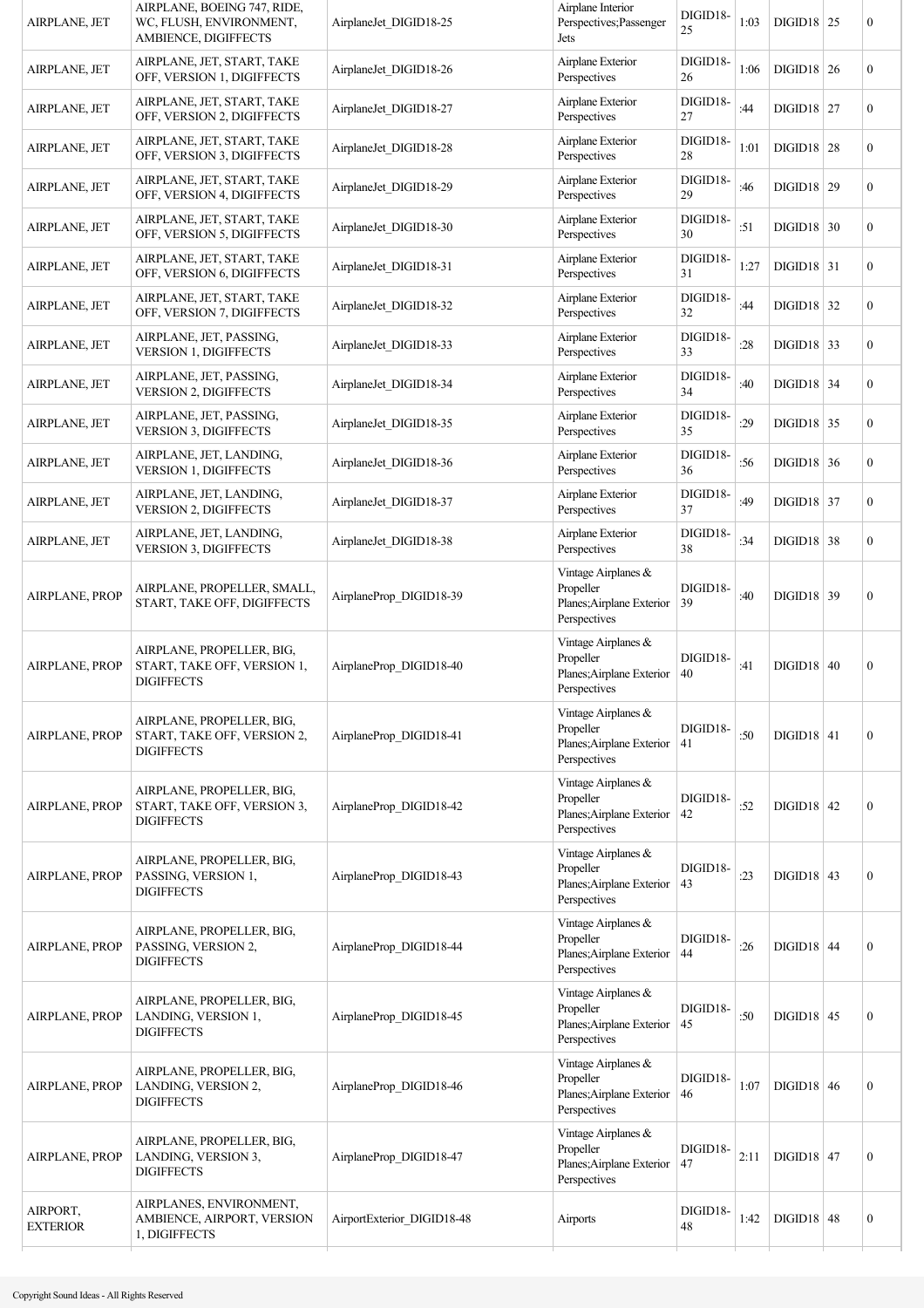| AIRPLANE, JET | AIRPLANE, BOEING 747, RIDE, WC, FLUSH, ENVIRONMENT, AMBIENCE, DIGIFFECTS | AirplaneJet_DIGID18-25 | Airplane Interior Perspectives;Passenger Jets | DIGID18-25 | 1:03 | DIGID18 | 25 | 0 |
|---|---|---|---|---|---|---|---|---|
| AIRPLANE, JET | AIRPLANE, JET, START, TAKE OFF, VERSION 1, DIGIFFECTS | AirplaneJet_DIGID18-26 | Airplane Exterior Perspectives | DIGID18-26 | 1:06 | DIGID18 | 26 | 0 |
| AIRPLANE, JET | AIRPLANE, JET, START, TAKE OFF, VERSION 2, DIGIFFECTS | AirplaneJet_DIGID18-27 | Airplane Exterior Perspectives | DIGID18-27 | :44 | DIGID18 | 27 | 0 |
| AIRPLANE, JET | AIRPLANE, JET, START, TAKE OFF, VERSION 3, DIGIFFECTS | AirplaneJet_DIGID18-28 | Airplane Exterior Perspectives | DIGID18-28 | 1:01 | DIGID18 | 28 | 0 |
| AIRPLANE, JET | AIRPLANE, JET, START, TAKE OFF, VERSION 4, DIGIFFECTS | AirplaneJet_DIGID18-29 | Airplane Exterior Perspectives | DIGID18-29 | :46 | DIGID18 | 29 | 0 |
| AIRPLANE, JET | AIRPLANE, JET, START, TAKE OFF, VERSION 5, DIGIFFECTS | AirplaneJet_DIGID18-30 | Airplane Exterior Perspectives | DIGID18-30 | :51 | DIGID18 | 30 | 0 |
| AIRPLANE, JET | AIRPLANE, JET, START, TAKE OFF, VERSION 6, DIGIFFECTS | AirplaneJet_DIGID18-31 | Airplane Exterior Perspectives | DIGID18-31 | 1:27 | DIGID18 | 31 | 0 |
| AIRPLANE, JET | AIRPLANE, JET, START, TAKE OFF, VERSION 7, DIGIFFECTS | AirplaneJet_DIGID18-32 | Airplane Exterior Perspectives | DIGID18-32 | :44 | DIGID18 | 32 | 0 |
| AIRPLANE, JET | AIRPLANE, JET, PASSING, VERSION 1, DIGIFFECTS | AirplaneJet_DIGID18-33 | Airplane Exterior Perspectives | DIGID18-33 | :28 | DIGID18 | 33 | 0 |
| AIRPLANE, JET | AIRPLANE, JET, PASSING, VERSION 2, DIGIFFECTS | AirplaneJet_DIGID18-34 | Airplane Exterior Perspectives | DIGID18-34 | :40 | DIGID18 | 34 | 0 |
| AIRPLANE, JET | AIRPLANE, JET, PASSING, VERSION 3, DIGIFFECTS | AirplaneJet_DIGID18-35 | Airplane Exterior Perspectives | DIGID18-35 | :29 | DIGID18 | 35 | 0 |
| AIRPLANE, JET | AIRPLANE, JET, LANDING, VERSION 1, DIGIFFECTS | AirplaneJet_DIGID18-36 | Airplane Exterior Perspectives | DIGID18-36 | :56 | DIGID18 | 36 | 0 |
| AIRPLANE, JET | AIRPLANE, JET, LANDING, VERSION 2, DIGIFFECTS | AirplaneJet_DIGID18-37 | Airplane Exterior Perspectives | DIGID18-37 | :49 | DIGID18 | 37 | 0 |
| AIRPLANE, JET | AIRPLANE, JET, LANDING, VERSION 3, DIGIFFECTS | AirplaneJet_DIGID18-38 | Airplane Exterior Perspectives | DIGID18-38 | :34 | DIGID18 | 38 | 0 |
| AIRPLANE, PROP | AIRPLANE, PROPELLER, SMALL, START, TAKE OFF, DIGIFFECTS | AirplaneProp_DIGID18-39 | Vintage Airplanes & Propeller Planes;Airplane Exterior Perspectives | DIGID18-39 | :40 | DIGID18 | 39 | 0 |
| AIRPLANE, PROP | AIRPLANE, PROPELLER, BIG, START, TAKE OFF, VERSION 1, DIGIFFECTS | AirplaneProp_DIGID18-40 | Vintage Airplanes & Propeller Planes;Airplane Exterior Perspectives | DIGID18-40 | :41 | DIGID18 | 40 | 0 |
| AIRPLANE, PROP | AIRPLANE, PROPELLER, BIG, START, TAKE OFF, VERSION 2, DIGIFFECTS | AirplaneProp_DIGID18-41 | Vintage Airplanes & Propeller Planes;Airplane Exterior Perspectives | DIGID18-41 | :50 | DIGID18 | 41 | 0 |
| AIRPLANE, PROP | AIRPLANE, PROPELLER, BIG, START, TAKE OFF, VERSION 3, DIGIFFECTS | AirplaneProp_DIGID18-42 | Vintage Airplanes & Propeller Planes;Airplane Exterior Perspectives | DIGID18-42 | :52 | DIGID18 | 42 | 0 |
| AIRPLANE, PROP | AIRPLANE, PROPELLER, BIG, PASSING, VERSION 1, DIGIFFECTS | AirplaneProp_DIGID18-43 | Vintage Airplanes & Propeller Planes;Airplane Exterior Perspectives | DIGID18-43 | :23 | DIGID18 | 43 | 0 |
| AIRPLANE, PROP | AIRPLANE, PROPELLER, BIG, PASSING, VERSION 2, DIGIFFECTS | AirplaneProp_DIGID18-44 | Vintage Airplanes & Propeller Planes;Airplane Exterior Perspectives | DIGID18-44 | :26 | DIGID18 | 44 | 0 |
| AIRPLANE, PROP | AIRPLANE, PROPELLER, BIG, LANDING, VERSION 1, DIGIFFECTS | AirplaneProp_DIGID18-45 | Vintage Airplanes & Propeller Planes;Airplane Exterior Perspectives | DIGID18-45 | :50 | DIGID18 | 45 | 0 |
| AIRPLANE, PROP | AIRPLANE, PROPELLER, BIG, LANDING, VERSION 2, DIGIFFECTS | AirplaneProp_DIGID18-46 | Vintage Airplanes & Propeller Planes;Airplane Exterior Perspectives | DIGID18-46 | 1:07 | DIGID18 | 46 | 0 |
| AIRPLANE, PROP | AIRPLANE, PROPELLER, BIG, LANDING, VERSION 3, DIGIFFECTS | AirplaneProp_DIGID18-47 | Vintage Airplanes & Propeller Planes;Airplane Exterior Perspectives | DIGID18-47 | 2:11 | DIGID18 | 47 | 0 |
| AIRPORT, EXTERIOR | AIRPLANES, ENVIRONMENT, AMBIENCE, AIRPORT, VERSION 1, DIGIFFECTS | AirportExterior_DIGID18-48 | Airports | DIGID18-48 | 1:42 | DIGID18 | 48 | 0 |

Copyright Sound Ideas - All Rights Reserved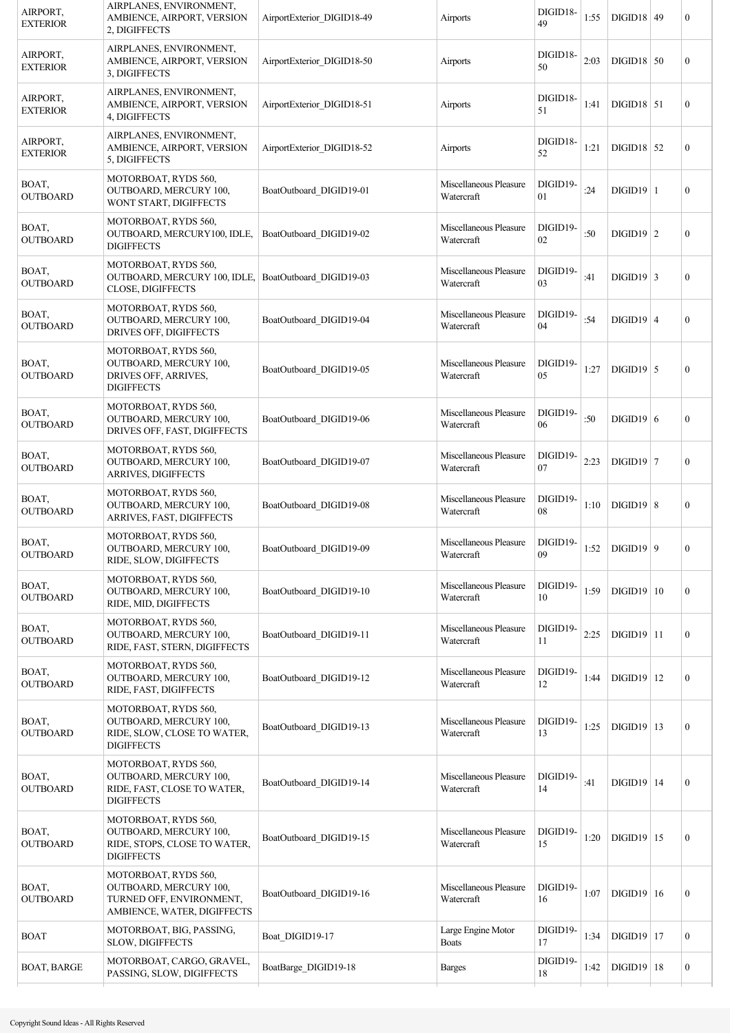| AIRPORT, EXTERIOR | AIRPLANES, ENVIRONMENT, AMBIENCE, AIRPORT, VERSION 2, DIGIFFECTS | AirportExterior_DIGID18-49 | Airports | DIGID18-49 | 1:55 | DIGID18 | 49 | 0 |
|---|---|---|---|---|---|---|---|---|
| AIRPORT, EXTERIOR | AIRPLANES, ENVIRONMENT, AMBIENCE, AIRPORT, VERSION 3, DIGIFFECTS | AirportExterior_DIGID18-50 | Airports | DIGID18-50 | 2:03 | DIGID18 | 50 | 0 |
| AIRPORT, EXTERIOR | AIRPLANES, ENVIRONMENT, AMBIENCE, AIRPORT, VERSION 4, DIGIFFECTS | AirportExterior_DIGID18-51 | Airports | DIGID18-51 | 1:41 | DIGID18 | 51 | 0 |
| AIRPORT, EXTERIOR | AIRPLANES, ENVIRONMENT, AMBIENCE, AIRPORT, VERSION 5, DIGIFFECTS | AirportExterior_DIGID18-52 | Airports | DIGID18-52 | 1:21 | DIGID18 | 52 | 0 |
| BOAT, OUTBOARD | MOTORBOAT, RYDS 560, OUTBOARD, MERCURY 100, WONT START, DIGIFFECTS | BoatOutboard_DIGID19-01 | Miscellaneous Pleasure Watercraft | DIGID19-01 | :24 | DIGID19 | 1 | 0 |
| BOAT, OUTBOARD | MOTORBOAT, RYDS 560, OUTBOARD, MERCURY100, IDLE, DIGIFFECTS | BoatOutboard_DIGID19-02 | Miscellaneous Pleasure Watercraft | DIGID19-02 | :50 | DIGID19 | 2 | 0 |
| BOAT, OUTBOARD | MOTORBOAT, RYDS 560, OUTBOARD, MERCURY 100, IDLE, CLOSE, DIGIFFECTS | BoatOutboard_DIGID19-03 | Miscellaneous Pleasure Watercraft | DIGID19-03 | :41 | DIGID19 | 3 | 0 |
| BOAT, OUTBOARD | MOTORBOAT, RYDS 560, OUTBOARD, MERCURY 100, DRIVES OFF, DIGIFFECTS | BoatOutboard_DIGID19-04 | Miscellaneous Pleasure Watercraft | DIGID19-04 | :54 | DIGID19 | 4 | 0 |
| BOAT, OUTBOARD | MOTORBOAT, RYDS 560, OUTBOARD, MERCURY 100, DRIVES OFF, ARRIVES, DIGIFFECTS | BoatOutboard_DIGID19-05 | Miscellaneous Pleasure Watercraft | DIGID19-05 | 1:27 | DIGID19 | 5 | 0 |
| BOAT, OUTBOARD | MOTORBOAT, RYDS 560, OUTBOARD, MERCURY 100, DRIVES OFF, FAST, DIGIFFECTS | BoatOutboard_DIGID19-06 | Miscellaneous Pleasure Watercraft | DIGID19-06 | :50 | DIGID19 | 6 | 0 |
| BOAT, OUTBOARD | MOTORBOAT, RYDS 560, OUTBOARD, MERCURY 100, ARRIVES, DIGIFFECTS | BoatOutboard_DIGID19-07 | Miscellaneous Pleasure Watercraft | DIGID19-07 | 2:23 | DIGID19 | 7 | 0 |
| BOAT, OUTBOARD | MOTORBOAT, RYDS 560, OUTBOARD, MERCURY 100, ARRIVES, FAST, DIGIFFECTS | BoatOutboard_DIGID19-08 | Miscellaneous Pleasure Watercraft | DIGID19-08 | 1:10 | DIGID19 | 8 | 0 |
| BOAT, OUTBOARD | MOTORBOAT, RYDS 560, OUTBOARD, MERCURY 100, RIDE, SLOW, DIGIFFECTS | BoatOutboard_DIGID19-09 | Miscellaneous Pleasure Watercraft | DIGID19-09 | 1:52 | DIGID19 | 9 | 0 |
| BOAT, OUTBOARD | MOTORBOAT, RYDS 560, OUTBOARD, MERCURY 100, RIDE, MID, DIGIFFECTS | BoatOutboard_DIGID19-10 | Miscellaneous Pleasure Watercraft | DIGID19-10 | 1:59 | DIGID19 | 10 | 0 |
| BOAT, OUTBOARD | MOTORBOAT, RYDS 560, OUTBOARD, MERCURY 100, RIDE, FAST, STERN, DIGIFFECTS | BoatOutboard_DIGID19-11 | Miscellaneous Pleasure Watercraft | DIGID19-11 | 2:25 | DIGID19 | 11 | 0 |
| BOAT, OUTBOARD | MOTORBOAT, RYDS 560, OUTBOARD, MERCURY 100, RIDE, FAST, DIGIFFECTS | BoatOutboard_DIGID19-12 | Miscellaneous Pleasure Watercraft | DIGID19-12 | 1:44 | DIGID19 | 12 | 0 |
| BOAT, OUTBOARD | MOTORBOAT, RYDS 560, OUTBOARD, MERCURY 100, RIDE, SLOW, CLOSE TO WATER, DIGIFFECTS | BoatOutboard_DIGID19-13 | Miscellaneous Pleasure Watercraft | DIGID19-13 | 1:25 | DIGID19 | 13 | 0 |
| BOAT, OUTBOARD | MOTORBOAT, RYDS 560, OUTBOARD, MERCURY 100, RIDE, FAST, CLOSE TO WATER, DIGIFFECTS | BoatOutboard_DIGID19-14 | Miscellaneous Pleasure Watercraft | DIGID19-14 | :41 | DIGID19 | 14 | 0 |
| BOAT, OUTBOARD | MOTORBOAT, RYDS 560, OUTBOARD, MERCURY 100, RIDE, STOPS, CLOSE TO WATER, DIGIFFECTS | BoatOutboard_DIGID19-15 | Miscellaneous Pleasure Watercraft | DIGID19-15 | 1:20 | DIGID19 | 15 | 0 |
| BOAT, OUTBOARD | MOTORBOAT, RYDS 560, OUTBOARD, MERCURY 100, TURNED OFF, ENVIRONMENT, AMBIENCE, WATER, DIGIFFECTS | BoatOutboard_DIGID19-16 | Miscellaneous Pleasure Watercraft | DIGID19-16 | 1:07 | DIGID19 | 16 | 0 |
| BOAT | MOTORBOAT, BIG, PASSING, SLOW, DIGIFFECTS | Boat_DIGID19-17 | Large Engine Motor Boats | DIGID19-17 | 1:34 | DIGID19 | 17 | 0 |
| BOAT, BARGE | MOTORBOAT, CARGO, GRAVEL, PASSING, SLOW, DIGIFFECTS | BoatBarge_DIGID19-18 | Barges | DIGID19-18 | 1:42 | DIGID19 | 18 | 0 |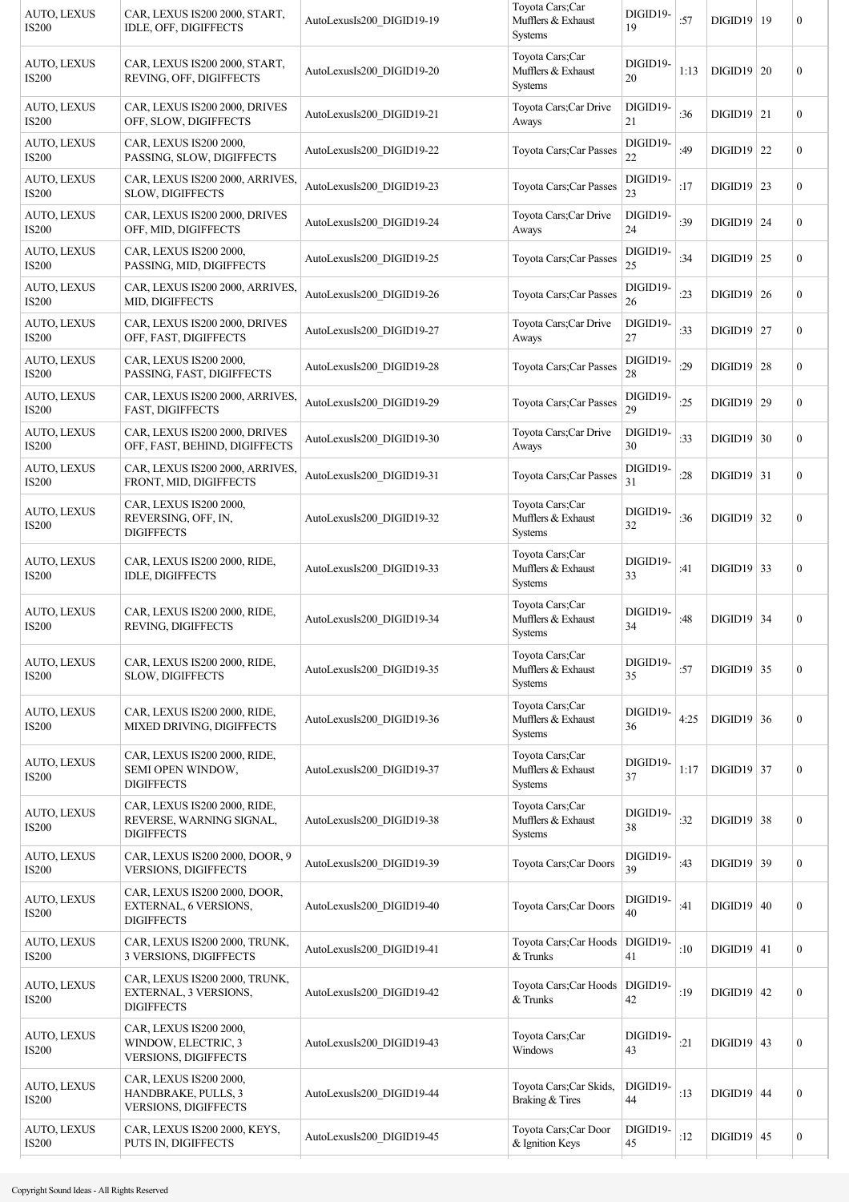| AUTO, LEXUS IS200 | CAR, LEXUS IS200 2000, START, IDLE, OFF, DIGIFFECTS | AutoLexusIs200_DIGID19-19 | Toyota Cars;Car Mufflers & Exhaust Systems | DIGID19-19 | :57 | DIGID19 | 19 | 0 |
|---|---|---|---|---|---|---|---|---|
| AUTO, LEXUS IS200 | CAR, LEXUS IS200 2000, START, REVING, OFF, DIGIFFECTS | AutoLexusIs200_DIGID19-20 | Toyota Cars;Car Mufflers & Exhaust Systems | DIGID19-20 | 1:13 | DIGID19 | 20 | 0 |
| AUTO, LEXUS IS200 | CAR, LEXUS IS200 2000, DRIVES OFF, SLOW, DIGIFFECTS | AutoLexusIs200_DIGID19-21 | Toyota Cars;Car Drive Aways | DIGID19-21 | :36 | DIGID19 | 21 | 0 |
| AUTO, LEXUS IS200 | CAR, LEXUS IS200 2000, PASSING, SLOW, DIGIFFECTS | AutoLexusIs200_DIGID19-22 | Toyota Cars;Car Passes | DIGID19-22 | :49 | DIGID19 | 22 | 0 |
| AUTO, LEXUS IS200 | CAR, LEXUS IS200 2000, ARRIVES, SLOW, DIGIFFECTS | AutoLexusIs200_DIGID19-23 | Toyota Cars;Car Passes | DIGID19-23 | :17 | DIGID19 | 23 | 0 |
| AUTO, LEXUS IS200 | CAR, LEXUS IS200 2000, DRIVES OFF, MID, DIGIFFECTS | AutoLexusIs200_DIGID19-24 | Toyota Cars;Car Drive Aways | DIGID19-24 | :39 | DIGID19 | 24 | 0 |
| AUTO, LEXUS IS200 | CAR, LEXUS IS200 2000, PASSING, MID, DIGIFFECTS | AutoLexusIs200_DIGID19-25 | Toyota Cars;Car Passes | DIGID19-25 | :34 | DIGID19 | 25 | 0 |
| AUTO, LEXUS IS200 | CAR, LEXUS IS200 2000, ARRIVES, MID, DIGIFFECTS | AutoLexusIs200_DIGID19-26 | Toyota Cars;Car Passes | DIGID19-26 | :23 | DIGID19 | 26 | 0 |
| AUTO, LEXUS IS200 | CAR, LEXUS IS200 2000, DRIVES OFF, FAST, DIGIFFECTS | AutoLexusIs200_DIGID19-27 | Toyota Cars;Car Drive Aways | DIGID19-27 | :33 | DIGID19 | 27 | 0 |
| AUTO, LEXUS IS200 | CAR, LEXUS IS200 2000, PASSING, FAST, DIGIFFECTS | AutoLexusIs200_DIGID19-28 | Toyota Cars;Car Passes | DIGID19-28 | :29 | DIGID19 | 28 | 0 |
| AUTO, LEXUS IS200 | CAR, LEXUS IS200 2000, ARRIVES, FAST, DIGIFFECTS | AutoLexusIs200_DIGID19-29 | Toyota Cars;Car Passes | DIGID19-29 | :25 | DIGID19 | 29 | 0 |
| AUTO, LEXUS IS200 | CAR, LEXUS IS200 2000, DRIVES OFF, FAST, BEHIND, DIGIFFECTS | AutoLexusIs200_DIGID19-30 | Toyota Cars;Car Drive Aways | DIGID19-30 | :33 | DIGID19 | 30 | 0 |
| AUTO, LEXUS IS200 | CAR, LEXUS IS200 2000, ARRIVES, FRONT, MID, DIGIFFECTS | AutoLexusIs200_DIGID19-31 | Toyota Cars;Car Passes | DIGID19-31 | :28 | DIGID19 | 31 | 0 |
| AUTO, LEXUS IS200 | CAR, LEXUS IS200 2000, REVERSING, OFF, IN, DIGIFFECTS | AutoLexusIs200_DIGID19-32 | Toyota Cars;Car Mufflers & Exhaust Systems | DIGID19-32 | :36 | DIGID19 | 32 | 0 |
| AUTO, LEXUS IS200 | CAR, LEXUS IS200 2000, RIDE, IDLE, DIGIFFECTS | AutoLexusIs200_DIGID19-33 | Toyota Cars;Car Mufflers & Exhaust Systems | DIGID19-33 | :41 | DIGID19 | 33 | 0 |
| AUTO, LEXUS IS200 | CAR, LEXUS IS200 2000, RIDE, REVING, DIGIFFECTS | AutoLexusIs200_DIGID19-34 | Toyota Cars;Car Mufflers & Exhaust Systems | DIGID19-34 | :48 | DIGID19 | 34 | 0 |
| AUTO, LEXUS IS200 | CAR, LEXUS IS200 2000, RIDE, SLOW, DIGIFFECTS | AutoLexusIs200_DIGID19-35 | Toyota Cars;Car Mufflers & Exhaust Systems | DIGID19-35 | :57 | DIGID19 | 35 | 0 |
| AUTO, LEXUS IS200 | CAR, LEXUS IS200 2000, RIDE, MIXED DRIVING, DIGIFFECTS | AutoLexusIs200_DIGID19-36 | Toyota Cars;Car Mufflers & Exhaust Systems | DIGID19-36 | 4:25 | DIGID19 | 36 | 0 |
| AUTO, LEXUS IS200 | CAR, LEXUS IS200 2000, RIDE, SEMI OPEN WINDOW, DIGIFFECTS | AutoLexusIs200_DIGID19-37 | Toyota Cars;Car Mufflers & Exhaust Systems | DIGID19-37 | 1:17 | DIGID19 | 37 | 0 |
| AUTO, LEXUS IS200 | CAR, LEXUS IS200 2000, RIDE, REVERSE, WARNING SIGNAL, DIGIFFECTS | AutoLexusIs200_DIGID19-38 | Toyota Cars;Car Mufflers & Exhaust Systems | DIGID19-38 | :32 | DIGID19 | 38 | 0 |
| AUTO, LEXUS IS200 | CAR, LEXUS IS200 2000, DOOR, 9 VERSIONS, DIGIFFECTS | AutoLexusIs200_DIGID19-39 | Toyota Cars;Car Doors | DIGID19-39 | :43 | DIGID19 | 39 | 0 |
| AUTO, LEXUS IS200 | CAR, LEXUS IS200 2000, DOOR, EXTERNAL, 6 VERSIONS, DIGIFFECTS | AutoLexusIs200_DIGID19-40 | Toyota Cars;Car Doors | DIGID19-40 | :41 | DIGID19 | 40 | 0 |
| AUTO, LEXUS IS200 | CAR, LEXUS IS200 2000, TRUNK, 3 VERSIONS, DIGIFFECTS | AutoLexusIs200_DIGID19-41 | Toyota Cars;Car Hoods & Trunks | DIGID19-41 | :10 | DIGID19 | 41 | 0 |
| AUTO, LEXUS IS200 | CAR, LEXUS IS200 2000, TRUNK, EXTERNAL, 3 VERSIONS, DIGIFFECTS | AutoLexusIs200_DIGID19-42 | Toyota Cars;Car Hoods & Trunks | DIGID19-42 | :19 | DIGID19 | 42 | 0 |
| AUTO, LEXUS IS200 | CAR, LEXUS IS200 2000, WINDOW, ELECTRIC, 3 VERSIONS, DIGIFFECTS | AutoLexusIs200_DIGID19-43 | Toyota Cars;Car Windows | DIGID19-43 | :21 | DIGID19 | 43 | 0 |
| AUTO, LEXUS IS200 | CAR, LEXUS IS200 2000, HANDBRAKE, PULLS, 3 VERSIONS, DIGIFFECTS | AutoLexusIs200_DIGID19-44 | Toyota Cars;Car Skids, Braking & Tires | DIGID19-44 | :13 | DIGID19 | 44 | 0 |
| AUTO, LEXUS IS200 | CAR, LEXUS IS200 2000, KEYS, PUTS IN, DIGIFFECTS | AutoLexusIs200_DIGID19-45 | Toyota Cars;Car Door & Ignition Keys | DIGID19-45 | :12 | DIGID19 | 45 | 0 |

Copyright Sound Ideas - All Rights Reserved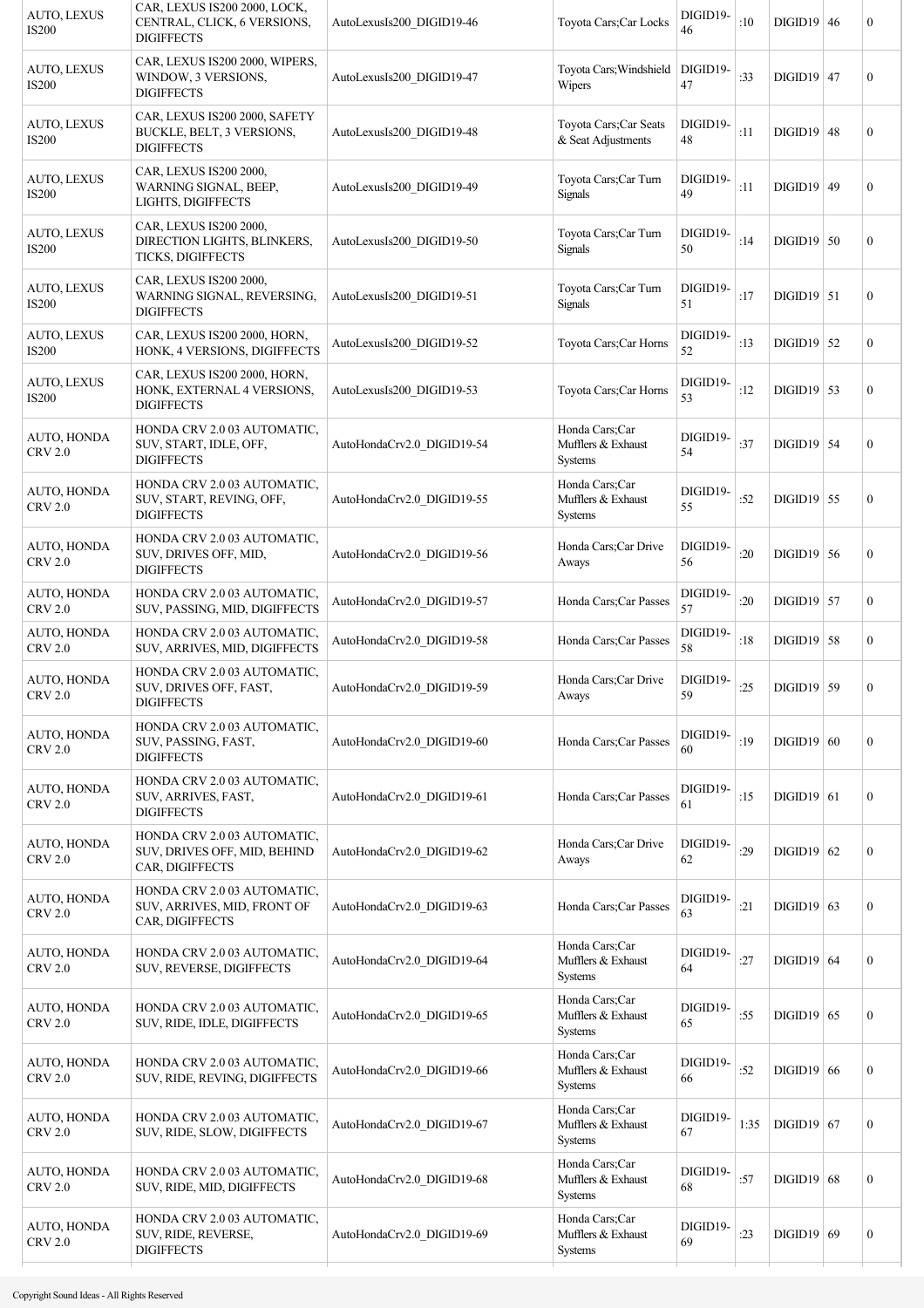| | | | | | | | | |
|---|---|---|---|---|---|---|---|---|
| AUTO, LEXUS IS200 | CAR, LEXUS IS200 2000, LOCK, CENTRAL, CLICK, 6 VERSIONS, DIGIFFECTS | AutoLexusIs200_DIGID19-46 | Toyota Cars;Car Locks | DIGID19-46 | :10 | DIGID19 | 46 | 0 |
| AUTO, LEXUS IS200 | CAR, LEXUS IS200 2000, WIPERS, WINDOW, 3 VERSIONS, DIGIFFECTS | AutoLexusIs200_DIGID19-47 | Toyota Cars;Windshield Wipers | DIGID19-47 | :33 | DIGID19 | 47 | 0 |
| AUTO, LEXUS IS200 | CAR, LEXUS IS200 2000, SAFETY BUCKLE, BELT, 3 VERSIONS, DIGIFFECTS | AutoLexusIs200_DIGID19-48 | Toyota Cars;Car Seats & Seat Adjustments | DIGID19-48 | :11 | DIGID19 | 48 | 0 |
| AUTO, LEXUS IS200 | CAR, LEXUS IS200 2000, WARNING SIGNAL, BEEP, LIGHTS, DIGIFFECTS | AutoLexusIs200_DIGID19-49 | Toyota Cars;Car Turn Signals | DIGID19-49 | :11 | DIGID19 | 49 | 0 |
| AUTO, LEXUS IS200 | CAR, LEXUS IS200 2000, DIRECTION LIGHTS, BLINKERS, TICKS, DIGIFFECTS | AutoLexusIs200_DIGID19-50 | Toyota Cars;Car Turn Signals | DIGID19-50 | :14 | DIGID19 | 50 | 0 |
| AUTO, LEXUS IS200 | CAR, LEXUS IS200 2000, WARNING SIGNAL, REVERSING, DIGIFFECTS | AutoLexusIs200_DIGID19-51 | Toyota Cars;Car Turn Signals | DIGID19-51 | :17 | DIGID19 | 51 | 0 |
| AUTO, LEXUS IS200 | CAR, LEXUS IS200 2000, HORN, HONK, 4 VERSIONS, DIGIFFECTS | AutoLexusIs200_DIGID19-52 | Toyota Cars;Car Horns | DIGID19-52 | :13 | DIGID19 | 52 | 0 |
| AUTO, LEXUS IS200 | CAR, LEXUS IS200 2000, HORN, HONK, EXTERNAL 4 VERSIONS, DIGIFFECTS | AutoLexusIs200_DIGID19-53 | Toyota Cars;Car Horns | DIGID19-53 | :12 | DIGID19 | 53 | 0 |
| AUTO, HONDA CRV 2.0 | HONDA CRV 2.0 03 AUTOMATIC, SUV, START, IDLE, OFF, DIGIFFECTS | AutoHondaCrv2.0_DIGID19-54 | Honda Cars;Car Mufflers & Exhaust Systems | DIGID19-54 | :37 | DIGID19 | 54 | 0 |
| AUTO, HONDA CRV 2.0 | HONDA CRV 2.0 03 AUTOMATIC, SUV, START, REVING, OFF, DIGIFFECTS | AutoHondaCrv2.0_DIGID19-55 | Honda Cars;Car Mufflers & Exhaust Systems | DIGID19-55 | :52 | DIGID19 | 55 | 0 |
| AUTO, HONDA CRV 2.0 | HONDA CRV 2.0 03 AUTOMATIC, SUV, DRIVES OFF, MID, DIGIFFECTS | AutoHondaCrv2.0_DIGID19-56 | Honda Cars;Car Drive Aways | DIGID19-56 | :20 | DIGID19 | 56 | 0 |
| AUTO, HONDA CRV 2.0 | HONDA CRV 2.0 03 AUTOMATIC, SUV, PASSING, MID, DIGIFFECTS | AutoHondaCrv2.0_DIGID19-57 | Honda Cars;Car Passes | DIGID19-57 | :20 | DIGID19 | 57 | 0 |
| AUTO, HONDA CRV 2.0 | HONDA CRV 2.0 03 AUTOMATIC, SUV, ARRIVES, MID, DIGIFFECTS | AutoHondaCrv2.0_DIGID19-58 | Honda Cars;Car Passes | DIGID19-58 | :18 | DIGID19 | 58 | 0 |
| AUTO, HONDA CRV 2.0 | HONDA CRV 2.0 03 AUTOMATIC, SUV, DRIVES OFF, FAST, DIGIFFECTS | AutoHondaCrv2.0_DIGID19-59 | Honda Cars;Car Drive Aways | DIGID19-59 | :25 | DIGID19 | 59 | 0 |
| AUTO, HONDA CRV 2.0 | HONDA CRV 2.0 03 AUTOMATIC, SUV, PASSING, FAST, DIGIFFECTS | AutoHondaCrv2.0_DIGID19-60 | Honda Cars;Car Passes | DIGID19-60 | :19 | DIGID19 | 60 | 0 |
| AUTO, HONDA CRV 2.0 | HONDA CRV 2.0 03 AUTOMATIC, SUV, ARRIVES, FAST, DIGIFFECTS | AutoHondaCrv2.0_DIGID19-61 | Honda Cars;Car Passes | DIGID19-61 | :15 | DIGID19 | 61 | 0 |
| AUTO, HONDA CRV 2.0 | HONDA CRV 2.0 03 AUTOMATIC, SUV, DRIVES OFF, MID, BEHIND CAR, DIGIFFECTS | AutoHondaCrv2.0_DIGID19-62 | Honda Cars;Car Drive Aways | DIGID19-62 | :29 | DIGID19 | 62 | 0 |
| AUTO, HONDA CRV 2.0 | HONDA CRV 2.0 03 AUTOMATIC, SUV, ARRIVES, MID, FRONT OF CAR, DIGIFFECTS | AutoHondaCrv2.0_DIGID19-63 | Honda Cars;Car Passes | DIGID19-63 | :21 | DIGID19 | 63 | 0 |
| AUTO, HONDA CRV 2.0 | HONDA CRV 2.0 03 AUTOMATIC, SUV, REVERSE, DIGIFFECTS | AutoHondaCrv2.0_DIGID19-64 | Honda Cars;Car Mufflers & Exhaust Systems | DIGID19-64 | :27 | DIGID19 | 64 | 0 |
| AUTO, HONDA CRV 2.0 | HONDA CRV 2.0 03 AUTOMATIC, SUV, RIDE, IDLE, DIGIFFECTS | AutoHondaCrv2.0_DIGID19-65 | Honda Cars;Car Mufflers & Exhaust Systems | DIGID19-65 | :55 | DIGID19 | 65 | 0 |
| AUTO, HONDA CRV 2.0 | HONDA CRV 2.0 03 AUTOMATIC, SUV, RIDE, REVING, DIGIFFECTS | AutoHondaCrv2.0_DIGID19-66 | Honda Cars;Car Mufflers & Exhaust Systems | DIGID19-66 | :52 | DIGID19 | 66 | 0 |
| AUTO, HONDA CRV 2.0 | HONDA CRV 2.0 03 AUTOMATIC, SUV, RIDE, SLOW, DIGIFFECTS | AutoHondaCrv2.0_DIGID19-67 | Honda Cars;Car Mufflers & Exhaust Systems | DIGID19-67 | 1:35 | DIGID19 | 67 | 0 |
| AUTO, HONDA CRV 2.0 | HONDA CRV 2.0 03 AUTOMATIC, SUV, RIDE, MID, DIGIFFECTS | AutoHondaCrv2.0_DIGID19-68 | Honda Cars;Car Mufflers & Exhaust Systems | DIGID19-68 | :57 | DIGID19 | 68 | 0 |
| AUTO, HONDA CRV 2.0 | HONDA CRV 2.0 03 AUTOMATIC, SUV, RIDE, REVERSE, DIGIFFECTS | AutoHondaCrv2.0_DIGID19-69 | Honda Cars;Car Mufflers & Exhaust Systems | DIGID19-69 | :23 | DIGID19 | 69 | 0 |

Copyright Sound Ideas - All Rights Reserved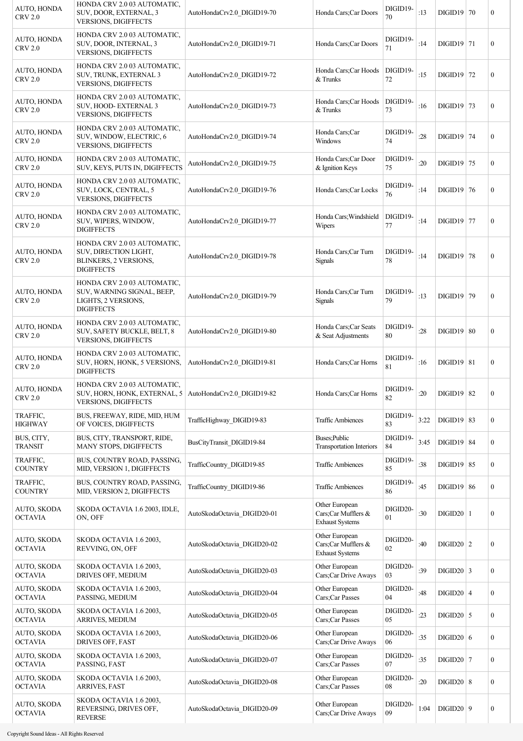| | | | | | | | | |
|---|---|---|---|---|---|---|---|---|
| AUTO, HONDA CRV 2.0 | HONDA CRV 2.0 03 AUTOMATIC, SUV, DOOR, EXTERNAL, 3 VERSIONS, DIGIFFECTS | AutoHondaCrv2.0_DIGID19-70 | Honda Cars;Car Doors | DIGID19-70 | :13 | DIGID19 | 70 | 0 |
| AUTO, HONDA CRV 2.0 | HONDA CRV 2.0 03 AUTOMATIC, SUV, DOOR, INTERNAL, 3 VERSIONS, DIGIFFECTS | AutoHondaCrv2.0_DIGID19-71 | Honda Cars;Car Doors | DIGID19-71 | :14 | DIGID19 | 71 | 0 |
| AUTO, HONDA CRV 2.0 | HONDA CRV 2.0 03 AUTOMATIC, SUV, TRUNK, EXTERNAL 3 VERSIONS, DIGIFFECTS | AutoHondaCrv2.0_DIGID19-72 | Honda Cars;Car Hoods & Trunks | DIGID19-72 | :15 | DIGID19 | 72 | 0 |
| AUTO, HONDA CRV 2.0 | HONDA CRV 2.0 03 AUTOMATIC, SUV, HOOD- EXTERNAL 3 VERSIONS, DIGIFFECTS | AutoHondaCrv2.0_DIGID19-73 | Honda Cars;Car Hoods & Trunks | DIGID19-73 | :16 | DIGID19 | 73 | 0 |
| AUTO, HONDA CRV 2.0 | HONDA CRV 2.0 03 AUTOMATIC, SUV, WINDOW, ELECTRIC, 6 VERSIONS, DIGIFFECTS | AutoHondaCrv2.0_DIGID19-74 | Honda Cars;Car Windows | DIGID19-74 | :28 | DIGID19 | 74 | 0 |
| AUTO, HONDA CRV 2.0 | HONDA CRV 2.0 03 AUTOMATIC, SUV, KEYS, PUTS IN, DIGIFFECTS | AutoHondaCrv2.0_DIGID19-75 | Honda Cars;Car Door & Ignition Keys | DIGID19-75 | :20 | DIGID19 | 75 | 0 |
| AUTO, HONDA CRV 2.0 | HONDA CRV 2.0 03 AUTOMATIC, SUV, LOCK, CENTRAL, 5 VERSIONS, DIGIFFECTS | AutoHondaCrv2.0_DIGID19-76 | Honda Cars;Car Locks | DIGID19-76 | :14 | DIGID19 | 76 | 0 |
| AUTO, HONDA CRV 2.0 | HONDA CRV 2.0 03 AUTOMATIC, SUV, WIPERS, WINDOW, DIGIFFECTS | AutoHondaCrv2.0_DIGID19-77 | Honda Cars;Windshield Wipers | DIGID19-77 | :14 | DIGID19 | 77 | 0 |
| AUTO, HONDA CRV 2.0 | HONDA CRV 2.0 03 AUTOMATIC, SUV, DIRECTION LIGHT, BLINKERS, 2 VERSIONS, DIGIFFECTS | AutoHondaCrv2.0_DIGID19-78 | Honda Cars;Car Turn Signals | DIGID19-78 | :14 | DIGID19 | 78 | 0 |
| AUTO, HONDA CRV 2.0 | HONDA CRV 2.0 03 AUTOMATIC, SUV, WARNING SIGNAL, BEEP, LIGHTS, 2 VERSIONS, DIGIFFECTS | AutoHondaCrv2.0_DIGID19-79 | Honda Cars;Car Turn Signals | DIGID19-79 | :13 | DIGID19 | 79 | 0 |
| AUTO, HONDA CRV 2.0 | HONDA CRV 2.0 03 AUTOMATIC, SUV, SAFETY BUCKLE, BELT, 8 VERSIONS, DIGIFFECTS | AutoHondaCrv2.0_DIGID19-80 | Honda Cars;Car Seats & Seat Adjustments | DIGID19-80 | :28 | DIGID19 | 80 | 0 |
| AUTO, HONDA CRV 2.0 | HONDA CRV 2.0 03 AUTOMATIC, SUV, HORN, HONK, 5 VERSIONS, DIGIFFECTS | AutoHondaCrv2.0_DIGID19-81 | Honda Cars;Car Horns | DIGID19-81 | :16 | DIGID19 | 81 | 0 |
| AUTO, HONDA CRV 2.0 | HONDA CRV 2.0 03 AUTOMATIC, SUV, HORN, HONK, EXTERNAL, 5 VERSIONS, DIGIFFECTS | AutoHondaCrv2.0_DIGID19-82 | Honda Cars;Car Horns | DIGID19-82 | :20 | DIGID19 | 82 | 0 |
| TRAFFIC, HIGHWAY | BUS, FREEWAY, RIDE, MID, HUM OF VOICES, DIGIFFECTS | TrafficHighway_DIGID19-83 | Traffic Ambiences | DIGID19-83 | 3:22 | DIGID19 | 83 | 0 |
| BUS, CITY, TRANSIT | BUS, CITY, TRANSPORT, RIDE, MANY STOPS, DIGIFFECTS | BusCityTransit_DIGID19-84 | Buses;Public Transportation Interiors | DIGID19-84 | 3:45 | DIGID19 | 84 | 0 |
| TRAFFIC, COUNTRY | BUS, COUNTRY ROAD, PASSING, MID, VERSION 1, DIGIFFECTS | TrafficCountry_DIGID19-85 | Traffic Ambiences | DIGID19-85 | :38 | DIGID19 | 85 | 0 |
| TRAFFIC, COUNTRY | BUS, COUNTRY ROAD, PASSING, MID, VERSION 2, DIGIFFECTS | TrafficCountry_DIGID19-86 | Traffic Ambiences | DIGID19-86 | :45 | DIGID19 | 86 | 0 |
| AUTO, SKODA OCTAVIA | SKODA OCTAVIA 1.6 2003, IDLE, ON, OFF | AutoSkodaOctavia_DIGID20-01 | Other European Cars;Car Mufflers & Exhaust Systems | DIGID20-01 | :30 | DIGID20 | 1 | 0 |
| AUTO, SKODA OCTAVIA | SKODA OCTAVIA 1.6 2003, REVVING, ON, OFF | AutoSkodaOctavia_DIGID20-02 | Other European Cars;Car Mufflers & Exhaust Systems | DIGID20-02 | :40 | DIGID20 | 2 | 0 |
| AUTO, SKODA OCTAVIA | SKODA OCTAVIA 1.6 2003, DRIVES OFF, MEDIUM | AutoSkodaOctavia_DIGID20-03 | Other European Cars;Car Drive Aways | DIGID20-03 | :39 | DIGID20 | 3 | 0 |
| AUTO, SKODA OCTAVIA | SKODA OCTAVIA 1.6 2003, PASSING, MEDIUM | AutoSkodaOctavia_DIGID20-04 | Other European Cars;Car Passes | DIGID20-04 | :48 | DIGID20 | 4 | 0 |
| AUTO, SKODA OCTAVIA | SKODA OCTAVIA 1.6 2003, ARRIVES, MEDIUM | AutoSkodaOctavia_DIGID20-05 | Other European Cars;Car Passes | DIGID20-05 | :23 | DIGID20 | 5 | 0 |
| AUTO, SKODA OCTAVIA | SKODA OCTAVIA 1.6 2003, DRIVES OFF, FAST | AutoSkodaOctavia_DIGID20-06 | Other European Cars;Car Drive Aways | DIGID20-06 | :35 | DIGID20 | 6 | 0 |
| AUTO, SKODA OCTAVIA | SKODA OCTAVIA 1.6 2003, PASSING, FAST | AutoSkodaOctavia_DIGID20-07 | Other European Cars;Car Passes | DIGID20-07 | :35 | DIGID20 | 7 | 0 |
| AUTO, SKODA OCTAVIA | SKODA OCTAVIA 1.6 2003, ARRIVES, FAST | AutoSkodaOctavia_DIGID20-08 | Other European Cars;Car Passes | DIGID20-08 | :20 | DIGID20 | 8 | 0 |
| AUTO, SKODA OCTAVIA | SKODA OCTAVIA 1.6 2003, REVERSING, DRIVES OFF, REVERSE | AutoSkodaOctavia_DIGID20-09 | Other European Cars;Car Drive Aways | DIGID20-09 | 1:04 | DIGID20 | 9 | 0 |

Copyright Sound Ideas - All Rights Reserved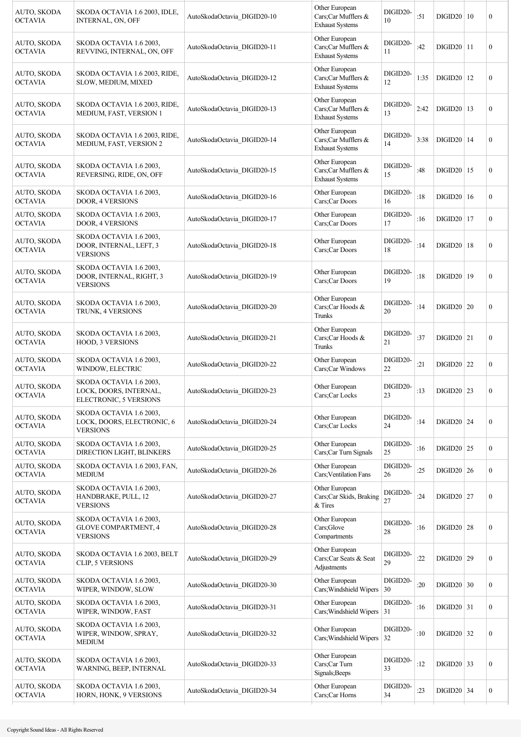| | | | | | | | | |
|---|---|---|---|---|---|---|---|---|
| AUTO, SKODA OCTAVIA | SKODA OCTAVIA 1.6 2003, IDLE, INTERNAL, ON, OFF | AutoSkodaOctavia_DIGID20-10 | Other European Cars;Car Mufflers & Exhaust Systems | DIGID20-10 | :51 | DIGID20 | 10 | 0 |
| AUTO, SKODA OCTAVIA | SKODA OCTAVIA 1.6 2003, REVVING, INTERNAL, ON, OFF | AutoSkodaOctavia_DIGID20-11 | Other European Cars;Car Mufflers & Exhaust Systems | DIGID20-11 | :42 | DIGID20 | 11 | 0 |
| AUTO, SKODA OCTAVIA | SKODA OCTAVIA 1.6 2003, RIDE, SLOW, MEDIUM, MIXED | AutoSkodaOctavia_DIGID20-12 | Other European Cars;Car Mufflers & Exhaust Systems | DIGID20-12 | 1:35 | DIGID20 | 12 | 0 |
| AUTO, SKODA OCTAVIA | SKODA OCTAVIA 1.6 2003, RIDE, MEDIUM, FAST, VERSION 1 | AutoSkodaOctavia_DIGID20-13 | Other European Cars;Car Mufflers & Exhaust Systems | DIGID20-13 | 2:42 | DIGID20 | 13 | 0 |
| AUTO, SKODA OCTAVIA | SKODA OCTAVIA 1.6 2003, RIDE, MEDIUM, FAST, VERSION 2 | AutoSkodaOctavia_DIGID20-14 | Other European Cars;Car Mufflers & Exhaust Systems | DIGID20-14 | 3:38 | DIGID20 | 14 | 0 |
| AUTO, SKODA OCTAVIA | SKODA OCTAVIA 1.6 2003, REVERSING, RIDE, ON, OFF | AutoSkodaOctavia_DIGID20-15 | Other European Cars;Car Mufflers & Exhaust Systems | DIGID20-15 | :48 | DIGID20 | 15 | 0 |
| AUTO, SKODA OCTAVIA | SKODA OCTAVIA 1.6 2003, DOOR, 4 VERSIONS | AutoSkodaOctavia_DIGID20-16 | Other European Cars;Car Doors | DIGID20-16 | :18 | DIGID20 | 16 | 0 |
| AUTO, SKODA OCTAVIA | SKODA OCTAVIA 1.6 2003, DOOR, 4 VERSIONS | AutoSkodaOctavia_DIGID20-17 | Other European Cars;Car Doors | DIGID20-17 | :16 | DIGID20 | 17 | 0 |
| AUTO, SKODA OCTAVIA | SKODA OCTAVIA 1.6 2003, DOOR, INTERNAL, LEFT, 3 VERSIONS | AutoSkodaOctavia_DIGID20-18 | Other European Cars;Car Doors | DIGID20-18 | :14 | DIGID20 | 18 | 0 |
| AUTO, SKODA OCTAVIA | SKODA OCTAVIA 1.6 2003, DOOR, INTERNAL, RIGHT, 3 VERSIONS | AutoSkodaOctavia_DIGID20-19 | Other European Cars;Car Doors | DIGID20-19 | :18 | DIGID20 | 19 | 0 |
| AUTO, SKODA OCTAVIA | SKODA OCTAVIA 1.6 2003, TRUNK, 4 VERSIONS | AutoSkodaOctavia_DIGID20-20 | Other European Cars;Car Hoods & Trunks | DIGID20-20 | :14 | DIGID20 | 20 | 0 |
| AUTO, SKODA OCTAVIA | SKODA OCTAVIA 1.6 2003, HOOD, 3 VERSIONS | AutoSkodaOctavia_DIGID20-21 | Other European Cars;Car Hoods & Trunks | DIGID20-21 | :37 | DIGID20 | 21 | 0 |
| AUTO, SKODA OCTAVIA | SKODA OCTAVIA 1.6 2003, WINDOW, ELECTRIC | AutoSkodaOctavia_DIGID20-22 | Other European Cars;Car Windows | DIGID20-22 | :21 | DIGID20 | 22 | 0 |
| AUTO, SKODA OCTAVIA | SKODA OCTAVIA 1.6 2003, LOCK, DOORS, INTERNAL, ELECTRONIC, 5 VERSIONS | AutoSkodaOctavia_DIGID20-23 | Other European Cars;Car Locks | DIGID20-23 | :13 | DIGID20 | 23 | 0 |
| AUTO, SKODA OCTAVIA | SKODA OCTAVIA 1.6 2003, LOCK, DOORS, ELECTRONIC, 6 VERSIONS | AutoSkodaOctavia_DIGID20-24 | Other European Cars;Car Locks | DIGID20-24 | :14 | DIGID20 | 24 | 0 |
| AUTO, SKODA OCTAVIA | SKODA OCTAVIA 1.6 2003, DIRECTION LIGHT, BLINKERS | AutoSkodaOctavia_DIGID20-25 | Other European Cars;Car Turn Signals | DIGID20-25 | :16 | DIGID20 | 25 | 0 |
| AUTO, SKODA OCTAVIA | SKODA OCTAVIA 1.6 2003, FAN, MEDIUM | AutoSkodaOctavia_DIGID20-26 | Other European Cars;Ventilation Fans | DIGID20-26 | :25 | DIGID20 | 26 | 0 |
| AUTO, SKODA OCTAVIA | SKODA OCTAVIA 1.6 2003, HANDBRAKE, PULL, 12 VERSIONS | AutoSkodaOctavia_DIGID20-27 | Other European Cars;Car Skids, Braking & Tires | DIGID20-27 | :24 | DIGID20 | 27 | 0 |
| AUTO, SKODA OCTAVIA | SKODA OCTAVIA 1.6 2003, GLOVE COMPARTMENT, 4 VERSIONS | AutoSkodaOctavia_DIGID20-28 | Other European Cars;Glove Compartments | DIGID20-28 | :16 | DIGID20 | 28 | 0 |
| AUTO, SKODA OCTAVIA | SKODA OCTAVIA 1.6 2003, BELT CLIP, 5 VERSIONS | AutoSkodaOctavia_DIGID20-29 | Other European Cars;Car Seats & Seat Adjustments | DIGID20-29 | :22 | DIGID20 | 29 | 0 |
| AUTO, SKODA OCTAVIA | SKODA OCTAVIA 1.6 2003, WIPER, WINDOW, SLOW | AutoSkodaOctavia_DIGID20-30 | Other European Cars;Windshield Wipers | DIGID20-30 | :20 | DIGID20 | 30 | 0 |
| AUTO, SKODA OCTAVIA | SKODA OCTAVIA 1.6 2003, WIPER, WINDOW, FAST | AutoSkodaOctavia_DIGID20-31 | Other European Cars;Windshield Wipers | DIGID20-31 | :16 | DIGID20 | 31 | 0 |
| AUTO, SKODA OCTAVIA | SKODA OCTAVIA 1.6 2003, WIPER, WINDOW, SPRAY, MEDIUM | AutoSkodaOctavia_DIGID20-32 | Other European Cars;Windshield Wipers | DIGID20-32 | :10 | DIGID20 | 32 | 0 |
| AUTO, SKODA OCTAVIA | SKODA OCTAVIA 1.6 2003, WARNING, BEEP, INTERNAL | AutoSkodaOctavia_DIGID20-33 | Other European Cars;Car Turn Signals;Beeps | DIGID20-33 | :12 | DIGID20 | 33 | 0 |
| AUTO, SKODA OCTAVIA | SKODA OCTAVIA 1.6 2003, HORN, HONK, 9 VERSIONS | AutoSkodaOctavia_DIGID20-34 | Other European Cars;Car Horns | DIGID20-34 | :23 | DIGID20 | 34 | 0 |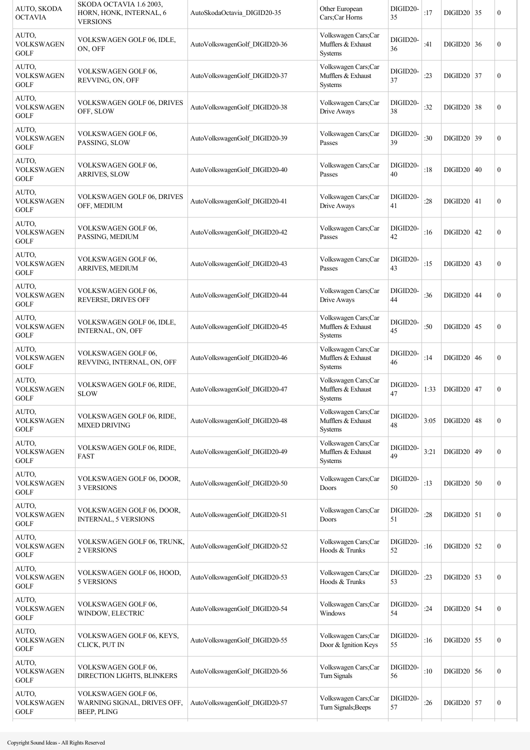| | | | | | | | | |
|---|---|---|---|---|---|---|---|---|
| AUTO, SKODA OCTAVIA | SKODA OCTAVIA 1.6 2003, HORN, HONK, INTERNAL, 6 VERSIONS | AutoSkodaOctavia_DIGID20-35 | Other European Cars;Car Horns | DIGID20-35 | :17 | DIGID20 | 35 | 0 |
| AUTO, VOLKSWAGEN GOLF | VOLKSWAGEN GOLF 06, IDLE, ON, OFF | AutoVolkswagenGolf_DIGID20-36 | Volkswagen Cars;Car Mufflers & Exhaust Systems | DIGID20-36 | :41 | DIGID20 | 36 | 0 |
| AUTO, VOLKSWAGEN GOLF | VOLKSWAGEN GOLF 06, REVVING, ON, OFF | AutoVolkswagenGolf_DIGID20-37 | Volkswagen Cars;Car Mufflers & Exhaust Systems | DIGID20-37 | :23 | DIGID20 | 37 | 0 |
| AUTO, VOLKSWAGEN GOLF | VOLKSWAGEN GOLF 06, DRIVES OFF, SLOW | AutoVolkswagenGolf_DIGID20-38 | Volkswagen Cars;Car Drive Aways | DIGID20-38 | :32 | DIGID20 | 38 | 0 |
| AUTO, VOLKSWAGEN GOLF | VOLKSWAGEN GOLF 06, PASSING, SLOW | AutoVolkswagenGolf_DIGID20-39 | Volkswagen Cars;Car Passes | DIGID20-39 | :30 | DIGID20 | 39 | 0 |
| AUTO, VOLKSWAGEN GOLF | VOLKSWAGEN GOLF 06, ARRIVES, SLOW | AutoVolkswagenGolf_DIGID20-40 | Volkswagen Cars;Car Passes | DIGID20-40 | :18 | DIGID20 | 40 | 0 |
| AUTO, VOLKSWAGEN GOLF | VOLKSWAGEN GOLF 06, DRIVES OFF, MEDIUM | AutoVolkswagenGolf_DIGID20-41 | Volkswagen Cars;Car Drive Aways | DIGID20-41 | :28 | DIGID20 | 41 | 0 |
| AUTO, VOLKSWAGEN GOLF | VOLKSWAGEN GOLF 06, PASSING, MEDIUM | AutoVolkswagenGolf_DIGID20-42 | Volkswagen Cars;Car Passes | DIGID20-42 | :16 | DIGID20 | 42 | 0 |
| AUTO, VOLKSWAGEN GOLF | VOLKSWAGEN GOLF 06, ARRIVES, MEDIUM | AutoVolkswagenGolf_DIGID20-43 | Volkswagen Cars;Car Passes | DIGID20-43 | :15 | DIGID20 | 43 | 0 |
| AUTO, VOLKSWAGEN GOLF | VOLKSWAGEN GOLF 06, REVERSE, DRIVES OFF | AutoVolkswagenGolf_DIGID20-44 | Volkswagen Cars;Car Drive Aways | DIGID20-44 | :36 | DIGID20 | 44 | 0 |
| AUTO, VOLKSWAGEN GOLF | VOLKSWAGEN GOLF 06, IDLE, INTERNAL, ON, OFF | AutoVolkswagenGolf_DIGID20-45 | Volkswagen Cars;Car Mufflers & Exhaust Systems | DIGID20-45 | :50 | DIGID20 | 45 | 0 |
| AUTO, VOLKSWAGEN GOLF | VOLKSWAGEN GOLF 06, REVVING, INTERNAL, ON, OFF | AutoVolkswagenGolf_DIGID20-46 | Volkswagen Cars;Car Mufflers & Exhaust Systems | DIGID20-46 | :14 | DIGID20 | 46 | 0 |
| AUTO, VOLKSWAGEN GOLF | VOLKSWAGEN GOLF 06, RIDE, SLOW | AutoVolkswagenGolf_DIGID20-47 | Volkswagen Cars;Car Mufflers & Exhaust Systems | DIGID20-47 | 1:33 | DIGID20 | 47 | 0 |
| AUTO, VOLKSWAGEN GOLF | VOLKSWAGEN GOLF 06, RIDE, MIXED DRIVING | AutoVolkswagenGolf_DIGID20-48 | Volkswagen Cars;Car Mufflers & Exhaust Systems | DIGID20-48 | 3:05 | DIGID20 | 48 | 0 |
| AUTO, VOLKSWAGEN GOLF | VOLKSWAGEN GOLF 06, RIDE, FAST | AutoVolkswagenGolf_DIGID20-49 | Volkswagen Cars;Car Mufflers & Exhaust Systems | DIGID20-49 | 3:21 | DIGID20 | 49 | 0 |
| AUTO, VOLKSWAGEN GOLF | VOLKSWAGEN GOLF 06, DOOR, 3 VERSIONS | AutoVolkswagenGolf_DIGID20-50 | Volkswagen Cars;Car Doors | DIGID20-50 | :13 | DIGID20 | 50 | 0 |
| AUTO, VOLKSWAGEN GOLF | VOLKSWAGEN GOLF 06, DOOR, INTERNAL, 5 VERSIONS | AutoVolkswagenGolf_DIGID20-51 | Volkswagen Cars;Car Doors | DIGID20-51 | :28 | DIGID20 | 51 | 0 |
| AUTO, VOLKSWAGEN GOLF | VOLKSWAGEN GOLF 06, TRUNK, 2 VERSIONS | AutoVolkswagenGolf_DIGID20-52 | Volkswagen Cars;Car Hoods & Trunks | DIGID20-52 | :16 | DIGID20 | 52 | 0 |
| AUTO, VOLKSWAGEN GOLF | VOLKSWAGEN GOLF 06, HOOD, 5 VERSIONS | AutoVolkswagenGolf_DIGID20-53 | Volkswagen Cars;Car Hoods & Trunks | DIGID20-53 | :23 | DIGID20 | 53 | 0 |
| AUTO, VOLKSWAGEN GOLF | VOLKSWAGEN GOLF 06, WINDOW, ELECTRIC | AutoVolkswagenGolf_DIGID20-54 | Volkswagen Cars;Car Windows | DIGID20-54 | :24 | DIGID20 | 54 | 0 |
| AUTO, VOLKSWAGEN GOLF | VOLKSWAGEN GOLF 06, KEYS, CLICK, PUT IN | AutoVolkswagenGolf_DIGID20-55 | Volkswagen Cars;Car Door & Ignition Keys | DIGID20-55 | :16 | DIGID20 | 55 | 0 |
| AUTO, VOLKSWAGEN GOLF | VOLKSWAGEN GOLF 06, DIRECTION LIGHTS, BLINKERS | AutoVolkswagenGolf_DIGID20-56 | Volkswagen Cars;Car Turn Signals | DIGID20-56 | :10 | DIGID20 | 56 | 0 |
| AUTO, VOLKSWAGEN GOLF | VOLKSWAGEN GOLF 06, WARNING SIGNAL, DRIVES OFF, BEEP, PLING | AutoVolkswagenGolf_DIGID20-57 | Volkswagen Cars;Car Turn Signals;Beeps | DIGID20-57 | :26 | DIGID20 | 57 | 0 |

Copyright Sound Ideas - All Rights Reserved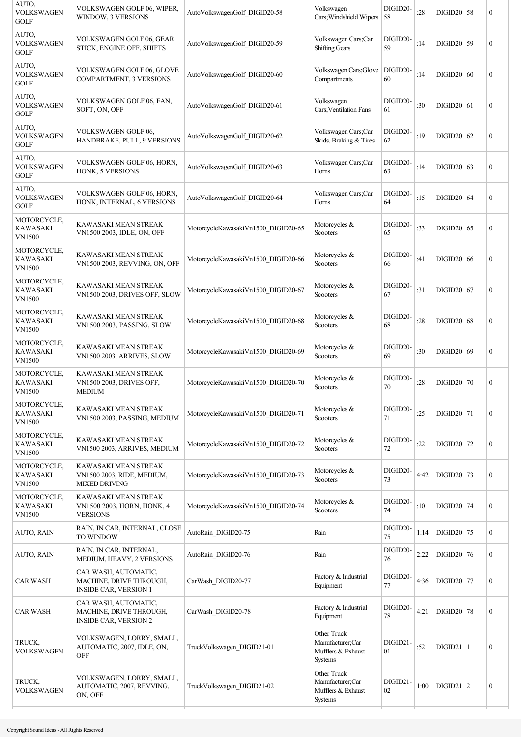| AUTO, VOLKSWAGEN GOLF | VOLKSWAGEN GOLF 06, WIPER, WINDOW, 3 VERSIONS | AutoVolkswagenGolf_DIGID20-58 | Volkswagen Cars;Windshield Wipers | DIGID20-58 | :28 | DIGID20 | 58 | 0 |
|---|---|---|---|---|---|---|---|---|
| AUTO, VOLKSWAGEN GOLF | VOLKSWAGEN GOLF 06, GEAR STICK, ENGINE OFF, SHIFTS | AutoVolkswagenGolf_DIGID20-59 | Volkswagen Cars;Car Shifting Gears | DIGID20-59 | :14 | DIGID20 | 59 | 0 |
| AUTO, VOLKSWAGEN GOLF | VOLKSWAGEN GOLF 06, GLOVE COMPARTMENT, 3 VERSIONS | AutoVolkswagenGolf_DIGID20-60 | Volkswagen Cars;Glove Compartments | DIGID20-60 | :14 | DIGID20 | 60 | 0 |
| AUTO, VOLKSWAGEN GOLF | VOLKSWAGEN GOLF 06, FAN, SOFT, ON, OFF | AutoVolkswagenGolf_DIGID20-61 | Volkswagen Cars;Ventilation Fans | DIGID20-61 | :30 | DIGID20 | 61 | 0 |
| AUTO, VOLKSWAGEN GOLF | VOLKSWAGEN GOLF 06, HANDBRAKE, PULL, 9 VERSIONS | AutoVolkswagenGolf_DIGID20-62 | Volkswagen Cars;Car Skids, Braking & Tires | DIGID20-62 | :19 | DIGID20 | 62 | 0 |
| AUTO, VOLKSWAGEN GOLF | VOLKSWAGEN GOLF 06, HORN, HONK, 5 VERSIONS | AutoVolkswagenGolf_DIGID20-63 | Volkswagen Cars;Car Horns | DIGID20-63 | :14 | DIGID20 | 63 | 0 |
| AUTO, VOLKSWAGEN GOLF | VOLKSWAGEN GOLF 06, HORN, HONK, INTERNAL, 6 VERSIONS | AutoVolkswagenGolf_DIGID20-64 | Volkswagen Cars;Car Horns | DIGID20-64 | :15 | DIGID20 | 64 | 0 |
| MOTORCYCLE, KAWASAKI VN1500 | KAWASAKI MEAN STREAK VN1500 2003, IDLE, ON, OFF | MotorcycleKawasakiVn1500_DIGID20-65 | Motorcycles & Scooters | DIGID20-65 | :33 | DIGID20 | 65 | 0 |
| MOTORCYCLE, KAWASAKI VN1500 | KAWASAKI MEAN STREAK VN1500 2003, REVVING, ON, OFF | MotorcycleKawasakiVn1500_DIGID20-66 | Motorcycles & Scooters | DIGID20-66 | :41 | DIGID20 | 66 | 0 |
| MOTORCYCLE, KAWASAKI VN1500 | KAWASAKI MEAN STREAK VN1500 2003, DRIVES OFF, SLOW | MotorcycleKawasakiVn1500_DIGID20-67 | Motorcycles & Scooters | DIGID20-67 | :31 | DIGID20 | 67 | 0 |
| MOTORCYCLE, KAWASAKI VN1500 | KAWASAKI MEAN STREAK VN1500 2003, PASSING, SLOW | MotorcycleKawasakiVn1500_DIGID20-68 | Motorcycles & Scooters | DIGID20-68 | :28 | DIGID20 | 68 | 0 |
| MOTORCYCLE, KAWASAKI VN1500 | KAWASAKI MEAN STREAK VN1500 2003, ARRIVES, SLOW | MotorcycleKawasakiVn1500_DIGID20-69 | Motorcycles & Scooters | DIGID20-69 | :30 | DIGID20 | 69 | 0 |
| MOTORCYCLE, KAWASAKI VN1500 | KAWASAKI MEAN STREAK VN1500 2003, DRIVES OFF, MEDIUM | MotorcycleKawasakiVn1500_DIGID20-70 | Motorcycles & Scooters | DIGID20-70 | :28 | DIGID20 | 70 | 0 |
| MOTORCYCLE, KAWASAKI VN1500 | KAWASAKI MEAN STREAK VN1500 2003, PASSING, MEDIUM | MotorcycleKawasakiVn1500_DIGID20-71 | Motorcycles & Scooters | DIGID20-71 | :25 | DIGID20 | 71 | 0 |
| MOTORCYCLE, KAWASAKI VN1500 | KAWASAKI MEAN STREAK VN1500 2003, ARRIVES, MEDIUM | MotorcycleKawasakiVn1500_DIGID20-72 | Motorcycles & Scooters | DIGID20-72 | :22 | DIGID20 | 72 | 0 |
| MOTORCYCLE, KAWASAKI VN1500 | KAWASAKI MEAN STREAK VN1500 2003, RIDE, MEDIUM, MIXED DRIVING | MotorcycleKawasakiVn1500_DIGID20-73 | Motorcycles & Scooters | DIGID20-73 | 4:42 | DIGID20 | 73 | 0 |
| MOTORCYCLE, KAWASAKI VN1500 | KAWASAKI MEAN STREAK VN1500 2003, HORN, HONK, 4 VERSIONS | MotorcycleKawasakiVn1500_DIGID20-74 | Motorcycles & Scooters | DIGID20-74 | :10 | DIGID20 | 74 | 0 |
| AUTO, RAIN | RAIN, IN CAR, INTERNAL, CLOSE TO WINDOW | AutoRain_DIGID20-75 | Rain | DIGID20-75 | 1:14 | DIGID20 | 75 | 0 |
| AUTO, RAIN | RAIN, IN CAR, INTERNAL, MEDIUM, HEAVY, 2 VERSIONS | AutoRain_DIGID20-76 | Rain | DIGID20-76 | 2:22 | DIGID20 | 76 | 0 |
| CAR WASH | CAR WASH, AUTOMATIC, MACHINE, DRIVE THROUGH, INSIDE CAR, VERSION 1 | CarWash_DIGID20-77 | Factory & Industrial Equipment | DIGID20-77 | 4:36 | DIGID20 | 77 | 0 |
| CAR WASH | CAR WASH, AUTOMATIC, MACHINE, DRIVE THROUGH, INSIDE CAR, VERSION 2 | CarWash_DIGID20-78 | Factory & Industrial Equipment | DIGID20-78 | 4:21 | DIGID20 | 78 | 0 |
| TRUCK, VOLKSWAGEN | VOLKSWAGEN, LORRY, SMALL, AUTOMATIC, 2007, IDLE, ON, OFF | TruckVolkswagen_DIGID21-01 | Other Truck Manufacturer;Car Mufflers & Exhaust Systems | DIGID21-01 | :52 | DIGID21 | 1 | 0 |
| TRUCK, VOLKSWAGEN | VOLKSWAGEN, LORRY, SMALL, AUTOMATIC, 2007, REVVING, ON, OFF | TruckVolkswagen_DIGID21-02 | Other Truck Manufacturer;Car Mufflers & Exhaust Systems | DIGID21-02 | 1:00 | DIGID21 | 2 | 0 |

Copyright Sound Ideas - All Rights Reserved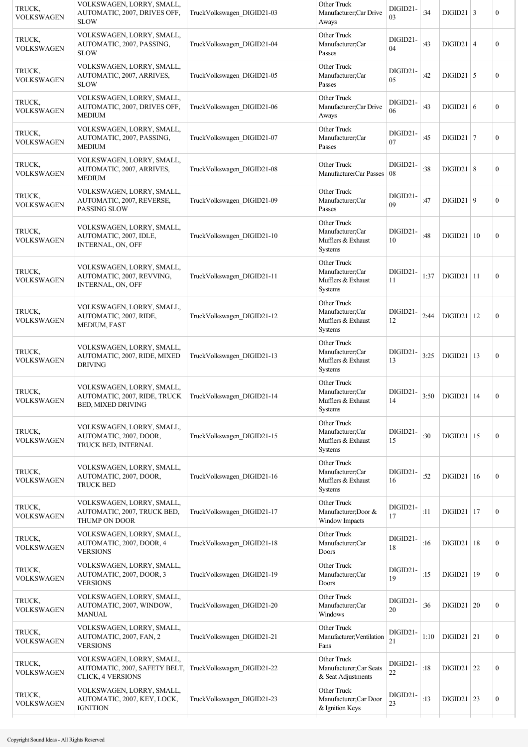| | | | | | | | | |
|---|---|---|---|---|---|---|---|---|
| TRUCK, VOLKSWAGEN | VOLKSWAGEN, LORRY, SMALL, AUTOMATIC, 2007, DRIVES OFF, SLOW | TruckVolkswagen_DIGID21-03 | Other Truck Manufacturer;Car Drive Aways | DIGID21-03 | :34 | DIGID21 | 3 | 0 |
| TRUCK, VOLKSWAGEN | VOLKSWAGEN, LORRY, SMALL, AUTOMATIC, 2007, PASSING, SLOW | TruckVolkswagen_DIGID21-04 | Other Truck Manufacturer;Car Passes | DIGID21-04 | :43 | DIGID21 | 4 | 0 |
| TRUCK, VOLKSWAGEN | VOLKSWAGEN, LORRY, SMALL, AUTOMATIC, 2007, ARRIVES, SLOW | TruckVolkswagen_DIGID21-05 | Other Truck Manufacturer;Car Passes | DIGID21-05 | :42 | DIGID21 | 5 | 0 |
| TRUCK, VOLKSWAGEN | VOLKSWAGEN, LORRY, SMALL, AUTOMATIC, 2007, DRIVES OFF, MEDIUM | TruckVolkswagen_DIGID21-06 | Other Truck Manufacturer;Car Drive Aways | DIGID21-06 | :43 | DIGID21 | 6 | 0 |
| TRUCK, VOLKSWAGEN | VOLKSWAGEN, LORRY, SMALL, AUTOMATIC, 2007, PASSING, MEDIUM | TruckVolkswagen_DIGID21-07 | Other Truck Manufacturer;Car Passes | DIGID21-07 | :45 | DIGID21 | 7 | 0 |
| TRUCK, VOLKSWAGEN | VOLKSWAGEN, LORRY, SMALL, AUTOMATIC, 2007, ARRIVES, MEDIUM | TruckVolkswagen_DIGID21-08 | Other Truck ManufacturerCar Passes | DIGID21-08 | :38 | DIGID21 | 8 | 0 |
| TRUCK, VOLKSWAGEN | VOLKSWAGEN, LORRY, SMALL, AUTOMATIC, 2007, REVERSE, PASSING SLOW | TruckVolkswagen_DIGID21-09 | Other Truck Manufacturer;Car Passes | DIGID21-09 | :47 | DIGID21 | 9 | 0 |
| TRUCK, VOLKSWAGEN | VOLKSWAGEN, LORRY, SMALL, AUTOMATIC, 2007, IDLE, INTERNAL, ON, OFF | TruckVolkswagen_DIGID21-10 | Other Truck Manufacturer;Car Mufflers & Exhaust Systems | DIGID21-10 | :48 | DIGID21 | 10 | 0 |
| TRUCK, VOLKSWAGEN | VOLKSWAGEN, LORRY, SMALL, AUTOMATIC, 2007, REVVING, INTERNAL, ON, OFF | TruckVolkswagen_DIGID21-11 | Other Truck Manufacturer;Car Mufflers & Exhaust Systems | DIGID21-11 | 1:37 | DIGID21 | 11 | 0 |
| TRUCK, VOLKSWAGEN | VOLKSWAGEN, LORRY, SMALL, AUTOMATIC, 2007, RIDE, MEDIUM, FAST | TruckVolkswagen_DIGID21-12 | Other Truck Manufacturer;Car Mufflers & Exhaust Systems | DIGID21-12 | 2:44 | DIGID21 | 12 | 0 |
| TRUCK, VOLKSWAGEN | VOLKSWAGEN, LORRY, SMALL, AUTOMATIC, 2007, RIDE, MIXED DRIVING | TruckVolkswagen_DIGID21-13 | Other Truck Manufacturer;Car Mufflers & Exhaust Systems | DIGID21-13 | 3:25 | DIGID21 | 13 | 0 |
| TRUCK, VOLKSWAGEN | VOLKSWAGEN, LORRY, SMALL, AUTOMATIC, 2007, RIDE, TRUCK BED, MIXED DRIVING | TruckVolkswagen_DIGID21-14 | Other Truck Manufacturer;Car Mufflers & Exhaust Systems | DIGID21-14 | 3:50 | DIGID21 | 14 | 0 |
| TRUCK, VOLKSWAGEN | VOLKSWAGEN, LORRY, SMALL, AUTOMATIC, 2007, DOOR, TRUCK BED, INTERNAL | TruckVolkswagen_DIGID21-15 | Other Truck Manufacturer;Car Mufflers & Exhaust Systems | DIGID21-15 | :30 | DIGID21 | 15 | 0 |
| TRUCK, VOLKSWAGEN | VOLKSWAGEN, LORRY, SMALL, AUTOMATIC, 2007, DOOR, TRUCK BED | TruckVolkswagen_DIGID21-16 | Other Truck Manufacturer;Car Mufflers & Exhaust Systems | DIGID21-16 | :52 | DIGID21 | 16 | 0 |
| TRUCK, VOLKSWAGEN | VOLKSWAGEN, LORRY, SMALL, AUTOMATIC, 2007, TRUCK BED, THUMP ON DOOR | TruckVolkswagen_DIGID21-17 | Other Truck Manufacturer;Door & Window Impacts | DIGID21-17 | :11 | DIGID21 | 17 | 0 |
| TRUCK, VOLKSWAGEN | VOLKSWAGEN, LORRY, SMALL, AUTOMATIC, 2007, DOOR, 4 VERSIONS | TruckVolkswagen_DIGID21-18 | Other Truck Manufacturer;Car Doors | DIGID21-18 | :16 | DIGID21 | 18 | 0 |
| TRUCK, VOLKSWAGEN | VOLKSWAGEN, LORRY, SMALL, AUTOMATIC, 2007, DOOR, 3 VERSIONS | TruckVolkswagen_DIGID21-19 | Other Truck Manufacturer;Car Doors | DIGID21-19 | :15 | DIGID21 | 19 | 0 |
| TRUCK, VOLKSWAGEN | VOLKSWAGEN, LORRY, SMALL, AUTOMATIC, 2007, WINDOW, MANUAL | TruckVolkswagen_DIGID21-20 | Other Truck Manufacturer;Car Windows | DIGID21-20 | :36 | DIGID21 | 20 | 0 |
| TRUCK, VOLKSWAGEN | VOLKSWAGEN, LORRY, SMALL, AUTOMATIC, 2007, FAN, 2 VERSIONS | TruckVolkswagen_DIGID21-21 | Other Truck Manufacturer;Ventilation Fans | DIGID21-21 | 1:10 | DIGID21 | 21 | 0 |
| TRUCK, VOLKSWAGEN | VOLKSWAGEN, LORRY, SMALL, AUTOMATIC, 2007, SAFETY BELT, CLICK, 4 VERSIONS | TruckVolkswagen_DIGID21-22 | Other Truck Manufacturer;Car Seats & Seat Adjustments | DIGID21-22 | :18 | DIGID21 | 22 | 0 |
| TRUCK, VOLKSWAGEN | VOLKSWAGEN, LORRY, SMALL, AUTOMATIC, 2007, KEY, LOCK, IGNITION | TruckVolkswagen_DIGID21-23 | Other Truck Manufacturer;Car Door & Ignition Keys | DIGID21-23 | :13 | DIGID21 | 23 | 0 |

Copyright Sound Ideas - All Rights Reserved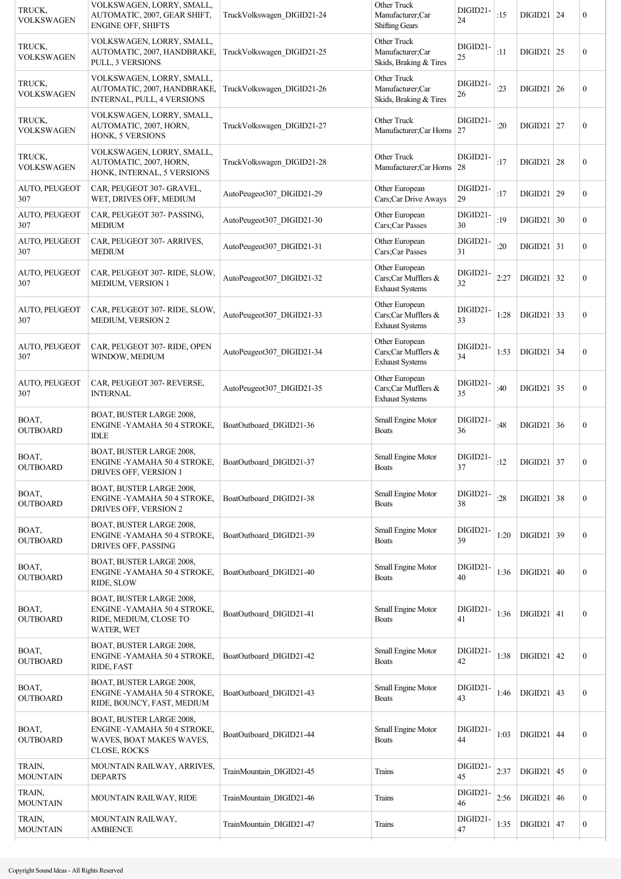| TRUCK, VOLKSWAGEN | VOLKSWAGEN, LORRY, SMALL, AUTOMATIC, 2007, GEAR SHIFT, ENGINE OFF, SHIFTS | TruckVolkswagen_DIGID21-24 | Other Truck Manufacturer;Car Shifting Gears | DIGID21-24 | :15 | DIGID21 | 24 | 0 |
|---|---|---|---|---|---|---|---|---|
| TRUCK, VOLKSWAGEN | VOLKSWAGEN, LORRY, SMALL, AUTOMATIC, 2007, HANDBRAKE, PULL, 3 VERSIONS | TruckVolkswagen_DIGID21-25 | Other Truck Manufacturer;Car Skids, Braking & Tires | DIGID21-25 | :11 | DIGID21 | 25 | 0 |
| TRUCK, VOLKSWAGEN | VOLKSWAGEN, LORRY, SMALL, AUTOMATIC, 2007, HANDBRAKE, INTERNAL, PULL, 4 VERSIONS | TruckVolkswagen_DIGID21-26 | Other Truck Manufacturer;Car Skids, Braking & Tires | DIGID21-26 | :23 | DIGID21 | 26 | 0 |
| TRUCK, VOLKSWAGEN | VOLKSWAGEN, LORRY, SMALL, AUTOMATIC, 2007, HORN, HONK, 5 VERSIONS | TruckVolkswagen_DIGID21-27 | Other Truck Manufacturer;Car Horns | DIGID21-27 | :20 | DIGID21 | 27 | 0 |
| TRUCK, VOLKSWAGEN | VOLKSWAGEN, LORRY, SMALL, AUTOMATIC, 2007, HORN, HONK, INTERNAL, 5 VERSIONS | TruckVolkswagen_DIGID21-28 | Other Truck Manufacturer;Car Horns | DIGID21-28 | :17 | DIGID21 | 28 | 0 |
| AUTO, PEUGEOT 307 | CAR, PEUGEOT 307- GRAVEL, WET, DRIVES OFF, MEDIUM | AutoPeugeot307_DIGID21-29 | Other European Cars;Car Drive Aways | DIGID21-29 | :17 | DIGID21 | 29 | 0 |
| AUTO, PEUGEOT 307 | CAR, PEUGEOT 307- PASSING, MEDIUM | AutoPeugeot307_DIGID21-30 | Other European Cars;Car Passes | DIGID21-30 | :19 | DIGID21 | 30 | 0 |
| AUTO, PEUGEOT 307 | CAR, PEUGEOT 307- ARRIVES, MEDIUM | AutoPeugeot307_DIGID21-31 | Other European Cars;Car Passes | DIGID21-31 | :20 | DIGID21 | 31 | 0 |
| AUTO, PEUGEOT 307 | CAR, PEUGEOT 307- RIDE, SLOW, MEDIUM, VERSION 1 | AutoPeugeot307_DIGID21-32 | Other European Cars;Car Mufflers & Exhaust Systems | DIGID21-32 | 2:27 | DIGID21 | 32 | 0 |
| AUTO, PEUGEOT 307 | CAR, PEUGEOT 307- RIDE, SLOW, MEDIUM, VERSION 2 | AutoPeugeot307_DIGID21-33 | Other European Cars;Car Mufflers & Exhaust Systems | DIGID21-33 | 1:28 | DIGID21 | 33 | 0 |
| AUTO, PEUGEOT 307 | CAR, PEUGEOT 307- RIDE, OPEN WINDOW, MEDIUM | AutoPeugeot307_DIGID21-34 | Other European Cars;Car Mufflers & Exhaust Systems | DIGID21-34 | 1:53 | DIGID21 | 34 | 0 |
| AUTO, PEUGEOT 307 | CAR, PEUGEOT 307- REVERSE, INTERNAL | AutoPeugeot307_DIGID21-35 | Other European Cars;Car Mufflers & Exhaust Systems | DIGID21-35 | :40 | DIGID21 | 35 | 0 |
| BOAT, OUTBOARD | BOAT, BUSTER LARGE 2008, ENGINE -YAMAHA 50 4 STROKE, IDLE | BoatOutboard_DIGID21-36 | Small Engine Motor Boats | DIGID21-36 | :48 | DIGID21 | 36 | 0 |
| BOAT, OUTBOARD | BOAT, BUSTER LARGE 2008, ENGINE -YAMAHA 50 4 STROKE, DRIVES OFF, VERSION 1 | BoatOutboard_DIGID21-37 | Small Engine Motor Boats | DIGID21-37 | :12 | DIGID21 | 37 | 0 |
| BOAT, OUTBOARD | BOAT, BUSTER LARGE 2008, ENGINE -YAMAHA 50 4 STROKE, DRIVES OFF, VERSION 2 | BoatOutboard_DIGID21-38 | Small Engine Motor Boats | DIGID21-38 | :28 | DIGID21 | 38 | 0 |
| BOAT, OUTBOARD | BOAT, BUSTER LARGE 2008, ENGINE -YAMAHA 50 4 STROKE, DRIVES OFF, PASSING | BoatOutboard_DIGID21-39 | Small Engine Motor Boats | DIGID21-39 | 1:20 | DIGID21 | 39 | 0 |
| BOAT, OUTBOARD | BOAT, BUSTER LARGE 2008, ENGINE -YAMAHA 50 4 STROKE, RIDE, SLOW | BoatOutboard_DIGID21-40 | Small Engine Motor Boats | DIGID21-40 | 1:36 | DIGID21 | 40 | 0 |
| BOAT, OUTBOARD | BOAT, BUSTER LARGE 2008, ENGINE -YAMAHA 50 4 STROKE, RIDE, MEDIUM, CLOSE TO WATER, WET | BoatOutboard_DIGID21-41 | Small Engine Motor Boats | DIGID21-41 | 1:36 | DIGID21 | 41 | 0 |
| BOAT, OUTBOARD | BOAT, BUSTER LARGE 2008, ENGINE -YAMAHA 50 4 STROKE, RIDE, FAST | BoatOutboard_DIGID21-42 | Small Engine Motor Boats | DIGID21-42 | 1:38 | DIGID21 | 42 | 0 |
| BOAT, OUTBOARD | BOAT, BUSTER LARGE 2008, ENGINE -YAMAHA 50 4 STROKE, RIDE, BOUNCY, FAST, MEDIUM | BoatOutboard_DIGID21-43 | Small Engine Motor Boats | DIGID21-43 | 1:46 | DIGID21 | 43 | 0 |
| BOAT, OUTBOARD | BOAT, BUSTER LARGE 2008, ENGINE -YAMAHA 50 4 STROKE, WAVES, BOAT MAKES WAVES, CLOSE, ROCKS | BoatOutboard_DIGID21-44 | Small Engine Motor Boats | DIGID21-44 | 1:03 | DIGID21 | 44 | 0 |
| TRAIN, MOUNTAIN | MOUNTAIN RAILWAY, ARRIVES, DEPARTS | TrainMountain_DIGID21-45 | Trains | DIGID21-45 | 2:37 | DIGID21 | 45 | 0 |
| TRAIN, MOUNTAIN | MOUNTAIN RAILWAY, RIDE | TrainMountain_DIGID21-46 | Trains | DIGID21-46 | 2:56 | DIGID21 | 46 | 0 |
| TRAIN, MOUNTAIN | MOUNTAIN RAILWAY, AMBIENCE | TrainMountain_DIGID21-47 | Trains | DIGID21-47 | 1:35 | DIGID21 | 47 | 0 |

Copyright Sound Ideas - All Rights Reserved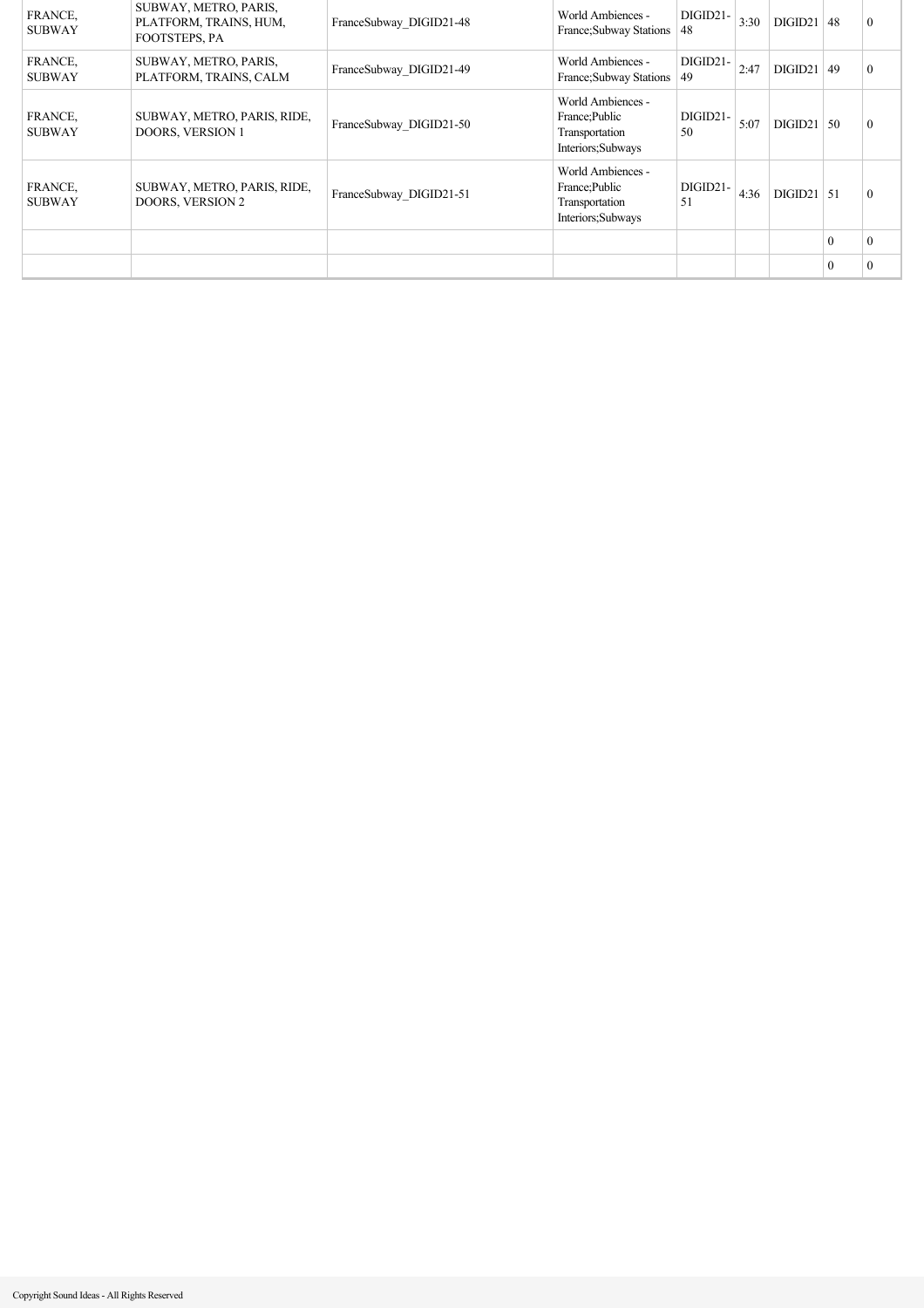| | | | | | | | | |
|---|---|---|---|---|---|---|---|---|
| FRANCE, SUBWAY | SUBWAY, METRO, PARIS, PLATFORM, TRAINS, HUM, FOOTSTEPS, PA | FranceSubway_DIGID21-48 | World Ambiences - France;Subway Stations | DIGID21-48 | 3:30 | DIGID21 | 48 | 0 |
| FRANCE, SUBWAY | SUBWAY, METRO, PARIS, PLATFORM, TRAINS, CALM | FranceSubway_DIGID21-49 | World Ambiences - France;Subway Stations | DIGID21-49 | 2:47 | DIGID21 | 49 | 0 |
| FRANCE, SUBWAY | SUBWAY, METRO, PARIS, RIDE, DOORS, VERSION 1 | FranceSubway_DIGID21-50 | World Ambiences - France;Public Transportation Interiors;Subways | DIGID21-50 | 5:07 | DIGID21 | 50 | 0 |
| FRANCE, SUBWAY | SUBWAY, METRO, PARIS, RIDE, DOORS, VERSION 2 | FranceSubway_DIGID21-51 | World Ambiences - France;Public Transportation Interiors;Subways | DIGID21-51 | 4:36 | DIGID21 | 51 | 0 |
| | | | | | | | 0 | 0 |
| | | | | | | | 0 | 0 |

Copyright Sound Ideas - All Rights Reserved